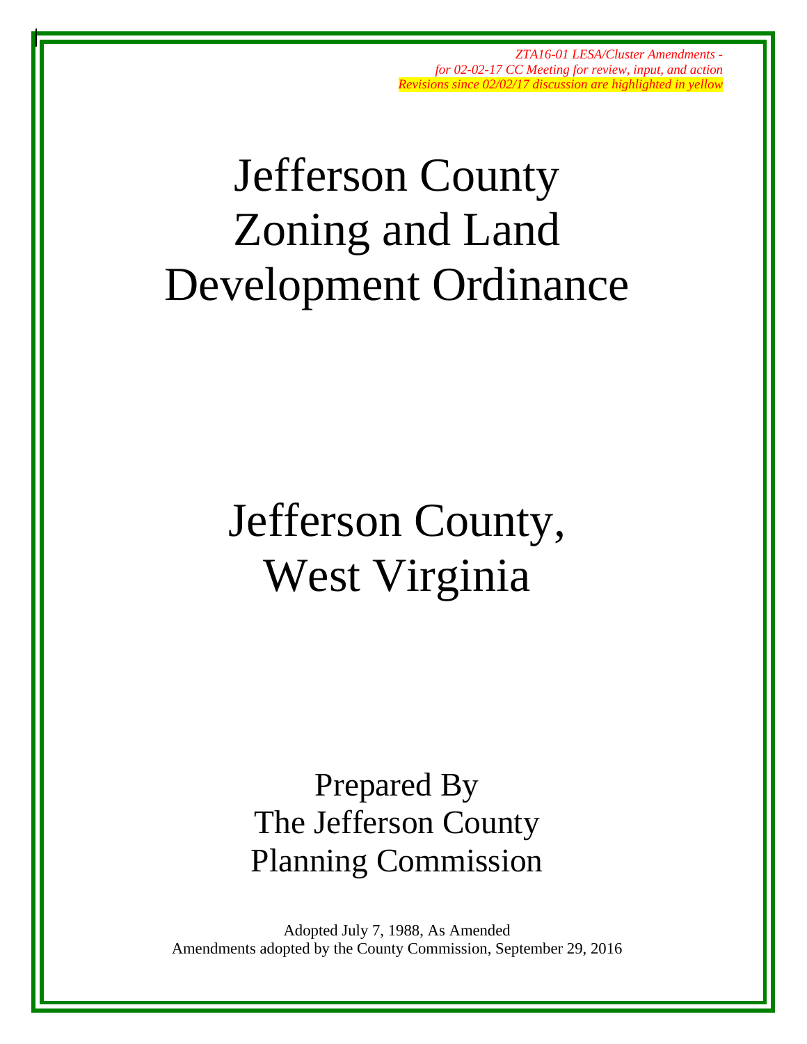*ZTA16-01 LESA/Cluster Amendments -*
*for 02-02-17 CC Meeting for review, input, and action*
*Revisions since 02/02/17 discussion are highlighted in yellow*

# Jefferson County Zoning and Land Development Ordinance

# Jefferson County, West Virginia

## Prepared By The Jefferson County Planning Commission

Adopted July 7, 1988, As Amended
Amendments adopted by the County Commission, September 29, 2016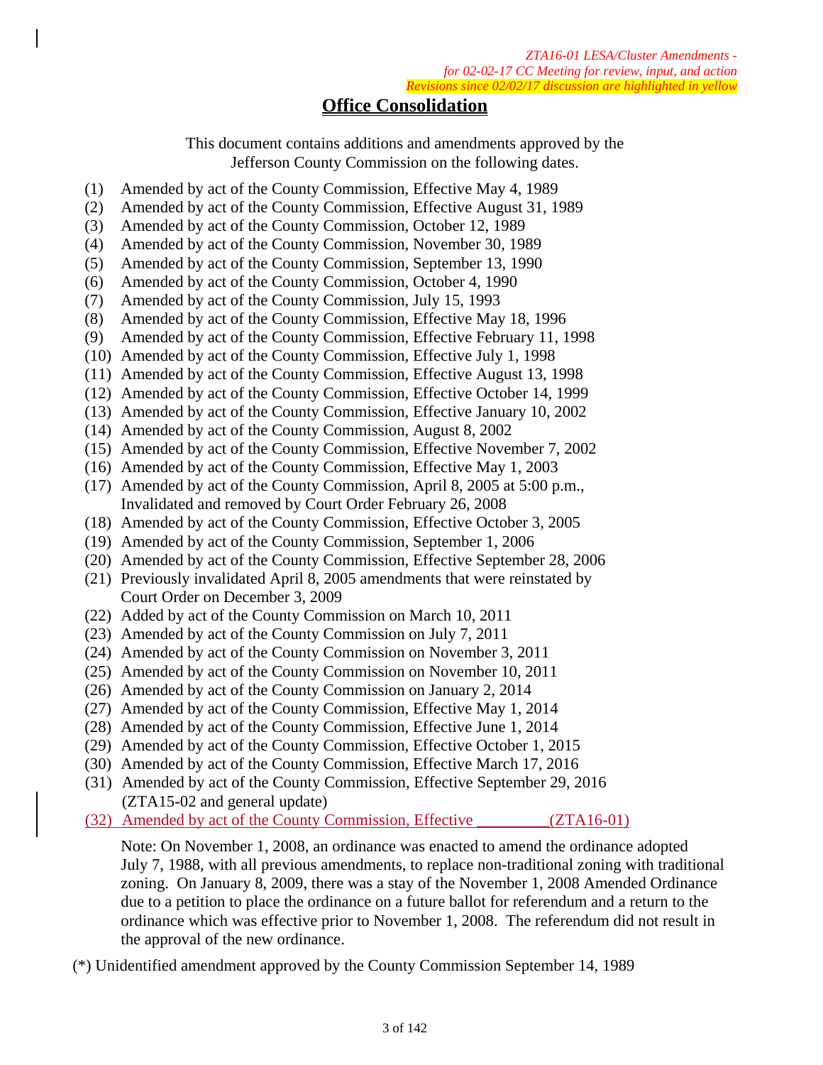*ZTA16-01 LESA/Cluster Amendments - for 02-02-17 CC Meeting for review, input, and action*
*Revisions since 02/02/17 discussion are highlighted in yellow*

# Office Consolidation

This document contains additions and amendments approved by the Jefferson County Commission on the following dates.

(1) Amended by act of the County Commission, Effective May 4, 1989
(2) Amended by act of the County Commission, Effective August 31, 1989
(3) Amended by act of the County Commission, October 12, 1989
(4) Amended by act of the County Commission, November 30, 1989
(5) Amended by act of the County Commission, September 13, 1990
(6) Amended by act of the County Commission, October 4, 1990
(7) Amended by act of the County Commission, July 15, 1993
(8) Amended by act of the County Commission, Effective May 18, 1996
(9) Amended by act of the County Commission, Effective February 11, 1998
(10) Amended by act of the County Commission, Effective July 1, 1998
(11) Amended by act of the County Commission, Effective August 13, 1998
(12) Amended by act of the County Commission, Effective October 14, 1999
(13) Amended by act of the County Commission, Effective January 10, 2002
(14) Amended by act of the County Commission, August 8, 2002
(15) Amended by act of the County Commission, Effective November 7, 2002
(16) Amended by act of the County Commission, Effective May 1, 2003
(17) Amended by act of the County Commission, April 8, 2005 at 5:00 p.m., Invalidated and removed by Court Order February 26, 2008
(18) Amended by act of the County Commission, Effective October 3, 2005
(19) Amended by act of the County Commission, September 1, 2006
(20) Amended by act of the County Commission, Effective September 28, 2006
(21) Previously invalidated April 8, 2005 amendments that were reinstated by Court Order on December 3, 2009
(22) Added by act of the County Commission on March 10, 2011
(23) Amended by act of the County Commission on July 7, 2011
(24) Amended by act of the County Commission on November 3, 2011
(25) Amended by act of the County Commission on November 10, 2011
(26) Amended by act of the County Commission on January 2, 2014
(27) Amended by act of the County Commission, Effective May 1, 2014
(28) Amended by act of the County Commission, Effective June 1, 2014
(29) Amended by act of the County Commission, Effective October 1, 2015
(30) Amended by act of the County Commission, Effective March 17, 2016
(31) Amended by act of the County Commission, Effective September 29, 2016 (ZTA15-02 and general update)
(32) Amended by act of the County Commission, Effective _________(ZTA16-01)

Note: On November 1, 2008, an ordinance was enacted to amend the ordinance adopted July 7, 1988, with all previous amendments, to replace non-traditional zoning with traditional zoning. On January 8, 2009, there was a stay of the November 1, 2008 Amended Ordinance due to a petition to place the ordinance on a future ballot for referendum and a return to the ordinance which was effective prior to November 1, 2008. The referendum did not result in the approval of the new ordinance.

(*) Unidentified amendment approved by the County Commission September 14, 1989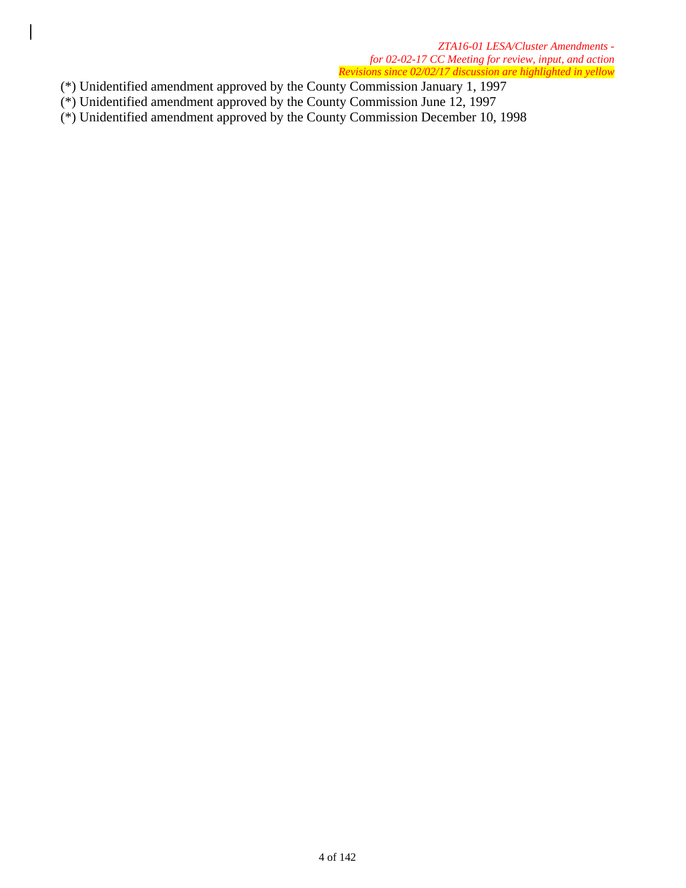(*) Unidentified amendment approved by the County Commission January 1, 1997

(*) Unidentified amendment approved by the County Commission June 12, 1997

(*) Unidentified amendment approved by the County Commission December 10, 1998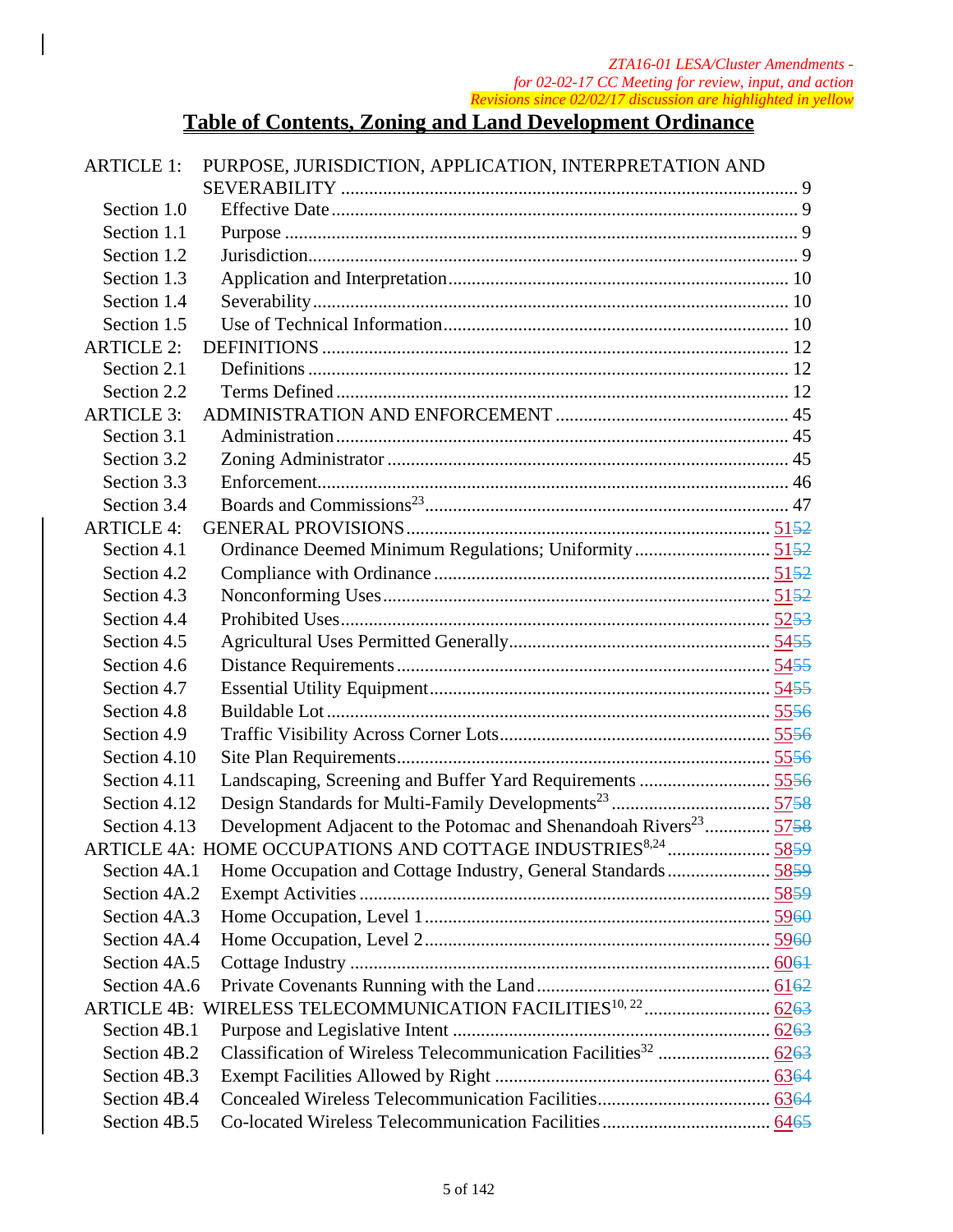*ZTA16-01 LESA/Cluster Amendments - for 02-02-17 CC Meeting for review, input, and action*
*Revisions since 02/02/17 discussion are highlighted in yellow*

# Table of Contents, Zoning and Land Development Ordinance

ARTICLE 1: PURPOSE, JURISDICTION, APPLICATION, INTERPRETATION AND SEVERABILITY ..... 9
- Section 1.0 Effective Date ..... 9
- Section 1.1 Purpose ..... 9
- Section 1.2 Jurisdiction ..... 9
- Section 1.3 Application and Interpretation ..... 10
- Section 1.4 Severability ..... 10
- Section 1.5 Use of Technical Information ..... 10

ARTICLE 2: DEFINITIONS ..... 12
- Section 2.1 Definitions ..... 12
- Section 2.2 Terms Defined ..... 12

ARTICLE 3: ADMINISTRATION AND ENFORCEMENT ..... 45
- Section 3.1 Administration ..... 45
- Section 3.2 Zoning Administrator ..... 45
- Section 3.3 Enforcement ..... 46
- Section 3.4 Boards and Commissions[23] ..... 47

ARTICLE 4: GENERAL PROVISIONS ..... 5152
- Section 4.1 Ordinance Deemed Minimum Regulations; Uniformity ..... 5152
- Section 4.2 Compliance with Ordinance ..... 5152
- Section 4.3 Nonconforming Uses ..... 5152
- Section 4.4 Prohibited Uses ..... 5253
- Section 4.5 Agricultural Uses Permitted Generally ..... 5455
- Section 4.6 Distance Requirements ..... 5455
- Section 4.7 Essential Utility Equipment ..... 5455
- Section 4.8 Buildable Lot ..... 5556
- Section 4.9 Traffic Visibility Across Corner Lots ..... 5556
- Section 4.10 Site Plan Requirements ..... 5556
- Section 4.11 Landscaping, Screening and Buffer Yard Requirements ..... 5556
- Section 4.12 Design Standards for Multi-Family Developments[23] ..... 5758
- Section 4.13 Development Adjacent to the Potomac and Shenandoah Rivers[23] ..... 5758

ARTICLE 4A: HOME OCCUPATIONS AND COTTAGE INDUSTRIES[8,24] ..... 5859
- Section 4A.1 Home Occupation and Cottage Industry, General Standards ..... 5859
- Section 4A.2 Exempt Activities ..... 5859
- Section 4A.3 Home Occupation, Level 1 ..... 5960
- Section 4A.4 Home Occupation, Level 2 ..... 5960
- Section 4A.5 Cottage Industry ..... 6061
- Section 4A.6 Private Covenants Running with the Land ..... 6162

ARTICLE 4B: WIRELESS TELECOMMUNICATION FACILITIES[10, 22] ..... 6263
- Section 4B.1 Purpose and Legislative Intent ..... 6263
- Section 4B.2 Classification of Wireless Telecommunication Facilities[32] ..... 6263
- Section 4B.3 Exempt Facilities Allowed by Right ..... 6364
- Section 4B.4 Concealed Wireless Telecommunication Facilities ..... 6364
- Section 4B.5 Co-located Wireless Telecommunication Facilities ..... 6465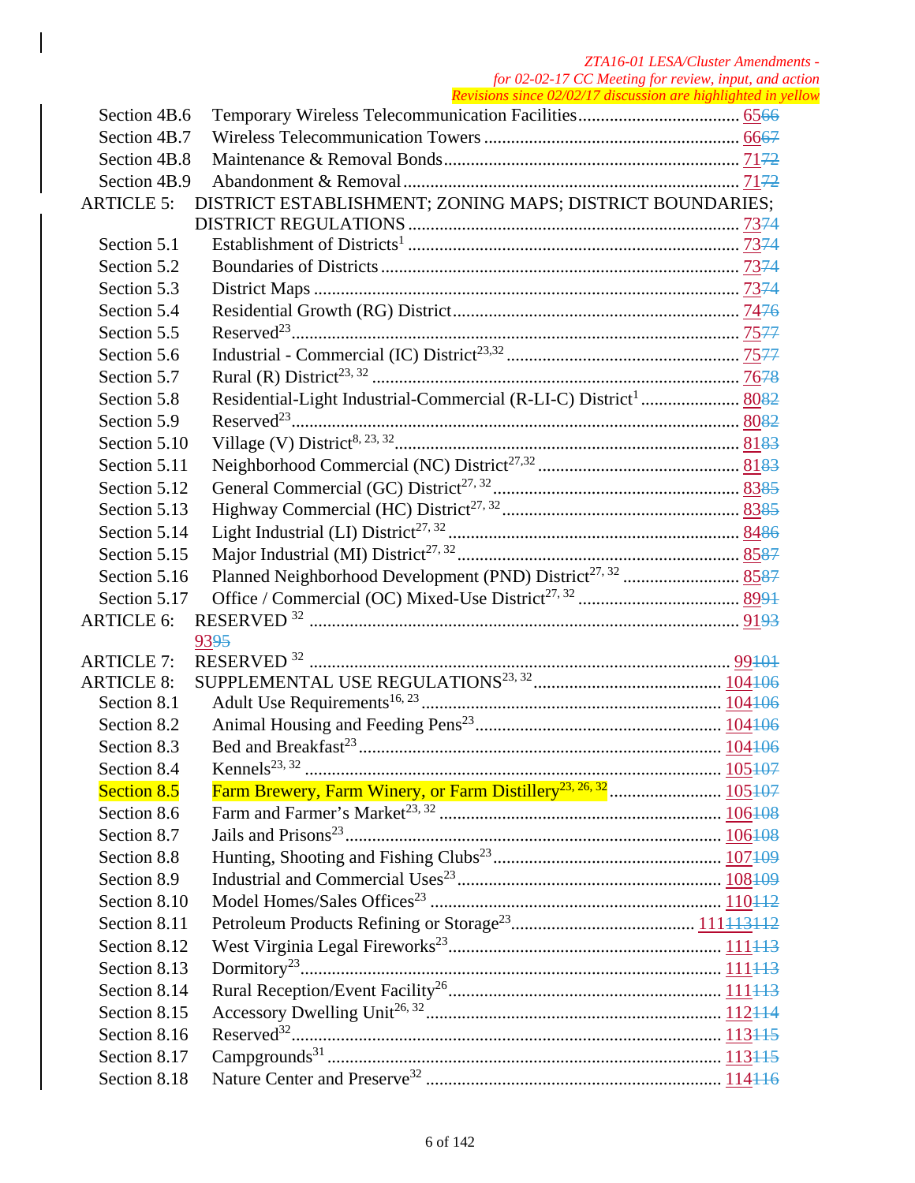*ZTA16-01 LESA/Cluster Amendments - for 02-02-17 CC Meeting for review, input, and action*
*Revisions since 02/02/17 discussion are highlighted in yellow*

| | | |
|---|---|---|
| Section 4B.6 | Temporary Wireless Telecommunication Facilities | 65~~66~~ |
| Section 4B.7 | Wireless Telecommunication Towers | 66~~67~~ |
| Section 4B.8 | Maintenance & Removal Bonds | 71~~72~~ |
| Section 4B.9 | Abandonment & Removal | 71~~72~~ |
| ARTICLE 5: | DISTRICT ESTABLISHMENT; ZONING MAPS; DISTRICT BOUNDARIES; DISTRICT REGULATIONS | 73~~74~~ |
| Section 5.1 | Establishment of Districts[1] | 73~~74~~ |
| Section 5.2 | Boundaries of Districts | 73~~74~~ |
| Section 5.3 | District Maps | 73~~74~~ |
| Section 5.4 | Residential Growth (RG) District | 74~~76~~ |
| Section 5.5 | Reserved[23] | 75~~77~~ |
| Section 5.6 | Industrial - Commercial (IC) District[23,32] | 75~~77~~ |
| Section 5.7 | Rural (R) District[23, 32] | 76~~78~~ |
| Section 5.8 | Residential-Light Industrial-Commercial (R-LI-C) District[1] | 80~~82~~ |
| Section 5.9 | Reserved[23] | 80~~82~~ |
| Section 5.10 | Village (V) District[8, 23, 32] | 81~~83~~ |
| Section 5.11 | Neighborhood Commercial (NC) District[27,32] | 81~~83~~ |
| Section 5.12 | General Commercial (GC) District[27, 32] | 83~~85~~ |
| Section 5.13 | Highway Commercial (HC) District[27, 32] | 83~~85~~ |
| Section 5.14 | Light Industrial (LI) District[27, 32] | 84~~86~~ |
| Section 5.15 | Major Industrial (MI) District[27, 32] | 85~~87~~ |
| Section 5.16 | Planned Neighborhood Development (PND) District[27, 32] | 85~~87~~ |
| Section 5.17 | Office / Commercial (OC) Mixed-Use District[27, 32] | 89~~91~~ |
| ARTICLE 6: | RESERVED [32] | 91~~93~~ |
| | 93~~95~~ | |
| ARTICLE 7: | RESERVED [32] | 99~~101~~ |
| ARTICLE 8: | SUPPLEMENTAL USE REGULATIONS[23, 32] | 104~~106~~ |
| Section 8.1 | Adult Use Requirements[16, 23] | 104~~106~~ |
| Section 8.2 | Animal Housing and Feeding Pens[23] | 104~~106~~ |
| Section 8.3 | Bed and Breakfast[23] | 104~~106~~ |
| Section 8.4 | Kennels[23, 32] | 105~~107~~ |
| Section 8.5 | Farm Brewery, Farm Winery, or Farm Distillery[23, 26, 32] | 105~~107~~ |
| Section 8.6 | Farm and Farmer's Market[23, 32] | 106~~108~~ |
| Section 8.7 | Jails and Prisons[23] | 106~~108~~ |
| Section 8.8 | Hunting, Shooting and Fishing Clubs[23] | 107~~109~~ |
| Section 8.9 | Industrial and Commercial Uses[23] | 108~~109~~ |
| Section 8.10 | Model Homes/Sales Offices[23] | 110~~112~~ |
| Section 8.11 | Petroleum Products Refining or Storage[23] | 111~~113~~112 |
| Section 8.12 | West Virginia Legal Fireworks[23] | 111~~113~~ |
| Section 8.13 | Dormitory[23] | 111~~113~~ |
| Section 8.14 | Rural Reception/Event Facility[26] | 111~~113~~ |
| Section 8.15 | Accessory Dwelling Unit[26, 32] | 112~~114~~ |
| Section 8.16 | Reserved[32] | 113~~115~~ |
| Section 8.17 | Campgrounds[31] | 113~~115~~ |
| Section 8.18 | Nature Center and Preserve[32] | 114~~116~~ |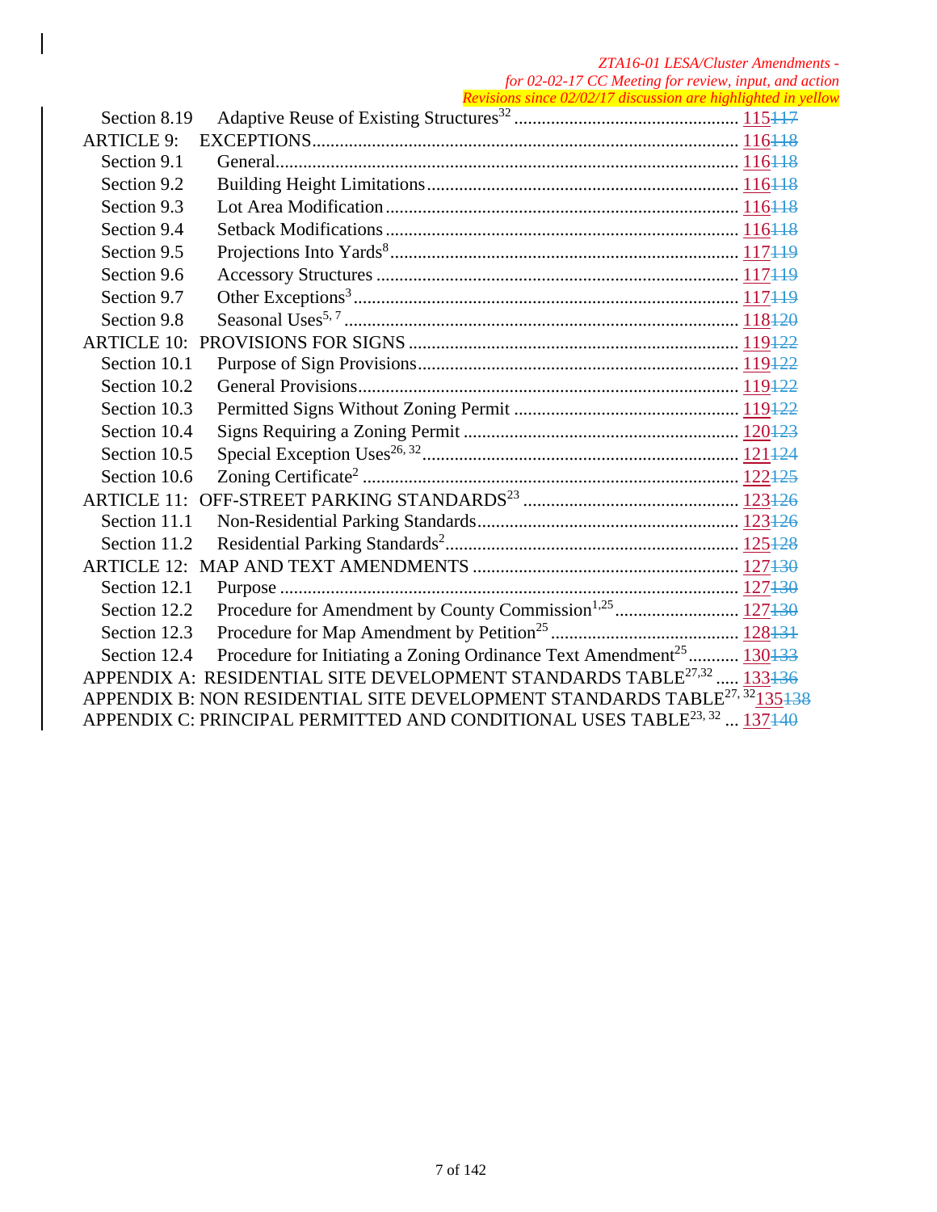*ZTA16-01 LESA/Cluster Amendments - for 02-02-17 CC Meeting for review, input, and action*
*Revisions since 02/02/17 discussion are highlighted in yellow*

| | | |
|---|---|---|
| Section 8.19 | Adaptive Reuse of Existing Structures[32] | 115 ~~117~~ |
| ARTICLE 9: | EXCEPTIONS | 116 ~~118~~ |
| Section 9.1 | General | 116 ~~118~~ |
| Section 9.2 | Building Height Limitations | 116 ~~118~~ |
| Section 9.3 | Lot Area Modification | 116 ~~118~~ |
| Section 9.4 | Setback Modifications | 116 ~~118~~ |
| Section 9.5 | Projections Into Yards[8] | 117 ~~119~~ |
| Section 9.6 | Accessory Structures | 117 ~~119~~ |
| Section 9.7 | Other Exceptions[3] | 117 ~~119~~ |
| Section 9.8 | Seasonal Uses[5, 7] | 118 ~~120~~ |
| ARTICLE 10: | PROVISIONS FOR SIGNS | 119 ~~122~~ |
| Section 10.1 | Purpose of Sign Provisions | 119 ~~122~~ |
| Section 10.2 | General Provisions | 119 ~~122~~ |
| Section 10.3 | Permitted Signs Without Zoning Permit | 119 ~~122~~ |
| Section 10.4 | Signs Requiring a Zoning Permit | 120 ~~123~~ |
| Section 10.5 | Special Exception Uses[26, 32] | 121 ~~124~~ |
| Section 10.6 | Zoning Certificate[2] | 122 ~~125~~ |
| ARTICLE 11: | OFF-STREET PARKING STANDARDS[23] | 123 ~~126~~ |
| Section 11.1 | Non-Residential Parking Standards | 123 ~~126~~ |
| Section 11.2 | Residential Parking Standards[2] | 125 ~~128~~ |
| ARTICLE 12: | MAP AND TEXT AMENDMENTS | 127 ~~130~~ |
| Section 12.1 | Purpose | 127 ~~130~~ |
| Section 12.2 | Procedure for Amendment by County Commission[1,25] | 127 ~~130~~ |
| Section 12.3 | Procedure for Map Amendment by Petition[25] | 128 ~~131~~ |
| Section 12.4 | Procedure for Initiating a Zoning Ordinance Text Amendment[25] | 130 ~~133~~ |
| APPENDIX A: | RESIDENTIAL SITE DEVELOPMENT STANDARDS TABLE[27,32] | 133 ~~136~~ |
| APPENDIX B: | NON RESIDENTIAL SITE DEVELOPMENT STANDARDS TABLE[27, 32] | 135 ~~138~~ |
| APPENDIX C: | PRINCIPAL PERMITTED AND CONDITIONAL USES TABLE[23, 32] | 137 ~~140~~ |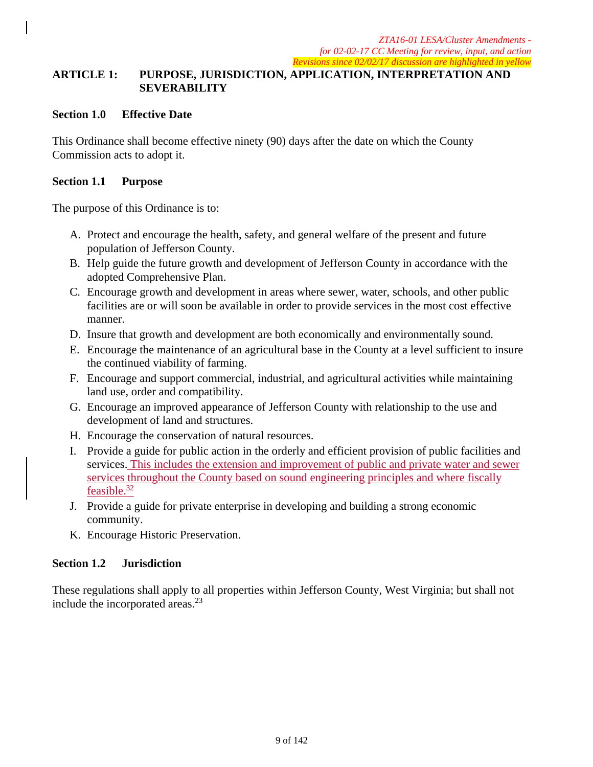*ZTA16-01 LESA/Cluster Amendments - for 02-02-17 CC Meeting for review, input, and action*
*Revisions since 02/02/17 discussion are highlighted in yellow*

## ARTICLE 1: PURPOSE, JURISDICTION, APPLICATION, INTERPRETATION AND SEVERABILITY

### Section 1.0 Effective Date

This Ordinance shall become effective ninety (90) days after the date on which the County Commission acts to adopt it.

### Section 1.1 Purpose

The purpose of this Ordinance is to:

A. Protect and encourage the health, safety, and general welfare of the present and future population of Jefferson County.
B. Help guide the future growth and development of Jefferson County in accordance with the adopted Comprehensive Plan.
C. Encourage growth and development in areas where sewer, water, schools, and other public facilities are or will soon be available in order to provide services in the most cost effective manner.
D. Insure that growth and development are both economically and environmentally sound.
E. Encourage the maintenance of an agricultural base in the County at a level sufficient to insure the continued viability of farming.
F. Encourage and support commercial, industrial, and agricultural activities while maintaining land use, order and compatibility.
G. Encourage an improved appearance of Jefferson County with relationship to the use and development of land and structures.
H. Encourage the conservation of natural resources.
I. Provide a guide for public action in the orderly and efficient provision of public facilities and services. This includes the extension and improvement of public and private water and sewer services throughout the County based on sound engineering principles and where fiscally feasible.[32]
J. Provide a guide for private enterprise in developing and building a strong economic community.
K. Encourage Historic Preservation.

### Section 1.2 Jurisdiction

These regulations shall apply to all properties within Jefferson County, West Virginia; but shall not include the incorporated areas.[23]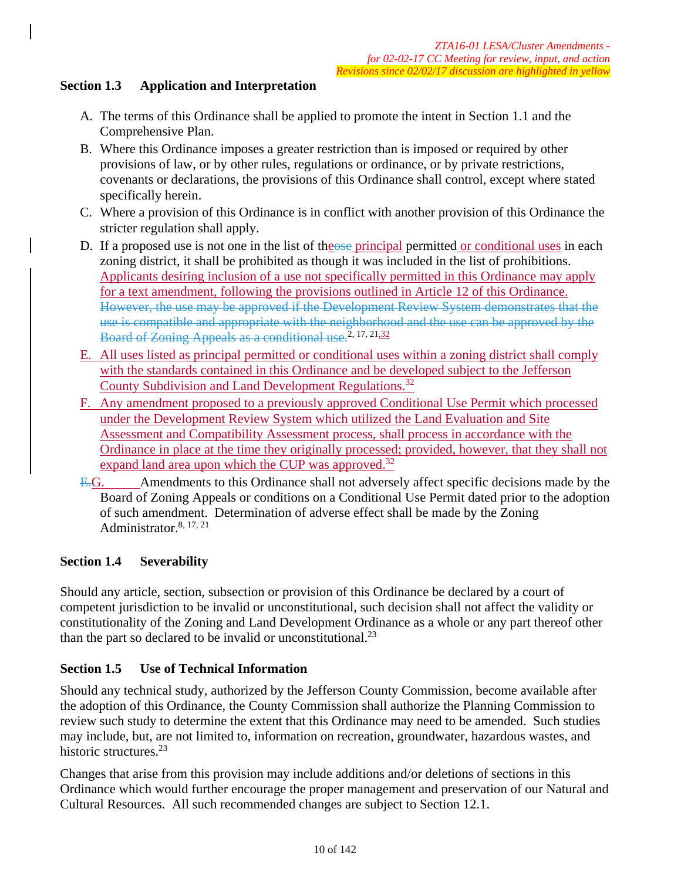*ZTA16-01 LESA/Cluster Amendments - for 02-02-17 CC Meeting for review, input, and action*
*Revisions since 02/02/17 discussion are highlighted in yellow*

**Section 1.3 Application and Interpretation**

A. The terms of this Ordinance shall be applied to promote the intent in Section 1.1 and the Comprehensive Plan.

B. Where this Ordinance imposes a greater restriction than is imposed or required by other provisions of law, or by other rules, regulations or ordinance, or by private restrictions, covenants or declarations, the provisions of this Ordinance shall control, except where stated specifically herein.

C. Where a provision of this Ordinance is in conflict with another provision of this Ordinance the stricter regulation shall apply.

D. If a proposed use is not one in the list of th~~ose~~e principal permitted or conditional uses in each zoning district, it shall be prohibited as though it was included in the list of prohibitions. Applicants desiring inclusion of a use not specifically permitted in this Ordinance may apply for a text amendment, following the provisions outlined in Article 12 of this Ordinance. ~~However, the use may be approved if the Development Review System demonstrates that the use is compatible and appropriate with the neighborhood and the use can be approved by the Board of Zoning Appeals as a conditional use.~~[2, 17, 21,32]

E. All uses listed as principal permitted or conditional uses within a zoning district shall comply with the standards contained in this Ordinance and be developed subject to the Jefferson County Subdivision and Land Development Regulations.[32]

F. Any amendment proposed to a previously approved Conditional Use Permit which processed under the Development Review System which utilized the Land Evaluation and Site Assessment and Compatibility Assessment process, shall process in accordance with the Ordinance in place at the time they originally processed; provided, however, that they shall not expand land area upon which the CUP was approved.[32]

~~E.~~G. Amendments to this Ordinance shall not adversely affect specific decisions made by the Board of Zoning Appeals or conditions on a Conditional Use Permit dated prior to the adoption of such amendment. Determination of adverse effect shall be made by the Zoning Administrator.[8, 17, 21]

**Section 1.4 Severability**

Should any article, section, subsection or provision of this Ordinance be declared by a court of competent jurisdiction to be invalid or unconstitutional, such decision shall not affect the validity or constitutionality of the Zoning and Land Development Ordinance as a whole or any part thereof other than the part so declared to be invalid or unconstitutional.[23]

**Section 1.5 Use of Technical Information**

Should any technical study, authorized by the Jefferson County Commission, become available after the adoption of this Ordinance, the County Commission shall authorize the Planning Commission to review such study to determine the extent that this Ordinance may need to be amended. Such studies may include, but, are not limited to, information on recreation, groundwater, hazardous wastes, and historic structures.[23]

Changes that arise from this provision may include additions and/or deletions of sections in this Ordinance which would further encourage the proper management and preservation of our Natural and Cultural Resources. All such recommended changes are subject to Section 12.1.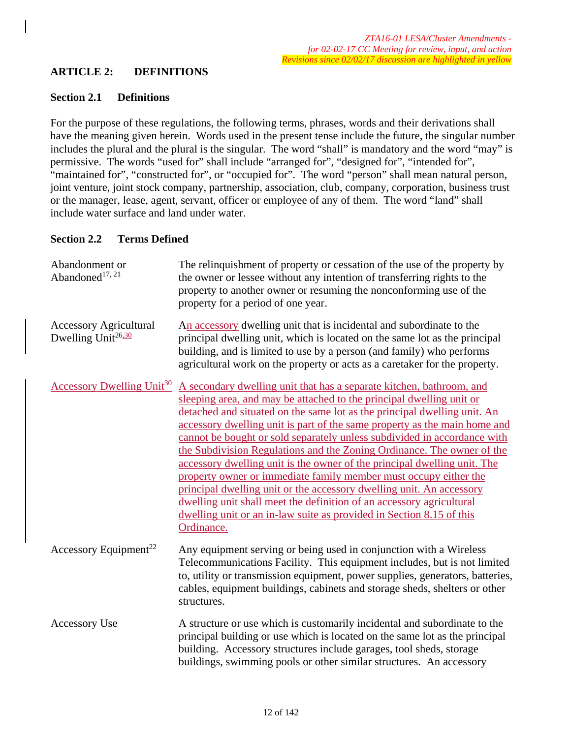*ZTA16-01 LESA/Cluster Amendments - for 02-02-17 CC Meeting for review, input, and action*
*Revisions since 02/02/17 discussion are highlighted in yellow*

## ARTICLE 2: DEFINITIONS

### Section 2.1 Definitions

For the purpose of these regulations, the following terms, phrases, words and their derivations shall have the meaning given herein. Words used in the present tense include the future, the singular number includes the plural and the plural is the singular. The word "shall" is mandatory and the word "may" is permissive. The words "used for" shall include "arranged for", "designed for", "intended for", "maintained for", "constructed for", or "occupied for". The word "person" shall mean natural person, joint venture, joint stock company, partnership, association, club, company, corporation, business trust or the manager, lease, agent, servant, officer or employee of any of them. The word "land" shall include water surface and land under water.

### Section 2.2 Terms Defined

| Term | Definition |
|---|---|
| Abandonment or Abandoned[17, 21] | The relinquishment of property or cessation of the use of the property by the owner or lessee without any intention of transferring rights to the property to another owner or resuming the nonconforming use of the property for a period of one year. |
| Accessory Agricultural Dwelling Unit[26,30] | An accessory dwelling unit that is incidental and subordinate to the principal dwelling unit, which is located on the same lot as the principal building, and is limited to use by a person (and family) who performs agricultural work on the property or acts as a caretaker for the property. |
| Accessory Dwelling Unit[30] | A secondary dwelling unit that has a separate kitchen, bathroom, and sleeping area, and may be attached to the principal dwelling unit or detached and situated on the same lot as the principal dwelling unit. An accessory dwelling unit is part of the same property as the main home and cannot be bought or sold separately unless subdivided in accordance with the Subdivision Regulations and the Zoning Ordinance. The owner of the accessory dwelling unit is the owner of the principal dwelling unit. The property owner or immediate family member must occupy either the principal dwelling unit or the accessory dwelling unit. An accessory dwelling unit shall meet the definition of an accessory agricultural dwelling unit or an in-law suite as provided in Section 8.15 of this Ordinance. |
| Accessory Equipment[22] | Any equipment serving or being used in conjunction with a Wireless Telecommunications Facility. This equipment includes, but is not limited to, utility or transmission equipment, power supplies, generators, batteries, cables, equipment buildings, cabinets and storage sheds, shelters or other structures. |
| Accessory Use | A structure or use which is customarily incidental and subordinate to the principal building or use which is located on the same lot as the principal building. Accessory structures include garages, tool sheds, storage buildings, swimming pools or other similar structures. An accessory |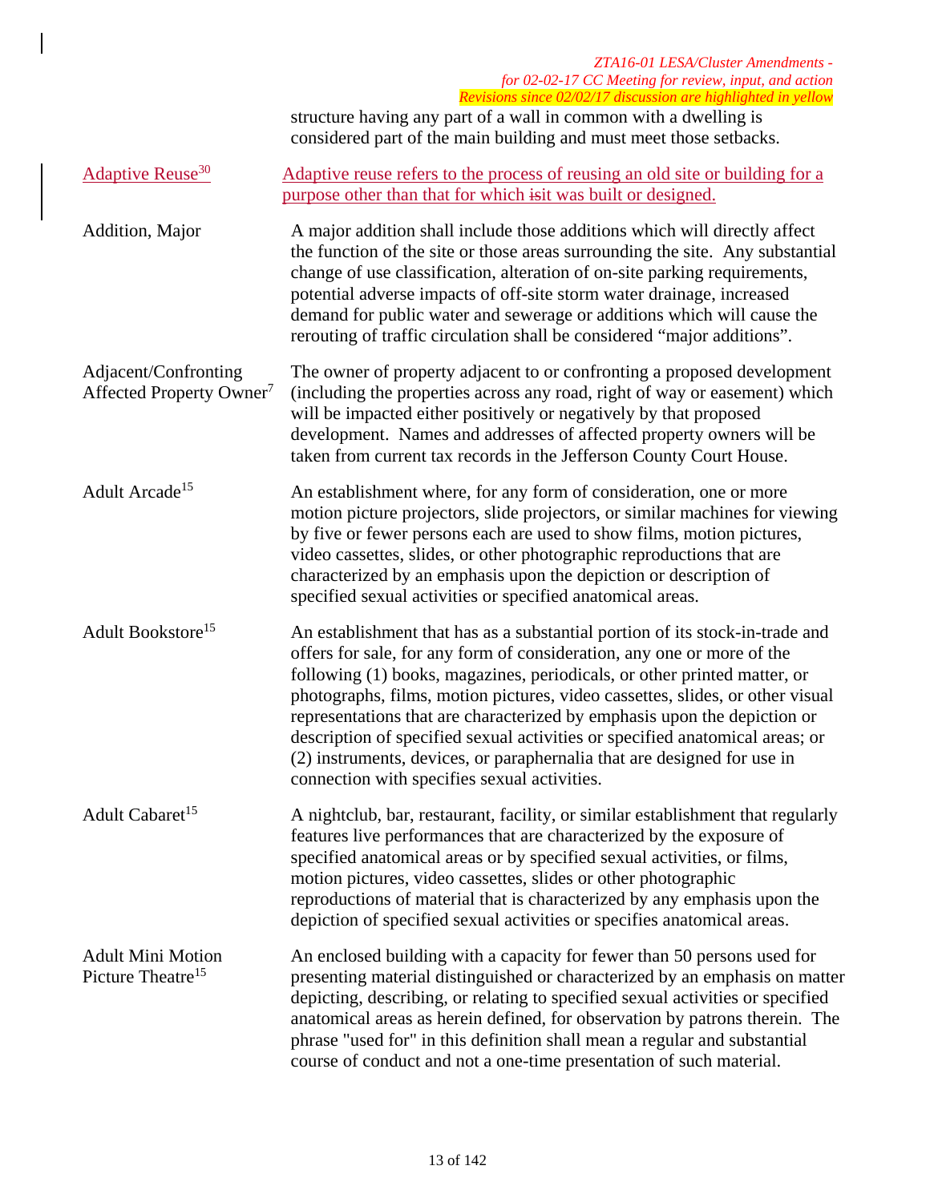structure having any part of a wall in common with a dwelling is considered part of the main building and must meet those setbacks.

| | |
|---|---|
| Adaptive Reuse[30] | Adaptive reuse refers to the process of reusing an old site or building for a purpose other than that for which ~~is~~it was built or designed. |
| Addition, Major | A major addition shall include those additions which will directly affect the function of the site or those areas surrounding the site. Any substantial change of use classification, alteration of on-site parking requirements, potential adverse impacts of off-site storm water drainage, increased demand for public water and sewerage or additions which will cause the rerouting of traffic circulation shall be considered "major additions". |
| Adjacent/Confronting Affected Property Owner[7] | The owner of property adjacent to or confronting a proposed development (including the properties across any road, right of way or easement) which will be impacted either positively or negatively by that proposed development. Names and addresses of affected property owners will be taken from current tax records in the Jefferson County Court House. |
| Adult Arcade[15] | An establishment where, for any form of consideration, one or more motion picture projectors, slide projectors, or similar machines for viewing by five or fewer persons each are used to show films, motion pictures, video cassettes, slides, or other photographic reproductions that are characterized by an emphasis upon the depiction or description of specified sexual activities or specified anatomical areas. |
| Adult Bookstore[15] | An establishment that has as a substantial portion of its stock-in-trade and offers for sale, for any form of consideration, any one or more of the following (1) books, magazines, periodicals, or other printed matter, or photographs, films, motion pictures, video cassettes, slides, or other visual representations that are characterized by emphasis upon the depiction or description of specified sexual activities or specified anatomical areas; or (2) instruments, devices, or paraphernalia that are designed for use in connection with specifies sexual activities. |
| Adult Cabaret[15] | A nightclub, bar, restaurant, facility, or similar establishment that regularly features live performances that are characterized by the exposure of specified anatomical areas or by specified sexual activities, or films, motion pictures, video cassettes, slides or other photographic reproductions of material that is characterized by any emphasis upon the depiction of specified sexual activities or specifies anatomical areas. |
| Adult Mini Motion Picture Theatre[15] | An enclosed building with a capacity for fewer than 50 persons used for presenting material distinguished or characterized by an emphasis on matter depicting, describing, or relating to specified sexual activities or specified anatomical areas as herein defined, for observation by patrons therein. The phrase "used for" in this definition shall mean a regular and substantial course of conduct and not a one-time presentation of such material. |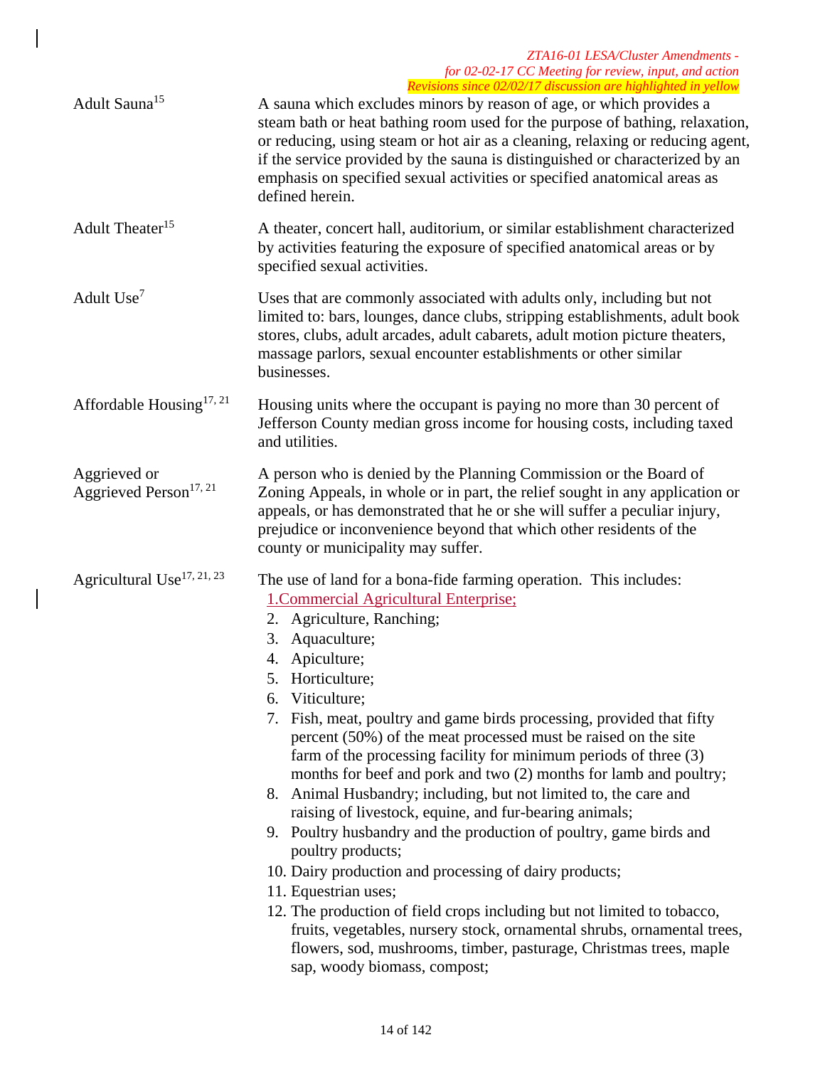| | |
|---|---|
| Adult Sauna[15] | A sauna which excludes minors by reason of age, or which provides a steam bath or heat bathing room used for the purpose of bathing, relaxation, or reducing, using steam or hot air as a cleaning, relaxing or reducing agent, if the service provided by the sauna is distinguished or characterized by an emphasis on specified sexual activities or specified anatomical areas as defined herein. |
| Adult Theater[15] | A theater, concert hall, auditorium, or similar establishment characterized by activities featuring the exposure of specified anatomical areas or by specified sexual activities. |
| Adult Use[7] | Uses that are commonly associated with adults only, including but not limited to: bars, lounges, dance clubs, stripping establishments, adult book stores, clubs, adult arcades, adult cabarets, adult motion picture theaters, massage parlors, sexual encounter establishments or other similar businesses. |
| Affordable Housing[17, 21] | Housing units where the occupant is paying no more than 30 percent of Jefferson County median gross income for housing costs, including taxed and utilities. |
| Aggrieved or Aggrieved Person[17, 21] | A person who is denied by the Planning Commission or the Board of Zoning Appeals, in whole or in part, the relief sought in any application or appeals, or has demonstrated that he or she will suffer a peculiar injury, prejudice or inconvenience beyond that which other residents of the county or municipality may suffer. |
| Agricultural Use[17, 21, 23] | The use of land for a bona-fide farming operation. This includes:<br>1. Commercial Agricultural Enterprise;<br>2. Agriculture, Ranching;<br>3. Aquaculture;<br>4. Apiculture;<br>5. Horticulture;<br>6. Viticulture;<br>7. Fish, meat, poultry and game birds processing, provided that fifty percent (50%) of the meat processed must be raised on the site farm of the processing facility for minimum periods of three (3) months for beef and pork and two (2) months for lamb and poultry;<br>8. Animal Husbandry; including, but not limited to, the care and raising of livestock, equine, and fur-bearing animals;<br>9. Poultry husbandry and the production of poultry, game birds and poultry products;<br>10. Dairy production and processing of dairy products;<br>11. Equestrian uses;<br>12. The production of field crops including but not limited to tobacco, fruits, vegetables, nursery stock, ornamental shrubs, ornamental trees, flowers, sod, mushrooms, timber, pasturage, Christmas trees, maple sap, woody biomass, compost; |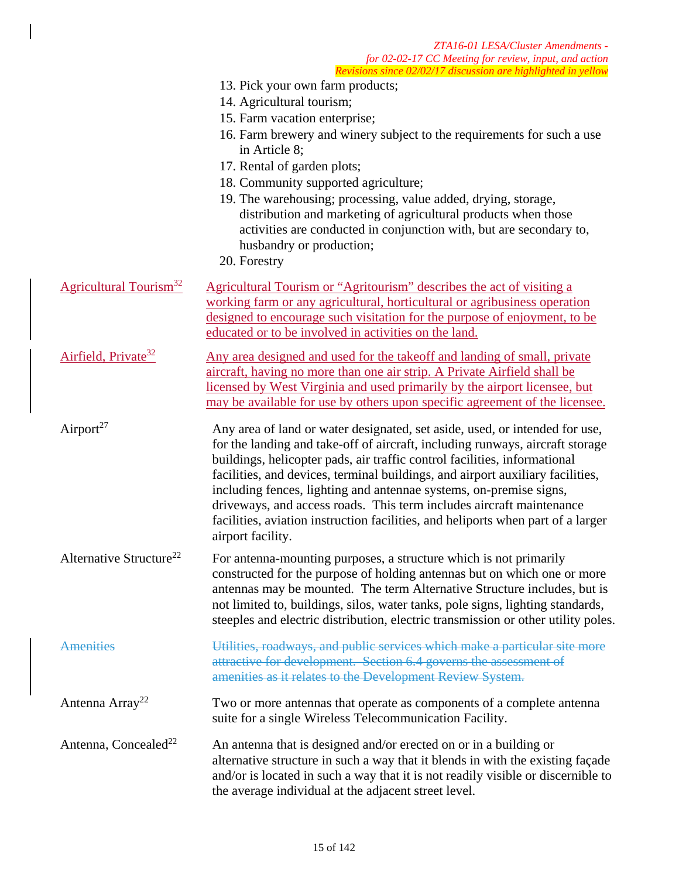13. Pick your own farm products;
14. Agricultural tourism;
15. Farm vacation enterprise;
16. Farm brewery and winery subject to the requirements for such a use in Article 8;
17. Rental of garden plots;
18. Community supported agriculture;
19. The warehousing; processing, value added, drying, storage, distribution and marketing of agricultural products when those activities are conducted in conjunction with, but are secondary to, husbandry or production;
20. Forestry

| | |
|---|---|
| Agricultural Tourism[32] | Agricultural Tourism or "Agritourism" describes the act of visiting a working farm or any agricultural, horticultural or agribusiness operation designed to encourage such visitation for the purpose of enjoyment, to be educated or to be involved in activities on the land. |
| Airfield, Private[32] | Any area designed and used for the takeoff and landing of small, private aircraft, having no more than one air strip. A Private Airfield shall be licensed by West Virginia and used primarily by the airport licensee, but may be available for use by others upon specific agreement of the licensee. |
| Airport[27] | Any area of land or water designated, set aside, used, or intended for use, for the landing and take-off of aircraft, including runways, aircraft storage buildings, helicopter pads, air traffic control facilities, informational facilities, and devices, terminal buildings, and airport auxiliary facilities, including fences, lighting and antennae systems, on-premise signs, driveways, and access roads. This term includes aircraft maintenance facilities, aviation instruction facilities, and heliports when part of a larger airport facility. |
| Alternative Structure[22] | For antenna-mounting purposes, a structure which is not primarily constructed for the purpose of holding antennas but on which one or more antennas may be mounted. The term Alternative Structure includes, but is not limited to, buildings, silos, water tanks, pole signs, lighting standards, steeples and electric distribution, electric transmission or other utility poles. |
| ~~Amenities~~ | ~~Utilities, roadways, and public services which make a particular site more attractive for development. Section 6.4 governs the assessment of amenities as it relates to the Development Review System.~~ |
| Antenna Array[22] | Two or more antennas that operate as components of a complete antenna suite for a single Wireless Telecommunication Facility. |
| Antenna, Concealed[22] | An antenna that is designed and/or erected on or in a building or alternative structure in such a way that it blends in with the existing façade and/or is located in such a way that it is not readily visible or discernible to the average individual at the adjacent street level. |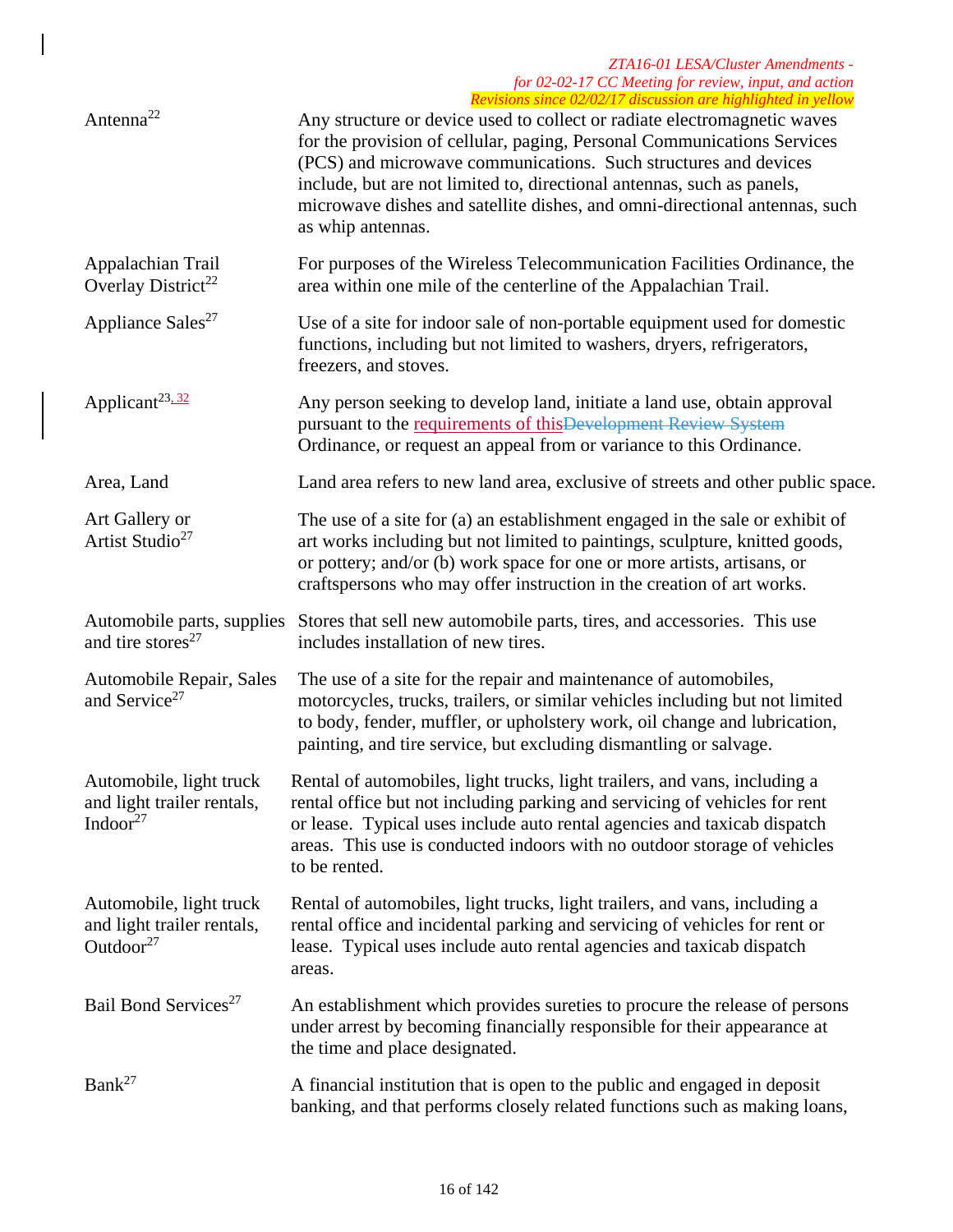| Term | Definition |
|---|---|
| Antenna[22] | Any structure or device used to collect or radiate electromagnetic waves for the provision of cellular, paging, Personal Communications Services (PCS) and microwave communications. Such structures and devices include, but are not limited to, directional antennas, such as panels, microwave dishes and satellite dishes, and omni-directional antennas, such as whip antennas. |
| Appalachian Trail Overlay District[22] | For purposes of the Wireless Telecommunication Facilities Ordinance, the area within one mile of the centerline of the Appalachian Trail. |
| Appliance Sales[27] | Use of a site for indoor sale of non-portable equipment used for domestic functions, including but not limited to washers, dryers, refrigerators, freezers, and stoves. |
| Applicant[23, 32] | Any person seking to develop land, initiate a land use, obtain approval pursuant to the requirements of this ~~Development Review System~~ Ordinance, or request an appeal from or variance to this Ordinance. |
| Area, Land | Land area refers to new land area, exclusive of streets and other public space. |
| Art Gallery or Artist Studio[27] | The use of a site for (a) an establishment engaged in the sale or exhibit of art works including but not limited to paintings, sculpture, knitted goods, or pottery; and/or (b) work space for one or more artists, artisans, or craftspersons who may offer instruction in the creation of art works. |
| Automobile parts, supplies and tire stores[27] | Stores that sell new automobile parts, tires, and accessories. This use includes installation of new tires. |
| Automobile Repair, Sales and Service[27] | The use of a site for the repair and maintenance of automobiles, motorcycles, trucks, trailers, or similar vehicles including but not limited to body, fender, muffler, or upholstery work, oil change and lubrication, painting, and tire service, but excluding dismantling or salvage. |
| Automobile, light truck and light trailer rentals, Indoor[27] | Rental of automobiles, light trucks, light trailers, and vans, including a rental office but not including parking and servicing of vehicles for rent or lease. Typical uses include auto rental agencies and taxicab dispatch areas. This use is conducted indoors with no outdoor storage of vehicles to be rented. |
| Automobile, light truck and light trailer rentals, Outdoor[27] | Rental of automobiles, light trucks, light trailers, and vans, including a rental office and incidental parking and servicing of vehicles for rent or lease. Typical uses include auto rental agencies and taxicab dispatch areas. |
| Bail Bond Services[27] | An establishment which provides sureties to procure the release of persons under arrest by becoming financially responsible for their appearance at the time and place designated. |
| Bank[27] | A financial institution that is open to the public and engaged in deposit banking, and that performs closely related functions such as making loans, |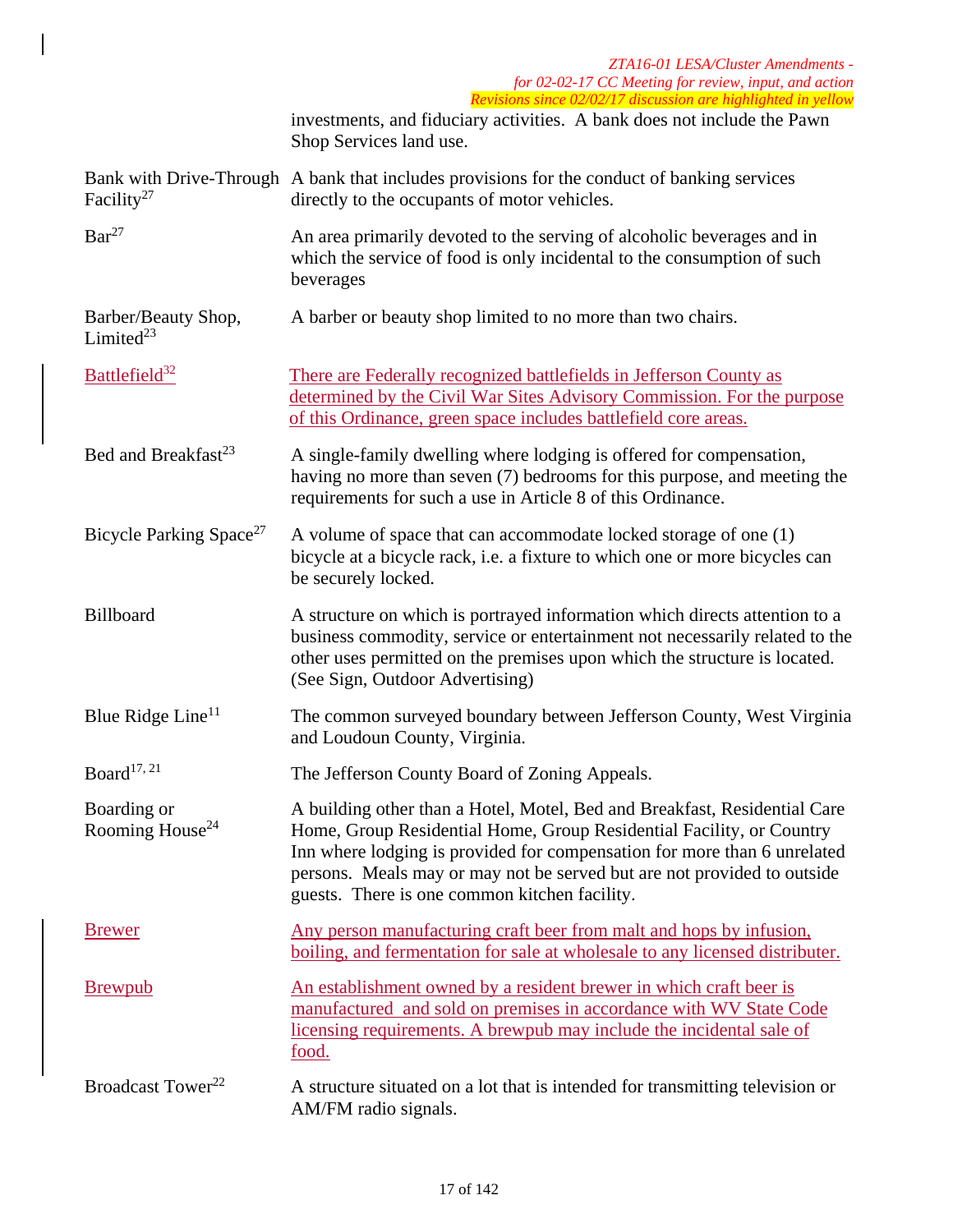investments, and fiduciary activities. A bank does not include the Pawn Shop Services land use.

| | |
|---|---|
| Bank with Drive-Through Facility[27] | A bank that includes provisions for the conduct of banking services directly to the occupants of motor vehicles. |
| Bar[27] | An area primarily devoted to the serving of alcoholic beverages and in which the service of food is only incidental to the consumption of such beverages |
| Barber/Beauty Shop, Limited[23] | A barber or beauty shop limited to no more than two chairs. |
| Battlefield[32] | There are Federally recognized battlefields in Jefferson County as determined by the Civil War Sites Advisory Commission. For the purpose of this Ordinance, green space includes battlefield core areas. |
| Bed and Breakfast[23] | A single-family dwelling where lodging is offered for compensation, having no more than seven (7) bedrooms for this purpose, and meeting the requirements for such a use in Article 8 of this Ordinance. |
| Bicycle Parking Space[27] | A volume of space that can accommodate locked storage of one (1) bicycle at a bicycle rack, i.e. a fixture to which one or more bicycles can be securely locked. |
| Billboard | A structure on which is portrayed information which directs attention to a business commodity, service or entertainment not necessarily related to the other uses permitted on the premises upon which the structure is located. (See Sign, Outdoor Advertising) |
| Blue Ridge Line[11] | The common surveyed boundary between Jefferson County, West Virginia and Loudoun County, Virginia. |
| Board[17, 21] | The Jefferson County Board of Zoning Appeals. |
| Boarding or Rooming House[24] | A building other than a Hotel, Motel, Bed and Breakfast, Residential Care Home, Group Residential Home, Group Residential Facility, or Country Inn where lodging is provided for compensation for more than 6 unrelated persons. Meals may or may not be served but are not provided to outside guests. There is one common kitchen facility. |
| Brewer | Any person manufacturing craft beer from malt and hops by infusion, boiling, and fermentation for sale at wholesale to any licensed distributer. |
| Brewpub | An establishment owned by a resident brewer in which craft beer is manufactured and sold on premises in accordance with WV State Code licensing requirements. A brewpub may include the incidental sale of food. |
| Broadcast Tower[22] | A structure situated on a lot that is intended for transmitting television or AM/FM radio signals. |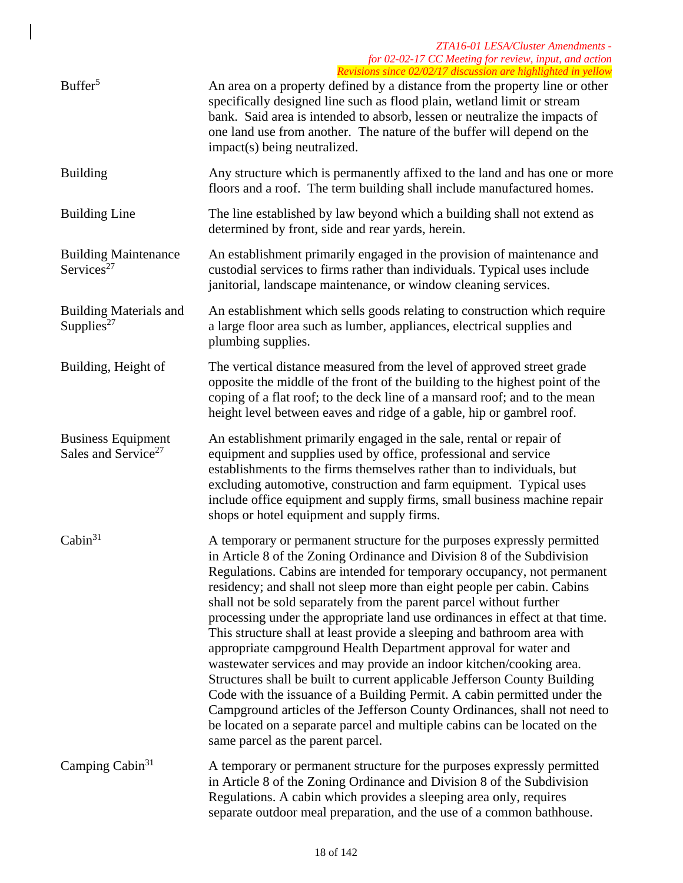| Term | Definition |
|---|---|
| Buffer[5] | An area on a property defined by a distance from the property line or other specifically designed line such as flood plain, wetland limit or stream bank. Said area is intended to absorb, lessen or neutralize the impacts of one land use from another. The nature of the buffer will depend on the impact(s) being neutralized. |
| Building | Any structure which is permanently affixed to the land and has one or more floors and a roof. The term building shall include manufactured homes. |
| Building Line | The line established by law beyond which a building shall not extend as determined by front, side and rear yards, herein. |
| Building Maintenance Services[27] | An establishment primarily engaged in the provision of maintenance and custodial services to firms rather than individuals. Typical uses include janitorial, landscape maintenance, or window cleaning services. |
| Building Materials and Supplies[27] | An establishment which sells goods relating to construction which require a large floor area such as lumber, appliances, electrical supplies and plumbing supplies. |
| Building, Height of | The vertical distance measured from the level of approved street grade opposite the middle of the front of the building to the highest point of the coping of a flat roof; to the deck line of a mansard roof; and to the mean height level between eaves and ridge of a gable, hip or gambrel roof. |
| Business Equipment Sales and Service[27] | An establishment primarily engaged in the sale, rental or repair of equipment and supplies used by office, professional and service establishments to the firms themselves rather than to individuals, but excluding automotive, construction and farm equipment. Typical uses include office equipment and supply firms, small business machine repair shops or hotel equipment and supply firms. |
| Cabin[31] | A temporary or permanent structure for the purposes expressly permitted in Article 8 of the Zoning Ordinance and Division 8 of the Subdivision Regulations. Cabins are intended for temporary occupancy, not permanent residency; and shall not sleep more than eight people per cabin. Cabins shall not be sold separately from the parent parcel without further processing under the appropriate land use ordinances in effect at that time. This structure shall at least provide a sleeping and bathroom area with appropriate campground Health Department approval for water and wastewater services and may provide an indoor kitchen/cooking area. Structures shall be built to current applicable Jefferson County Building Code with the issuance of a Building Permit. A cabin permitted under the Campground articles of the Jefferson County Ordinances, shall not need to be located on a separate parcel and multiple cabins can be located on the same parcel as the parent parcel. |
| Camping Cabin[31] | A temporary or permanent structure for the purposes expressly permitted in Article 8 of the Zoning Ordinance and Division 8 of the Subdivision Regulations. A cabin which provides a sleeping area only, requires separate outdoor meal preparation, and the use of a common bathhouse. |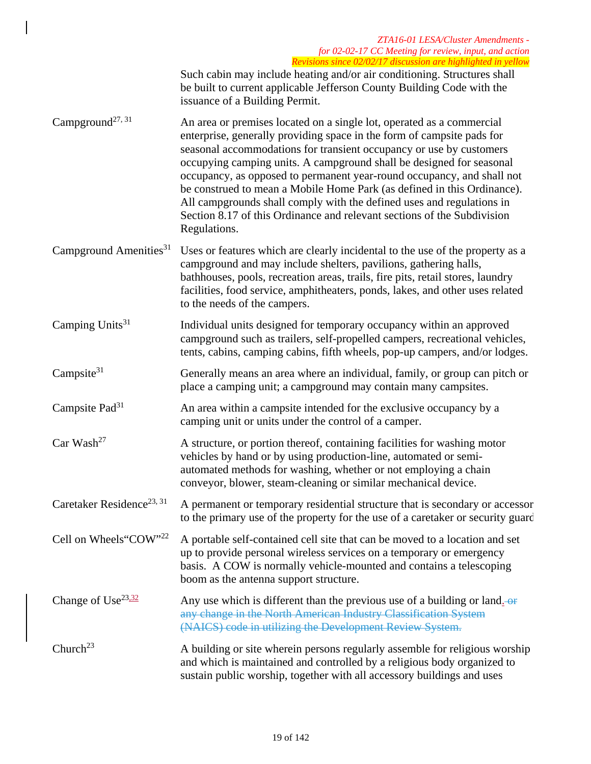Such cabin may include heating and/or air conditioning. Structures shall be built to current applicable Jefferson County Building Code with the issuance of a Building Permit.

| | |
|---|---|
| Campground[27, 31] | An area or premises located on a single lot, operated as a commercial enterprise, generally providing space in the form of campsite pads for seasonal accommodations for transient occupancy or use by customers occupying camping units. A campground shall be designed for seasonal occupancy, as opposed to permanent year-round occupancy, and shall not be construed to mean a Mobile Home Park (as defined in this Ordinance). All campgrounds shall comply with the defined uses and regulations in Section 8.17 of this Ordinance and relevant sections of the Subdivision Regulations. |
| Campground Amenities[31] | Uses or features which are clearly incidental to the use of the property as a campground and may include shelters, pavilions, gathering halls, bathhouses, pools, recreation areas, trails, fire pits, retail stores, laundry facilities, food service, amphitheaters, ponds, lakes, and other uses related to the needs of the campers. |
| Camping Units[31] | Individual units designed for temporary occupancy within an approved campground such as trailers, self-propelled campers, recreational vehicles, tents, cabins, camping cabins, fifth wheels, pop-up campers, and/or lodges. |
| Campsite[31] | Generally means an area where an individual, family, or group can pitch or place a camping unit; a campground may contain many campsites. |
| Campsite Pad[31] | An area within a campsite intended for the exclusive occupancy by a camping unit or units under the control of a camper. |
| Car Wash[27] | A structure, or portion thereof, containing facilities for washing motor vehicles by hand or by using production-line, automated or semi-automated methods for washing, whether or not employing a chain conveyor, blower, steam-cleaning or similar mechanical device. |
| Caretaker Residence[23, 31] | A permanent or temporary residential structure that is secondary or accessory to the primary use of the property for the use of a caretaker or security guard |
| Cell on Wheels“COW”[22] | A portable self-contained cell site that can be moved to a location and set up to provide personal wireless services on a temporary or emergency basis. A COW is normally vehicle-mounted and contains a telescoping boom as the antenna support structure. |
| Change of Use[23,32] | Any use which is different than the previous use of a building or land. ~~or any change in the North American Industry Classification System (NAICS) code in utilizing the Development Review System.~~ |
| Church[23] | A building or site wherein persons regularly assemble for religious worship and which is maintained and controlled by a religious body organized to sustain public worship, together with all accessory buildings and uses |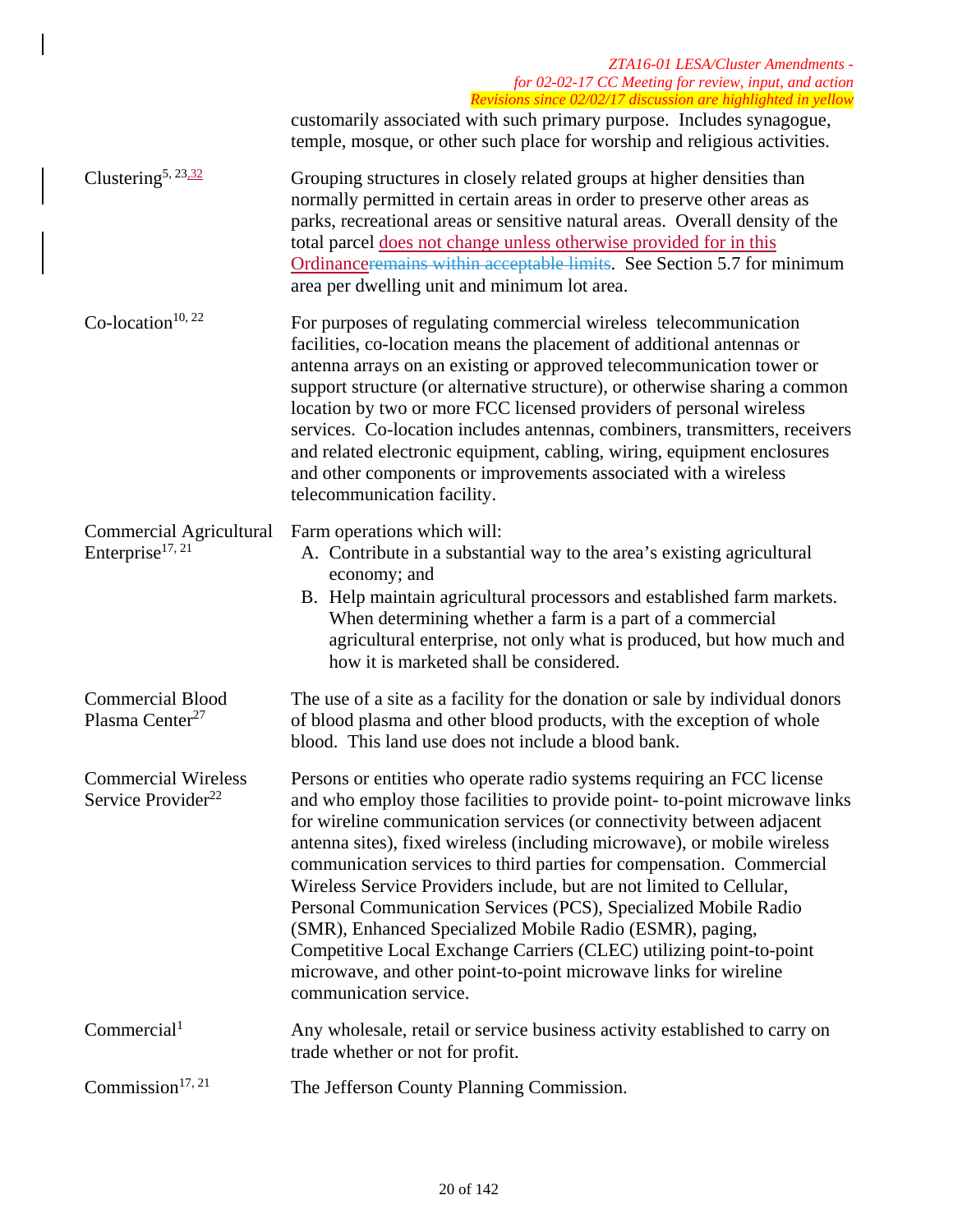customarily associated with such primary purpose. Includes synagogue, temple, mosque, or other such place for worship and religious activities.

| Term | Definition |
|---|---|
| Clustering[5, 23,32] | Grouping structures in closely related groups at higher densities than normally permitted in certain areas in order to preserve other areas as parks, recreational areas or sensitive natural areas. Overall density of the total parcel does not change unless otherwise provided for in this Ordinance~~remains within acceptable limits~~. See Section 5.7 for minimum area per dwelling unit and minimum lot area. |
| Co-location[10, 22] | For purposes of regulating commercial wireless telecommunication facilities, co-location means the placement of additional antennas or antenna arrays on an existing or approved telecommunication tower or support structure (or alternative structure), or otherwise sharing a common location by two or more FCC licensed providers of personal wireless services. Co-location includes antennas, combiners, transmitters, receivers and related electronic equipment, cabling, wiring, equipment enclosures and other components or improvements associated with a wireless telecommunication facility. |
| Commercial Agricultural Enterprise[17, 21] | Farm operations which will: <br> A. Contribute in a substantial way to the area's existing agricultural economy; and <br> B. Help maintain agricultural processors and established farm markets. When determining whether a farm is a part of a commercial agricultural enterprise, not only what is produced, but how much and how it is marketed shall be considered. |
| Commercial Blood Plasma Center[27] | The use of a site as a facility for the donation or sale by individual donors of blood plasma and other blood products, with the exception of whole blood. This land use does not include a blood bank. |
| Commercial Wireless Service Provider[22] | Persons or entities who operate radio systems requiring an FCC license and who employ those facilities to provide point- to-point microwave links for wireline communication services (or connectivity between adjacent antenna sites), fixed wireless (including microwave), or mobile wireless communication services to third parties for compensation. Commercial Wireless Service Providers include, but are not limited to Cellular, Personal Communication Services (PCS), Specialized Mobile Radio (SMR), Enhanced Specialized Mobile Radio (ESMR), paging, Competitive Local Exchange Carriers (CLEC) utilizing point-to-point microwave, and other point-to-point microwave links for wireline communication service. |
| Commercial[1] | Any wholesale, retail or service business activity established to carry on trade whether or not for profit. |
| Commission[17, 21] | The Jefferson County Planning Commission. |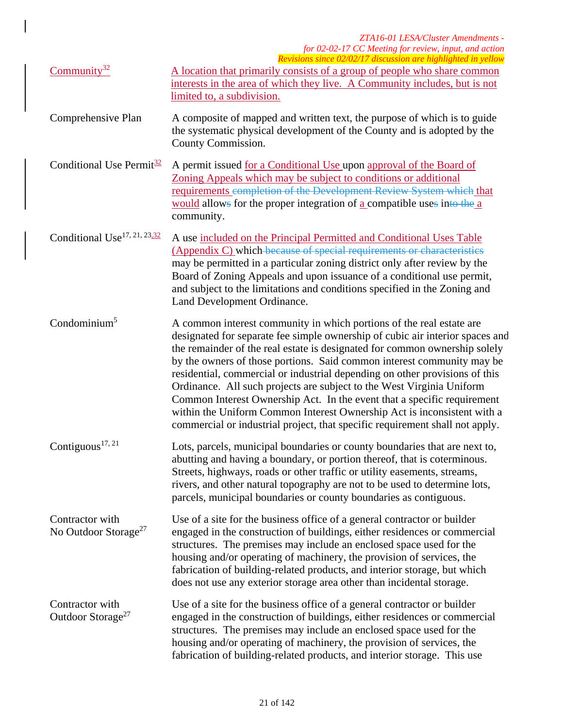| | |
|---|---|
| Community[32] | A location that primarily consists of a group of people who share common interests in the area of which they live. A Community includes, but is not limited to, a subdivision. |
| Comprehensive Plan | A composite of mapped and written text, the purpose of which is to guide the systematic physical development of the County and is adopted by the County Commission. |
| Conditional Use Permit[32] | A permit issued for a Conditional Use upon approval of the Board of Zoning Appeals which may be subject to conditions or additional requirements ~~completion of the Development Review System which~~ that would allow~~s~~ for the proper integration of a compatible use~~s~~ in~~to the~~ a community. |
| Conditional Use[17, 21, 23,32] | A use included on the Principal Permitted and Conditional Uses Table (Appendix C) which ~~because of special requirements or characteristics~~ may be permitted in a particular zoning district only after review by the Board of Zoning Appeals and upon issuance of a conditional use permit, and subject to the limitations and conditions specified in the Zoning and Land Development Ordinance. |
| Condominium[5] | A common interest community in which portions of the real estate are designated for separate fee simple ownership of cubic air interior spaces and the remainder of the real estate is designated for common ownership solely by the owners of those portions. Said common interest community may be residential, commercial or industrial depending on other provisions of this Ordinance. All such projects are subject to the West Virginia Uniform Common Interest Ownership Act. In the event that a specific requirement within the Uniform Common Interest Ownership Act is inconsistent with a commercial or industrial project, that specific requirement shall not apply. |
| Contiguous[17, 21] | Lots, parcels, municipal boundaries or county boundaries that are next to, abutting and having a boundary, or portion thereof, that is coterminous. Streets, highways, roads or other traffic or utility easements, streams, rivers, and other natural topography are not to be used to determine lots, parcels, municipal boundaries or county boundaries as contiguous. |
| Contractor with No Outdoor Storage[27] | Use of a site for the business office of a general contractor or builder engaged in the construction of buildings, either residences or commercial structures. The premises may include an enclosed space used for the housing and/or operating of machinery, the provision of services, the fabrication of building-related products, and interior storage, but which does not use any exterior storage area other than incidental storage. |
| Contractor with Outdoor Storage[27] | Use of a site for the business office of a general contractor or builder engaged in the construction of buildings, either residences or commercial structures. The premises may include an enclosed space used for the housing and/or operating of machinery, the provision of services, the fabrication of building-related products, and interior storage. This use |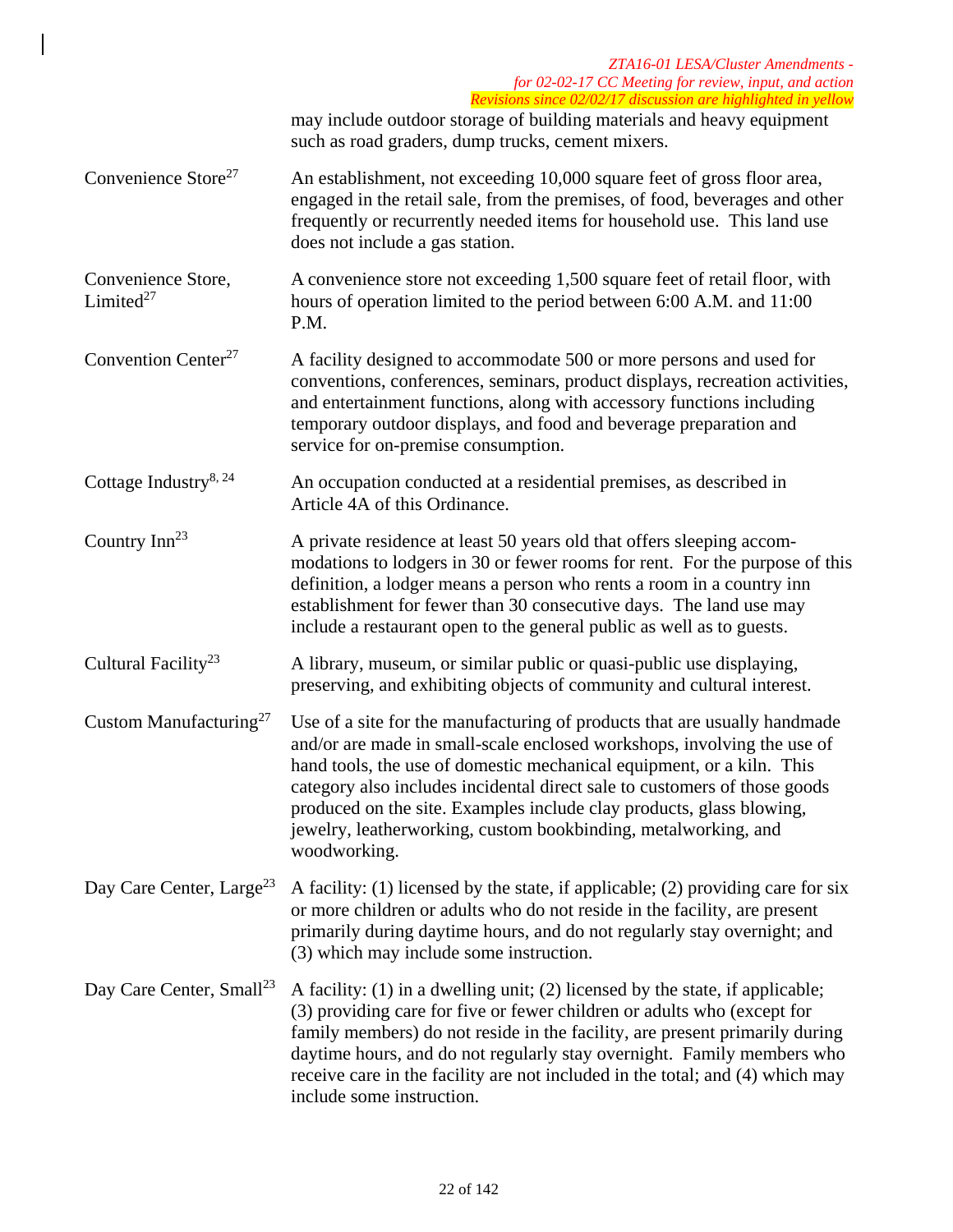may include outdoor storage of building materials and heavy equipment such as road graders, dump trucks, cement mixers.

| | |
|---|---|
| Convenience Store[27] | An establishment, not exceeding 10,000 square feet of gross floor area, engaged in the retail sale, from the premises, of food, beverages and other frequently or recurrently needed items for household use. This land use does not include a gas station. |
| Convenience Store, Limited[27] | A convenience store not exceeding 1,500 square feet of retail floor, with hours of operation limited to the period between 6:00 A.M. and 11:00 P.M. |
| Convention Center[27] | A facility designed to accommodate 500 or more persons and used for conventions, conferences, seminars, product displays, recreation activities, and entertainment functions, along with accessory functions including temporary outdoor displays, and food and beverage preparation and service for on-premise consumption. |
| Cottage Industry[8, 24] | An occupation conducted at a residential premises, as described in Article 4A of this Ordinance. |
| Country Inn[23] | A private residence at least 50 years old that offers sleeping accommodations to lodgers in 30 or fewer rooms for rent. For the purpose of this definition, a lodger means a person who rents a room in a country inn establishment for fewer than 30 consecutive days. The land use may include a restaurant open to the general public as well as to guests. |
| Cultural Facility[23] | A library, museum, or similar public or quasi-public use displaying, preserving, and exhibiting objects of community and cultural interest. |
| Custom Manufacturing[27] | Use of a site for the manufacturing of products that are usually handmade and/or are made in small-scale enclosed workshops, involving the use of hand tools, the use of domestic mechanical equipment, or a kiln. This category also includes incidental direct sale to customers of those goods produced on the site. Examples include clay products, glass blowing, jewelry, leatherworking, custom bookbinding, metalworking, and woodworking. |
| Day Care Center, Large[23] | A facility: (1) licensed by the state, if applicable; (2) providing care for six or more children or adults who do not reside in the facility, are present primarily during daytime hours, and do not regularly stay overnight; and (3) which may include some instruction. |
| Day Care Center, Small[23] | A facility: (1) in a dwelling unit; (2) licensed by the state, if applicable; (3) providing care for five or fewer children or adults who (except for family members) do not reside in the facility, are present primarily during daytime hours, and do not regularly stay overnight. Family members who receive care in the facility are not included in the total; and (4) which may include some instruction. |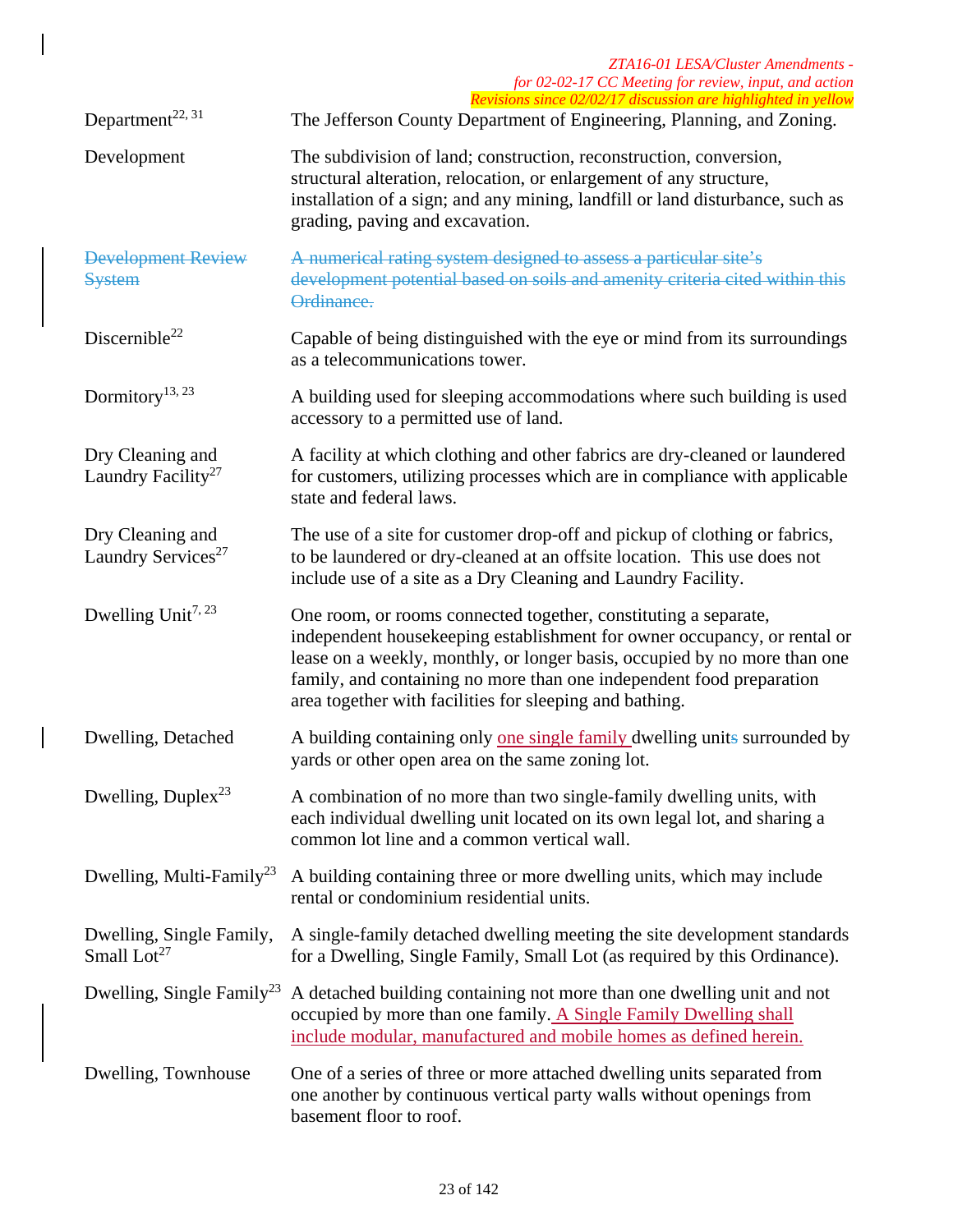*ZTA16-01 LESA/Cluster Amendments - for 02-02-17 CC Meeting for review, input, and action*
*Revisions since 02/02/17 discussion are highlighted in yellow*

| Term | Definition |
| --- | --- |
| Department[22, 31] | The Jefferson County Department of Engineering, Planning, and Zoning. |
| Development | The subdivision of land; construction, reconstruction, conversion, structural alteration, relocation, or enlargement of any structure, installation of a sign; and any mining, landfill or land disturbance, such as grading, paving and excavation. |
| ~~Development Review System~~ | ~~A numerical rating system designed to assess a particular site's development potential based on soils and amenity criteria cited within this Ordinance.~~ |
| Discernible[22] | Capable of being distinguished with the eye or mind from its surroundings as a telecommunications tower. |
| Dormitory[13, 23] | A building used for sleeping accommodations where such building is used accessory to a permitted use of land. |
| Dry Cleaning and Laundry Facility[27] | A facility at which clothing and other fabrics are dry-cleaned or laundered for customers, utilizing processes which are in compliance with applicable state and federal laws. |
| Dry Cleaning and Laundry Services[27] | The use of a site for customer drop-off and pickup of clothing or fabrics, to be laundered or dry-cleaned at an offsite location. This use does not include use of a site as a Dry Cleaning and Laundry Facility. |
| Dwelling Unit[7, 23] | One room, or rooms connected together, constituting a separate, independent housekeeping establishment for owner occupancy, or rental or lease on a weekly, monthly, or longer basis, occupied by no more than one family, and containing no more than one independent food preparation area together with facilities for sleeping and bathing. |
| Dwelling, Detached | A building containing only <u>one single family</u> dwelling unit~~s~~ surrounded by yards or other open area on the same zoning lot. |
| Dwelling, Duplex[23] | A combination of no more than two single-family dwelling units, with each individual dwelling unit located on its own legal lot, and sharing a common lot line and a common vertical wall. |
| Dwelling, Multi-Family[23] | A building containing three or more dwelling units, which may include rental or condominium residential units. |
| Dwelling, Single Family, Small Lot[27] | A single-family detached dwelling meeting the site development standards for a Dwelling, Single Family, Small Lot (as required by this Ordinance). |
| Dwelling, Single Family[23] | A detached building containing not more than one dwelling unit and not occupied by more than one family. <u>A Single Family Dwelling shall include modular, manufactured and mobile homes as defined herein.</u> |
| Dwelling, Townhouse | One of a series of three or more attached dwelling units separated from one another by continuous vertical party walls without openings from basement floor to roof. |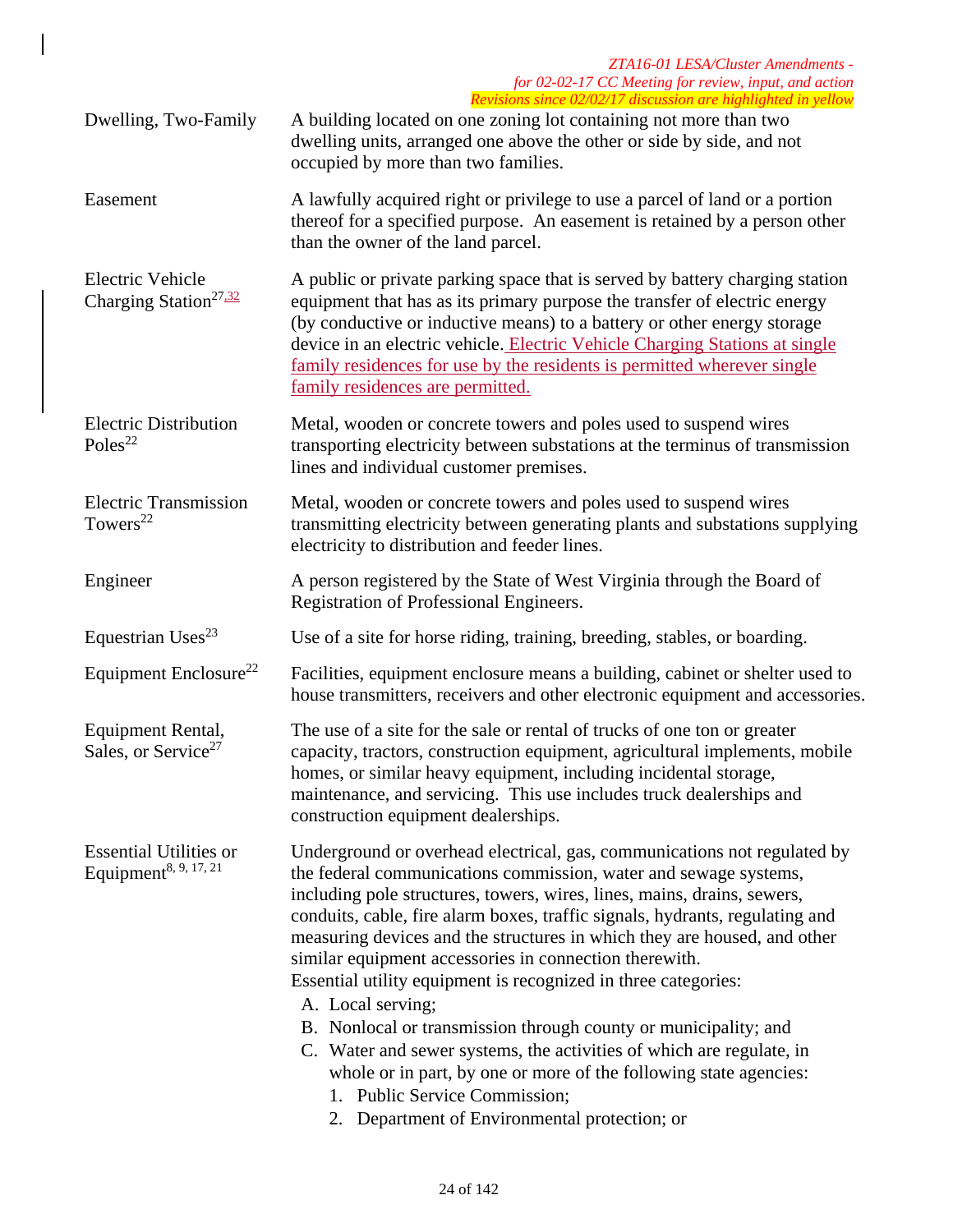| | |
|---|---|
| Dwelling, Two-Family | A building located on one zoning lot containing not more than two dwelling units, arranged one above the other or side by side, and not occupied by more than two families. |
| Easement | A lawfully acquired right or privilege to use a parcel of land or a portion thereof for a specified purpose. An easement is retained by a person other than the owner of the land parcel. |
| Electric Vehicle Charging Station[27,32] | A public or private parking space that is served by battery charging station equipment that has as its primary purpose the transfer of electric energy (by conductive or inductive means) to a battery or other energy storage device in an electric vehicle. Electric Vehicle Charging Stations at single family residences for use by the residents is permitted wherever single family residences are permitted. |
| Electric Distribution Poles[22] | Metal, wooden or concrete towers and poles used to suspend wires transporting electricity between substations at the terminus of transmission lines and individual customer premises. |
| Electric Transmission Towers[22] | Metal, wooden or concrete towers and poles used to suspend wires transmitting electricity between generating plants and substations supplying electricity to distribution and feeder lines. |
| Engineer | A person registered by the State of West Virginia through the Board of Registration of Professional Engineers. |
| Equestrian Uses[23] | Use of a site for horse riding, training, breeding, stables, or boarding. |
| Equipment Enclosure[22] | Facilities, equipment enclosure means a building, cabinet or shelter used to house transmitters, receivers and other electronic equipment and accessories. |
| Equipment Rental, Sales, or Service[27] | The use of a site for the sale or rental of trucks of one ton or greater capacity, tractors, construction equipment, agricultural implements, mobile homes, or similar heavy equipment, including incidental storage, maintenance, and servicing. This use includes truck dealerships and construction equipment dealerships. |
| Essential Utilities or Equipment[8, 9, 17, 21] | Underground or overhead electrical, gas, communications not regulated by the federal communications commission, water and sewage systems, including pole structures, towers, wires, lines, mains, drains, sewers, conduits, cable, fire alarm boxes, traffic signals, hydrants, regulating and measuring devices and the structures in which they are housed, and other similar equipment accessories in connection therewith. Essential utility equipment is recognized in three categories: A. Local serving; B. Nonlocal or transmission through county or municipality; and C. Water and sewer systems, the activities of which are regulate, in whole or in part, by one or more of the following state agencies: 1. Public Service Commission; 2. Department of Environmental protection; or |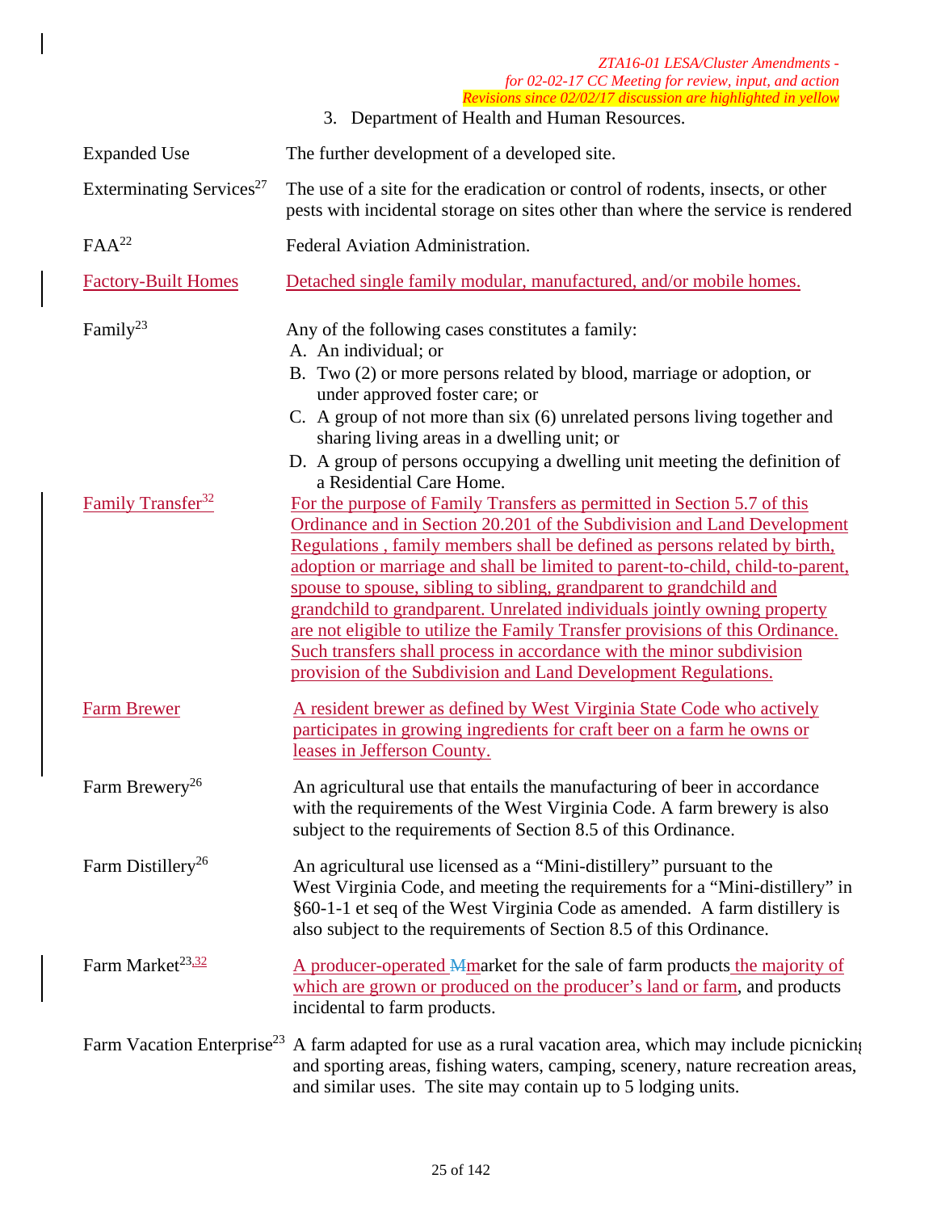3. Department of Health and Human Resources.

| Term | Definition |
|---|---|
| Expanded Use | The further development of a developed site. |
| Exterminating Services[27] | The use of a site for the eradication or control of rodents, insects, or other pests with incidental storage on sites other than where the service is rendered |
| FAA[22] | Federal Aviation Administration. |
| Factory-Built Homes | Detached single family modular, manufactured, and/or mobile homes. |
| Family[23] | Any of the following cases constitutes a family: A. An individual; or B. Two (2) or more persons related by blood, marriage or adoption, or under approved foster care; or C. A group of not more than six (6) unrelated persons living together and sharing living areas in a dwelling unit; or D. A group of persons occupying a dwelling unit meeting the definition of a Residential Care Home. |
| Family Transfer[32] | For the purpose of Family Transfers as permitted in Section 5.7 of this Ordinance and in Section 20.201 of the Subdivision and Land Development Regulations , family members shall be defined as persons related by birth, adoption or marriage and shall be limited to parent-to-child, child-to-parent, spouse to spouse, sibling to sibling, grandparent to grandchild and grandchild to grandparent. Unrelated individuals jointly owning property are not eligible to utilize the Family Transfer provisions of this Ordinance. Such transfers shall process in accordance with the minor subdivision provision of the Subdivision and Land Development Regulations. |
| Farm Brewer | A resident brewer as defined by West Virginia State Code who actively participates in growing ingredients for craft beer on a farm he owns or leases in Jefferson County. |
| Farm Brewery[26] | An agricultural use that entails the manufacturing of beer in accordance with the requirements of the West Virginia Code. A farm brewery is also subject to the requirements of Section 8.5 of this Ordinance. |
| Farm Distillery[26] | An agricultural use licensed as a "Mini-distillery" pursuant to the West Virginia Code, and meeting the requirements for a "Mini-distillery" in §60-1-1 et seq of the West Virginia Code as amended. A farm distillery is also subject to the requirements of Section 8.5 of this Ordinance. |
| Farm Market[23,32] | A producer-operated ~~M~~market for the sale of farm products the majority of which are grown or produced on the producer's land or farm, and products incidental to farm products. |
| Farm Vacation Enterprise[23] | A farm adapted for use as a rural vacation area, which may include picnicking and sporting areas, fishing waters, camping, scenery, nature recreation areas, and similar uses. The site may contain up to 5 lodging units. |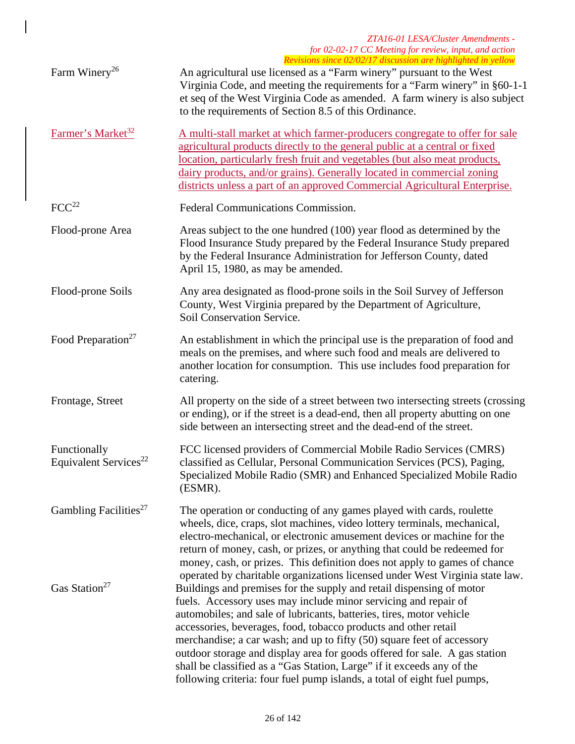| | |
|---|---|
| Farm Winery[26] | An agricultural use licensed as a "Farm winery" pursuant to the West Virginia Code, and meeting the requirements for a "Farm winery" in §60-1-1 et seq of the West Virginia Code as amended. A farm winery is also subject to the requirements of Section 8.5 of this Ordinance. |
| Farmer's Market[32] | A multi-stall market at which farmer-producers congregate to offer for sale agricultural products directly to the general public at a central or fixed location, particularly fresh fruit and vegetables (but also meat products, dairy products, and/or grains). Generally located in commercial zoning districts unless a part of an approved Commercial Agricultural Enterprise. |
| FCC[22] | Federal Communications Commission. |
| Flood-prone Area | Areas subject to the one hundred (100) year flood as determined by the Flood Insurance Study prepared by the Federal Insurance Study prepared by the Federal Insurance Administration for Jefferson County, dated April 15, 1980, as may be amended. |
| Flood-prone Soils | Any area designated as flood-prone soils in the Soil Survey of Jefferson County, West Virginia prepared by the Department of Agriculture, Soil Conservation Service. |
| Food Preparation[27] | An establishment in which the principal use is the preparation of food and meals on the premises, and where such food and meals are delivered to another location for consumption. This use includes food preparation for catering. |
| Frontage, Street | All property on the side of a street between two intersecting streets (crossing or ending), or if the street is a dead-end, then all property abutting on one side between an intersecting street and the dead-end of the street. |
| Functionally Equivalent Services[22] | FCC licensed providers of Commercial Mobile Radio Services (CMRS) classified as Cellular, Personal Communication Services (PCS), Paging, Specialized Mobile Radio (SMR) and Enhanced Specialized Mobile Radio (ESMR). |
| Gambling Facilities[27] | The operation or conducting of any games played with cards, roulette wheels, dice, craps, slot machines, video lottery terminals, mechanical, electro-mechanical, or electronic amusement devices or machine for the return of money, cash, or prizes, or anything that could be redeemed for money, cash, or prizes. This definition does not apply to games of chance operated by charitable organizations licensed under West Virginia state law. |
| Gas Station[27] | Buildings and premises for the supply and retail dispensing of motor fuels. Accessory uses may include minor servicing and repair of automobiles; and sale of lubricants, batteries, tires, motor vehicle accessories, beverages, food, tobacco products and other retail merchandise; a car wash; and up to fifty (50) square feet of accessory outdoor storage and display area for goods offered for sale. A gas station shall be classified as a "Gas Station, Large" if it exceeds any of the following criteria: four fuel pump islands, a total of eight fuel pumps, |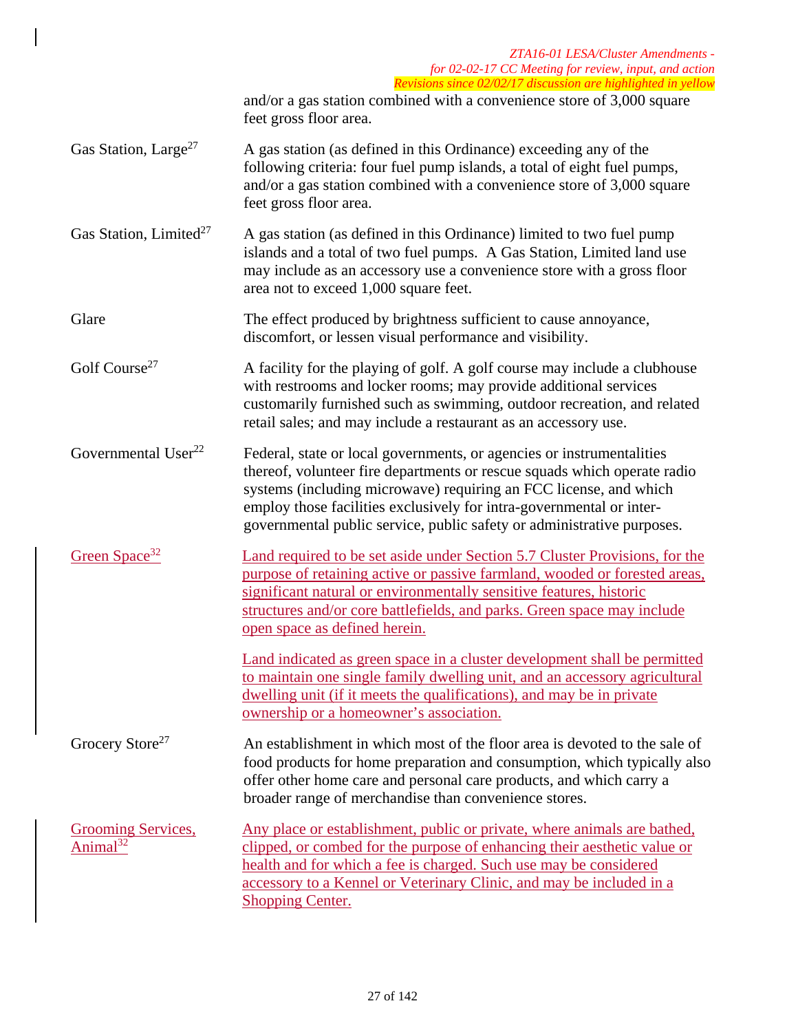and/or a gas station combined with a convenience store of 3,000 square feet gross floor area.

| | |
|---|---|
| Gas Station, Large[27] | A gas station (as defined in this Ordinance) exceeding any of the following criteria: four fuel pump islands, a total of eight fuel pumps, and/or a gas station combined with a convenience store of 3,000 square feet gross floor area. |
| Gas Station, Limited[27] | A gas station (as defined in this Ordinance) limited to two fuel pump islands and a total of two fuel pumps. A Gas Station, Limited land use may include as an accessory use a convenience store with a gross floor area not to exceed 1,000 square feet. |
| Glare | The effect produced by brightness sufficient to cause annoyance, discomfort, or lessen visual performance and visibility. |
| Golf Course[27] | A facility for the playing of golf. A golf course may include a clubhouse with restrooms and locker rooms; may provide additional services customarily furnished such as swimming, outdoor recreation, and related retail sales; and may include a restaurant as an accessory use. |
| Governmental User[22] | Federal, state or local governments, or agencies or instrumentalities thereof, volunteer fire departments or rescue squads which operate radio systems (including microwave) requiring an FCC license, and which employ those facilities exclusively for intra-governmental or inter-governmental public service, public safety or administrative purposes. |
| Green Space[32] | Land required to be set aside under Section 5.7 Cluster Provisions, for the purpose of retaining active or passive farmland, wooded or forested areas, significant natural or environmentally sensitive features, historic structures and/or core battlefields, and parks. Green space may include open space as defined herein.<br><br>Land indicated as green space in a cluster development shall be permitted to maintain one single family dwelling unit, and an accessory agricultural dwelling unit (if it meets the qualifications), and may be in private ownership or a homeowner's association. |
| Grocery Store[27] | An establishment in which most of the floor area is devoted to the sale of food products for home preparation and consumption, which typically also offer other home care and personal care products, and which carry a broader range of merchandise than convenience stores. |
| Grooming Services, Animal[32] | Any place or establishment, public or private, where animals are bathed, clipped, or combed for the purpose of enhancing their aesthetic value or health and for which a fee is charged. Such use may be considered accessory to a Kennel or Veterinary Clinic, and may be included in a Shopping Center. |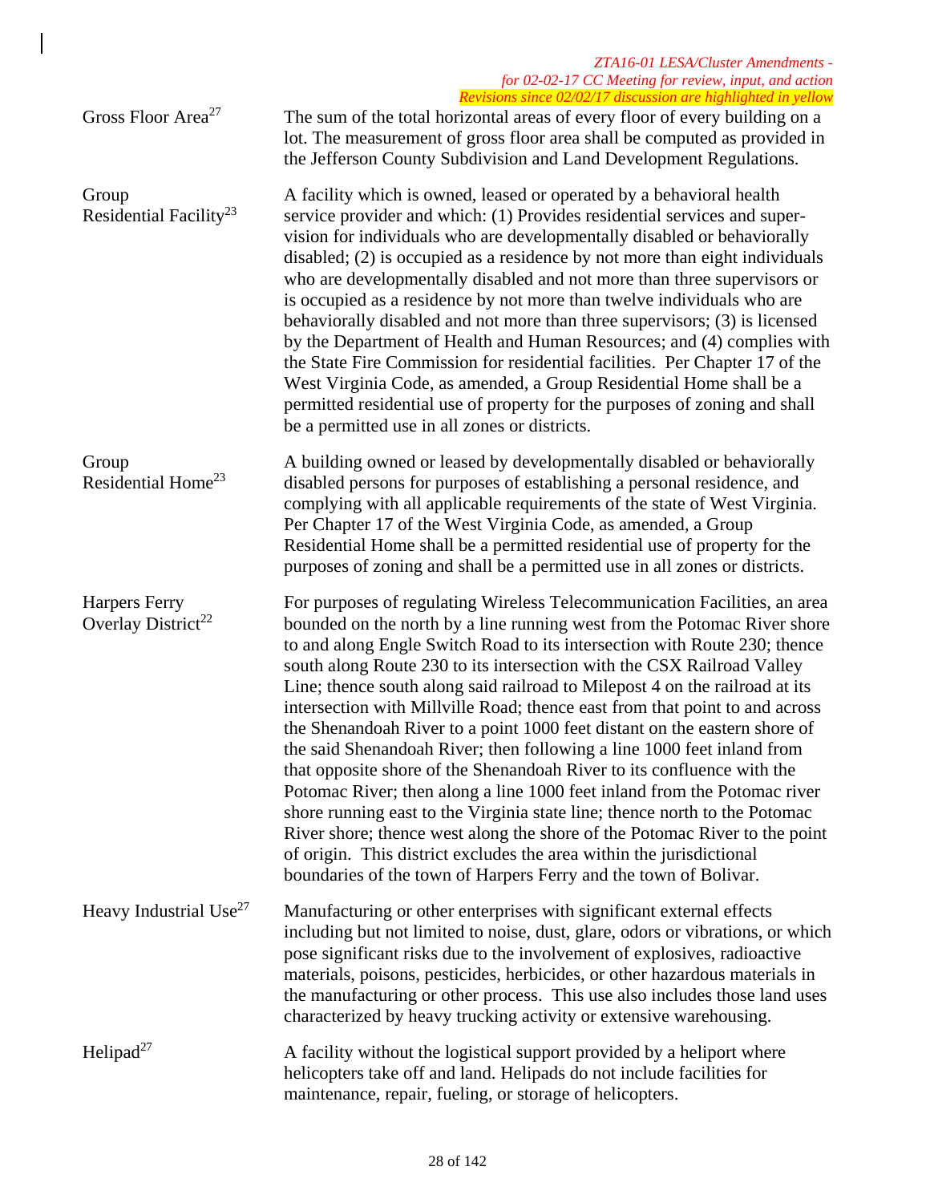*ZTA16-01 LESA/Cluster Amendments -*
*for 02-02-17 CC Meeting for review, input, and action*
*Revisions since 02/02/17 discussion are highlighted in yellow*

**Gross Floor Area**[27]

The sum of the total horizontal areas of every floor of every building on a lot. The measurement of gross floor area shall be computed as provided in the Jefferson County Subdivision and Land Development Regulations.

**Group Residential Facility**[23]

A facility which is owned, leased or operated by a behavioral health service provider and which: (1) Provides residential services and supervision for individuals who are developmentally disabled or behaviorally disabled; (2) is occupied as a residence by not more than eight individuals who are developmentally disabled and not more than three supervisors or is occupied as a residence by not more than twelve individuals who are behaviorally disabled and not more than three supervisors; (3) is licensed by the Department of Health and Human Resources; and (4) complies with the State Fire Commission for residential facilities. Per Chapter 17 of the West Virginia Code, as amended, a Group Residential Home shall be a permitted residential use of property for the purposes of zoning and shall be a permitted use in all zones or districts.

**Group Residential Home**[23]

A building owned or leased by developmentally disabled or behaviorally disabled persons for purposes of establishing a personal residence, and complying with all applicable requirements of the state of West Virginia. Per Chapter 17 of the West Virginia Code, as amended, a Group Residential Home shall be a permitted residential use of property for the purposes of zoning and shall be a permitted use in all zones or districts.

**Harpers Ferry Overlay District**[22]

For purposes of regulating Wireless Telecommunication Facilities, an area bounded on the north by a line running west from the Potomac River shore to and along Engle Switch Road to its intersection with Route 230; thence south along Route 230 to its intersection with the CSX Railroad Valley Line; thence south along said railroad to Milepost 4 on the railroad at its intersection with Millville Road; thence east from that point to and across the Shenandoah River to a point 1000 feet distant on the eastern shore of the said Shenandoah River; then following a line 1000 feet inland from that opposite shore of the Shenandoah River to its confluence with the Potomac River; then along a line 1000 feet inland from the Potomac river shore running east to the Virginia state line; thence north to the Potomac River shore; thence west along the shore of the Potomac River to the point of origin. This district excludes the area within the jurisdictional boundaries of the town of Harpers Ferry and the town of Bolivar.

**Heavy Industrial Use**[27]

Manufacturing or other enterprises with significant external effects including but not limited to noise, dust, glare, odors or vibrations, or which pose significant risks due to the involvement of explosives, radioactive materials, poisons, pesticides, herbicides, or other hazardous materials in the manufacturing or other process. This use also includes those land uses characterized by heavy trucking activity or extensive warehousing.

**Helipad**[27]

A facility without the logistical support provided by a heliport where helicopters take off and land. Helipads do not include facilities for maintenance, repair, fueling, or storage of helicopters.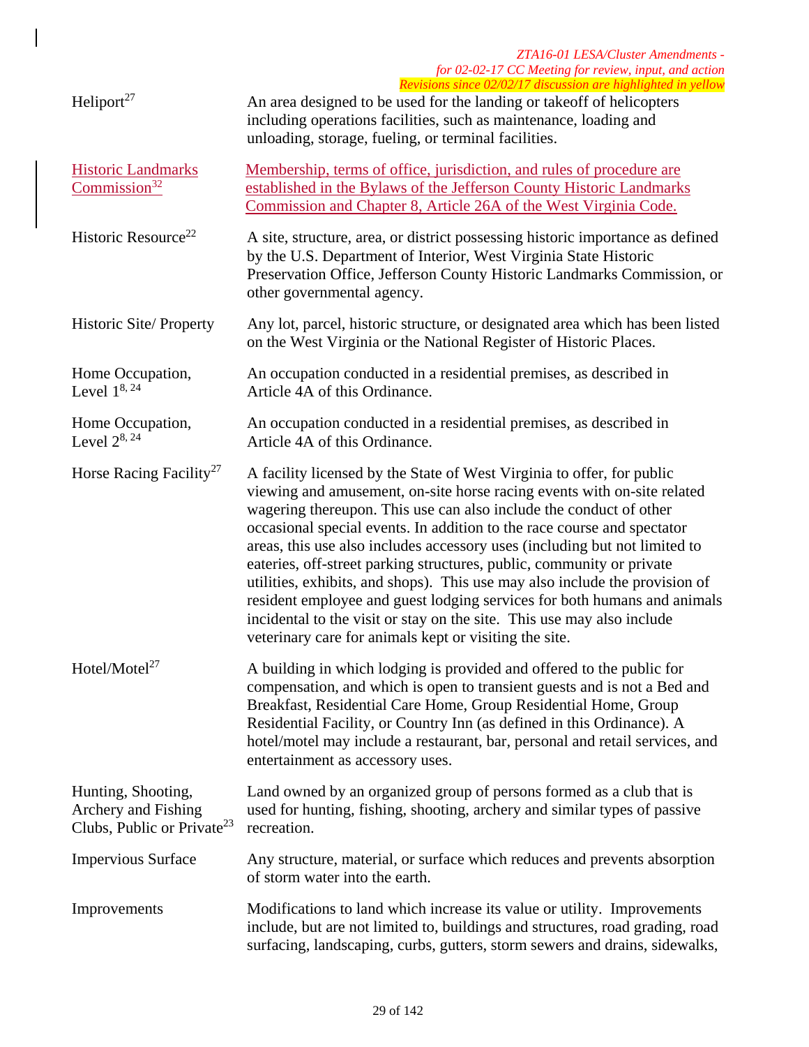| Term | Definition |
|---|---|
| Heliport[27] | An area designed to be used for the landing or takeoff of helicopters including operations facilities, such as maintenance, loading and unloading, storage, fueling, or terminal facilities. |
| Historic Landmarks Commission[32] | Membership, terms of office, jurisdiction, and rules of procedure are established in the Bylaws of the Jefferson County Historic Landmarks Commission and Chapter 8, Article 26A of the West Virginia Code. |
| Historic Resource[22] | A site, structure, area, or district possessing historic importance as defined by the U.S. Department of Interior, West Virginia State Historic Preservation Office, Jefferson County Historic Landmarks Commission, or other governmental agency. |
| Historic Site/ Property | Any lot, parcel, historic structure, or designated area which has been listed on the West Virginia or the National Register of Historic Places. |
| Home Occupation, Level 1[8, 24] | An occupation conducted in a residential premises, as described in Article 4A of this Ordinance. |
| Home Occupation, Level 2[8, 24] | An occupation conducted in a residential premises, as described in Article 4A of this Ordinance. |
| Horse Racing Facility[27] | A facility licensed by the State of West Virginia to offer, for public viewing and amusement, on-site horse racing events with on-site related wagering thereupon. This use can also include the conduct of other occasional special events. In addition to the race course and spectator areas, this use also includes accessory uses (including but not limited to eateries, off-street parking structures, public, community or private utilities, exhibits, and shops). This use may also include the provision of resident employee and guest lodging services for both humans and animals incidental to the visit or stay on the site. This use may also include veterinary care for animals kept or visiting the site. |
| Hotel/Motel[27] | A building in which lodging is provided and offered to the public for compensation, and which is open to transient guests and is not a Bed and Breakfast, Residential Care Home, Group Residential Home, Group Residential Facility, or Country Inn (as defined in this Ordinance). A hotel/motel may include a restaurant, bar, personal and retail services, and entertainment as accessory uses. |
| Hunting, Shooting, Archery and Fishing Clubs, Public or Private[23] | Land owned by an organized group of persons formed as a club that is used for hunting, fishing, shooting, archery and similar types of passive recreation. |
| Impervious Surface | Any structure, material, or surface which reduces and prevents absorption of storm water into the earth. |
| Improvements | Modifications to land which increase its value or utility. Improvements include, but are not limited to, buildings and structures, road grading, road surfacing, landscaping, curbs, gutters, storm sewers and drains, sidewalks, |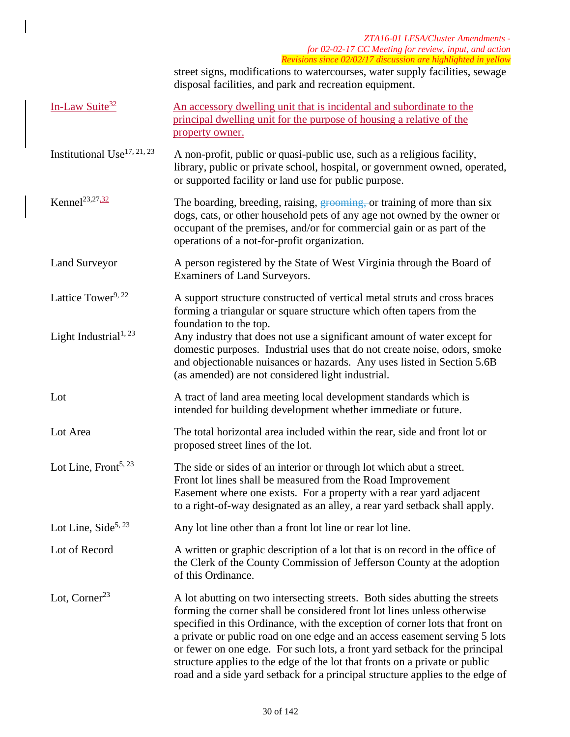street signs, modifications to watercourses, water supply facilities, sewage disposal facilities, and park and recreation equipment.

| Term | Definition |
|---|---|
| In-Law Suite[32] | An accessory dwelling unit that is incidental and subordinate to the principal dwelling unit for the purpose of housing a relative of the property owner. |
| Institutional Use[17, 21, 23] | A non-profit, public or quasi-public use, such as a religious facility, library, public or private school, hospital, or government owned, operated, or supported facility or land use for public purpose. |
| Kennel[23,27,32] | The boarding, breeding, raising, ~~grooming,~~ or training of more than six dogs, cats, or other household pets of any age not owned by the owner or occupant of the premises, and/or for commercial gain or as part of the operations of a not-for-profit organization. |
| Land Surveyor | A person registered by the State of West Virginia through the Board of Examiners of Land Surveyors. |
| Lattice Tower[9, 22] | A support structure constructed of vertical metal struts and cross braces forming a triangular or square structure which often tapers from the foundation to the top. |
| Light Industrial[1, 23] | Any industry that does not use a significant amount of water except for domestic purposes. Industrial uses that do not create noise, odors, smoke and objectionable nuisances or hazards. Any uses listed in Section 5.6B (as amended) are not considered light industrial. |
| Lot | A tract of land area meeting local development standards which is intended for building development whether immediate or future. |
| Lot Area | The total horizontal area included within the rear, side and front lot or proposed street lines of the lot. |
| Lot Line, Front[5, 23] | The side or sides of an interior or through lot which abut a street. Front lot lines shall be measured from the Road Improvement Easement where one exists. For a property with a rear yard adjacent to a right-of-way designated as an alley, a rear yard setback shall apply. |
| Lot Line, Side[5, 23] | Any lot line other than a front lot line or rear lot line. |
| Lot of Record | A written or graphic description of a lot that is on record in the office of the Clerk of the County Commission of Jefferson County at the adoption of this Ordinance. |
| Lot, Corner[23] | A lot abutting on two intersecting streets. Both sides abutting the streets forming the corner shall be considered front lot lines unless otherwise specified in this Ordinance, with the exception of corner lots that front on a private or public road on one edge and an access easement serving 5 lots or fewer on one edge. For such lots, a front yard setback for the principal structure applies to the edge of the lot that fronts on a private or public road and a side yard setback for a principal structure applies to the edge of |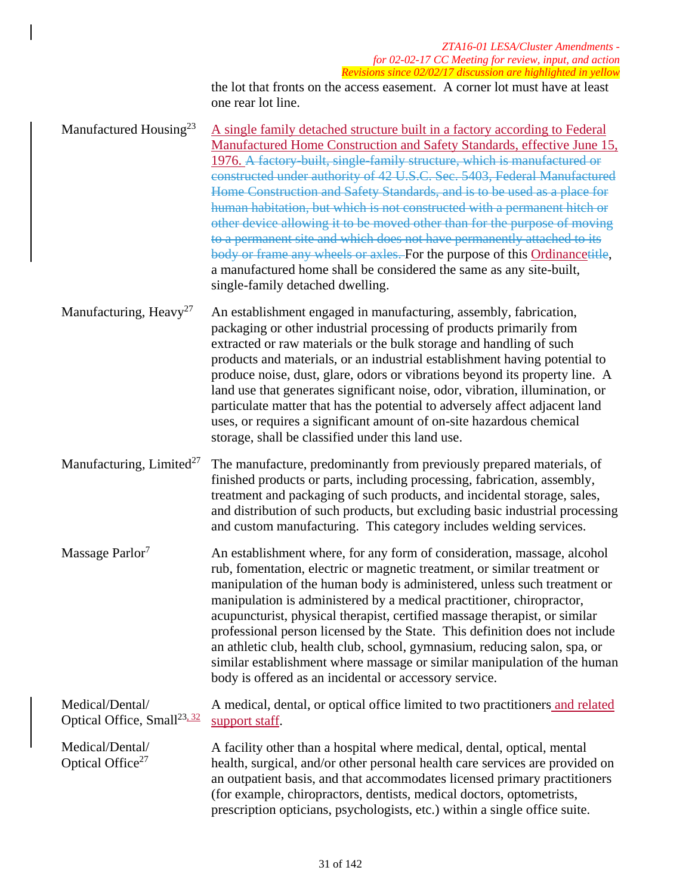the lot that fronts on the access easement. A corner lot must have at least one rear lot line.

| Term | Definition |
|---|---|
| Manufactured Housing[23] | A single family detached structure built in a factory according to Federal Manufactured Home Construction and Safety Standards, effective June 15, 1976. ~~A factory-built, single-family structure, which is manufactured or constructed under authority of 42 U.S.C. Sec. 5403, Federal Manufactured Home Construction and Safety Standards, and is to be used as a place for human habitation, but which is not constructed with a permanent hitch or other device allowing it to be moved other than for the purpose of moving to a permanent site and which does not have permanently attached to its body or frame any wheels or axles.~~ For the purpose of this Ordinance~~title~~, a manufactured home shall be considered the same as any site-built, single-family detached dwelling. |
| Manufacturing, Heavy[27] | An establishment engaged in manufacturing, assembly, fabrication, packaging or other industrial processing of products primarily from extracted or raw materials or the bulk storage and handling of such products and materials, or an industrial establishment having potential to produce noise, dust, glare, odors or vibrations beyond its property line. A land use that generates significant noise, odor, vibration, illumination, or particulate matter that has the potential to adversely affect adjacent land uses, or requires a significant amount of on-site hazardous chemical storage, shall be classified under this land use. |
| Manufacturing, Limited[27] | The manufacture, predominantly from previously prepared materials, of finished products or parts, including processing, fabrication, assembly, treatment and packaging of such products, and incidental storage, sales, and distribution of such products, but excluding basic industrial processing and custom manufacturing. This category includes welding services. |
| Massage Parlor[7] | An establishment where, for any form of consideration, massage, alcohol rub, fomentation, electric or magnetic treatment, or similar treatment or manipulation of the human body is administered, unless such treatment or manipulation is administered by a medical practitioner, chiropractor, acupuncturist, physical therapist, certified massage therapist, or similar professional person licensed by the State. This definition does not include an athletic club, health club, school, gymnasium, reducing salon, spa, or similar establishment where massage or similar manipulation of the human body is offered as an incidental or accessory service. |
| Medical/Dental/ Optical Office, Small[23, 32] | A medical, dental, or optical office limited to two practitioners and related support staff. |
| Medical/Dental/ Optical Office[27] | A facility other than a hospital where medical, dental, optical, mental health, surgical, and/or other personal health care services are provided on an outpatient basis, and that accommodates licensed primary practitioners (for example, chiropractors, dentists, medical doctors, optometrists, prescription opticians, psychologists, etc.) within a single office suite. |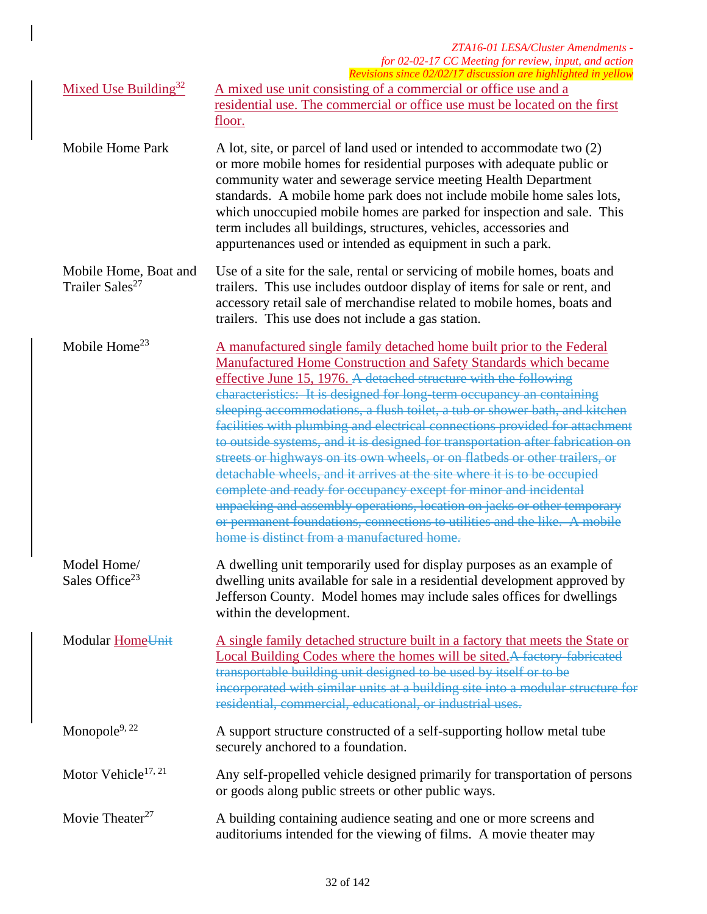| | |
|---|---|
| Mixed Use Building[32] | A mixed use unit consisting of a commercial or office use and a residential use. The commercial or office use must be located on the first floor. |
| Mobile Home Park | A lot, site, or parcel of land used or intended to accommodate two (2) or more mobile homes for residential purposes with adequate public or community water and sewerage service meeting Health Department standards. A mobile home park does not include mobile home sales lots, which unoccupied mobile homes are parked for inspection and sale. This term includes all buildings, structures, vehicles, accessories and appurtenances used or intended as equipment in such a park. |
| Mobile Home, Boat and Trailer Sales[27] | Use of a site for the sale, rental or servicing of mobile homes, boats and trailers. This use includes outdoor display of items for sale or rent, and accessory retail sale of merchandise related to mobile homes, boats and trailers. This use does not include a gas station. |
| Mobile Home[23] | A manufactured single family detached home built prior to the Federal Manufactured Home Construction and Safety Standards which became effective June 15, 1976. ~~A detached structure with the following characteristics: It is designed for long-term occupancy an containing sleeping accommodations, a flush toilet, a tub or shower bath, and kitchen facilities with plumbing and electrical connections provided for attachment to outside systems, and it is designed for transportation after fabrication on streets or highways on its own wheels, or on flatbeds or other trailers, or detachable wheels, and it arrives at the site where it is to be occupied complete and ready for occupancy except for minor and incidental unpacking and assembly operations, location on jacks or other temporary or permanent foundations, connections to utilities and the like. A mobile home is distinct from a manufactured home.~~ |
| Model Home/ Sales Office[23] | A dwelling unit temporarily used for display purposes as an example of dwelling units available for sale in a residential development approved by Jefferson County. Model homes may include sales offices for dwellings within the development. |
| Modular Home~~Unit~~ | A single family detached structure built in a factory that meets the State or Local Building Codes where the homes will be sited.~~A factory-fabricated transportable building unit designed to be used by itself or to be incorporated with similar units at a building site into a modular structure for residential, commercial, educational, or industrial uses.~~ |
| Monopole[9, 22] | A support structure constructed of a self-supporting hollow metal tube securely anchored to a foundation. |
| Motor Vehicle[17, 21] | Any self-propelled vehicle designed primarily for transportation of persons or goods along public streets or other public ways. |
| Movie Theater[27] | A building containing audience seating and one or more screens and auditoriums intended for the viewing of films. A movie theater may |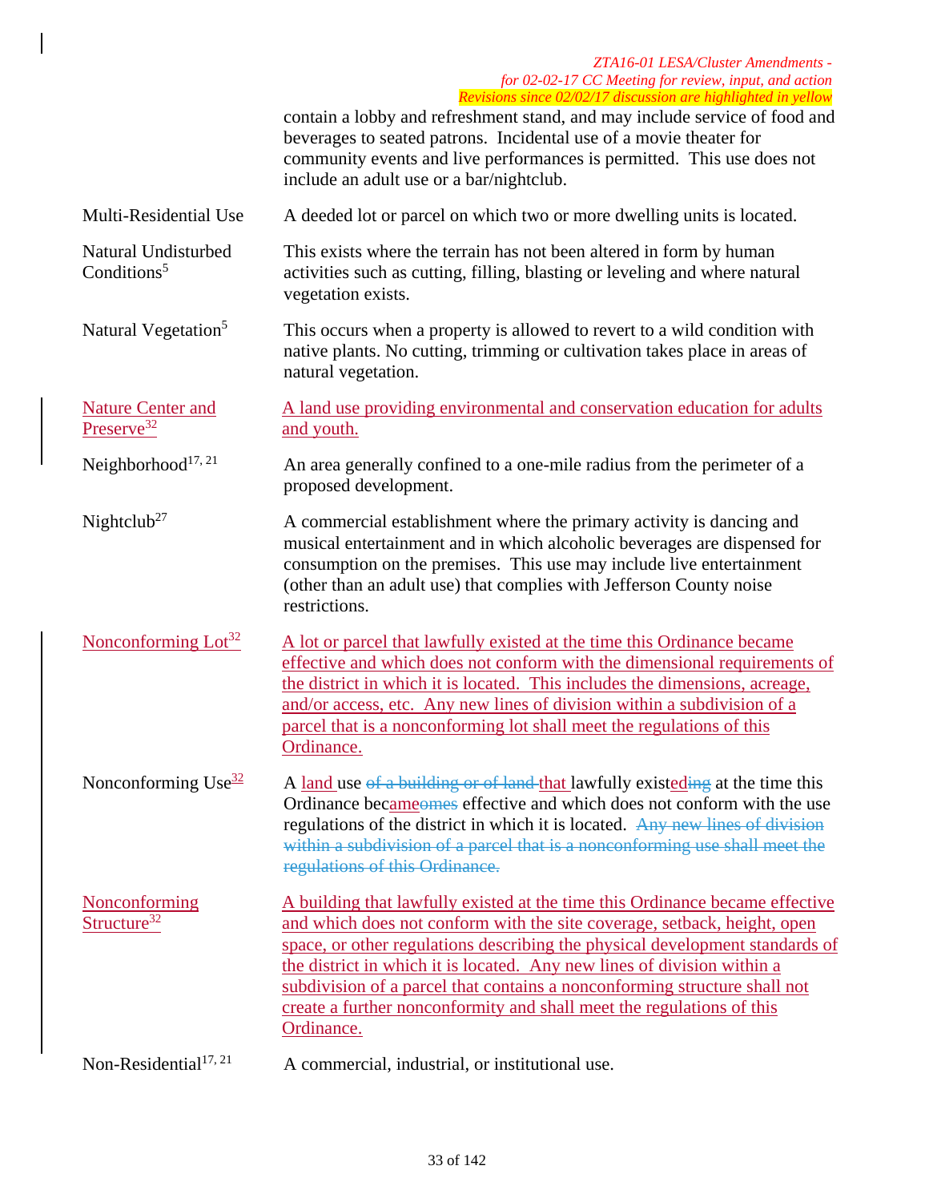contain a lobby and refreshment stand, and may include service of food and beverages to seated patrons. Incidental use of a movie theater for community events and live performances is permitted. This use does not include an adult use or a bar/nightclub.

| Term | Definition |
|---|---|
| Multi-Residential Use | A deeded lot or parcel on which two or more dwelling units is located. |
| Natural Undisturbed Conditions[5] | This exists where the terrain has not been altered in form by human activities such as cutting, filling, blasting or leveling and where natural vegetation exists. |
| Natural Vegetation[5] | This occurs when a property is allowed to revert to a wild condition with native plants. No cutting, trimming or cultivation takes place in areas of natural vegetation. |
| Nature Center and Preserve[32] | A land use providing environmental and conservation education for adults and youth. |
| Neighborhood[17, 21] | An area generally confined to a one-mile radius from the perimeter of a proposed development. |
| Nightclub[27] | A commercial establishment where the primary activity is dancing and musical entertainment and in which alcoholic beverages are dispensed for consumption on the premises. This use may include live entertainment (other than an adult use) that complies with Jefferson County noise restrictions. |
| Nonconforming Lot[32] | A lot or parcel that lawfully existed at the time this Ordinance became effective and which does not conform with the dimensional requirements of the district in which it is located. This includes the dimensions, acreage, and/or access, etc. Any new lines of division within a subdivision of a parcel that is a nonconforming lot shall meet the regulations of this Ordinance. |
| Nonconforming Use[32] | A land use ~~of a building or of land~~ that lawfully existed~~ing~~ at the time this Ordinance became~~omes~~ effective and which does not conform with the use regulations of the district in which it is located. ~~Any new lines of division within a subdivision of a parcel that is a nonconforming use shall meet the regulations of this Ordinance.~~ |
| Nonconforming Structure[32] | A building that lawfully existed at the time this Ordinance became effective and which does not conform with the site coverage, setback, height, open space, or other regulations describing the physical development standards of the district in which it is located. Any new lines of division within a subdivision of a parcel that contains a nonconforming structure shall not create a further nonconformity and shall meet the regulations of this Ordinance. |
| Non-Residential[17, 21] | A commercial, industrial, or institutional use. |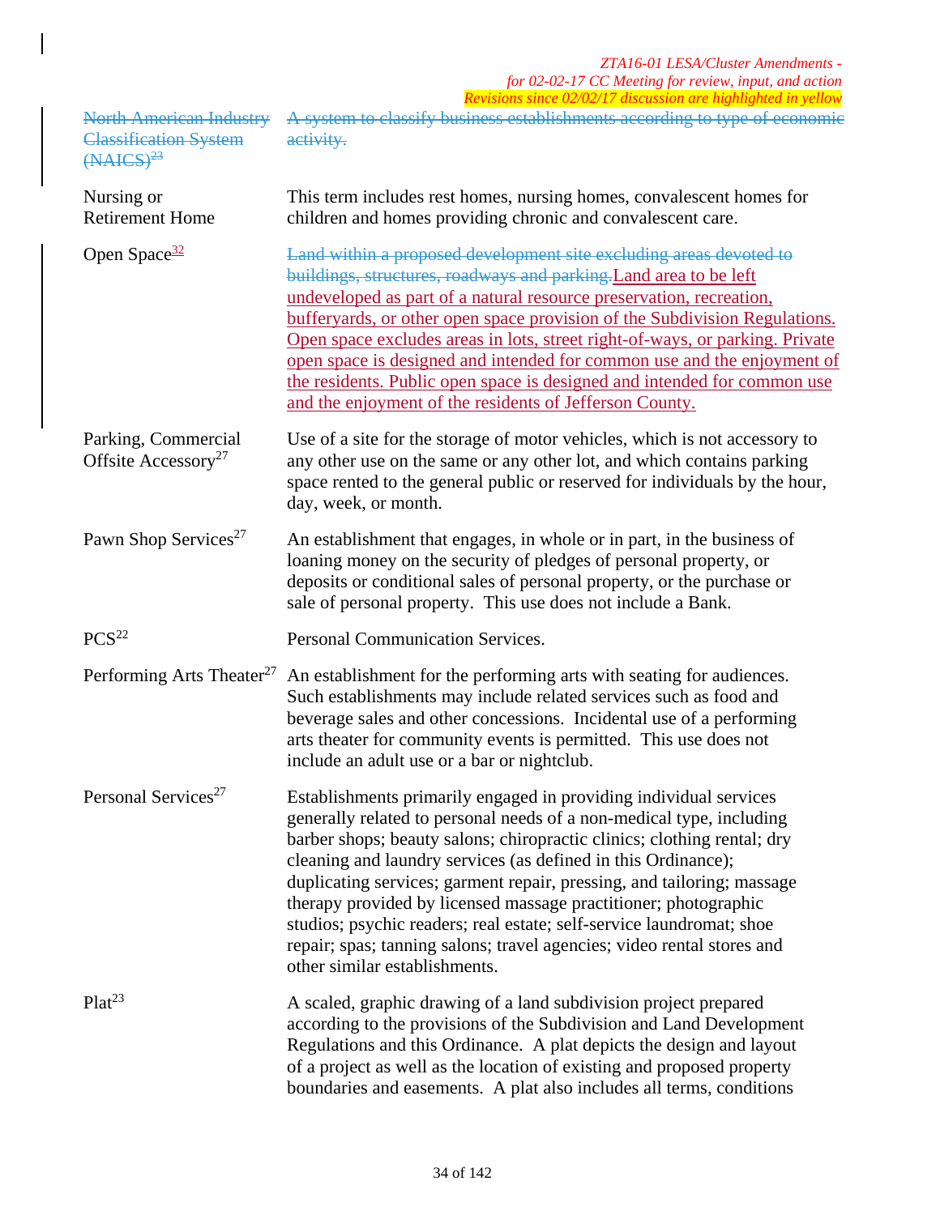| | |
|---|---|
| ~~North American Industry Classification System (NAICS)~~[23] | ~~A system to classify business establishments according to type of economic activity.~~ |
| Nursing or Retirement Home | This term includes rest homes, nursing homes, convalescent homes for children and homes providing chronic and convalescent care. |
| Open Space[32] | ~~Land within a proposed development site excluding areas devoted to buildings, structures, roadways and parking.~~Land area to be left undeveloped as part of a natural resource preservation, recreation, bufferyards, or other open space provision of the Subdivision Regulations. Open space excludes areas in lots, street right-of-ways, or parking. Private open space is designed and intended for common use and the enjoyment of the residents. Public open space is designed and intended for common use and the enjoyment of the residents of Jefferson County. |
| Parking, Commercial Offsite Accessory[27] | Use of a site for the storage of motor vehicles, which is not accessory to any other use on the same or any other lot, and which contains parking space rented to the general public or reserved for individuals by the hour, day, week, or month. |
| Pawn Shop Services[27] | An establishment that engages, in whole or in part, in the business of loaning money on the security of pledges of personal property, or deposits or conditional sales of personal property, or the purchase or sale of personal property. This use does not include a Bank. |
| PCS[22] | Personal Communication Services. |
| Performing Arts Theater[27] | An establishment for the performing arts with seating for audiences. Such establishments may include related services such as food and beverage sales and other concessions. Incidental use of a performing arts theater for community events is permitted. This use does not include an adult use or a bar or nightclub. |
| Personal Services[27] | Establishments primarily engaged in providing individual services generally related to personal needs of a non-medical type, including barber shops; beauty salons; chiropractic clinics; clothing rental; dry cleaning and laundry services (as defined in this Ordinance); duplicating services; garment repair, pressing, and tailoring; massage therapy provided by licensed massage practitioner; photographic studios; psychic readers; real estate; self-service laundromat; shoe repair; spas; tanning salons; travel agencies; video rental stores and other similar establishments. |
| Plat[23] | A scaled, graphic drawing of a land subdivision project prepared according to the provisions of the Subdivision and Land Development Regulations and this Ordinance. A plat depicts the design and layout of a project as well as the location of existing and proposed property boundaries and easements. A plat also includes all terms, conditions |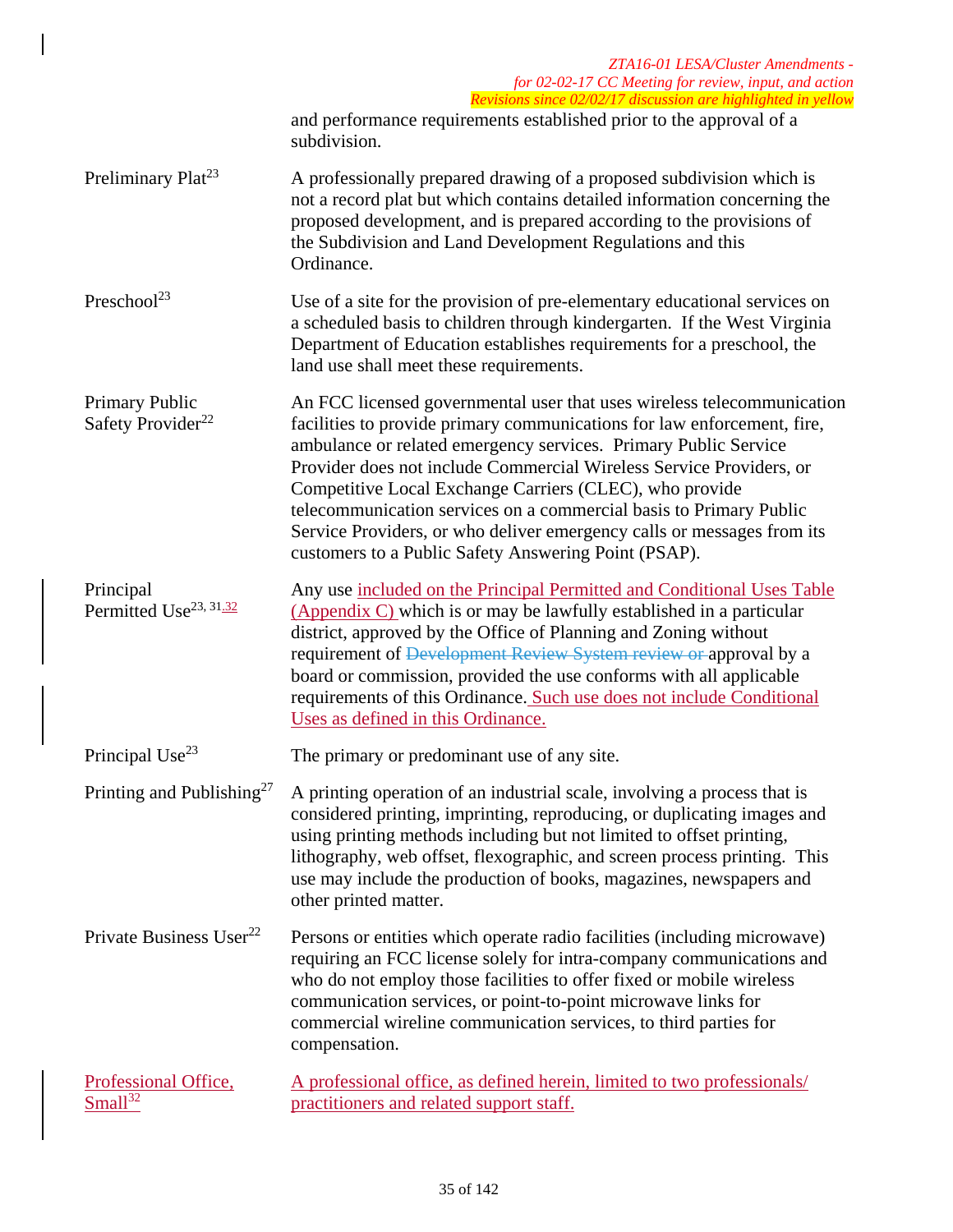and performance requirements established prior to the approval of a subdivision.

| Term | Definition |
|---|---|
| Preliminary Plat[23] | A professionally prepared drawing of a proposed subdivision which is not a record plat but which contains detailed information concerning the proposed development, and is prepared according to the provisions of the Subdivision and Land Development Regulations and this Ordinance. |
| Preschool[23] | Use of a site for the provision of pre-elementary educational services on a scheduled basis to children through kindergarten. If the West Virginia Department of Education establishes requirements for a preschool, the land use shall meet these requirements. |
| Primary Public Safety Provider[22] | An FCC licensed governmental user that uses wireless telecommunication facilities to provide primary communications for law enforcement, fire, ambulance or related emergency services. Primary Public Service Provider does not include Commercial Wireless Service Providers, or Competitive Local Exchange Carriers (CLEC), who provide telecommunication services on a commercial basis to Primary Public Service Providers, or who deliver emergency calls or messages from its customers to a Public Safety Answering Point (PSAP). |
| Principal Permitted Use[23, 31, 32] | Any use included on the Principal Permitted and Conditional Uses Table (Appendix C) which is or may be lawfully established in a particular district, approved by the Office of Planning and Zoning without requirement of ~~Development Review System review or~~ approval by a board or commission, provided the use conforms with all applicable requirements of this Ordinance. Such use does not include Conditional Uses as defined in this Ordinance. |
| Principal Use[23] | The primary or predominant use of any site. |
| Printing and Publishing[27] | A printing operation of an industrial scale, involving a process that is considered printing, imprinting, reproducing, or duplicating images and using printing methods including but not limited to offset printing, lithography, web offset, flexographic, and screen process printing. This use may include the production of books, magazines, newspapers and other printed matter. |
| Private Business User[22] | Persons or entities which operate radio facilities (including microwave) requiring an FCC license solely for intra-company communications and who do not employ those facilities to offer fixed or mobile wireless communication services, or point-to-point microwave links for commercial wireline communication services, to third parties for compensation. |
| Professional Office, Small[32] | A professional office, as defined herein, limited to two professionals/ practitioners and related support staff. |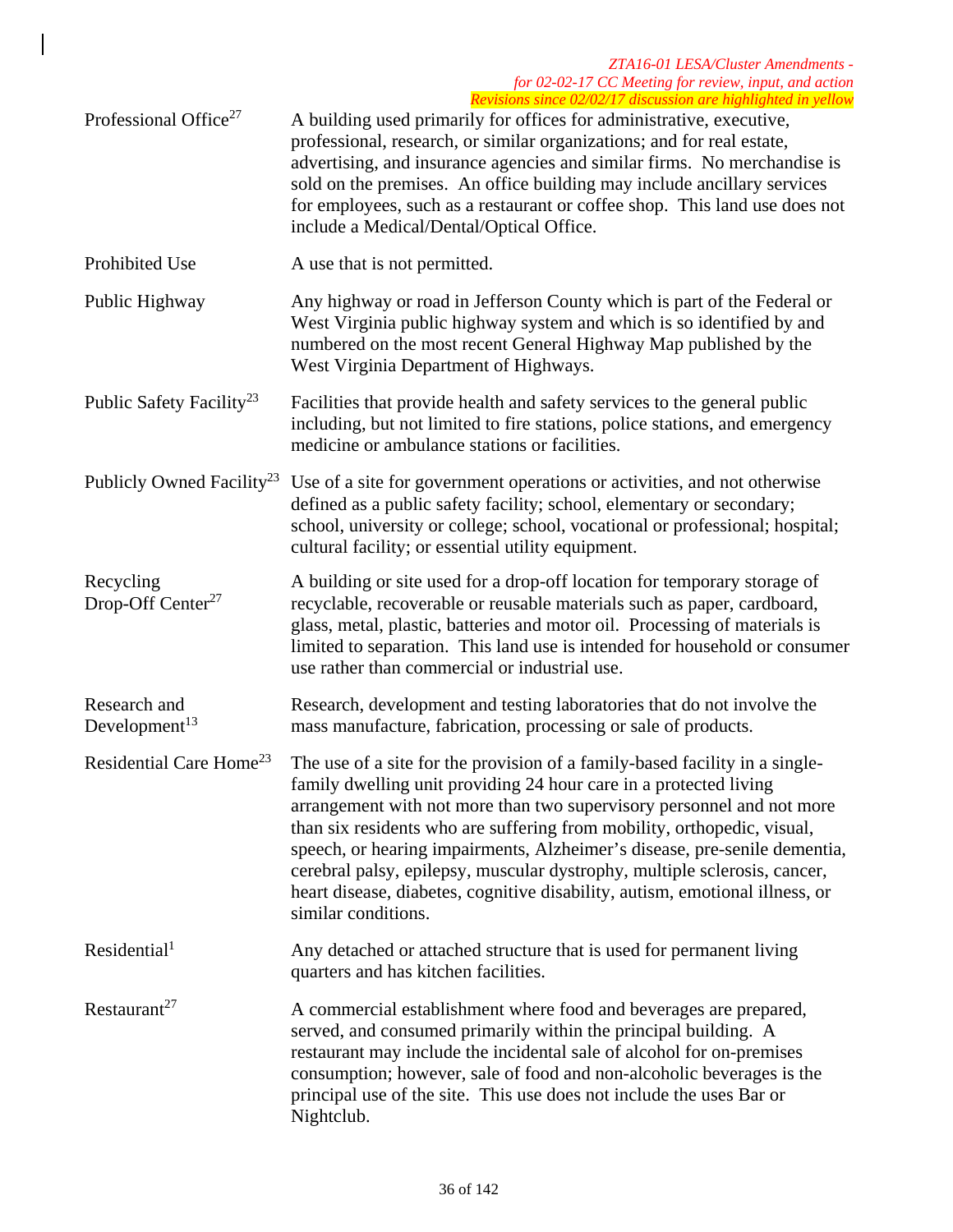| | |
|---|---|
| Professional Office[27] | A building used primarily for offices for administrative, executive, professional, research, or similar organizations; and for real estate, advertising, and insurance agencies and similar firms. No merchandise is sold on the premises. An office building may include ancillary services for employees, such as a restaurant or coffee shop. This land use does not include a Medical/Dental/Optical Office. |
| Prohibited Use | A use that is not permitted. |
| Public Highway | Any highway or road in Jefferson County which is part of the Federal or West Virginia public highway system and which is so identified by and numbered on the most recent General Highway Map published by the West Virginia Department of Highways. |
| Public Safety Facility[23] | Facilities that provide health and safety services to the general public including, but not limited to fire stations, police stations, and emergency medicine or ambulance stations or facilities. |
| Publicly Owned Facility[23] | Use of a site for government operations or activities, and not otherwise defined as a public safety facility; school, elementary or secondary; school, university or college; school, vocational or professional; hospital; cultural facility; or essential utility equipment. |
| Recycling Drop-Off Center[27] | A building or site used for a drop-off location for temporary storage of recyclable, recoverable or reusable materials such as paper, cardboard, glass, metal, plastic, batteries and motor oil. Processing of materials is limited to separation. This land use is intended for household or consumer use rather than commercial or industrial use. |
| Research and Development[13] | Research, development and testing laboratories that do not involve the mass manufacture, fabrication, processing or sale of products. |
| Residential Care Home[23] | The use of a site for the provision of a family-based facility in a single-family dwelling unit providing 24 hour care in a protected living arrangement with not more than two supervisory personnel and not more than six residents who are suffering from mobility, orthopedic, visual, speech, or hearing impairments, Alzheimer's disease, pre-senile dementia, cerebral palsy, epilepsy, muscular dystrophy, multiple sclerosis, cancer, heart disease, diabetes, cognitive disability, autism, emotional illness, or similar conditions. |
| Residential[1] | Any detached or attached structure that is used for permanent living quarters and has kitchen facilities. |
| Restaurant[27] | A commercial establishment where food and beverages are prepared, served, and consumed primarily within the principal building. A restaurant may include the incidental sale of alcohol for on-premises consumption; however, sale of food and non-alcoholic beverages is the principal use of the site. This use does not include the uses Bar or Nightclub. |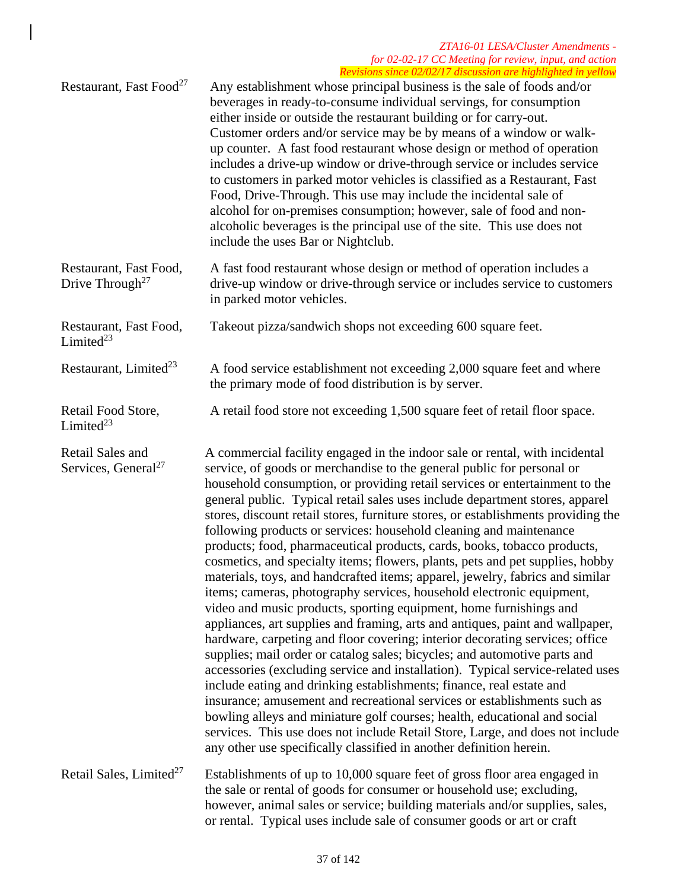| | |
|---|---|
| Restaurant, Fast Food[27] | Any establishment whose principal business is the sale of foods and/or beverages in ready-to-consume individual servings, for consumption either inside or outside the restaurant building or for carry-out. Customer orders and/or service may be by means of a window or walk-up counter. A fast food restaurant whose design or method of operation includes a drive-up window or drive-through service or includes service to customers in parked motor vehicles is classified as a Restaurant, Fast Food, Drive-Through. This use may include the incidental sale of alcohol for on-premises consumption; however, sale of food and non-alcoholic beverages is the principal use of the site. This use does not include the uses Bar or Nightclub. |
| Restaurant, Fast Food, Drive Through[27] | A fast food restaurant whose design or method of operation includes a drive-up window or drive-through service or includes service to customers in parked motor vehicles. |
| Restaurant, Fast Food, Limited[23] | Takeout pizza/sandwich shops not exceeding 600 square feet. |
| Restaurant, Limited[23] | A food service establishment not exceeding 2,000 square feet and where the primary mode of food distribution is by server. |
| Retail Food Store, Limited[23] | A retail food store not exceeding 1,500 square feet of retail floor space. |
| Retail Sales and Services, General[27] | A commercial facility engaged in the indoor sale or rental, with incidental service, of goods or merchandise to the general public for personal or household consumption, or providing retail services or entertainment to the general public. Typical retail sales uses include department stores, apparel stores, discount retail stores, furniture stores, or establishments providing the following products or services: household cleaning and maintenance products; food, pharmaceutical products, cards, books, tobacco products, cosmetics, and specialty items; flowers, plants, pets and pet supplies, hobby materials, toys, and handcrafted items; apparel, jewelry, fabrics and similar items; cameras, photography services, household electronic equipment, video and music products, sporting equipment, home furnishings and appliances, art supplies and framing, arts and antiques, paint and wallpaper, hardware, carpeting and floor covering; interior decorating services; office supplies; mail order or catalog sales; bicycles; and automotive parts and accessories (excluding service and installation). Typical service-related uses include eating and drinking establishments; finance, real estate and insurance; amusement and recreational services or establishments such as bowling alleys and miniature golf courses; health, educational and social services. This use does not include Retail Store, Large, and does not include any other use specifically classified in another definition herein. |
| Retail Sales, Limited[27] | Establishments of up to 10,000 square feet of gross floor area engaged in the sale or rental of goods for consumer or household use; excluding, however, animal sales or service; building materials and/or supplies, sales, or rental. Typical uses include sale of consumer goods or art or craft |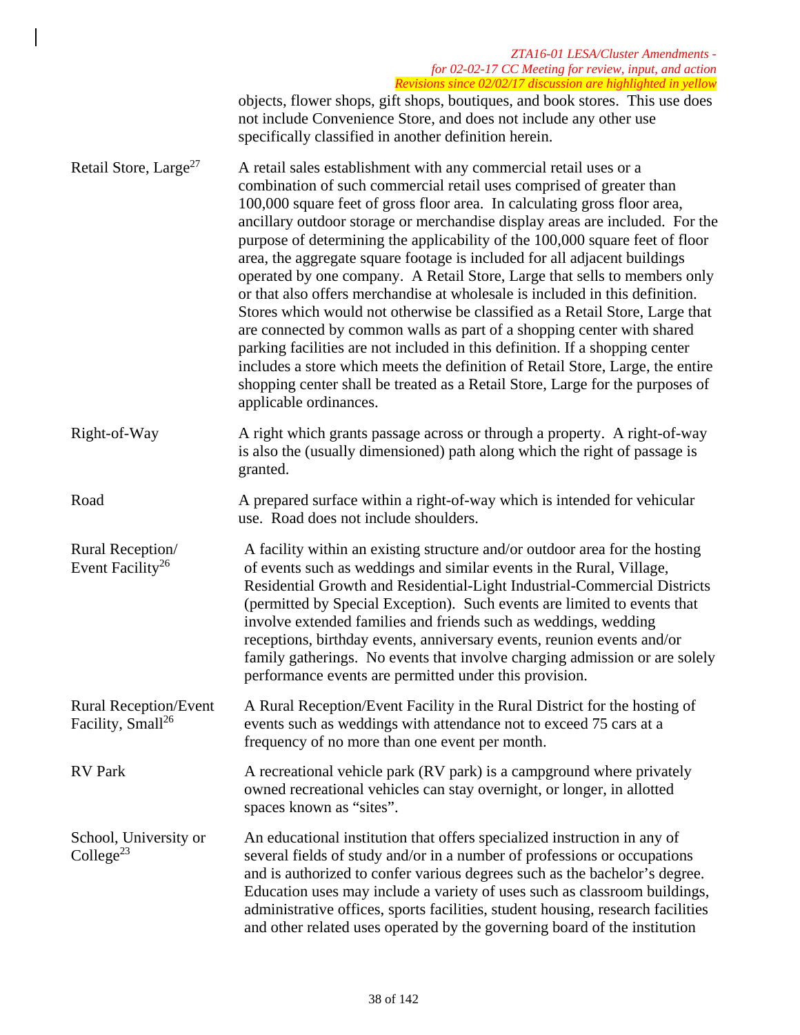objects, flower shops, gift shops, boutiques, and book stores. This use does not include Convenience Store, and does not include any other use specifically classified in another definition herein.

| | |
|---|---|
| Retail Store, Large[27] | A retail sales establishment with any commercial retail uses or a combination of such commercial retail uses comprised of greater than 100,000 square feet of gross floor area. In calculating gross floor area, ancillary outdoor storage or merchandise display areas are included. For the purpose of determining the applicability of the 100,000 square feet of floor area, the aggregate square footage is included for all adjacent buildings operated by one company. A Retail Store, Large that sells to members only or that also offers merchandise at wholesale is included in this definition. Stores which would not otherwise be classified as a Retail Store, Large that are connected by common walls as part of a shopping center with shared parking facilities are not included in this definition. If a shopping center includes a store which meets the definition of Retail Store, Large, the entire shopping center shall be treated as a Retail Store, Large for the purposes of applicable ordinances. |
| Right-of-Way | A right which grants passage across or through a property. A right-of-way is also the (usually dimensioned) path along which the right of passage is granted. |
| Road | A prepared surface within a right-of-way which is intended for vehicular use. Road does not include shoulders. |
| Rural Reception/ Event Facility[26] | A facility within an existing structure and/or outdoor area for the hosting of events such as weddings and similar events in the Rural, Village, Residential Growth and Residential-Light Industrial-Commercial Districts (permitted by Special Exception). Such events are limited to events that involve extended families and friends such as weddings, wedding receptions, birthday events, anniversary events, reunion events and/or family gatherings. No events that involve charging admission or are solely performance events are permitted under this provision. |
| Rural Reception/Event Facility, Small[26] | A Rural Reception/Event Facility in the Rural District for the hosting of events such as weddings with attendance not to exceed 75 cars at a frequency of no more than one event per month. |
| RV Park | A recreational vehicle park (RV park) is a campground where privately owned recreational vehicles can stay overnight, or longer, in allotted spaces known as "sites". |
| School, University or College[23] | An educational institution that offers specialized instruction in any of several fields of study and/or in a number of professions or occupations and is authorized to confer various degrees such as the bachelor's degree. Education uses may include a variety of uses such as classroom buildings, administrative offices, sports facilities, student housing, research facilities and other related uses operated by the governing board of the institution |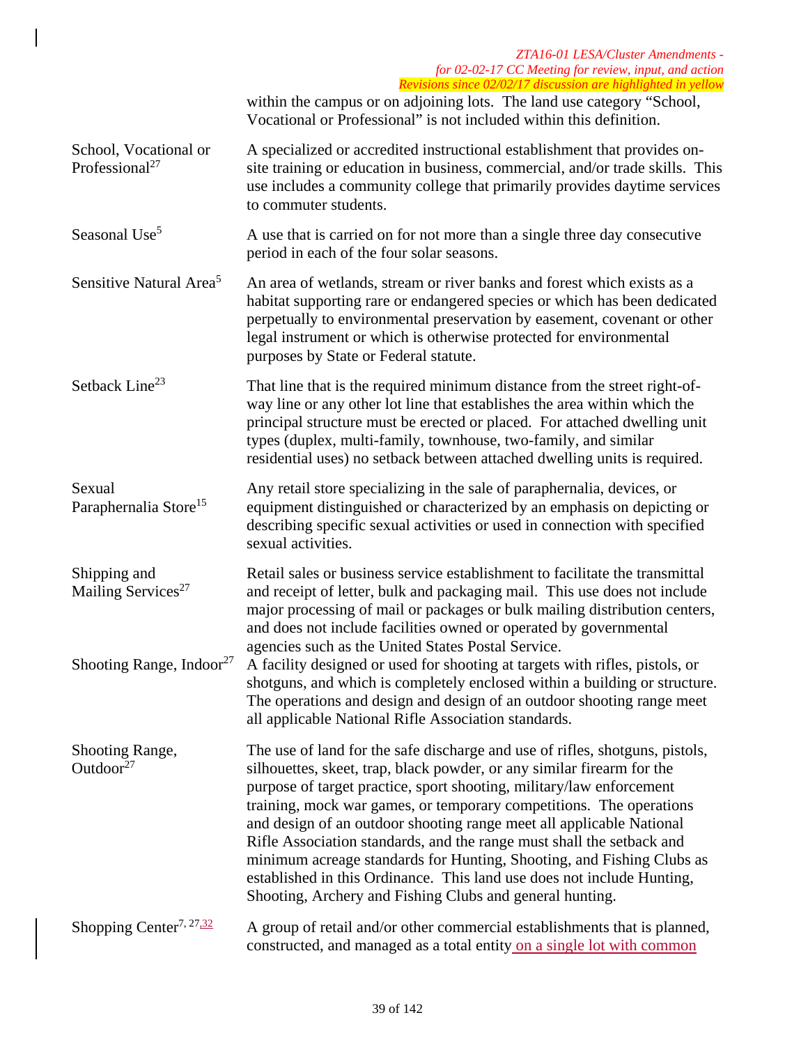within the campus or on adjoining lots. The land use category "School, Vocational or Professional" is not included within this definition.

| | |
|---|---|
| School, Vocational or Professional[27] | A specialized or accredited instructional establishment that provides on-site training or education in business, commercial, and/or trade skills. This use includes a community college that primarily provides daytime services to commuter students. |
| Seasonal Use[5] | A use that is carried on for not more than a single three day consecutive period in each of the four solar seasons. |
| Sensitive Natural Area[5] | An area of wetlands, stream or river banks and forest which exists as a habitat supporting rare or endangered species or which has been dedicated perpetually to environmental preservation by easement, covenant or other legal instrument or which is otherwise protected for environmental purposes by State or Federal statute. |
| Setback Line[23] | That line that is the required minimum distance from the street right-of-way line or any other lot line that establishes the area within which the principal structure must be erected or placed. For attached dwelling unit types (duplex, multi-family, townhouse, two-family, and similar residential uses) no setback between attached dwelling units is required. |
| Sexual Paraphernalia Store[15] | Any retail store specializing in the sale of paraphernalia, devices, or equipment distinguished or characterized by an emphasis on depicting or describing specific sexual activities or used in connection with specified sexual activities. |
| Shipping and Mailing Services[27] | Retail sales or business service establishment to facilitate the transmittal and receipt of letter, bulk and packaging mail. This use does not include major processing of mail or packages or bulk mailing distribution centers, and does not include facilities owned or operated by governmental agencies such as the United States Postal Service. |
| Shooting Range, Indoor[27] | A facility designed or used for shooting at targets with rifles, pistols, or shotguns, and which is completely enclosed within a building or structure. The operations and design and design of an outdoor shooting range meet all applicable National Rifle Association standards. |
| Shooting Range, Outdoor[27] | The use of land for the safe discharge and use of rifles, shotguns, pistols, silhouettes, skeet, trap, black powder, or any similar firearm for the purpose of target practice, sport shooting, military/law enforcement training, mock war games, or temporary competitions. The operations and design of an outdoor shooting range meet all applicable National Rifle Association standards, and the range must shall the setback and minimum acreage standards for Hunting, Shooting, and Fishing Clubs as established in this Ordinance. This land use does not include Hunting, Shooting, Archery and Fishing Clubs and general hunting. |
| Shopping Center[7, 27,32] | A group of retail and/or other commercial establishments that is planned, constructed, and managed as a total entity on a single lot with common |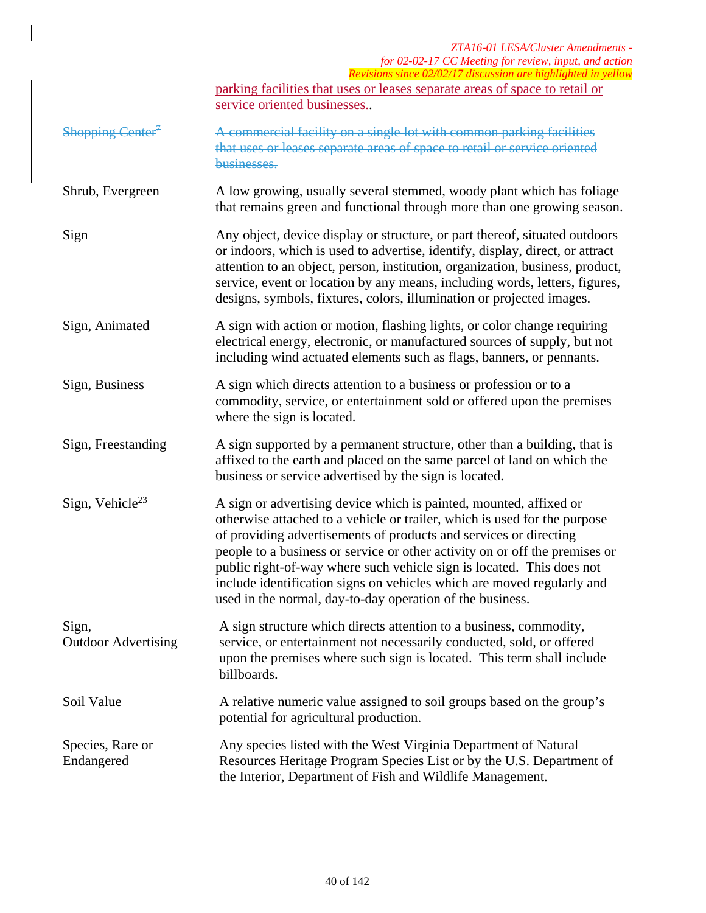parking facilities that uses or leases separate areas of space to retail or service oriented businesses..

| | |
|---|---|
| ~~Shopping Center[7]~~ | ~~A commercial facility on a single lot with common parking facilities that uses or leases separate areas of space to retail or service oriented businesses.~~ |
| Shrub, Evergreen | A low growing, usually several stemmed, woody plant which has foliage that remains green and functional through more than one growing season. |
| Sign | Any object, device display or structure, or part thereof, situated outdoors or indoors, which is used to advertise, identify, display, direct, or attract attention to an object, person, institution, organization, business, product, service, event or location by any means, including words, letters, figures, designs, symbols, fixtures, colors, illumination or projected images. |
| Sign, Animated | A sign with action or motion, flashing lights, or color change requiring electrical energy, electronic, or manufactured sources of supply, but not including wind actuated elements such as flags, banners, or pennants. |
| Sign, Business | A sign which directs attention to a business or profession or to a commodity, service, or entertainment sold or offered upon the premises where the sign is located. |
| Sign, Freestanding | A sign supported by a permanent structure, other than a building, that is affixed to the earth and placed on the same parcel of land on which the business or service advertised by the sign is located. |
| Sign, Vehicle[23] | A sign or advertising device which is painted, mounted, affixed or otherwise attached to a vehicle or trailer, which is used for the purpose of providing advertisements of products and services or directing people to a business or service or other activity on or off the premises or public right-of-way where such vehicle sign is located. This does not include identification signs on vehicles which are moved regularly and used in the normal, day-to-day operation of the business. |
| Sign, Outdoor Advertising | A sign structure which directs attention to a business, commodity, service, or entertainment not necessarily conducted, sold, or offered upon the premises where such sign is located. This term shall include billboards. |
| Soil Value | A relative numeric value assigned to soil groups based on the group's potential for agricultural production. |
| Species, Rare or Endangered | Any species listed with the West Virginia Department of Natural Resources Heritage Program Species List or by the U.S. Department of the Interior, Department of Fish and Wildlife Management. |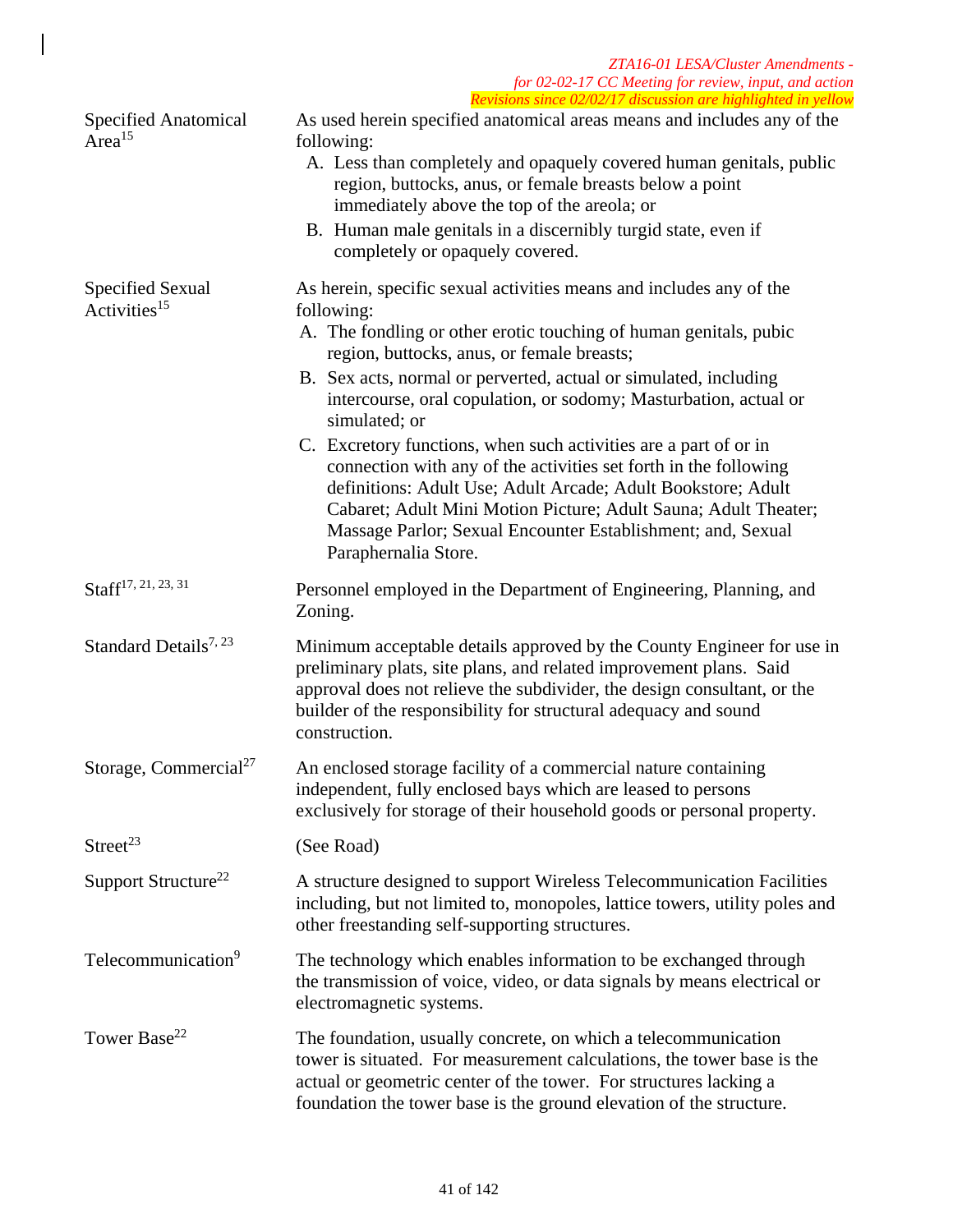| | |
|---|---|
| Specified Anatomical Area[15] | As used herein specified anatomical areas means and includes any of the following:<br>A. Less than completely and opaquely covered human genitals, public region, buttocks, anus, or female breasts below a point immediately above the top of the areola; or<br>B. Human male genitals in a discernibly turgid state, even if completely or opaquely covered. |
| Specified Sexual Activities[15] | As herein, specific sexual activities means and includes any of the following:<br>A. The fondling or other erotic touching of human genitals, pubic region, buttocks, anus, or female breasts;<br>B. Sex acts, normal or perverted, actual or simulated, including intercourse, oral copulation, or sodomy; Masturbation, actual or simulated; or<br>C. Excretory functions, when such activities are a part of or in connection with any of the activities set forth in the following definitions: Adult Use; Adult Arcade; Adult Bookstore; Adult Cabaret; Adult Mini Motion Picture; Adult Sauna; Adult Theater; Massage Parlor; Sexual Encounter Establishment; and, Sexual Paraphernalia Store. |
| Staff[17, 21, 23, 31] | Personnel employed in the Department of Engineering, Planning, and Zoning. |
| Standard Details[7, 23] | Minimum acceptable details approved by the County Engineer for use in preliminary plats, site plans, and related improvement plans. Said approval does not relieve the subdivider, the design consultant, or the builder of the responsibility for structural adequacy and sound construction. |
| Storage, Commercial[27] | An enclosed storage facility of a commercial nature containing independent, fully enclosed bays which are leased to persons exclusively for storage of their household goods or personal property. |
| Street[23] | (See Road) |
| Support Structure[22] | A structure designed to support Wireless Telecommunication Facilities including, but not limited to, monopoles, lattice towers, utility poles and other freestanding self-supporting structures. |
| Telecommunication[9] | The technology which enables information to be exchanged through the transmission of voice, video, or data signals by means electrical or electromagnetic systems. |
| Tower Base[22] | The foundation, usually concrete, on which a telecommunication tower is situated. For measurement calculations, the tower base is the actual or geometric center of the tower. For structures lacking a foundation the tower base is the ground elevation of the structure. |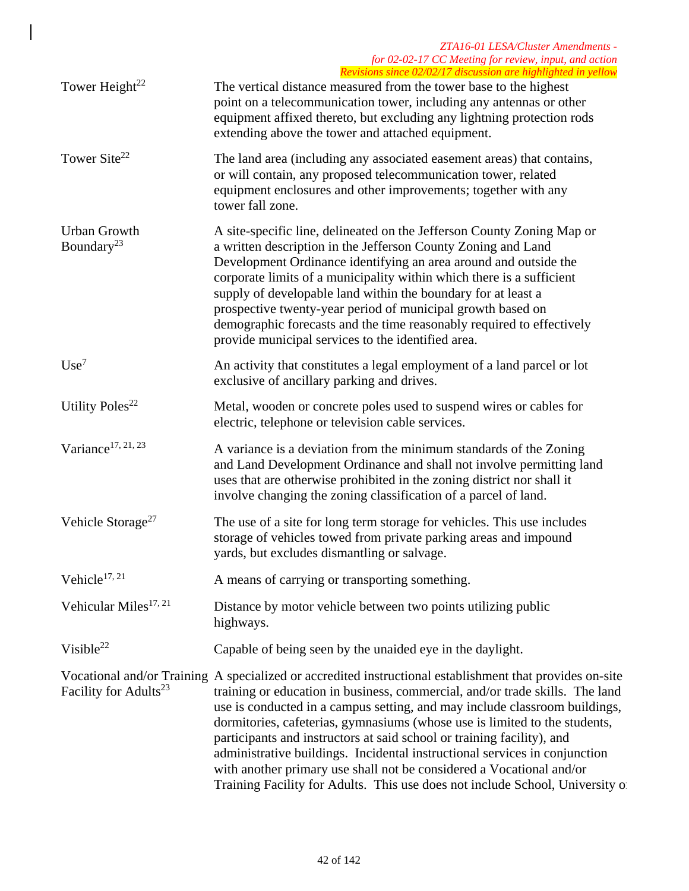*ZTA16-01 LESA/Cluster Amendments - for 02-02-17 CC Meeting for review, input, and action*
*Revisions since 02/02/17 discussion are highlighted in yellow*

| | |
|---|---|
| Tower Height[22] | The vertical distance measured from the tower base to the highest point on a telecommunication tower, including any antennas or other equipment affixed thereto, but excluding any lightning protection rods extending above the tower and attached equipment. |
| Tower Site[22] | The land area (including any associated easement areas) that contains, or will contain, any proposed telecommunication tower, related equipment enclosures and other improvements; together with any tower fall zone. |
| Urban Growth Boundary[23] | A site-specific line, delineated on the Jefferson County Zoning Map or a written description in the Jefferson County Zoning and Land Development Ordinance identifying an area around and outside the corporate limits of a municipality within which there is a sufficient supply of developable land within the boundary for at least a prospective twenty-year period of municipal growth based on demographic forecasts and the time reasonably required to effectively provide municipal services to the identified area. |
| Use[7] | An activity that constitutes a legal employment of a land parcel or lot exclusive of ancillary parking and drives. |
| Utility Poles[22] | Metal, wooden or concrete poles used to suspend wires or cables for electric, telephone or television cable services. |
| Variance[17, 21, 23] | A variance is a deviation from the minimum standards of the Zoning and Land Development Ordinance and shall not involve permitting land uses that are otherwise prohibited in the zoning district nor shall it involve changing the zoning classification of a parcel of land. |
| Vehicle Storage[27] | The use of a site for long term storage for vehicles. This use includes storage of vehicles towed from private parking areas and impound yards, but excludes dismantling or salvage. |
| Vehicle[17, 21] | A means of carrying or transporting something. |
| Vehicular Miles[17, 21] | Distance by motor vehicle between two points utilizing public highways. |
| Visible[22] | Capable of being seen by the unaided eye in the daylight. |
| Vocational and/or Training Facility for Adults[23] | A specialized or accredited instructional establishment that provides on-site training or education in business, commercial, and/or trade skills. The land use is conducted in a campus setting, and may include classroom buildings, dormitories, cafeterias, gymnasiums (whose use is limited to the students, participants and instructors at said school or training facility), and administrative buildings. Incidental instructional services in conjunction with another primary use shall not be considered a Vocational and/or Training Facility for Adults. This use does not include School, University o |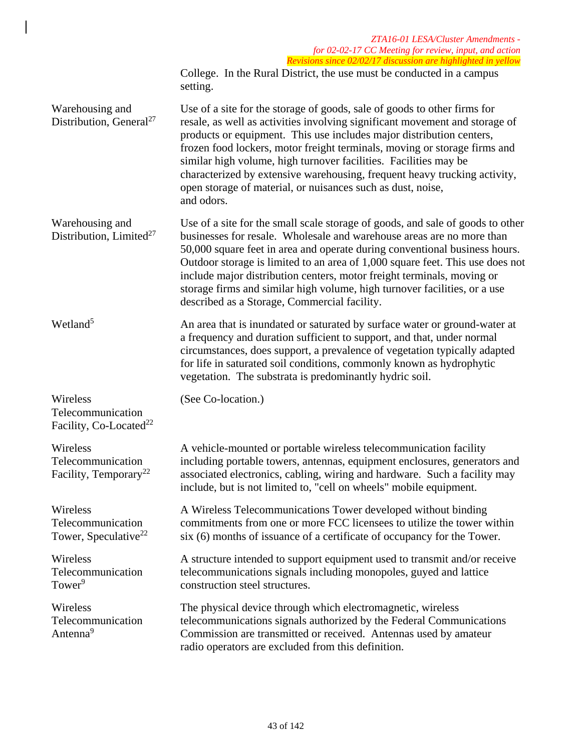College. In the Rural District, the use must be conducted in a campus setting.

| | |
|---|---|
| Warehousing and Distribution, General[27] | Use of a site for the storage of goods, sale of goods to other firms for resale, as well as activities involving significant movement and storage of products or equipment. This use includes major distribution centers, frozen food lockers, motor freight terminals, moving or storage firms and similar high volume, high turnover facilities. Facilities may be characterized by extensive warehousing, frequent heavy trucking activity, open storage of material, or nuisances such as dust, noise, and odors. |
| Warehousing and Distribution, Limited[27] | Use of a site for the small scale storage of goods, and sale of goods to other businesses for resale. Wholesale and warehouse areas are no more than 50,000 square feet in area and operate during conventional business hours. Outdoor storage is limited to an area of 1,000 square feet. This use does not include major distribution centers, motor freight terminals, moving or storage firms and similar high volume, high turnover facilities, or a use described as a Storage, Commercial facility. |
| Wetland[5] | An area that is inundated or saturated by surface water or ground-water at a frequency and duration sufficient to support, and that, under normal circumstances, does support, a prevalence of vegetation typically adapted for life in saturated soil conditions, commonly known as hydrophytic vegetation. The substrata is predominantly hydric soil. |
| Wireless Telecommunication Facility, Co-Located[22] | (See Co-location.) |
| Wireless Telecommunication Facility, Temporary[22] | A vehicle-mounted or portable wireless telecommunication facility including portable towers, antennas, equipment enclosures, generators and associated electronics, cabling, wiring and hardware. Such a facility may include, but is not limited to, "cell on wheels" mobile equipment. |
| Wireless Telecommunication Tower, Speculative[22] | A Wireless Telecommunications Tower developed without binding commitments from one or more FCC licensees to utilize the tower within six (6) months of issuance of a certificate of occupancy for the Tower. |
| Wireless Telecommunication Tower[9] | A structure intended to support equipment used to transmit and/or receive telecommunications signals including monopoles, guyed and lattice construction steel structures. |
| Wireless Telecommunication Antenna[9] | The physical device through which electromagnetic, wireless telecommunications signals authorized by the Federal Communications Commission are transmitted or received. Antennas used by amateur radio operators are excluded from this definition. |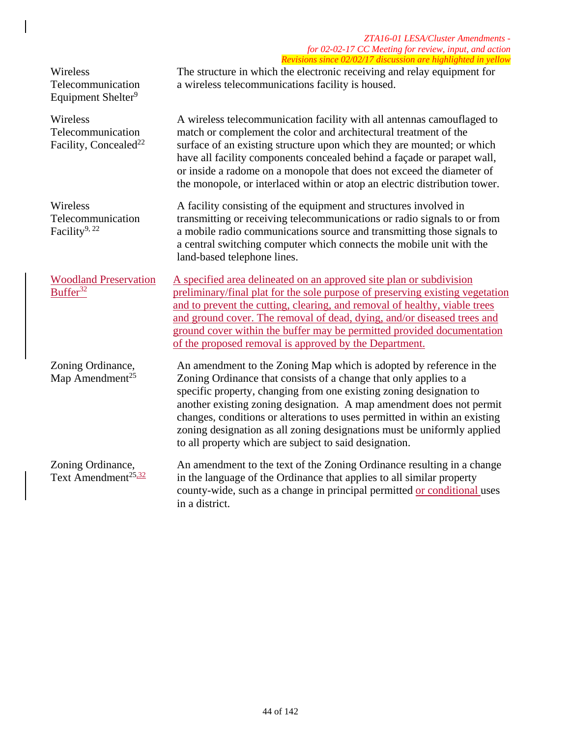| Term | Definition |
|---|---|
| Wireless Telecommunication Equipment Shelter[9] | The structure in which the electronic receiving and relay equipment for a wireless telecommunications facility is housed. |
| Wireless Telecommunication Facility, Concealed[22] | A wireless telecommunication facility with all antennas camouflaged to match or complement the color and architectural treatment of the surface of an existing structure upon which they are mounted; or which have all facility components concealed behind a façade or parapet wall, or inside a radome on a monopole that does not exceed the diameter of the monopole, or interlaced within or atop an electric distribution tower. |
| Wireless Telecommunication Facility[9, 22] | A facility consisting of the equipment and structures involved in transmitting or receiving telecommunications or radio signals to or from a mobile radio communications source and transmitting those signals to a central switching computer which connects the mobile unit with the land-based telephone lines. |
| Woodland Preservation Buffer[32] | A specified area delineated on an approved site plan or subdivision preliminary/final plat for the sole purpose of preserving existing vegetation and to prevent the cutting, clearing, and removal of healthy, viable trees and ground cover. The removal of dead, dying, and/or diseased trees and ground cover within the buffer may be permitted provided documentation of the proposed removal is approved by the Department. |
| Zoning Ordinance, Map Amendment[25] | An amendment to the Zoning Map which is adopted by reference in the Zoning Ordinance that consists of a change that only applies to a specific property, changing from one existing zoning designation to another existing zoning designation. A map amendment does not permit changes, conditions or alterations to uses permitted in within an existing zoning designation as all zoning designations must be uniformly applied to all property which are subject to said designation. |
| Zoning Ordinance, Text Amendment[25,32] | An amendment to the text of the Zoning Ordinance resulting in a change in the language of the Ordinance that applies to all similar property county-wide, such as a change in principal permitted or conditional uses in a district. |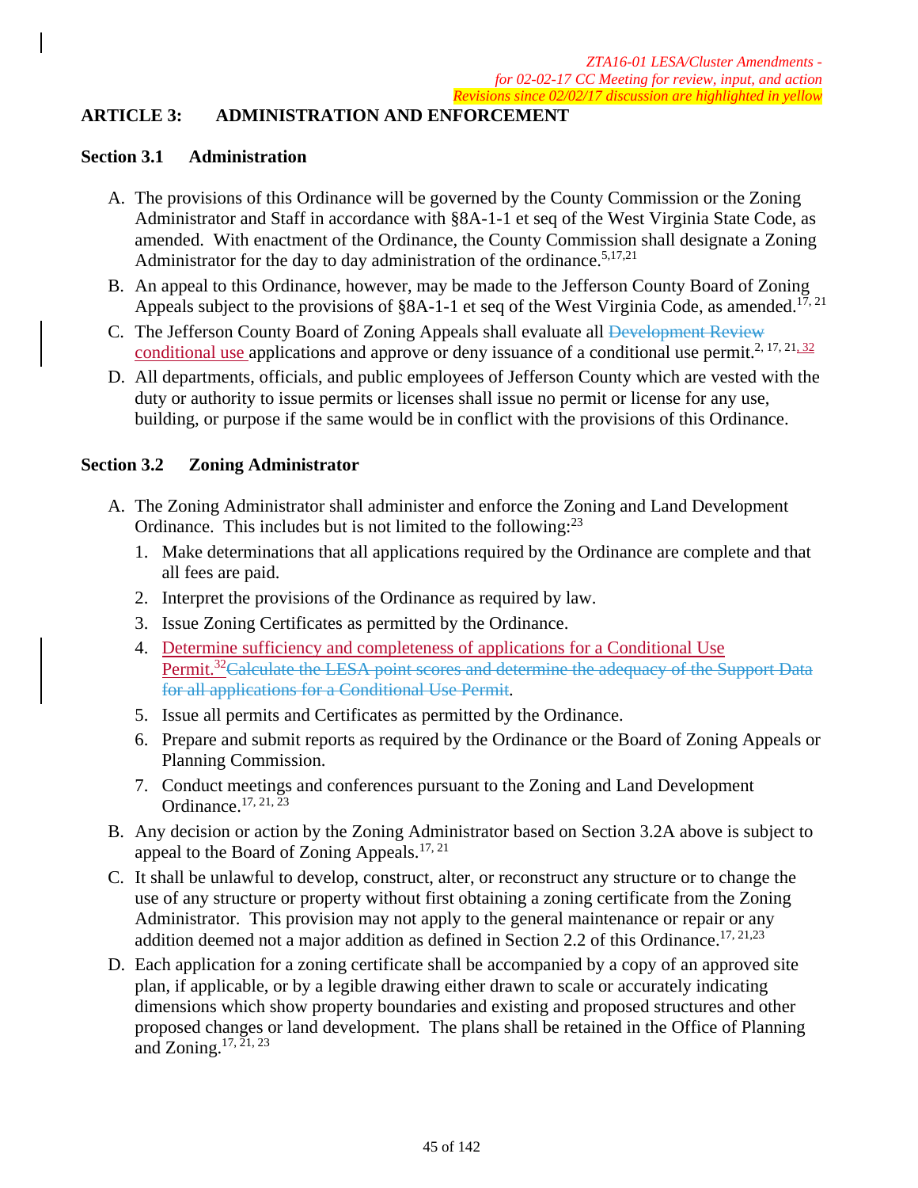*ZTA16-01 LESA/Cluster Amendments - for 02-02-17 CC Meeting for review, input, and action*
*Revisions since 02/02/17 discussion are highlighted in yellow*

## ARTICLE 3: ADMINISTRATION AND ENFORCEMENT

### Section 3.1 Administration

A. The provisions of this Ordinance will be governed by the County Commission or the Zoning Administrator and Staff in accordance with §8A-1-1 et seq of the West Virginia State Code, as amended. With enactment of the Ordinance, the County Commission shall designate a Zoning Administrator for the day to day administration of the ordinance.[5,17,21]

B. An appeal to this Ordinance, however, may be made to the Jefferson County Board of Zoning Appeals subject to the provisions of §8A-1-1 et seq of the West Virginia Code, as amended.[17, 21]

C. The Jefferson County Board of Zoning Appeals shall evaluate all ~~Development Review~~ conditional use applications and approve or deny issuance of a conditional use permit.[2, 17, 21, 32]

D. All departments, officials, and public employees of Jefferson County which are vested with the duty or authority to issue permits or licenses shall issue no permit or license for any use, building, or purpose if the same would be in conflict with the provisions of this Ordinance.

### Section 3.2 Zoning Administrator

A. The Zoning Administrator shall administer and enforce the Zoning and Land Development Ordinance. This includes but is not limited to the following:[23]

1. Make determinations that all applications required by the Ordinance are complete and that all fees are paid.
2. Interpret the provisions of the Ordinance as required by law.
3. Issue Zoning Certificates as permitted by the Ordinance.
4. Determine sufficiency and completeness of applications for a Conditional Use Permit.[32] ~~Calculate the LESA point scores and determine the adequacy of the Support Data for all applications for a Conditional Use Permit~~.
5. Issue all permits and Certificates as permitted by the Ordinance.
6. Prepare and submit reports as required by the Ordinance or the Board of Zoning Appeals or Planning Commission.
7. Conduct meetings and conferences pursuant to the Zoning and Land Development Ordinance.[17, 21, 23]

B. Any decision or action by the Zoning Administrator based on Section 3.2A above is subject to appeal to the Board of Zoning Appeals.[17, 21]

C. It shall be unlawful to develop, construct, alter, or reconstruct any structure or to change the use of any structure or property without first obtaining a zoning certificate from the Zoning Administrator. This provision may not apply to the general maintenance or repair or any addition deemed not a major addition as defined in Section 2.2 of this Ordinance.[17, 21,23]

D. Each application for a zoning certificate shall be accompanied by a copy of an approved site plan, if applicable, or by a legible drawing either drawn to scale or accurately indicating dimensions which show property boundaries and existing and proposed structures and other proposed changes or land development. The plans shall be retained in the Office of Planning and Zoning.[17, 21, 23]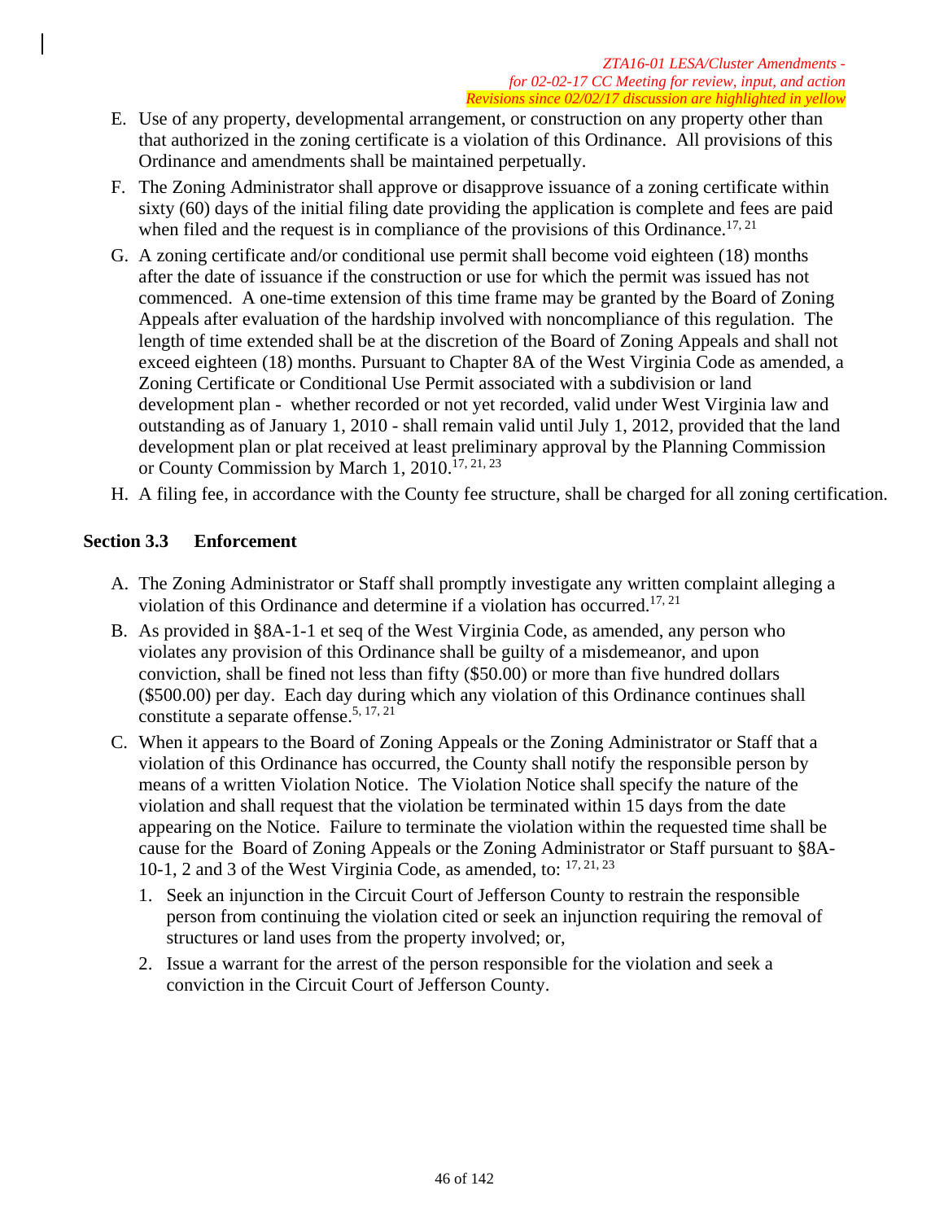E. Use of any property, developmental arrangement, or construction on any property other than that authorized in the zoning certificate is a violation of this Ordinance. All provisions of this Ordinance and amendments shall be maintained perpetually.

F. The Zoning Administrator shall approve or disapprove issuance of a zoning certificate within sixty (60) days of the initial filing date providing the application is complete and fees are paid when filed and the request is in compliance of the provisions of this Ordinance.[17, 21]

G. A zoning certificate and/or conditional use permit shall become void eighteen (18) months after the date of issuance if the construction or use for which the permit was issued has not commenced. A one-time extension of this time frame may be granted by the Board of Zoning Appeals after evaluation of the hardship involved with noncompliance of this regulation. The length of time extended shall be at the discretion of the Board of Zoning Appeals and shall not exceed eighteen (18) months. Pursuant to Chapter 8A of the West Virginia Code as amended, a Zoning Certificate or Conditional Use Permit associated with a subdivision or land development plan - whether recorded or not yet recorded, valid under West Virginia law and outstanding as of January 1, 2010 - shall remain valid until July 1, 2012, provided that the land development plan or plat received at least preliminary approval by the Planning Commission or County Commission by March 1, 2010.[17, 21, 23]

H. A filing fee, in accordance with the County fee structure, shall be charged for all zoning certification.

### Section 3.3 Enforcement

A. The Zoning Administrator or Staff shall promptly investigate any written complaint alleging a violation of this Ordinance and determine if a violation has occurred.[17, 21]

B. As provided in §8A-1-1 et seq of the West Virginia Code, as amended, any person who violates any provision of this Ordinance shall be guilty of a misdemeanor, and upon conviction, shall be fined not less than fifty ($50.00) or more than five hundred dollars ($500.00) per day. Each day during which any violation of this Ordinance continues shall constitute a separate offense.[5, 17, 21]

C. When it appears to the Board of Zoning Appeals or the Zoning Administrator or Staff that a violation of this Ordinance has occurred, the County shall notify the responsible person by means of a written Violation Notice. The Violation Notice shall specify the nature of the violation and shall request that the violation be terminated within 15 days from the date appearing on the Notice. Failure to terminate the violation within the requested time shall be cause for the Board of Zoning Appeals or the Zoning Administrator or Staff pursuant to §8A-10-1, 2 and 3 of the West Virginia Code, as amended, to: [17, 21, 23]

   1. Seek an injunction in the Circuit Court of Jefferson County to restrain the responsible person from continuing the violation cited or seek an injunction requiring the removal of structures or land uses from the property involved; or,

   2. Issue a warrant for the arrest of the person responsible for the violation and seek a conviction in the Circuit Court of Jefferson County.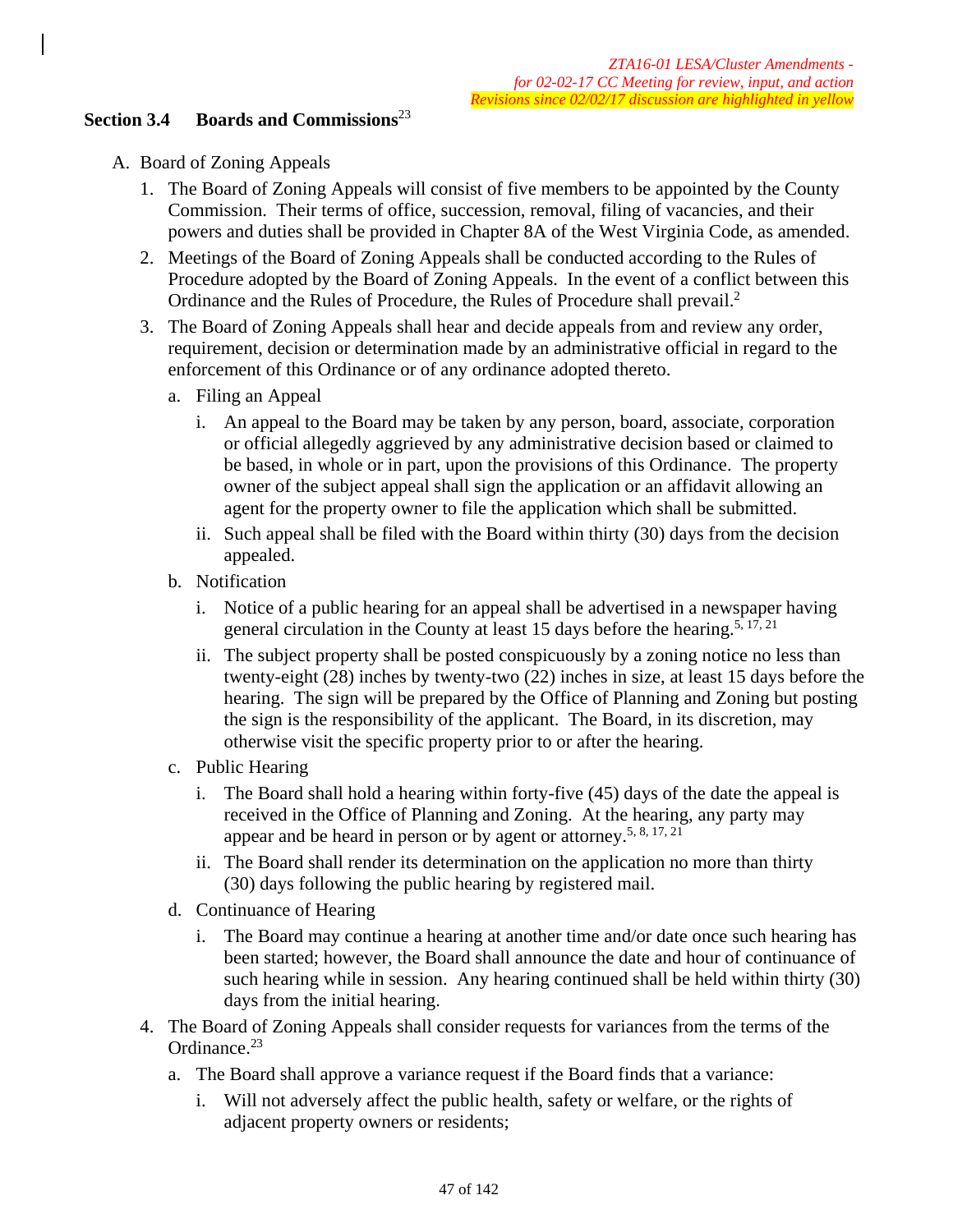*ZTA16-01 LESA/Cluster Amendments - for 02-02-17 CC Meeting for review, input, and action*
*Revisions since 02/02/17 discussion are highlighted in yellow*

## Section 3.4 Boards and Commissions[23]

A. Board of Zoning Appeals

1. The Board of Zoning Appeals will consist of five members to be appointed by the County Commission. Their terms of office, succession, removal, filing of vacancies, and their powers and duties shall be provided in Chapter 8A of the West Virginia Code, as amended.
2. Meetings of the Board of Zoning Appeals shall be conducted according to the Rules of Procedure adopted by the Board of Zoning Appeals. In the event of a conflict between this Ordinance and the Rules of Procedure, the Rules of Procedure shall prevail.[2]
3. The Board of Zoning Appeals shall hear and decide appeals from and review any order, requirement, decision or determination made by an administrative official in regard to the enforcement of this Ordinance or of any ordinance adopted thereto.
   a. Filing an Appeal
      i. An appeal to the Board may be taken by any person, board, associate, corporation or official allegedly aggrieved by any administrative decision based or claimed to be based, in whole or in part, upon the provisions of this Ordinance. The property owner of the subject appeal shall sign the application or an affidavit allowing an agent for the property owner to file the application which shall be submitted.
      ii. Such appeal shall be filed with the Board within thirty (30) days from the decision appealed.
   b. Notification
      i. Notice of a public hearing for an appeal shall be advertised in a newspaper having general circulation in the County at least 15 days before the hearing.[5, 17, 21]
      ii. The subject property shall be posted conspicuously by a zoning notice no less than twenty-eight (28) inches by twenty-two (22) inches in size, at least 15 days before the hearing. The sign will be prepared by the Office of Planning and Zoning but posting the sign is the responsibility of the applicant. The Board, in its discretion, may otherwise visit the specific property prior to or after the hearing.
   c. Public Hearing
      i. The Board shall hold a hearing within forty-five (45) days of the date the appeal is received in the Office of Planning and Zoning. At the hearing, any party may appear and be heard in person or by agent or attorney.[5, 8, 17, 21]
      ii. The Board shall render its determination on the application no more than thirty (30) days following the public hearing by registered mail.
   d. Continuance of Hearing
      i. The Board may continue a hearing at another time and/or date once such hearing has been started; however, the Board shall announce the date and hour of continuance of such hearing while in session. Any hearing continued shall be held within thirty (30) days from the initial hearing.
4. The Board of Zoning Appeals shall consider requests for variances from the terms of the Ordinance.[23]
   a. The Board shall approve a variance request if the Board finds that a variance:
      i. Will not adversely affect the public health, safety or welfare, or the rights of adjacent property owners or residents;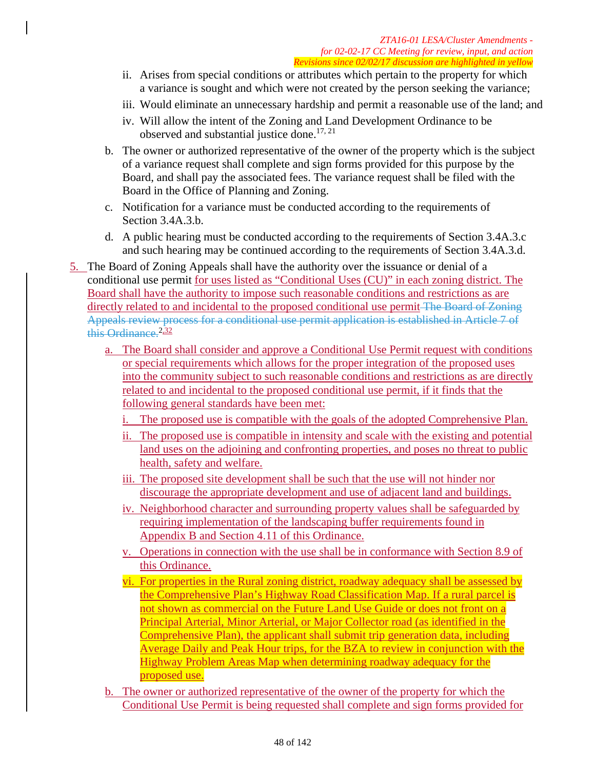ii. Arises from special conditions or attributes which pertain to the property for which a variance is sought and which were not created by the person seeking the variance;

iii. Would eliminate an unnecessary hardship and permit a reasonable use of the land; and

iv. Will allow the intent of the Zoning and Land Development Ordinance to be observed and substantial justice done.[17, 21]

b. The owner or authorized representative of the owner of the property which is the subject of a variance request shall complete and sign forms provided for this purpose by the Board, and shall pay the associated fees. The variance request shall be filed with the Board in the Office of Planning and Zoning.

c. Notification for a variance must be conducted according to the requirements of Section 3.4A.3.b.

d. A public hearing must be conducted according to the requirements of Section 3.4A.3.c and such hearing may be continued according to the requirements of Section 3.4A.3.d.

5. The Board of Zoning Appeals shall have the authority over the issuance or denial of a conditional use permit for uses listed as "Conditional Uses (CU)" in each zoning district. The Board shall have the authority to impose such reasonable conditions and restrictions as are directly related to and incidental to the proposed conditional use permit ~~The Board of Zoning Appeals review process for a conditional use permit application is established in Article 7 of this Ordinance.~~[2,32]

   a. The Board shall consider and approve a Conditional Use Permit request with conditions or special requirements which allows for the proper integration of the proposed uses into the community subject to such reasonable conditions and restrictions as are directly related to and incidental to the proposed conditional use permit, if it finds that the following general standards have been met:

      i. The proposed use is compatible with the goals of the adopted Comprehensive Plan.

      ii. The proposed use is compatible in intensity and scale with the existing and potential land uses on the adjoining and confronting properties, and poses no threat to public health, safety and welfare.

      iii. The proposed site development shall be such that the use will not hinder nor discourage the appropriate development and use of adjacent land and buildings.

      iv. Neighborhood character and surrounding property values shall be safeguarded by requiring implementation of the landscaping buffer requirements found in Appendix B and Section 4.11 of this Ordinance.

      v. Operations in connection with the use shall be in conformance with Section 8.9 of this Ordinance.

      vi. For properties in the Rural zoning district, roadway adequacy shall be assessed by the Comprehensive Plan's Highway Road Classification Map. If a rural parcel is not shown as commercial on the Future Land Use Guide or does not front on a Principal Arterial, Minor Arterial, or Major Collector road (as identified in the Comprehensive Plan), the applicant shall submit trip generation data, including Average Daily and Peak Hour trips, for the BZA to review in conjunction with the Highway Problem Areas Map when determining roadway adequacy for the proposed use.

   b. The owner or authorized representative of the owner of the property for which the Conditional Use Permit is being requested shall complete and sign forms provided for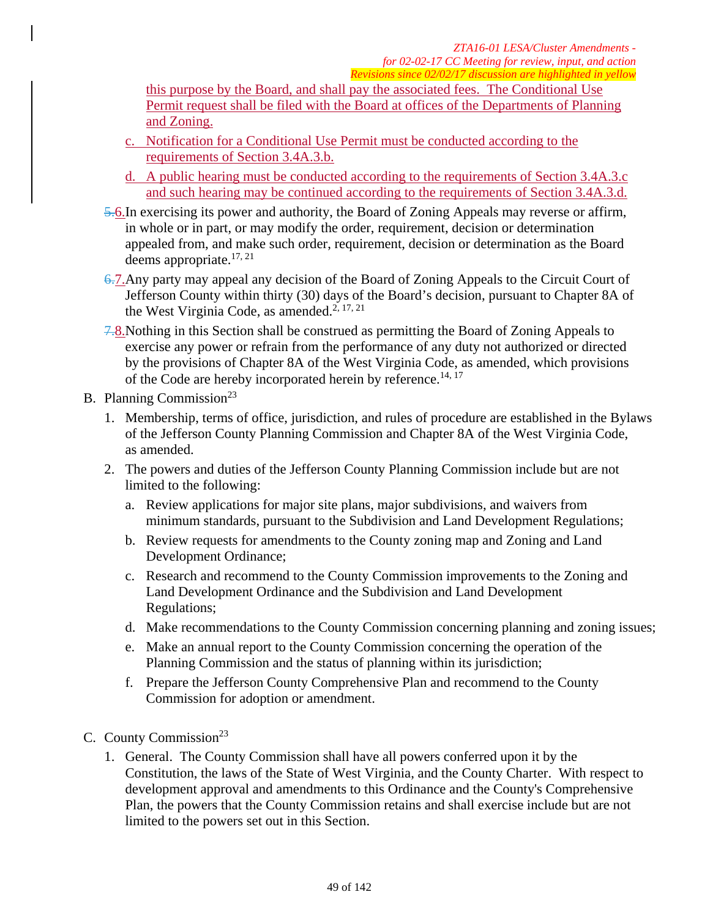this purpose by the Board, and shall pay the associated fees. The Conditional Use Permit request shall be filed with the Board at offices of the Departments of Planning and Zoning.

c. Notification for a Conditional Use Permit must be conducted according to the requirements of Section 3.4A.3.b.

d. A public hearing must be conducted according to the requirements of Section 3.4A.3.c and such hearing may be continued according to the requirements of Section 3.4A.3.d.

~~5.~~6. In exercising its power and authority, the Board of Zoning Appeals may reverse or affirm, in whole or in part, or may modify the order, requirement, decision or determination appealed from, and make such order, requirement, decision or determination as the Board deems appropriate.[17, 21]

~~6.~~7. Any party may appeal any decision of the Board of Zoning Appeals to the Circuit Court of Jefferson County within thirty (30) days of the Board's decision, pursuant to Chapter 8A of the West Virginia Code, as amended.[2, 17, 21]

~~7.~~8. Nothing in this Section shall be construed as permitting the Board of Zoning Appeals to exercise any power or refrain from the performance of any duty not authorized or directed by the provisions of Chapter 8A of the West Virginia Code, as amended, which provisions of the Code are hereby incorporated herein by reference.[14, 17]

B. Planning Commission[23]

1. Membership, terms of office, jurisdiction, and rules of procedure are established in the Bylaws of the Jefferson County Planning Commission and Chapter 8A of the West Virginia Code, as amended.

2. The powers and duties of the Jefferson County Planning Commission include but are not limited to the following:

   a. Review applications for major site plans, major subdivisions, and waivers from minimum standards, pursuant to the Subdivision and Land Development Regulations;

   b. Review requests for amendments to the County zoning map and Zoning and Land Development Ordinance;

   c. Research and recommend to the County Commission improvements to the Zoning and Land Development Ordinance and the Subdivision and Land Development Regulations;

   d. Make recommendations to the County Commission concerning planning and zoning issues;

   e. Make an annual report to the County Commission concerning the operation of the Planning Commission and the status of planning within its jurisdiction;

   f. Prepare the Jefferson County Comprehensive Plan and recommend to the County Commission for adoption or amendment.

C. County Commission[23]

1. General. The County Commission shall have all powers conferred upon it by the Constitution, the laws of the State of West Virginia, and the County Charter. With respect to development approval and amendments to this Ordinance and the County's Comprehensive Plan, the powers that the County Commission retains and shall exercise include but are not limited to the powers set out in this Section.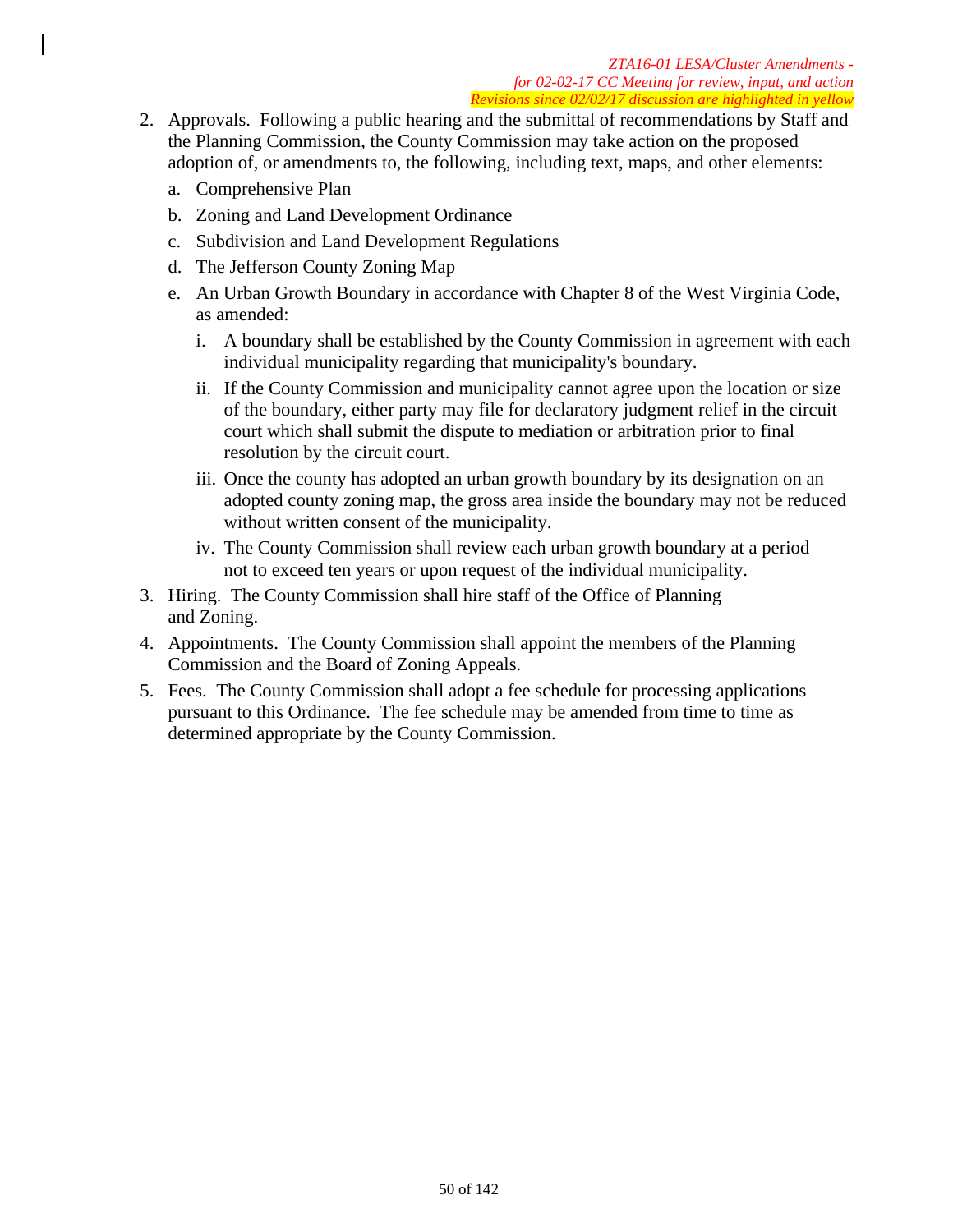2. Approvals. Following a public hearing and the submittal of recommendations by Staff and the Planning Commission, the County Commission may take action on the proposed adoption of, or amendments to, the following, including text, maps, and other elements:
   a. Comprehensive Plan
   b. Zoning and Land Development Ordinance
   c. Subdivision and Land Development Regulations
   d. The Jefferson County Zoning Map
   e. An Urban Growth Boundary in accordance with Chapter 8 of the West Virginia Code, as amended:
      i. A boundary shall be established by the County Commission in agreement with each individual municipality regarding that municipality's boundary.
      ii. If the County Commission and municipality cannot agree upon the location or size of the boundary, either party may file for declaratory judgment relief in the circuit court which shall submit the dispute to mediation or arbitration prior to final resolution by the circuit court.
      iii. Once the county has adopted an urban growth boundary by its designation on an adopted county zoning map, the gross area inside the boundary may not be reduced without written consent of the municipality.
      iv. The County Commission shall review each urban growth boundary at a period not to exceed ten years or upon request of the individual municipality.
3. Hiring. The County Commission shall hire staff of the Office of Planning and Zoning.
4. Appointments. The County Commission shall appoint the members of the Planning Commission and the Board of Zoning Appeals.
5. Fees. The County Commission shall adopt a fee schedule for processing applications pursuant to this Ordinance. The fee schedule may be amended from time to time as determined appropriate by the County Commission.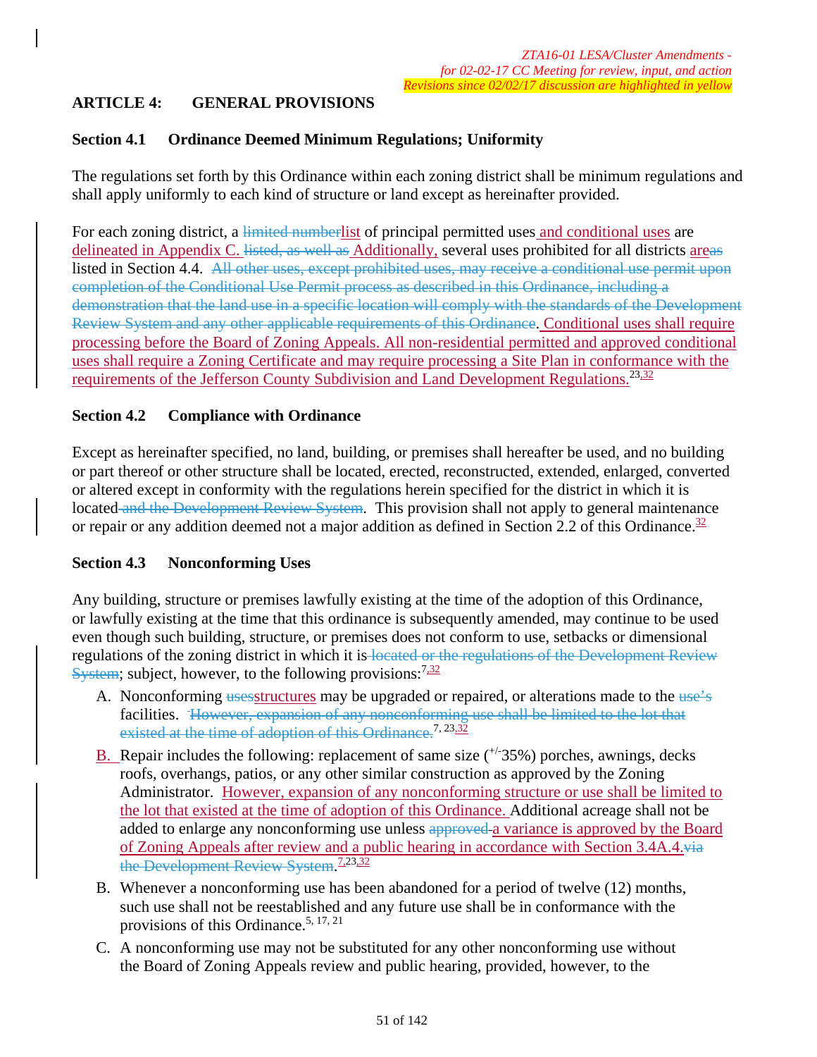*ZTA16-01 LESA/Cluster Amendments - for 02-02-17 CC Meeting for review, input, and action*
*Revisions since 02/02/17 discussion are highlighted in yellow*

# ARTICLE 4: GENERAL PROVISIONS

## Section 4.1 Ordinance Deemed Minimum Regulations; Uniformity

The regulations set forth by this Ordinance within each zoning district shall be minimum regulations and shall apply uniformly to each kind of structure or land except as hereinafter provided.

For each zoning district, a ~~limited number~~list of principal permitted uses and conditional uses are delineated in Appendix C. ~~listed, as well as~~ Additionally, several uses prohibited for all districts are~~as~~ listed in Section 4.4. ~~All other uses, except prohibited uses, may receive a conditional use permit upon completion of the Conditional Use Permit process as described in this Ordinance, including a demonstration that the land use in a specific location will comply with the standards of the Development Review System and any other applicable requirements of this Ordinance~~. Conditional uses shall require processing before the Board of Zoning Appeals. All non-residential permitted and approved conditional uses shall require a Zoning Certificate and may require processing a Site Plan in conformance with the requirements of the Jefferson County Subdivision and Land Development Regulations.[23,32]

## Section 4.2 Compliance with Ordinance

Except as hereinafter specified, no land, building, or premises shall hereafter be used, and no building or part thereof or other structure shall be located, erected, reconstructed, extended, enlarged, converted or altered except in conformity with the regulations herein specified for the district in which it is located ~~and the Development Review System~~. This provision shall not apply to general maintenance or repair or any addition deemed not a major addition as defined in Section 2.2 of this Ordinance.[32]

## Section 4.3 Nonconforming Uses

Any building, structure or premises lawfully existing at the time of the adoption of this Ordinance, or lawfully existing at the time that this ordinance is subsequently amended, may continue to be used even though such building, structure, or premises does not conform to use, setbacks or dimensional regulations of the zoning district in which it is ~~located or the regulations of the Development Review System~~; subject, however, to the following provisions:[7,32]

A. Nonconforming ~~uses~~structures may be upgraded or repaired, or alterations made to the ~~use's~~ facilities. ~~However, expansion of any nonconforming use shall be limited to the lot that existed at the time of adoption of this Ordinance.~~[7, 23,32]

B. Repair includes the following: replacement of same size (+/-35%) porches, awnings, decks roofs, overhangs, patios, or any other similar construction as approved by the Zoning Administrator. However, expansion of any nonconforming structure or use shall be limited to the lot that existed at the time of adoption of this Ordinance. Additional acreage shall not be added to enlarge any nonconforming use unless ~~approved~~ a variance is approved by the Board of Zoning Appeals after review and a public hearing in accordance with Section 3.4A.4.~~via the Development Review System~~.[7,23,32]

B. Whenever a nonconforming use has been abandoned for a period of twelve (12) months, such use shall not be reestablished and any future use shall be in conformance with the provisions of this Ordinance.[5, 17, 21]

C. A nonconforming use may not be substituted for any other nonconforming use without the Board of Zoning Appeals review and public hearing, provided, however, to the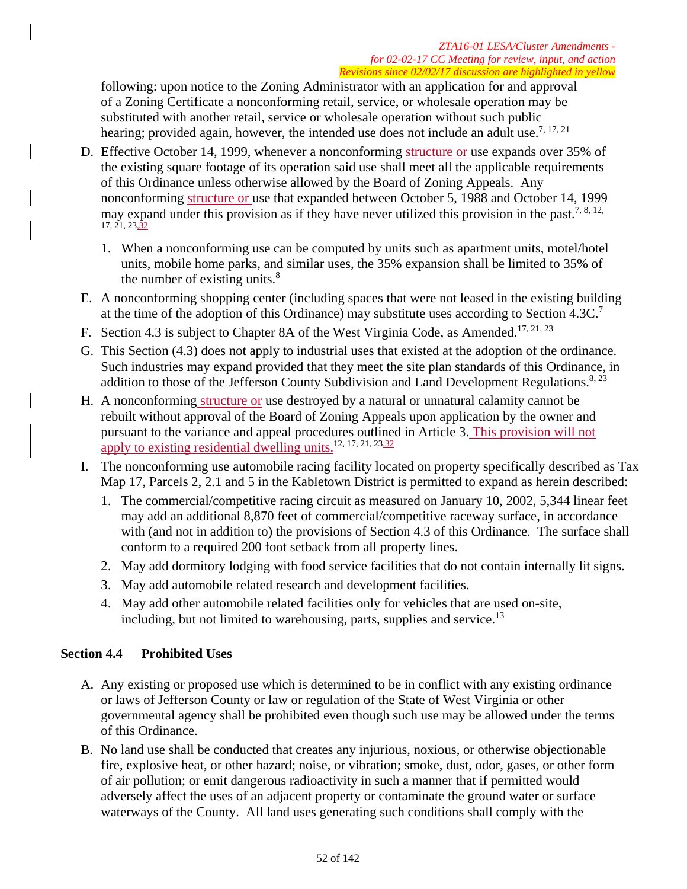following: upon notice to the Zoning Administrator with an application for and approval of a Zoning Certificate a nonconforming retail, service, or wholesale operation may be substituted with another retail, service or wholesale operation without such public hearing; provided again, however, the intended use does not include an adult use.[7, 17, 21]

D. Effective October 14, 1999, whenever a nonconforming structure or use expands over 35% of the existing square footage of its operation said use shall meet all the applicable requirements of this Ordinance unless otherwise allowed by the Board of Zoning Appeals. Any nonconforming structure or use that expanded between October 5, 1988 and October 14, 1999 may expand under this provision as if they have never utilized this provision in the past.[7, 8, 12, 17, 21, 23, 32]

   1. When a nonconforming use can be computed by units such as apartment units, motel/hotel units, mobile home parks, and similar uses, the 35% expansion shall be limited to 35% of the number of existing units.[8]

E. A nonconforming shopping center (including spaces that were not leased in the existing building at the time of the adoption of this Ordinance) may substitute uses according to Section 4.3C.[7]

F. Section 4.3 is subject to Chapter 8A of the West Virginia Code, as Amended.[17, 21, 23]

G. This Section (4.3) does not apply to industrial uses that existed at the adoption of the ordinance. Such industries may expand provided that they meet the site plan standards of this Ordinance, in addition to those of the Jefferson County Subdivision and Land Development Regulations.[8, 23]

H. A nonconforming structure or use destroyed by a natural or unnatural calamity cannot be rebuilt without approval of the Board of Zoning Appeals upon application by the owner and pursuant to the variance and appeal procedures outlined in Article 3. This provision will not apply to existing residential dwelling units.[12, 17, 21, 23, 32]

I. The nonconforming use automobile racing facility located on property specifically described as Tax Map 17, Parcels 2, 2.1 and 5 in the Kabletown District is permitted to expand as herein described:

   1. The commercial/competitive racing circuit as measured on January 10, 2002, 5,344 linear feet may add an additional 8,870 feet of commercial/competitive raceway surface, in accordance with (and not in addition to) the provisions of Section 4.3 of this Ordinance. The surface shall conform to a required 200 foot setback from all property lines.
   2. May add dormitory lodging with food service facilities that do not contain internally lit signs.
   3. May add automobile related research and development facilities.
   4. May add other automobile related facilities only for vehicles that are used on-site, including, but not limited to warehousing, parts, supplies and service.[13]

## Section 4.4 Prohibited Uses

A. Any existing or proposed use which is determined to be in conflict with any existing ordinance or laws of Jefferson County or law or regulation of the State of West Virginia or other governmental agency shall be prohibited even though such use may be allowed under the terms of this Ordinance.

B. No land use shall be conducted that creates any injurious, noxious, or otherwise objectionable fire, explosive heat, or other hazard; noise, or vibration; smoke, dust, odor, gases, or other form of air pollution; or emit dangerous radioactivity in such a manner that if permitted would adversely affect the uses of an adjacent property or contaminate the ground water or surface waterways of the County. All land uses generating such conditions shall comply with the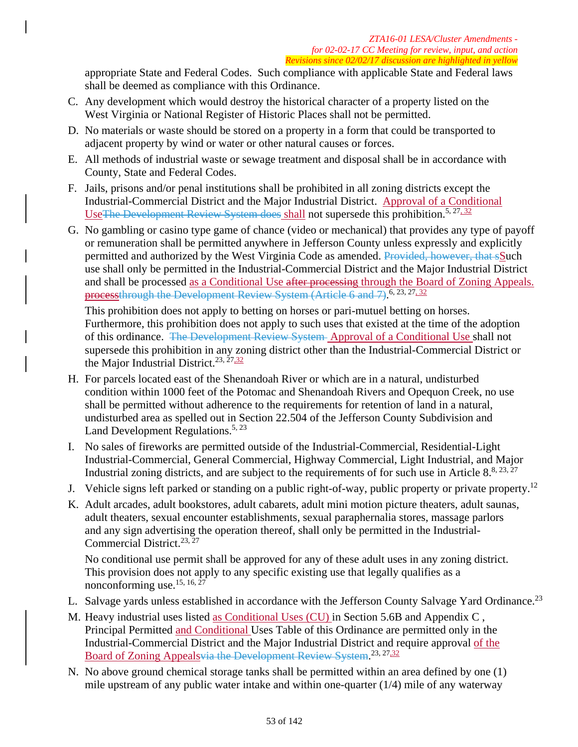appropriate State and Federal Codes. Such compliance with applicable State and Federal laws shall be deemed as compliance with this Ordinance.

C. Any development which would destroy the historical character of a property listed on the West Virginia or National Register of Historic Places shall not be permitted.

D. No materials or waste should be stored on a property in a form that could be transported to adjacent property by wind or water or other natural causes or forces.

E. All methods of industrial waste or sewage treatment and disposal shall be in accordance with County, State and Federal Codes.

F. Jails, prisons and/or penal institutions shall be prohibited in all zoning districts except the Industrial-Commercial District and the Major Industrial District. Approval of a Conditional Use~~The Development Review System does~~ shall not supersede this prohibition.[5, 27, 32]

G. No gambling or casino type game of chance (video or mechanical) that provides any type of payoff or remuneration shall be permitted anywhere in Jefferson County unless expressly and explicitly permitted and authorized by the West Virginia Code as amended. ~~Provided, however, that s~~Such use shall only be permitted in the Industrial-Commercial District and the Major Industrial District and shall be processed as a Conditional Use ~~after processing~~ through the Board of Zoning Appeals. ~~process~~~~through the Development Review System (Article 6 and 7)~~.[6, 23, 27, 32]

   This prohibition does not apply to betting on horses or pari-mutuel betting on horses. Furthermore, this prohibition does not apply to such uses that existed at the time of the adoption of this ordinance. ~~The Development Review System~~ Approval of a Conditional Use shall not supersede this prohibition in any zoning district other than the Industrial-Commercial District or the Major Industrial District.[23, 27, 32]

H. For parcels located east of the Shenandoah River or which are in a natural, undisturbed condition within 1000 feet of the Potomac and Shenandoah Rivers and Opequon Creek, no use shall be permitted without adherence to the requirements for retention of land in a natural, undisturbed area as spelled out in Section 22.504 of the Jefferson County Subdivision and Land Development Regulations.[5, 23]

I. No sales of fireworks are permitted outside of the Industrial-Commercial, Residential-Light Industrial-Commercial, General Commercial, Highway Commercial, Light Industrial, and Major Industrial zoning districts, and are subject to the requirements of for such use in Article 8.[8, 23, 27]

J. Vehicle signs left parked or standing on a public right-of-way, public property or private property.[12]

K. Adult arcades, adult bookstores, adult cabarets, adult mini motion picture theaters, adult saunas, adult theaters, sexual encounter establishments, sexual paraphernalia stores, massage parlors and any sign advertising the operation thereof, shall only be permitted in the Industrial-Commercial District.[23, 27]

   No conditional use permit shall be approved for any of these adult uses in any zoning district. This provision does not apply to any specific existing use that legally qualifies as a nonconforming use.[15, 16, 27]

L. Salvage yards unless established in accordance with the Jefferson County Salvage Yard Ordinance.[23]

M. Heavy industrial uses listed as Conditional Uses (CU) in Section 5.6B and Appendix C , Principal Permitted and Conditional Uses Table of this Ordinance are permitted only in the Industrial-Commercial District and the Major Industrial District and require approval of the Board of Zoning Appeals~~via the Development Review System~~.[23, 27, 32]

N. No above ground chemical storage tanks shall be permitted within an area defined by one (1) mile upstream of any public water intake and within one-quarter (1/4) mile of any waterway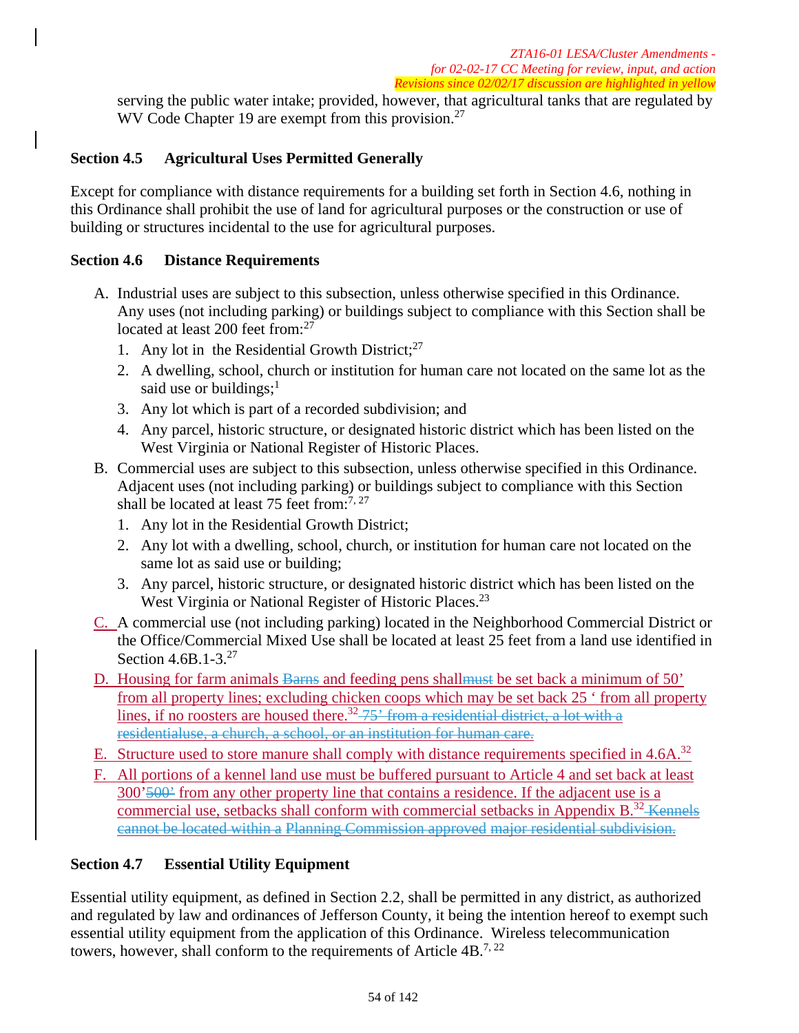serving the public water intake; provided, however, that agricultural tanks that are regulated by WV Code Chapter 19 are exempt from this provision.[27]

### Section 4.5 Agricultural Uses Permitted Generally

Except for compliance with distance requirements for a building set forth in Section 4.6, nothing in this Ordinance shall prohibit the use of land for agricultural purposes or the construction or use of building or structures incidental to the use for agricultural purposes.

### Section 4.6 Distance Requirements

A. Industrial uses are subject to this subsection, unless otherwise specified in this Ordinance. Any uses (not including parking) or buildings subject to compliance with this Section shall be located at least 200 feet from:[27]
   1. Any lot in the Residential Growth District;[27]
   2. A dwelling, school, church or institution for human care not located on the same lot as the said use or buildings;[1]
   3. Any lot which is part of a recorded subdivision; and
   4. Any parcel, historic structure, or designated historic district which has been listed on the West Virginia or National Register of Historic Places.

B. Commercial uses are subject to this subsection, unless otherwise specified in this Ordinance. Adjacent uses (not including parking) or buildings subject to compliance with this Section shall be located at least 75 feet from:[7, 27]
   1. Any lot in the Residential Growth District;
   2. Any lot with a dwelling, school, church, or institution for human care not located on the same lot as said use or building;
   3. Any parcel, historic structure, or designated historic district which has been listed on the West Virginia or National Register of Historic Places.[23]

C. A commercial use (not including parking) located in the Neighborhood Commercial District or the Office/Commercial Mixed Use shall be located at least 25 feet from a land use identified in Section 4.6B.1-3.[27]

D. Housing for farm animals ~~Barns~~ and feeding pens shall~~must~~ be set back a minimum of 50' from all property lines; excluding chicken coops which may be set back 25 ' from all property lines, if no roosters are housed there.[32] ~~75' from a residential district, a lot with a residentialuse, a church, a school, or an institution for human care.~~

E. Structure used to store manure shall comply with distance requirements specified in 4.6A.[32]

F. All portions of a kennel land use must be buffered pursuant to Article 4 and set back at least 300'~~500'~~ from any other property line that contains a residence. If the adjacent use is a commercial use, setbacks shall conform with commercial setbacks in Appendix B.[32] ~~Kennels cannot be located within a Planning Commission approved major residential subdivision.~~

### Section 4.7 Essential Utility Equipment

Essential utility equipment, as defined in Section 2.2, shall be permitted in any district, as authorized and regulated by law and ordinances of Jefferson County, it being the intention hereof to exempt such essential utility equipment from the application of this Ordinance. Wireless telecommunication towers, however, shall conform to the requirements of Article 4B.[7, 22]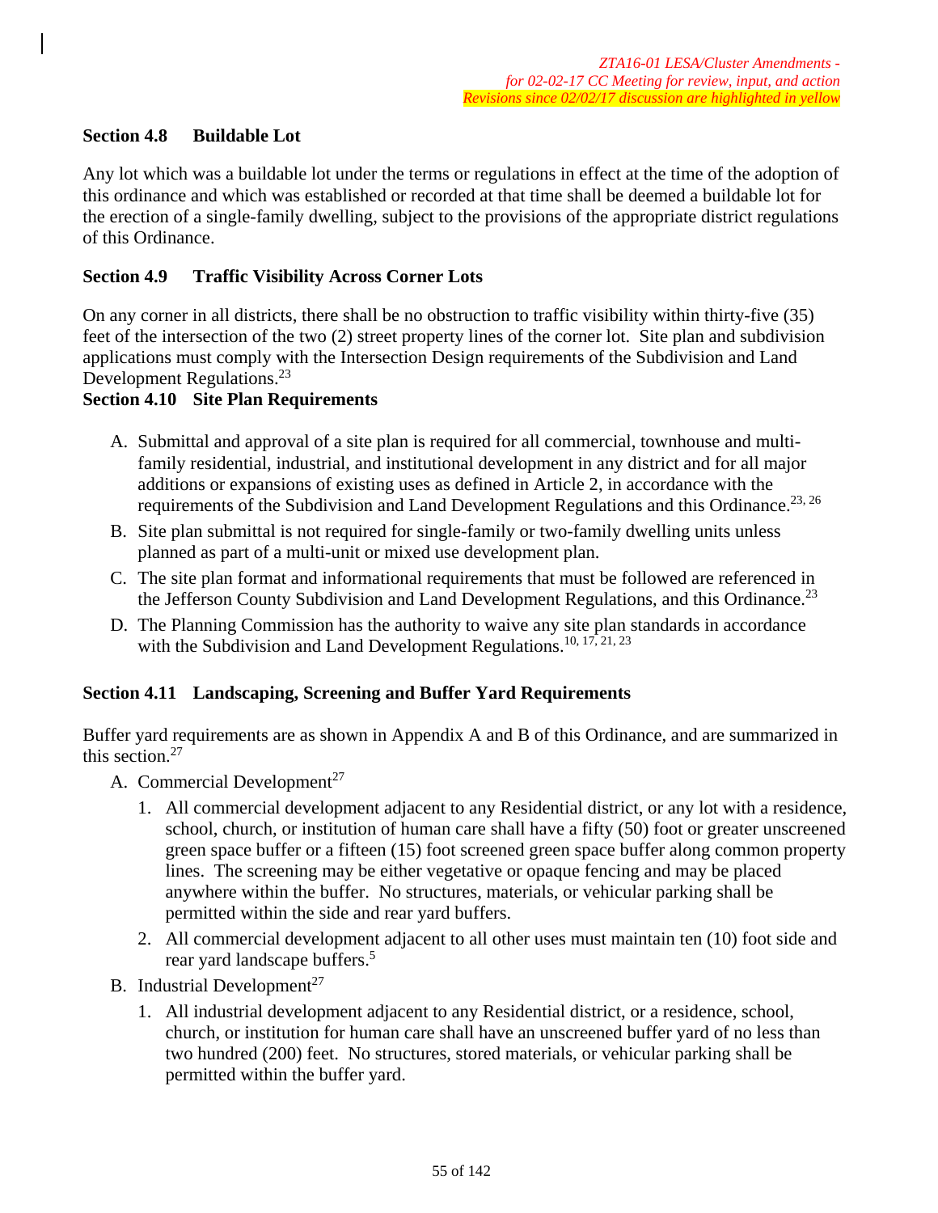### Section 4.8 Buildable Lot

Any lot which was a buildable lot under the terms or regulations in effect at the time of the adoption of this ordinance and which was established or recorded at that time shall be deemed a buildable lot for the erection of a single-family dwelling, subject to the provisions of the appropriate district regulations of this Ordinance.

### Section 4.9 Traffic Visibility Across Corner Lots

On any corner in all districts, there shall be no obstruction to traffic visibility within thirty-five (35) feet of the intersection of the two (2) street property lines of the corner lot. Site plan and subdivision applications must comply with the Intersection Design requirements of the Subdivision and Land Development Regulations.[23]

### Section 4.10 Site Plan Requirements

A. Submittal and approval of a site plan is required for all commercial, townhouse and multi-family residential, industrial, and institutional development in any district and for all major additions or expansions of existing uses as defined in Article 2, in accordance with the requirements of the Subdivision and Land Development Regulations and this Ordinance.[23, 26]

B. Site plan submittal is not required for single-family or two-family dwelling units unless planned as part of a multi-unit or mixed use development plan.

C. The site plan format and informational requirements that must be followed are referenced in the Jefferson County Subdivision and Land Development Regulations, and this Ordinance.[23]

D. The Planning Commission has the authority to waive any site plan standards in accordance with the Subdivision and Land Development Regulations.[10, 17, 21, 23]

### Section 4.11 Landscaping, Screening and Buffer Yard Requirements

Buffer yard requirements are as shown in Appendix A and B of this Ordinance, and are summarized in this section.[27]

A. Commercial Development[27]

1. All commercial development adjacent to any Residential district, or any lot with a residence, school, church, or institution of human care shall have a fifty (50) foot or greater unscreened green space buffer or a fifteen (15) foot screened green space buffer along common property lines. The screening may be either vegetative or opaque fencing and may be placed anywhere within the buffer. No structures, materials, or vehicular parking shall be permitted within the side and rear yard buffers.

2. All commercial development adjacent to all other uses must maintain ten (10) foot side and rear yard landscape buffers.[5]

B. Industrial Development[27]

1. All industrial development adjacent to any Residential district, or a residence, school, church, or institution for human care shall have an unscreened buffer yard of no less than two hundred (200) feet. No structures, stored materials, or vehicular parking shall be permitted within the buffer yard.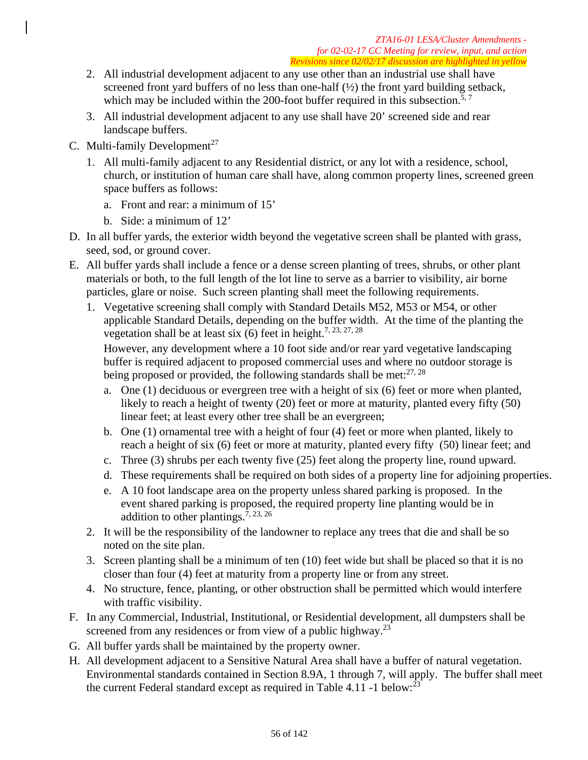2. All industrial development adjacent to any use other than an industrial use shall have screened front yard buffers of no less than one-half (½) the front yard building setback, which may be included within the 200-foot buffer required in this subsection.[5, 7]
3. All industrial development adjacent to any use shall have 20' screened side and rear landscape buffers.

C. Multi-family Development[27]

1. All multi-family adjacent to any Residential district, or any lot with a residence, school, church, or institution of human care shall have, along common property lines, screened green space buffers as follows:
   a. Front and rear: a minimum of 15'
   b. Side: a minimum of 12'

D. In all buffer yards, the exterior width beyond the vegetative screen shall be planted with grass, seed, sod, or ground cover.

E. All buffer yards shall include a fence or a dense screen planting of trees, shrubs, or other plant materials or both, to the full length of the lot line to serve as a barrier to visibility, air borne particles, glare or noise. Such screen planting shall meet the following requirements.

1. Vegetative screening shall comply with Standard Details M52, M53 or M54, or other applicable Standard Details, depending on the buffer width. At the time of the planting the vegetation shall be at least six (6) feet in height.[7, 23, 27, 28]

   However, any development where a 10 foot side and/or rear yard vegetative landscaping buffer is required adjacent to proposed commercial uses and where no outdoor storage is being proposed or provided, the following standards shall be met:[27, 28]

   a. One (1) deciduous or evergreen tree with a height of six (6) feet or more when planted, likely to reach a height of twenty (20) feet or more at maturity, planted every fifty (50) linear feet; at least every other tree shall be an evergreen;
   b. One (1) ornamental tree with a height of four (4) feet or more when planted, likely to reach a height of six (6) feet or more at maturity, planted every fifty (50) linear feet; and
   c. Three (3) shrubs per each twenty five (25) feet along the property line, round upward.
   d. These requirements shall be required on both sides of a property line for adjoining properties.
   e. A 10 foot landscape area on the property unless shared parking is proposed. In the event shared parking is proposed, the required property line planting would be in addition to other plantings.[7, 23, 26]

2. It will be the responsibility of the landowner to replace any trees that die and shall be so noted on the site plan.
3. Screen planting shall be a minimum of ten (10) feet wide but shall be placed so that it is no closer than four (4) feet at maturity from a property line or from any street.
4. No structure, fence, planting, or other obstruction shall be permitted which would interfere with traffic visibility.

F. In any Commercial, Industrial, Institutional, or Residential development, all dumpsters shall be screened from any residences or from view of a public highway.[23]

G. All buffer yards shall be maintained by the property owner.

H. All development adjacent to a Sensitive Natural Area shall have a buffer of natural vegetation. Environmental standards contained in Section 8.9A, 1 through 7, will apply. The buffer shall meet the current Federal standard except as required in Table 4.11 -1 below:[23]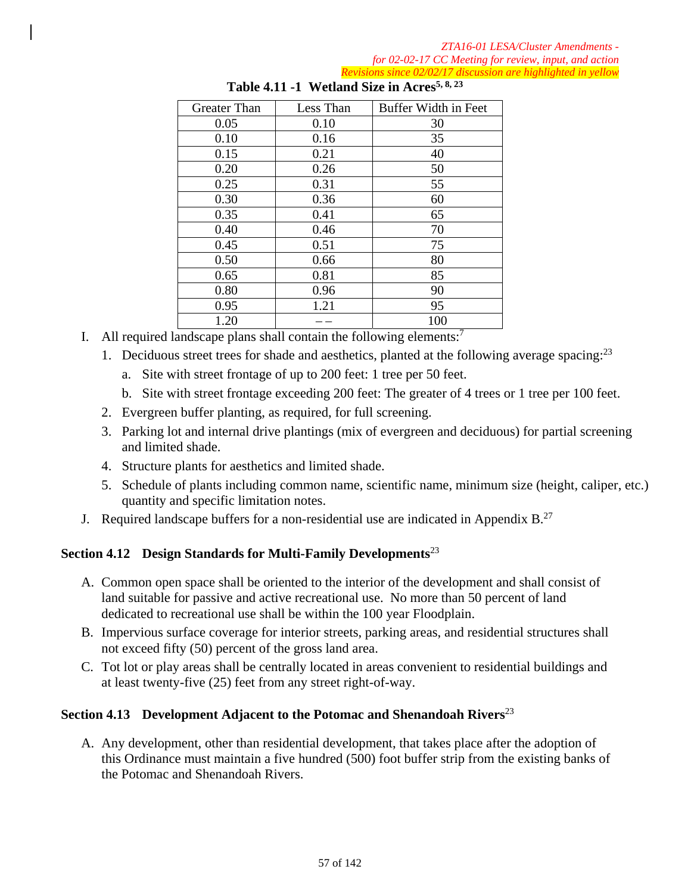*ZTA16-01 LESA/Cluster Amendments - for 02-02-17 CC Meeting for review, input, and action*
*Revisions since 02/02/17 discussion are highlighted in yellow*

**Table 4.11 -1 Wetland Size in Acres[5, 8, 23]**

| Greater Than | Less Than | Buffer Width in Feet |
|---|---|---|
| 0.05 | 0.10 | 30 |
| 0.10 | 0.16 | 35 |
| 0.15 | 0.21 | 40 |
| 0.20 | 0.26 | 50 |
| 0.25 | 0.31 | 55 |
| 0.30 | 0.36 | 60 |
| 0.35 | 0.41 | 65 |
| 0.40 | 0.46 | 70 |
| 0.45 | 0.51 | 75 |
| 0.50 | 0.66 | 80 |
| 0.65 | 0.81 | 85 |
| 0.80 | 0.96 | 90 |
| 0.95 | 1.21 | 95 |
| 1.20 | – – | 100 |

I. All required landscape plans shall contain the following elements:[7]

  1. Deciduous street trees for shade and aesthetics, planted at the following average spacing:[23]
     a. Site with street frontage of up to 200 feet: 1 tree per 50 feet.
     b. Site with street frontage exceeding 200 feet: The greater of 4 trees or 1 tree per 100 feet.
  2. Evergreen buffer planting, as required, for full screening.
  3. Parking lot and internal drive plantings (mix of evergreen and deciduous) for partial screening and limited shade.
  4. Structure plants for aesthetics and limited shade.
  5. Schedule of plants including common name, scientific name, minimum size (height, caliper, etc.) quantity and specific limitation notes.

J. Required landscape buffers for a non-residential use are indicated in Appendix B.[27]

## Section 4.12 Design Standards for Multi-Family Developments[23]

A. Common open space shall be oriented to the interior of the development and shall consist of land suitable for passive and active recreational use. No more than 50 percent of land dedicated to recreational use shall be within the 100 year Floodplain.

B. Impervious surface coverage for interior streets, parking areas, and residential structures shall not exceed fifty (50) percent of the gross land area.

C. Tot lot or play areas shall be centrally located in areas convenient to residential buildings and at least twenty-five (25) feet from any street right-of-way.

## Section 4.13 Development Adjacent to the Potomac and Shenandoah Rivers[23]

A. Any development, other than residential development, that takes place after the adoption of this Ordinance must maintain a five hundred (500) foot buffer strip from the existing banks of the Potomac and Shenandoah Rivers.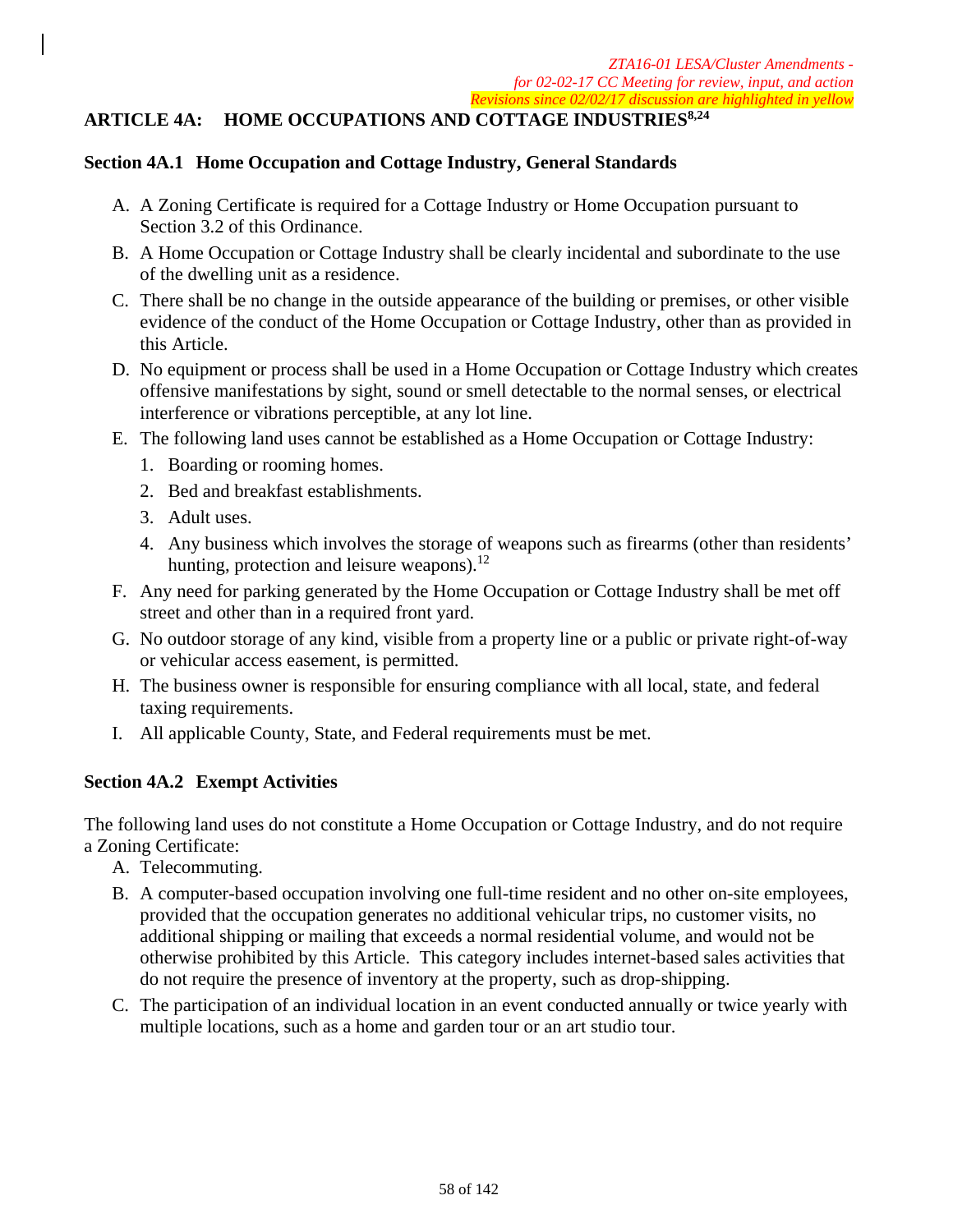*ZTA16-01 LESA/Cluster Amendments - for 02-02-17 CC Meeting for review, input, and action*
*Revisions since 02/02/17 discussion are highlighted in yellow*

# ARTICLE 4A: HOME OCCUPATIONS AND COTTAGE INDUSTRIES[8,24]

## Section 4A.1 Home Occupation and Cottage Industry, General Standards

A. A Zoning Certificate is required for a Cottage Industry or Home Occupation pursuant to Section 3.2 of this Ordinance.

B. A Home Occupation or Cottage Industry shall be clearly incidental and subordinate to the use of the dwelling unit as a residence.

C. There shall be no change in the outside appearance of the building or premises, or other visible evidence of the conduct of the Home Occupation or Cottage Industry, other than as provided in this Article.

D. No equipment or process shall be used in a Home Occupation or Cottage Industry which creates offensive manifestations by sight, sound or smell detectable to the normal senses, or electrical interference or vibrations perceptible, at any lot line.

E. The following land uses cannot be established as a Home Occupation or Cottage Industry:
   1. Boarding or rooming homes.
   2. Bed and breakfast establishments.
   3. Adult uses.
   4. Any business which involves the storage of weapons such as firearms (other than residents' hunting, protection and leisure weapons).[12]

F. Any need for parking generated by the Home Occupation or Cottage Industry shall be met off street and other than in a required front yard.

G. No outdoor storage of any kind, visible from a property line or a public or private right-of-way or vehicular access easement, is permitted.

H. The business owner is responsible for ensuring compliance with all local, state, and federal taxing requirements.

I. All applicable County, State, and Federal requirements must be met.

## Section 4A.2 Exempt Activities

The following land uses do not constitute a Home Occupation or Cottage Industry, and do not require a Zoning Certificate:

A. Telecommuting.

B. A computer-based occupation involving one full-time resident and no other on-site employees, provided that the occupation generates no additional vehicular trips, no customer visits, no additional shipping or mailing that exceeds a normal residential volume, and would not be otherwise prohibited by this Article. This category includes internet-based sales activities that do not require the presence of inventory at the property, such as drop-shipping.

C. The participation of an individual location in an event conducted annually or twice yearly with multiple locations, such as a home and garden tour or an art studio tour.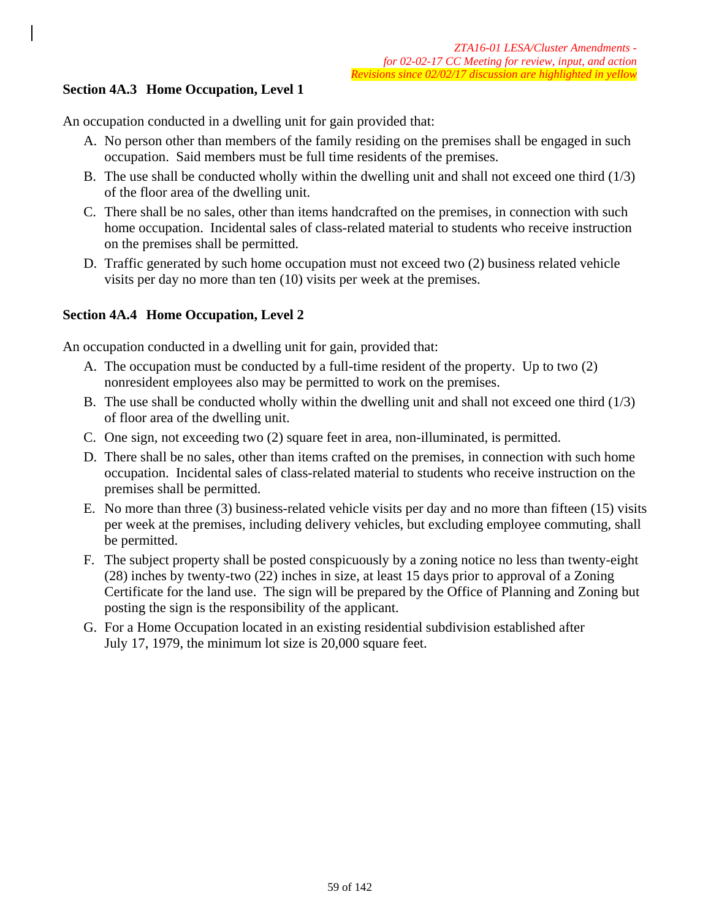*ZTA16-01 LESA/Cluster Amendments -*
*for 02-02-17 CC Meeting for review, input, and action*
*Revisions since 02/02/17 discussion are highlighted in yellow*

**Section 4A.3 Home Occupation, Level 1**

An occupation conducted in a dwelling unit for gain provided that:

A. No person other than members of the family residing on the premises shall be engaged in such occupation. Said members must be full time residents of the premises.

B. The use shall be conducted wholly within the dwelling unit and shall not exceed one third (1/3) of the floor area of the dwelling unit.

C. There shall be no sales, other than items handcrafted on the premises, in connection with such home occupation. Incidental sales of class-related material to students who receive instruction on the premises shall be permitted.

D. Traffic generated by such home occupation must not exceed two (2) business related vehicle visits per day no more than ten (10) visits per week at the premises.

**Section 4A.4 Home Occupation, Level 2**

An occupation conducted in a dwelling unit for gain, provided that:

A. The occupation must be conducted by a full-time resident of the property. Up to two (2) nonresident employees also may be permitted to work on the premises.

B. The use shall be conducted wholly within the dwelling unit and shall not exceed one third (1/3) of floor area of the dwelling unit.

C. One sign, not exceeding two (2) square feet in area, non-illuminated, is permitted.

D. There shall be no sales, other than items crafted on the premises, in connection with such home occupation. Incidental sales of class-related material to students who receive instruction on the premises shall be permitted.

E. No more than three (3) business-related vehicle visits per day and no more than fifteen (15) visits per week at the premises, including delivery vehicles, but excluding employee commuting, shall be permitted.

F. The subject property shall be posted conspicuously by a zoning notice no less than twenty-eight (28) inches by twenty-two (22) inches in size, at least 15 days prior to approval of a Zoning Certificate for the land use. The sign will be prepared by the Office of Planning and Zoning but posting the sign is the responsibility of the applicant.

G. For a Home Occupation located in an existing residential subdivision established after July 17, 1979, the minimum lot size is 20,000 square feet.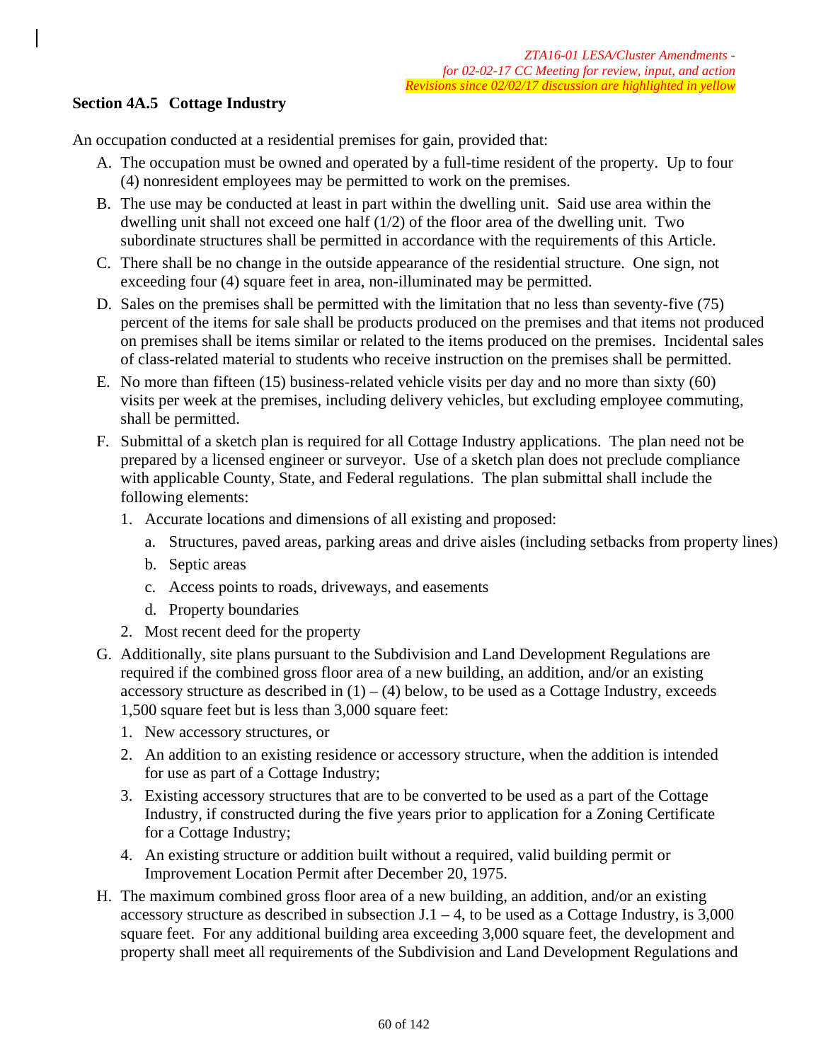*ZTA16-01 LESA/Cluster Amendments - for 02-02-17 CC Meeting for review, input, and action*
*Revisions since 02/02/17 discussion are highlighted in yellow*

### Section 4A.5 Cottage Industry

An occupation conducted at a residential premises for gain, provided that:

A. The occupation must be owned and operated by a full-time resident of the property. Up to four (4) nonresident employees may be permitted to work on the premises.

B. The use may be conducted at least in part within the dwelling unit. Said use area within the dwelling unit shall not exceed one half (1/2) of the floor area of the dwelling unit. Two subordinate structures shall be permitted in accordance with the requirements of this Article.

C. There shall be no change in the outside appearance of the residential structure. One sign, not exceeding four (4) square feet in area, non-illuminated may be permitted.

D. Sales on the premises shall be permitted with the limitation that no less than seventy-five (75) percent of the items for sale shall be products produced on the premises and that items not produced on premises shall be items similar or related to the items produced on the premises. Incidental sales of class-related material to students who receive instruction on the premises shall be permitted.

E. No more than fifteen (15) business-related vehicle visits per day and no more than sixty (60) visits per week at the premises, including delivery vehicles, but excluding employee commuting, shall be permitted.

F. Submittal of a sketch plan is required for all Cottage Industry applications. The plan need not be prepared by a licensed engineer or surveyor. Use of a sketch plan does not preclude compliance with applicable County, State, and Federal regulations. The plan submittal shall include the following elements:

   1. Accurate locations and dimensions of all existing and proposed:

      a. Structures, paved areas, parking areas and drive aisles (including setbacks from property lines)

      b. Septic areas

      c. Access points to roads, driveways, and easements

      d. Property boundaries

   2. Most recent deed for the property

G. Additionally, site plans pursuant to the Subdivision and Land Development Regulations are required if the combined gross floor area of a new building, an addition, and/or an existing accessory structure as described in (1) – (4) below, to be used as a Cottage Industry, exceeds 1,500 square feet but is less than 3,000 square feet:

   1. New accessory structures, or

   2. An addition to an existing residence or accessory structure, when the addition is intended for use as part of a Cottage Industry;

   3. Existing accessory structures that are to be converted to be used as a part of the Cottage Industry, if constructed during the five years prior to application for a Zoning Certificate for a Cottage Industry;

   4. An existing structure or addition built without a required, valid building permit or Improvement Location Permit after December 20, 1975.

H. The maximum combined gross floor area of a new building, an addition, and/or an existing accessory structure as described in subsection J.1 – 4, to be used as a Cottage Industry, is 3,000 square feet. For any additional building area exceeding 3,000 square feet, the development and property shall meet all requirements of the Subdivision and Land Development Regulations and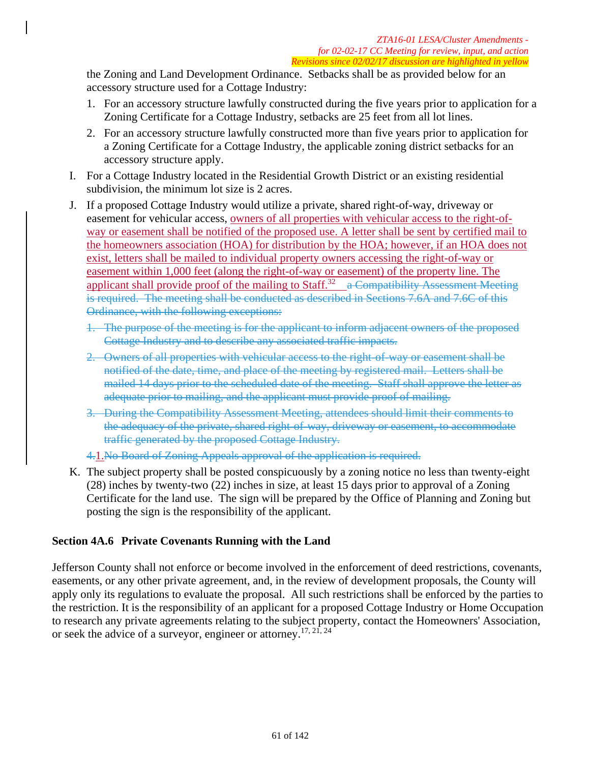the Zoning and Land Development Ordinance. Setbacks shall be as provided below for an accessory structure used for a Cottage Industry:

1. For an accessory structure lawfully constructed during the five years prior to application for a Zoning Certificate for a Cottage Industry, setbacks are 25 feet from all lot lines.
2. For an accessory structure lawfully constructed more than five years prior to application for a Zoning Certificate for a Cottage Industry, the applicable zoning district setbacks for an accessory structure apply.

I. For a Cottage Industry located in the Residential Growth District or an existing residential subdivision, the minimum lot size is 2 acres.

J. If a proposed Cottage Industry would utilize a private, shared right-of-way, driveway or easement for vehicular access, owners of all properties with vehicular access to the right-of-way or easement shall be notified of the proposed use. A letter shall be sent by certified mail to the homeowners association (HOA) for distribution by the HOA; however, if an HOA does not exist, letters shall be mailed to individual property owners accessing the right-of-way or easement within 1,000 feet (along the right-of-way or easement) of the property line. The applicant shall provide proof of the mailing to Staff.[32] ~~a Compatibility Assessment Meeting is required. The meeting shall be conducted as described in Sections 7.6A and 7.6C of this Ordinance, with the following exceptions:~~

~~1. The purpose of the meeting is for the applicant to inform adjacent owners of the proposed Cottage Industry and to describe any associated traffic impacts.~~

~~2. Owners of all properties with vehicular access to the right-of-way or easement shall be notified of the date, time, and place of the meeting by registered mail. Letters shall be mailed 14 days prior to the scheduled date of the meeting. Staff shall approve the letter as adequate prior to mailing, and the applicant must provide proof of mailing.~~

~~3. During the Compatibility Assessment Meeting, attendees should limit their comments to the adequacy of the private, shared right-of-way, driveway or easement, to accommodate traffic generated by the proposed Cottage Industry.~~

~~4.~~1. ~~No Board of Zoning Appeals approval of the application is required.~~

K. The subject property shall be posted conspicuously by a zoning notice no less than twenty-eight (28) inches by twenty-two (22) inches in size, at least 15 days prior to approval of a Zoning Certificate for the land use. The sign will be prepared by the Office of Planning and Zoning but posting the sign is the responsibility of the applicant.

### Section 4A.6 Private Covenants Running with the Land

Jefferson County shall not enforce or become involved in the enforcement of deed restrictions, covenants, easements, or any other private agreement, and, in the review of development proposals, the County will apply only its regulations to evaluate the proposal. All such restrictions shall be enforced by the parties to the restriction. It is the responsibility of an applicant for a proposed Cottage Industry or Home Occupation to research any private agreements relating to the subject property, contact the Homeowners' Association, or seek the advice of a surveyor, engineer or attorney.[17, 21, 24]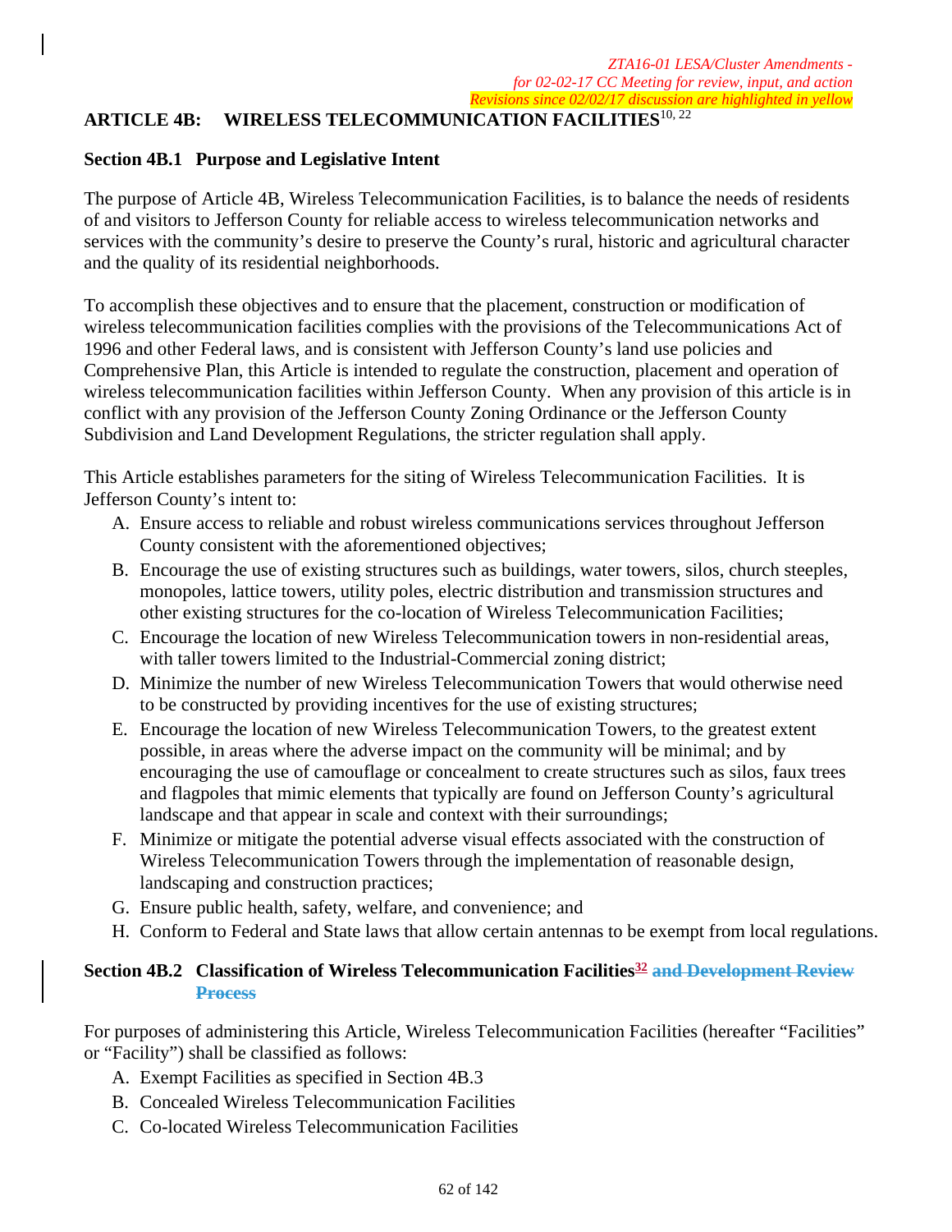*ZTA16-01 LESA/Cluster Amendments - for 02-02-17 CC Meeting for review, input, and action*
*Revisions since 02/02/17 discussion are highlighted in yellow*

## ARTICLE 4B: WIRELESS TELECOMMUNICATION FACILITIES[10, 22]

### Section 4B.1 Purpose and Legislative Intent

The purpose of Article 4B, Wireless Telecommunication Facilities, is to balance the needs of residents of and visitors to Jefferson County for reliable access to wireless telecommunication networks and services with the community's desire to preserve the County's rural, historic and agricultural character and the quality of its residential neighborhoods.

To accomplish these objectives and to ensure that the placement, construction or modification of wireless telecommunication facilities complies with the provisions of the Telecommunications Act of 1996 and other Federal laws, and is consistent with Jefferson County's land use policies and Comprehensive Plan, this Article is intended to regulate the construction, placement and operation of wireless telecommunication facilities within Jefferson County. When any provision of this article is in conflict with any provision of the Jefferson County Zoning Ordinance or the Jefferson County Subdivision and Land Development Regulations, the stricter regulation shall apply.

This Article establishes parameters for the siting of Wireless Telecommunication Facilities. It is Jefferson County's intent to:

A. Ensure access to reliable and robust wireless communications services throughout Jefferson County consistent with the aforementioned objectives;
B. Encourage the use of existing structures such as buildings, water towers, silos, church steeples, monopoles, lattice towers, utility poles, electric distribution and transmission structures and other existing structures for the co-location of Wireless Telecommunication Facilities;
C. Encourage the location of new Wireless Telecommunication towers in non-residential areas, with taller towers limited to the Industrial-Commercial zoning district;
D. Minimize the number of new Wireless Telecommunication Towers that would otherwise need to be constructed by providing incentives for the use of existing structures;
E. Encourage the location of new Wireless Telecommunication Towers, to the greatest extent possible, in areas where the adverse impact on the community will be minimal; and by encouraging the use of camouflage or concealment to create structures such as silos, faux trees and flagpoles that mimic elements that typically are found on Jefferson County's agricultural landscape and that appear in scale and context with their surroundings;
F. Minimize or mitigate the potential adverse visual effects associated with the construction of Wireless Telecommunication Towers through the implementation of reasonable design, landscaping and construction practices;
G. Ensure public health, safety, welfare, and convenience; and
H. Conform to Federal and State laws that allow certain antennas to be exempt from local regulations.

### Section 4B.2 Classification of Wireless Telecommunication Facilities[32] ~~and Development Review Process~~

For purposes of administering this Article, Wireless Telecommunication Facilities (hereafter "Facilities" or "Facility") shall be classified as follows:

A. Exempt Facilities as specified in Section 4B.3
B. Concealed Wireless Telecommunication Facilities
C. Co-located Wireless Telecommunication Facilities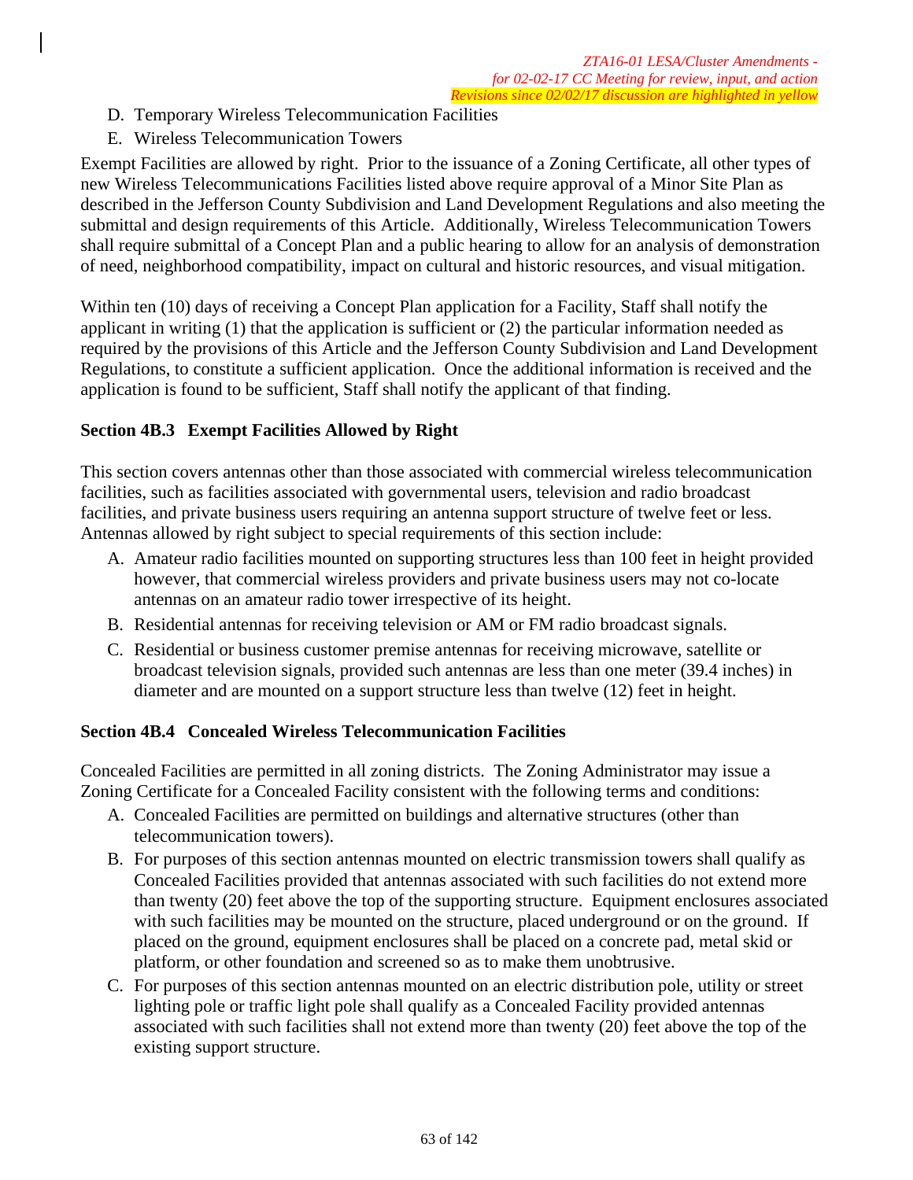D. Temporary Wireless Telecommunication Facilities
E. Wireless Telecommunication Towers

Exempt Facilities are allowed by right. Prior to the issuance of a Zoning Certificate, all other types of new Wireless Telecommunications Facilities listed above require approval of a Minor Site Plan as described in the Jefferson County Subdivision and Land Development Regulations and also meeting the submittal and design requirements of this Article. Additionally, Wireless Telecommunication Towers shall require submittal of a Concept Plan and a public hearing to allow for an analysis of demonstration of need, neighborhood compatibility, impact on cultural and historic resources, and visual mitigation.

Within ten (10) days of receiving a Concept Plan application for a Facility, Staff shall notify the applicant in writing (1) that the application is sufficient or (2) the particular information needed as required by the provisions of this Article and the Jefferson County Subdivision and Land Development Regulations, to constitute a sufficient application. Once the additional information is received and the application is found to be sufficient, Staff shall notify the applicant of that finding.

**Section 4B.3 Exempt Facilities Allowed by Right**

This section covers antennas other than those associated with commercial wireless telecommunication facilities, such as facilities associated with governmental users, television and radio broadcast facilities, and private business users requiring an antenna support structure of twelve feet or less. Antennas allowed by right subject to special requirements of this section include:

A. Amateur radio facilities mounted on supporting structures less than 100 feet in height provided however, that commercial wireless providers and private business users may not co-locate antennas on an amateur radio tower irrespective of its height.
B. Residential antennas for receiving television or AM or FM radio broadcast signals.
C. Residential or business customer premise antennas for receiving microwave, satellite or broadcast television signals, provided such antennas are less than one meter (39.4 inches) in diameter and are mounted on a support structure less than twelve (12) feet in height.

**Section 4B.4 Concealed Wireless Telecommunication Facilities**

Concealed Facilities are permitted in all zoning districts. The Zoning Administrator may issue a Zoning Certificate for a Concealed Facility consistent with the following terms and conditions:

A. Concealed Facilities are permitted on buildings and alternative structures (other than telecommunication towers).
B. For purposes of this section antennas mounted on electric transmission towers shall qualify as Concealed Facilities provided that antennas associated with such facilities do not extend more than twenty (20) feet above the top of the supporting structure. Equipment enclosures associated with such facilities may be mounted on the structure, placed underground or on the ground. If placed on the ground, equipment enclosures shall be placed on a concrete pad, metal skid or platform, or other foundation and screened so as to make them unobtrusive.
C. For purposes of this section antennas mounted on an electric distribution pole, utility or street lighting pole or traffic light pole shall qualify as a Concealed Facility provided antennas associated with such facilities shall not extend more than twenty (20) feet above the top of the existing support structure.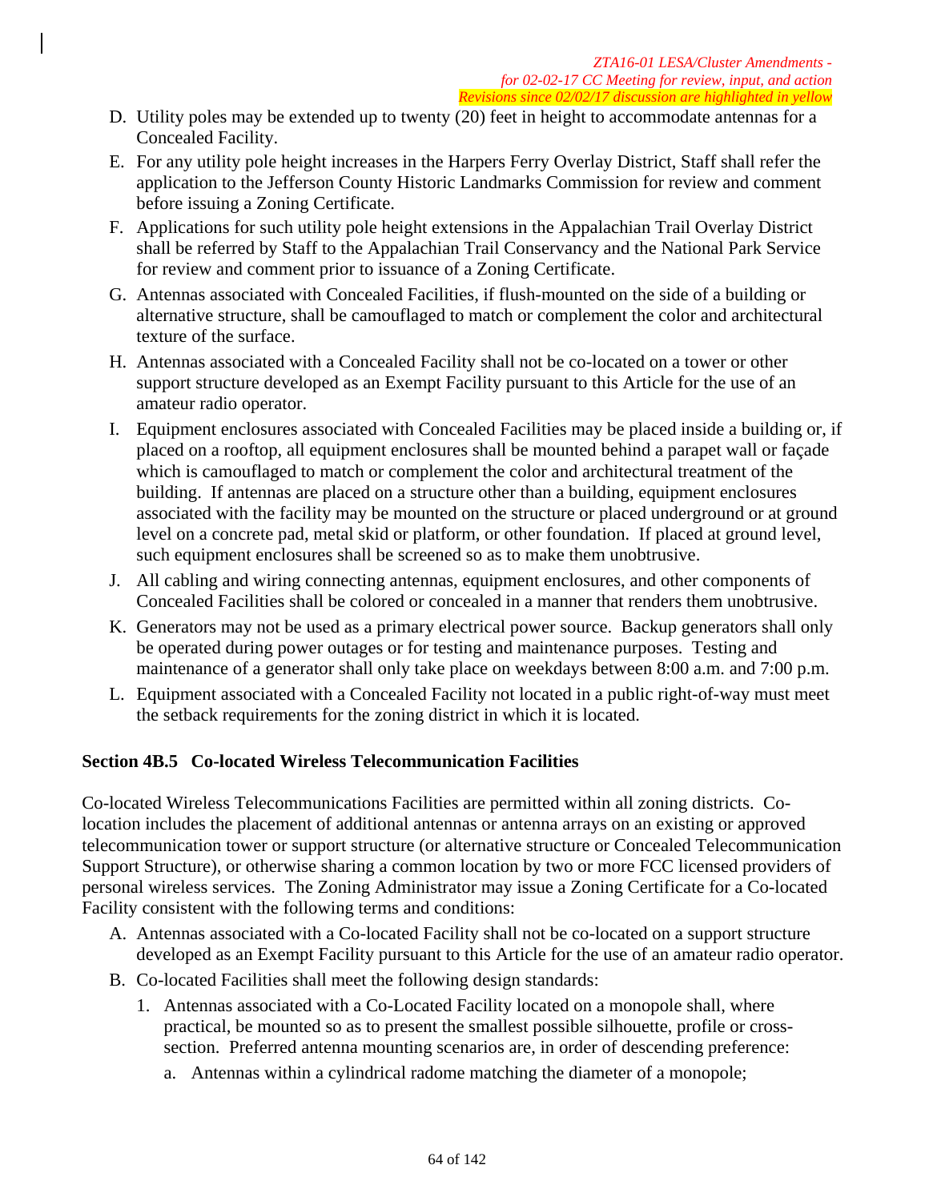- D. Utility poles may be extended up to twenty (20) feet in height to accommodate antennas for a Concealed Facility.
- E. For any utility pole height increases in the Harpers Ferry Overlay District, Staff shall refer the application to the Jefferson County Historic Landmarks Commission for review and comment before issuing a Zoning Certificate.
- F. Applications for such utility pole height extensions in the Appalachian Trail Overlay District shall be referred by Staff to the Appalachian Trail Conservancy and the National Park Service for review and comment prior to issuance of a Zoning Certificate.
- G. Antennas associated with Concealed Facilities, if flush-mounted on the side of a building or alternative structure, shall be camouflaged to match or complement the color and architectural texture of the surface.
- H. Antennas associated with a Concealed Facility shall not be co-located on a tower or other support structure developed as an Exempt Facility pursuant to this Article for the use of an amateur radio operator.
- I. Equipment enclosures associated with Concealed Facilities may be placed inside a building or, if placed on a rooftop, all equipment enclosures shall be mounted behind a parapet wall or façade which is camouflaged to match or complement the color and architectural treatment of the building. If antennas are placed on a structure other than a building, equipment enclosures associated with the facility may be mounted on the structure or placed underground or at ground level on a concrete pad, metal skid or platform, or other foundation. If placed at ground level, such equipment enclosures shall be screened so as to make them unobtrusive.
- J. All cabling and wiring connecting antennas, equipment enclosures, and other components of Concealed Facilities shall be colored or concealed in a manner that renders them unobtrusive.
- K. Generators may not be used as a primary electrical power source. Backup generators shall only be operated during power outages or for testing and maintenance purposes. Testing and maintenance of a generator shall only take place on weekdays between 8:00 a.m. and 7:00 p.m.
- L. Equipment associated with a Concealed Facility not located in a public right-of-way must meet the setback requirements for the zoning district in which it is located.

### Section 4B.5 Co-located Wireless Telecommunication Facilities

Co-located Wireless Telecommunications Facilities are permitted within all zoning districts. Co-location includes the placement of additional antennas or antenna arrays on an existing or approved telecommunication tower or support structure (or alternative structure or Concealed Telecommunication Support Structure), or otherwise sharing a common location by two or more FCC licensed providers of personal wireless services. The Zoning Administrator may issue a Zoning Certificate for a Co-located Facility consistent with the following terms and conditions:

- A. Antennas associated with a Co-located Facility shall not be co-located on a support structure developed as an Exempt Facility pursuant to this Article for the use of an amateur radio operator.
- B. Co-located Facilities shall meet the following design standards:
  1. Antennas associated with a Co-Located Facility located on a monopole shall, where practical, be mounted so as to present the smallest possible silhouette, profile or cross-section. Preferred antenna mounting scenarios are, in order of descending preference:
     - a. Antennas within a cylindrical radome matching the diameter of a monopole;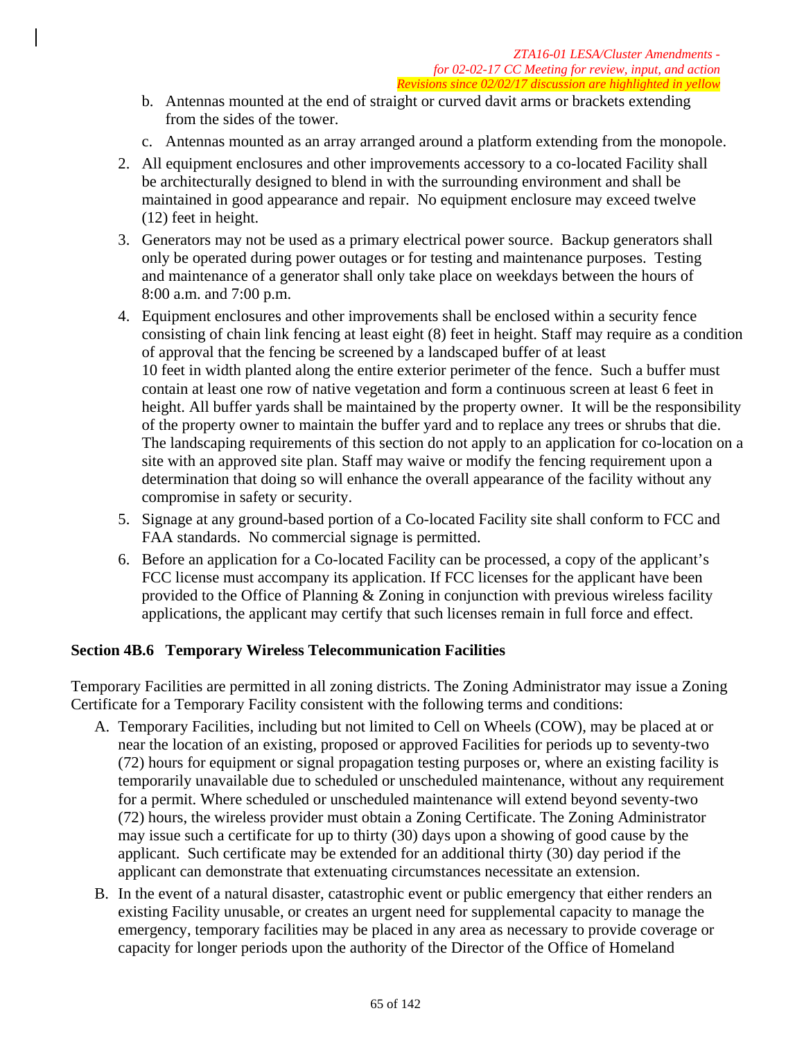b. Antennas mounted at the end of straight or curved davit arms or brackets extending from the sides of the tower.

c. Antennas mounted as an array arranged around a platform extending from the monopole.

2. All equipment enclosures and other improvements accessory to a co-located Facility shall be architecturally designed to blend in with the surrounding environment and shall be maintained in good appearance and repair. No equipment enclosure may exceed twelve (12) feet in height.

3. Generators may not be used as a primary electrical power source. Backup generators shall only be operated during power outages or for testing and maintenance purposes. Testing and maintenance of a generator shall only take place on weekdays between the hours of 8:00 a.m. and 7:00 p.m.

4. Equipment enclosures and other improvements shall be enclosed within a security fence consisting of chain link fencing at least eight (8) feet in height. Staff may require as a condition of approval that the fencing be screened by a landscaped buffer of at least 10 feet in width planted along the entire exterior perimeter of the fence. Such a buffer must contain at least one row of native vegetation and form a continuous screen at least 6 feet in height. All buffer yards shall be maintained by the property owner. It will be the responsibility of the property owner to maintain the buffer yard and to replace any trees or shrubs that die. The landscaping requirements of this section do not apply to an application for co-location on a site with an approved site plan. Staff may waive or modify the fencing requirement upon a determination that doing so will enhance the overall appearance of the facility without any compromise in safety or security.

5. Signage at any ground-based portion of a Co-located Facility site shall conform to FCC and FAA standards. No commercial signage is permitted.

6. Before an application for a Co-located Facility can be processed, a copy of the applicant's FCC license must accompany its application. If FCC licenses for the applicant have been provided to the Office of Planning & Zoning in conjunction with previous wireless facility applications, the applicant may certify that such licenses remain in full force and effect.

**Section 4B.6 Temporary Wireless Telecommunication Facilities**

Temporary Facilities are permitted in all zoning districts. The Zoning Administrator may issue a Zoning Certificate for a Temporary Facility consistent with the following terms and conditions:

A. Temporary Facilities, including but not limited to Cell on Wheels (COW), may be placed at or near the location of an existing, proposed or approved Facilities for periods up to seventy-two (72) hours for equipment or signal propagation testing purposes or, where an existing facility is temporarily unavailable due to scheduled or unscheduled maintenance, without any requirement for a permit. Where scheduled or unscheduled maintenance will extend beyond seventy-two (72) hours, the wireless provider must obtain a Zoning Certificate. The Zoning Administrator may issue such a certificate for up to thirty (30) days upon a showing of good cause by the applicant. Such certificate may be extended for an additional thirty (30) day period if the applicant can demonstrate that extenuating circumstances necessitate an extension.

B. In the event of a natural disaster, catastrophic event or public emergency that either renders an existing Facility unusable, or creates an urgent need for supplemental capacity to manage the emergency, temporary facilities may be placed in any area as necessary to provide coverage or capacity for longer periods upon the authority of the Director of the Office of Homeland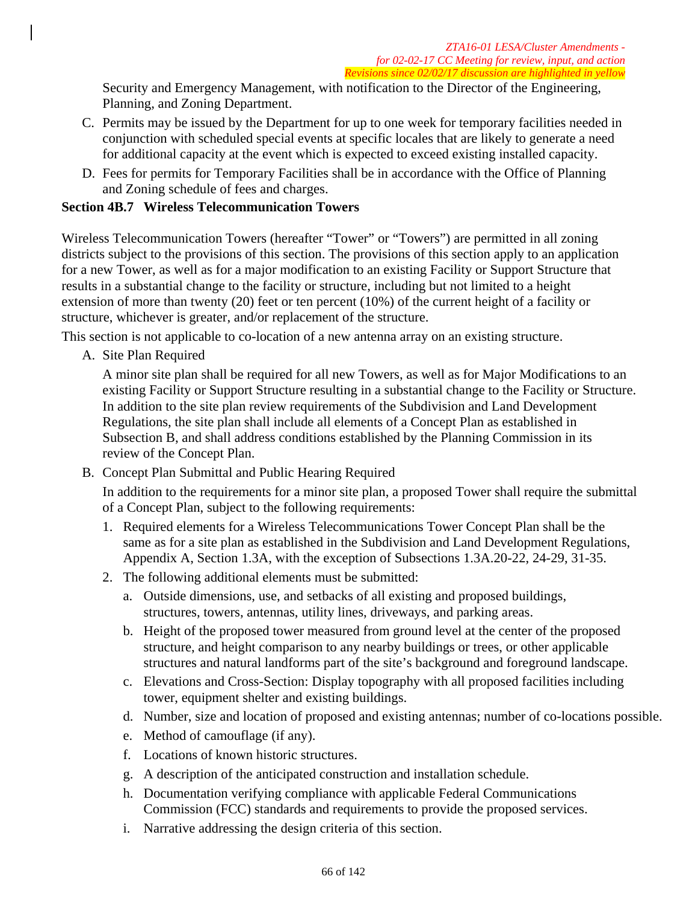Security and Emergency Management, with notification to the Director of the Engineering, Planning, and Zoning Department.

C. Permits may be issued by the Department for up to one week for temporary facilities needed in conjunction with scheduled special events at specific locales that are likely to generate a need for additional capacity at the event which is expected to exceed existing installed capacity.

D. Fees for permits for Temporary Facilities shall be in accordance with the Office of Planning and Zoning schedule of fees and charges.

**Section 4B.7 Wireless Telecommunication Towers**

Wireless Telecommunication Towers (hereafter "Tower" or "Towers") are permitted in all zoning districts subject to the provisions of this section. The provisions of this section apply to an application for a new Tower, as well as for a major modification to an existing Facility or Support Structure that results in a substantial change to the facility or structure, including but not limited to a height extension of more than twenty (20) feet or ten percent (10%) of the current height of a facility or structure, whichever is greater, and/or replacement of the structure.

This section is not applicable to co-location of a new antenna array on an existing structure.

A. Site Plan Required

   A minor site plan shall be required for all new Towers, as well as for Major Modifications to an existing Facility or Support Structure resulting in a substantial change to the Facility or Structure. In addition to the site plan review requirements of the Subdivision and Land Development Regulations, the site plan shall include all elements of a Concept Plan as established in Subsection B, and shall address conditions established by the Planning Commission in its review of the Concept Plan.

B. Concept Plan Submittal and Public Hearing Required

   In addition to the requirements for a minor site plan, a proposed Tower shall require the submittal of a Concept Plan, subject to the following requirements:

   1. Required elements for a Wireless Telecommunications Tower Concept Plan shall be the same as for a site plan as established in the Subdivision and Land Development Regulations, Appendix A, Section 1.3A, with the exception of Subsections 1.3A.20-22, 24-29, 31-35.
   2. The following additional elements must be submitted:
      a. Outside dimensions, use, and setbacks of all existing and proposed buildings, structures, towers, antennas, utility lines, driveways, and parking areas.
      b. Height of the proposed tower measured from ground level at the center of the proposed structure, and height comparison to any nearby buildings or trees, or other applicable structures and natural landforms part of the site's background and foreground landscape.
      c. Elevations and Cross-Section: Display topography with all proposed facilities including tower, equipment shelter and existing buildings.
      d. Number, size and location of proposed and existing antennas; number of co-locations possible.
      e. Method of camouflage (if any).
      f. Locations of known historic structures.
      g. A description of the anticipated construction and installation schedule.
      h. Documentation verifying compliance with applicable Federal Communications Commission (FCC) standards and requirements to provide the proposed services.
      i. Narrative addressing the design criteria of this section.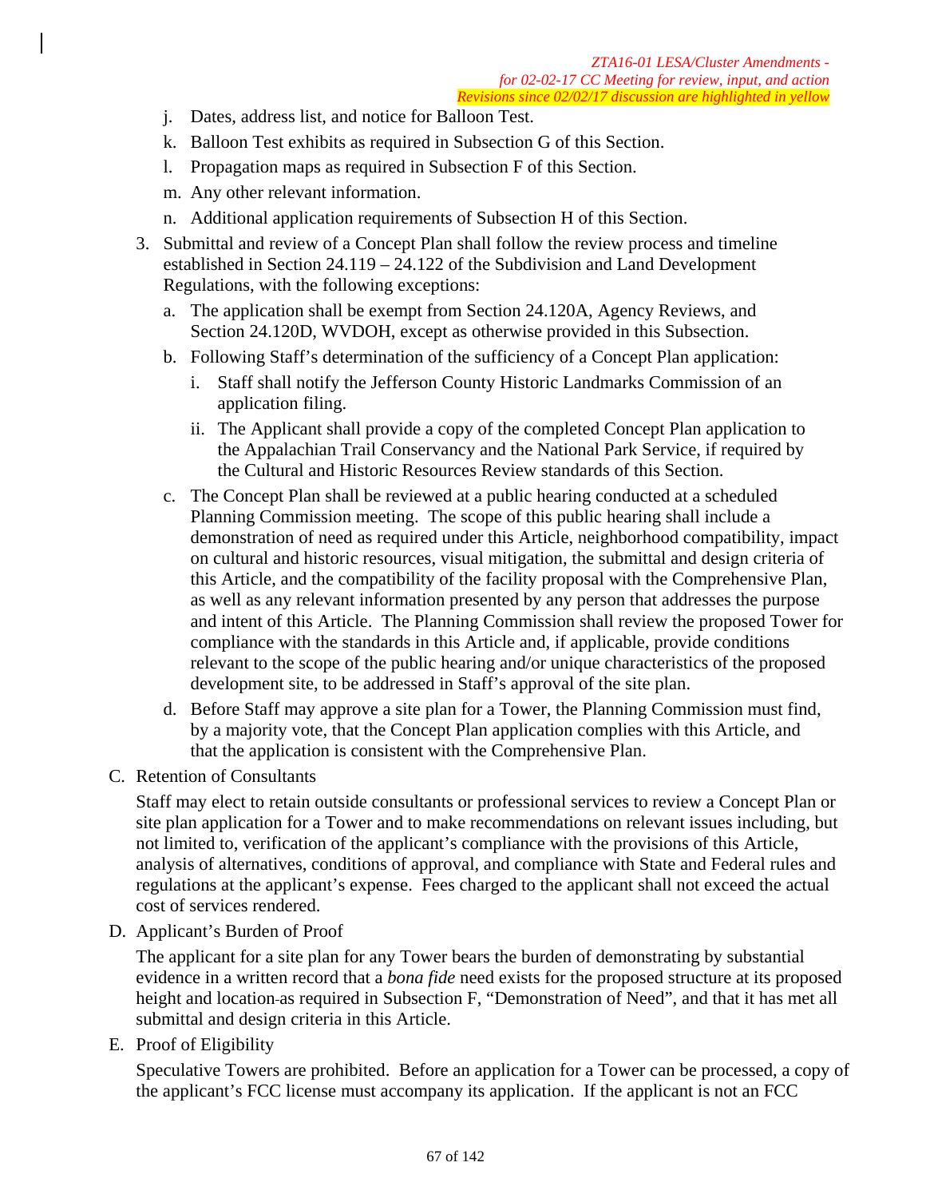j. Dates, address list, and notice for Balloon Test.

k. Balloon Test exhibits as required in Subsection G of this Section.

l. Propagation maps as required in Subsection F of this Section.

m. Any other relevant information.

n. Additional application requirements of Subsection H of this Section.

3. Submittal and review of a Concept Plan shall follow the review process and timeline established in Section 24.119 – 24.122 of the Subdivision and Land Development Regulations, with the following exceptions:

   a. The application shall be exempt from Section 24.120A, Agency Reviews, and Section 24.120D, WVDOH, except as otherwise provided in this Subsection.

   b. Following Staff's determination of the sufficiency of a Concept Plan application:

      i. Staff shall notify the Jefferson County Historic Landmarks Commission of an application filing.

      ii. The Applicant shall provide a copy of the completed Concept Plan application to the Appalachian Trail Conservancy and the National Park Service, if required by the Cultural and Historic Resources Review standards of this Section.

   c. The Concept Plan shall be reviewed at a public hearing conducted at a scheduled Planning Commission meeting. The scope of this public hearing shall include a demonstration of need as required under this Article, neighborhood compatibility, impact on cultural and historic resources, visual mitigation, the submittal and design criteria of this Article, and the compatibility of the facility proposal with the Comprehensive Plan, as well as any relevant information presented by any person that addresses the purpose and intent of this Article. The Planning Commission shall review the proposed Tower for compliance with the standards in this Article and, if applicable, provide conditions relevant to the scope of the public hearing and/or unique characteristics of the proposed development site, to be addressed in Staff's approval of the site plan.

   d. Before Staff may approve a site plan for a Tower, the Planning Commission must find, by a majority vote, that the Concept Plan application complies with this Article, and that the application is consistent with the Comprehensive Plan.

C. Retention of Consultants

Staff may elect to retain outside consultants or professional services to review a Concept Plan or site plan application for a Tower and to make recommendations on relevant issues including, but not limited to, verification of the applicant's compliance with the provisions of this Article, analysis of alternatives, conditions of approval, and compliance with State and Federal rules and regulations at the applicant's expense. Fees charged to the applicant shall not exceed the actual cost of services rendered.

D. Applicant's Burden of Proof

The applicant for a site plan for any Tower bears the burden of demonstrating by substantial evidence in a written record that a *bona fide* need exists for the proposed structure at its proposed height and location as required in Subsection F, "Demonstration of Need", and that it has met all submittal and design criteria in this Article.

E. Proof of Eligibility

Speculative Towers are prohibited. Before an application for a Tower can be processed, a copy of the applicant's FCC license must accompany its application. If the applicant is not an FCC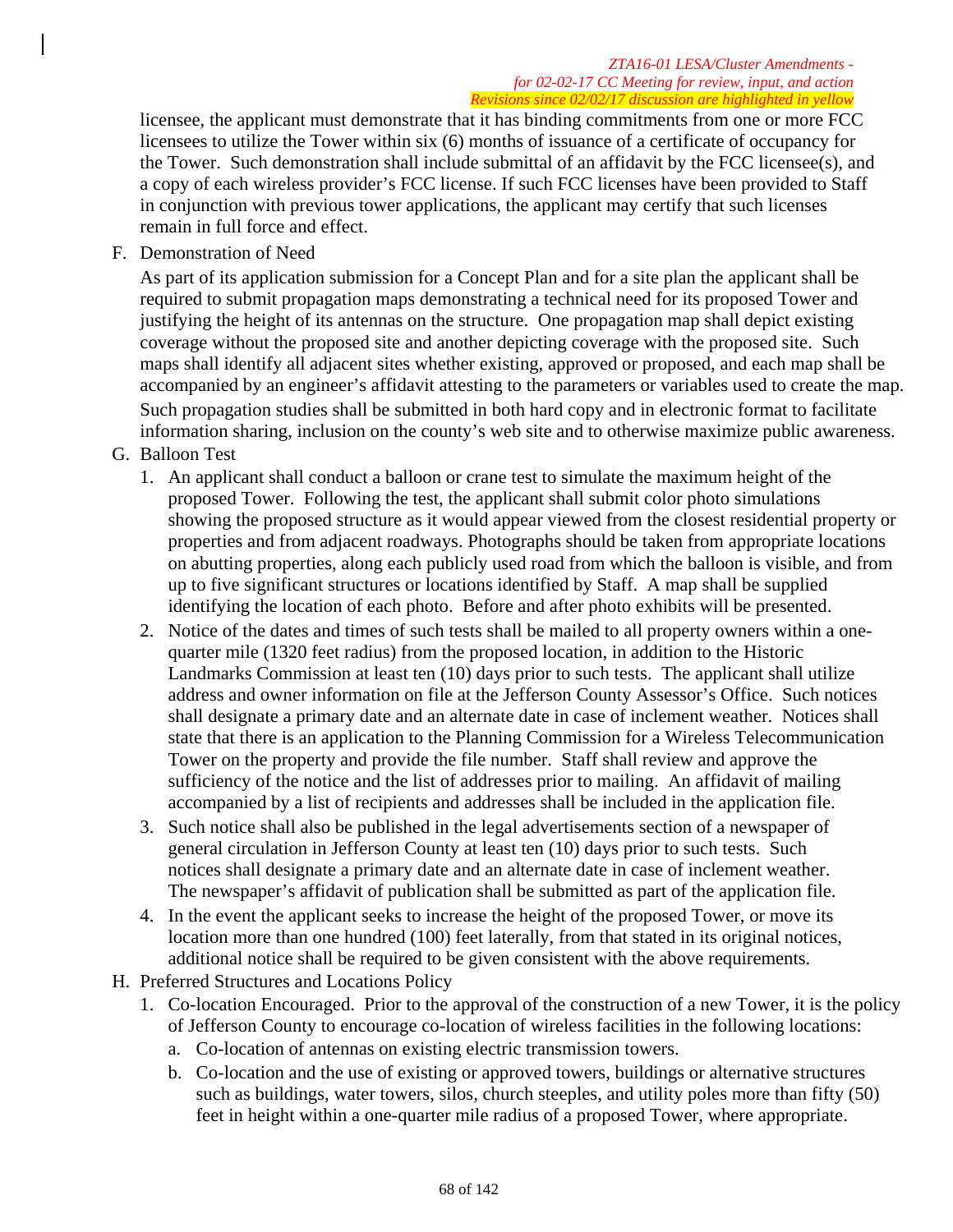licensee, the applicant must demonstrate that it has binding commitments from one or more FCC licensees to utilize the Tower within six (6) months of issuance of a certificate of occupancy for the Tower. Such demonstration shall include submittal of an affidavit by the FCC licensee(s), and a copy of each wireless provider's FCC license. If such FCC licenses have been provided to Staff in conjunction with previous tower applications, the applicant may certify that such licenses remain in full force and effect.

F. Demonstration of Need

As part of its application submission for a Concept Plan and for a site plan the applicant shall be required to submit propagation maps demonstrating a technical need for its proposed Tower and justifying the height of its antennas on the structure. One propagation map shall depict existing coverage without the proposed site and another depicting coverage with the proposed site. Such maps shall identify all adjacent sites whether existing, approved or proposed, and each map shall be accompanied by an engineer's affidavit attesting to the parameters or variables used to create the map. Such propagation studies shall be submitted in both hard copy and in electronic format to facilitate information sharing, inclusion on the county's web site and to otherwise maximize public awareness.

G. Balloon Test

1. An applicant shall conduct a balloon or crane test to simulate the maximum height of the proposed Tower. Following the test, the applicant shall submit color photo simulations showing the proposed structure as it would appear viewed from the closest residential property or properties and from adjacent roadways. Photographs should be taken from appropriate locations on abutting properties, along each publicly used road from which the balloon is visible, and from up to five significant structures or locations identified by Staff. A map shall be supplied identifying the location of each photo. Before and after photo exhibits will be presented.
2. Notice of the dates and times of such tests shall be mailed to all property owners within a one-quarter mile (1320 feet radius) from the proposed location, in addition to the Historic Landmarks Commission at least ten (10) days prior to such tests. The applicant shall utilize address and owner information on file at the Jefferson County Assessor's Office. Such notices shall designate a primary date and an alternate date in case of inclement weather. Notices shall state that there is an application to the Planning Commission for a Wireless Telecommunication Tower on the property and provide the file number. Staff shall review and approve the sufficiency of the notice and the list of addresses prior to mailing. An affidavit of mailing accompanied by a list of recipients and addresses shall be included in the application file.
3. Such notice shall also be published in the legal advertisements section of a newspaper of general circulation in Jefferson County at least ten (10) days prior to such tests. Such notices shall designate a primary date and an alternate date in case of inclement weather. The newspaper's affidavit of publication shall be submitted as part of the application file.
4. In the event the applicant seeks to increase the height of the proposed Tower, or move its location more than one hundred (100) feet laterally, from that stated in its original notices, additional notice shall be required to be given consistent with the above requirements.

H. Preferred Structures and Locations Policy

1. Co-location Encouraged. Prior to the approval of the construction of a new Tower, it is the policy of Jefferson County to encourage co-location of wireless facilities in the following locations:
   a. Co-location of antennas on existing electric transmission towers.
   b. Co-location and the use of existing or approved towers, buildings or alternative structures such as buildings, water towers, silos, church steeples, and utility poles more than fifty (50) feet in height within a one-quarter mile radius of a proposed Tower, where appropriate.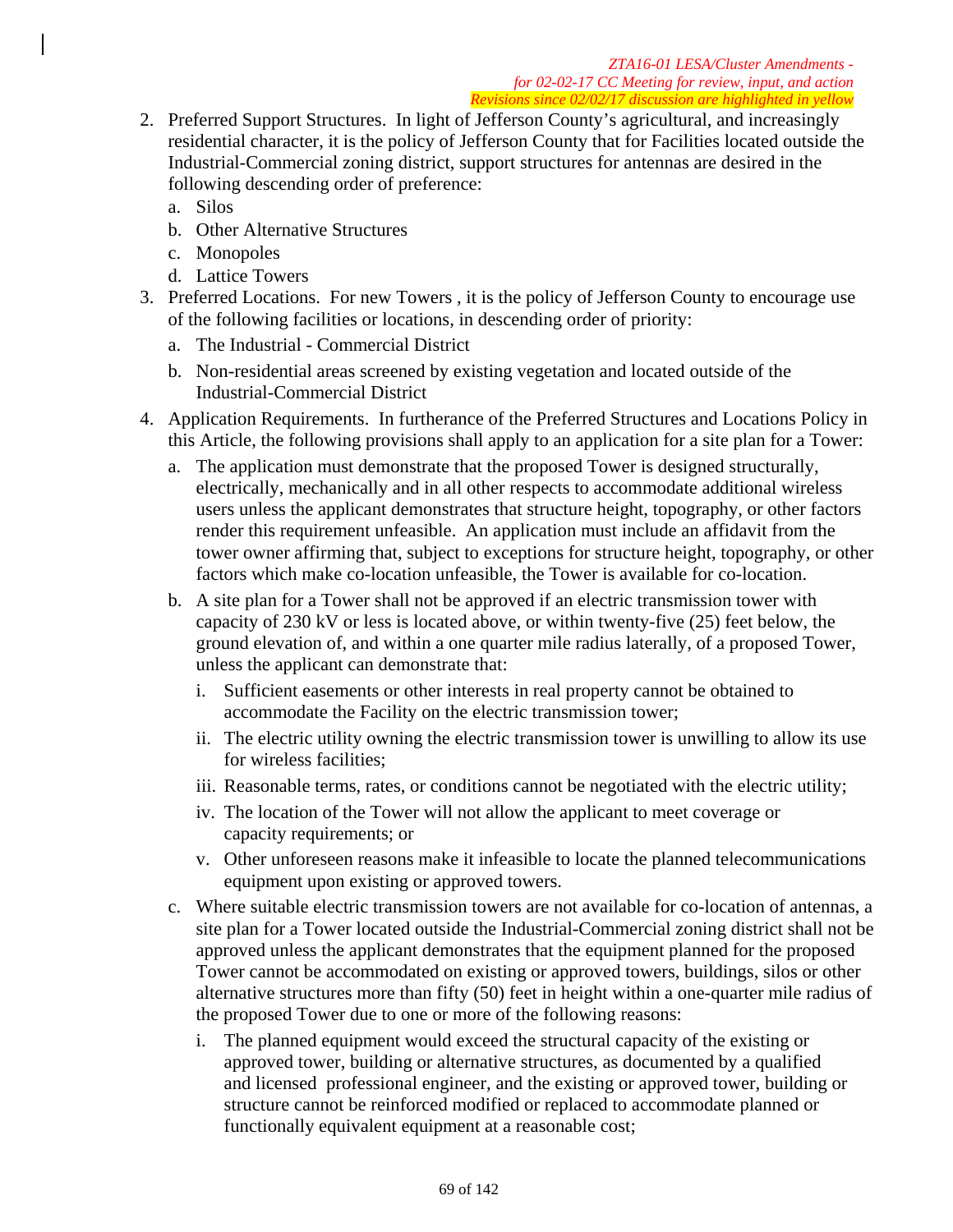2. Preferred Support Structures. In light of Jefferson County's agricultural, and increasingly residential character, it is the policy of Jefferson County that for Facilities located outside the Industrial-Commercial zoning district, support structures for antennas are desired in the following descending order of preference:
   a. Silos
   b. Other Alternative Structures
   c. Monopoles
   d. Lattice Towers
3. Preferred Locations. For new Towers , it is the policy of Jefferson County to encourage use of the following facilities or locations, in descending order of priority:
   a. The Industrial - Commercial District
   b. Non-residential areas screened by existing vegetation and located outside of the Industrial-Commercial District
4. Application Requirements. In furtherance of the Preferred Structures and Locations Policy in this Article, the following provisions shall apply to an application for a site plan for a Tower:
   a. The application must demonstrate that the proposed Tower is designed structurally, electrically, mechanically and in all other respects to accommodate additional wireless users unless the applicant demonstrates that structure height, topography, or other factors render this requirement unfeasible. An application must include an affidavit from the tower owner affirming that, subject to exceptions for structure height, topography, or other factors which make co-location unfeasible, the Tower is available for co-location.
   b. A site plan for a Tower shall not be approved if an electric transmission tower with capacity of 230 kV or less is located above, or within twenty-five (25) feet below, the ground elevation of, and within a one quarter mile radius laterally, of a proposed Tower, unless the applicant can demonstrate that:
      i. Sufficient easements or other interests in real property cannot be obtained to accommodate the Facility on the electric transmission tower;
      ii. The electric utility owning the electric transmission tower is unwilling to allow its use for wireless facilities;
      iii. Reasonable terms, rates, or conditions cannot be negotiated with the electric utility;
      iv. The location of the Tower will not allow the applicant to meet coverage or capacity requirements; or
      v. Other unforeseen reasons make it infeasible to locate the planned telecommunications equipment upon existing or approved towers.
   c. Where suitable electric transmission towers are not available for co-location of antennas, a site plan for a Tower located outside the Industrial-Commercial zoning district shall not be approved unless the applicant demonstrates that the equipment planned for the proposed Tower cannot be accommodated on existing or approved towers, buildings, silos or other alternative structures more than fifty (50) feet in height within a one-quarter mile radius of the proposed Tower due to one or more of the following reasons:
      i. The planned equipment would exceed the structural capacity of the existing or approved tower, building or alternative structures, as documented by a qualified and licensed professional engineer, and the existing or approved tower, building or structure cannot be reinforced modified or replaced to accommodate planned or functionally equivalent equipment at a reasonable cost;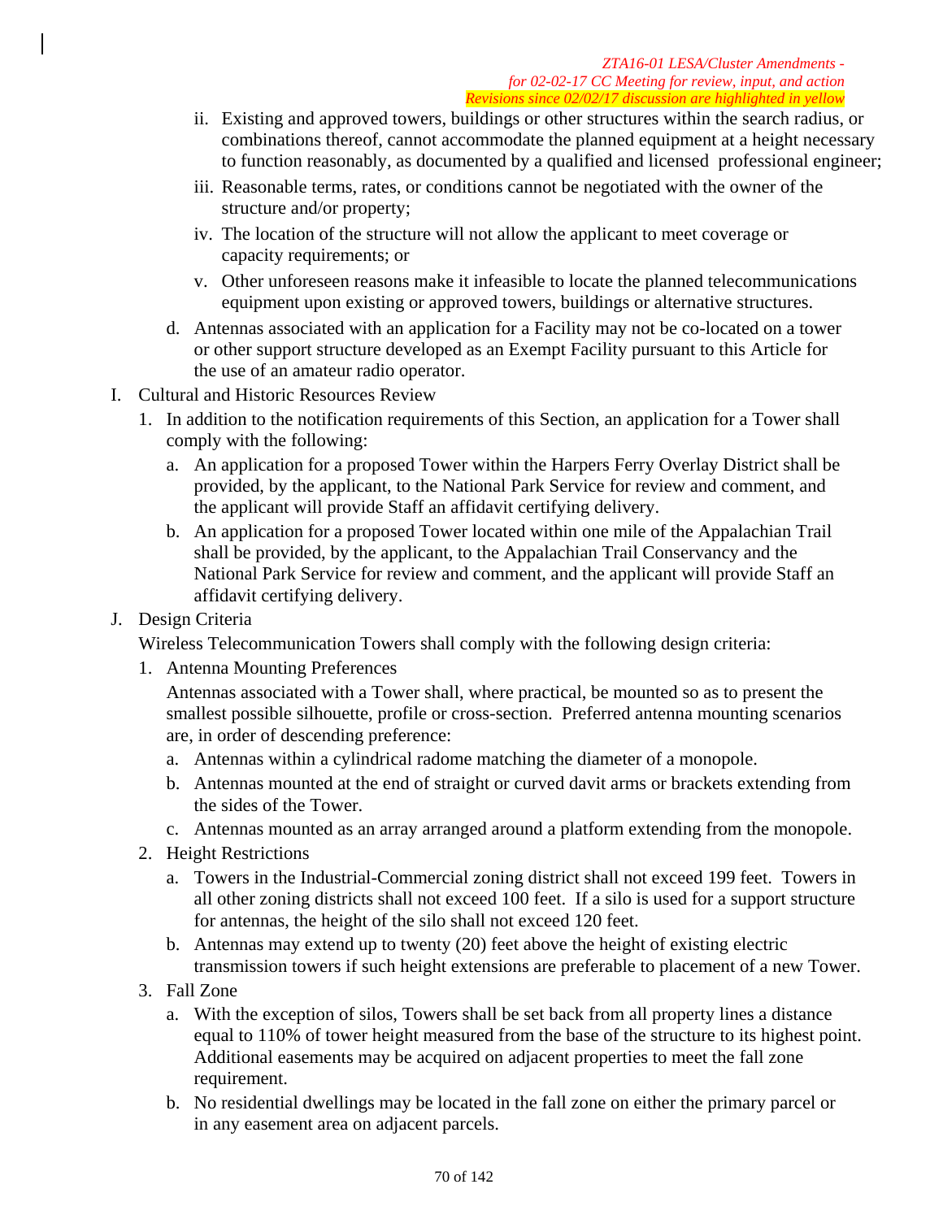ii. Existing and approved towers, buildings or other structures within the search radius, or combinations thereof, cannot accommodate the planned equipment at a height necessary to function reasonably, as documented by a qualified and licensed professional engineer;

iii. Reasonable terms, rates, or conditions cannot be negotiated with the owner of the structure and/or property;

iv. The location of the structure will not allow the applicant to meet coverage or capacity requirements; or

v. Other unforeseen reasons make it infeasible to locate the planned telecommunications equipment upon existing or approved towers, buildings or alternative structures.

d. Antennas associated with an application for a Facility may not be co-located on a tower or other support structure developed as an Exempt Facility pursuant to this Article for the use of an amateur radio operator.

I. Cultural and Historic Resources Review

1. In addition to the notification requirements of this Section, an application for a Tower shall comply with the following:

   a. An application for a proposed Tower within the Harpers Ferry Overlay District shall be provided, by the applicant, to the National Park Service for review and comment, and the applicant will provide Staff an affidavit certifying delivery.

   b. An application for a proposed Tower located within one mile of the Appalachian Trail shall be provided, by the applicant, to the Appalachian Trail Conservancy and the National Park Service for review and comment, and the applicant will provide Staff an affidavit certifying delivery.

J. Design Criteria

Wireless Telecommunication Towers shall comply with the following design criteria:

1. Antenna Mounting Preferences

   Antennas associated with a Tower shall, where practical, be mounted so as to present the smallest possible silhouette, profile or cross-section. Preferred antenna mounting scenarios are, in order of descending preference:

   a. Antennas within a cylindrical radome matching the diameter of a monopole.

   b. Antennas mounted at the end of straight or curved davit arms or brackets extending from the sides of the Tower.

   c. Antennas mounted as an array arranged around a platform extending from the monopole.

2. Height Restrictions

   a. Towers in the Industrial-Commercial zoning district shall not exceed 199 feet. Towers in all other zoning districts shall not exceed 100 feet. If a silo is used for a support structure for antennas, the height of the silo shall not exceed 120 feet.

   b. Antennas may extend up to twenty (20) feet above the height of existing electric transmission towers if such height extensions are preferable to placement of a new Tower.

3. Fall Zone

   a. With the exception of silos, Towers shall be set back from all property lines a distance equal to 110% of tower height measured from the base of the structure to its highest point. Additional easements may be acquired on adjacent properties to meet the fall zone requirement.

   b. No residential dwellings may be located in the fall zone on either the primary parcel or in any easement area on adjacent parcels.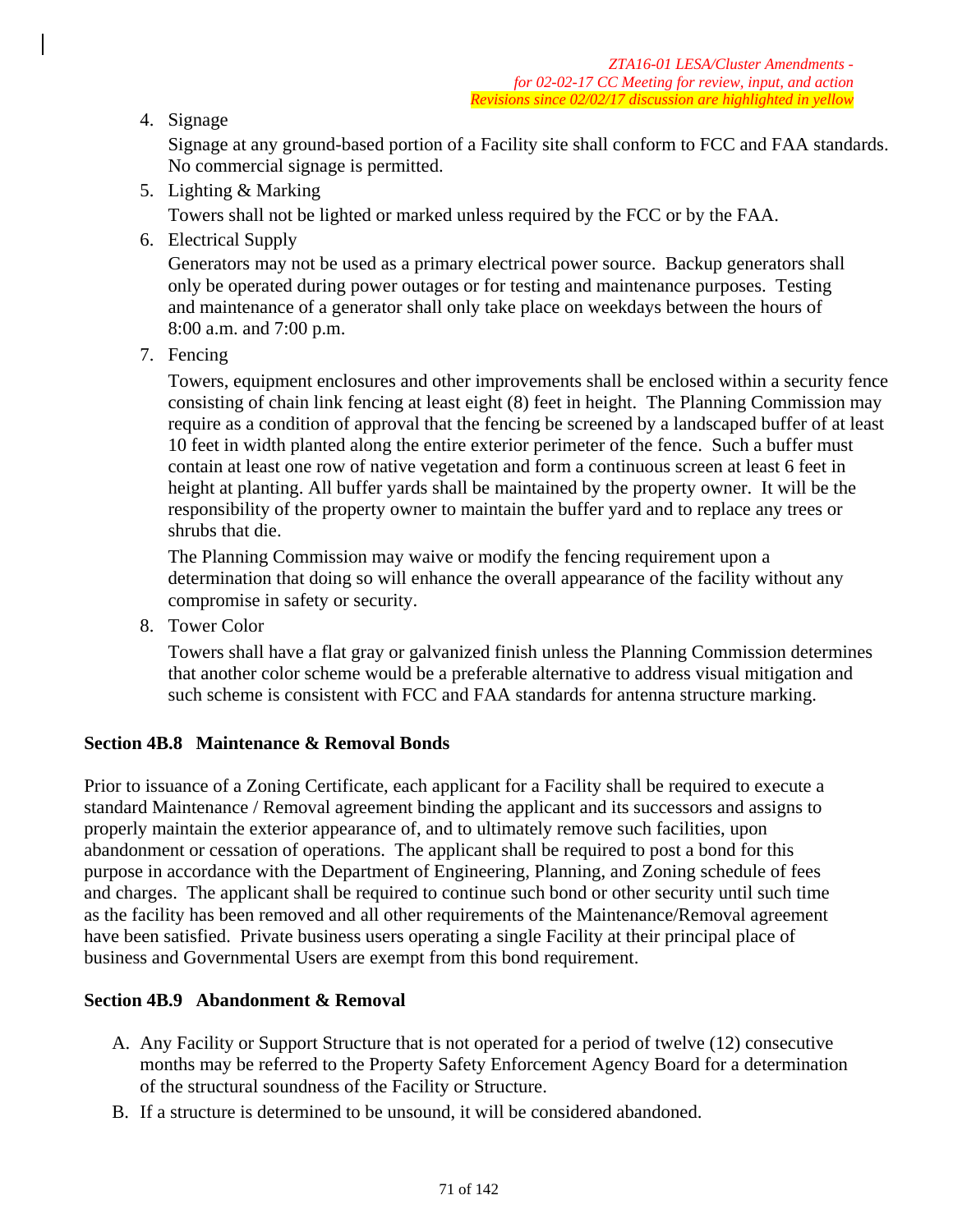4. Signage

   Signage at any ground-based portion of a Facility site shall conform to FCC and FAA standards. No commercial signage is permitted.

5. Lighting & Marking

   Towers shall not be lighted or marked unless required by the FCC or by the FAA.

6. Electrical Supply

   Generators may not be used as a primary electrical power source. Backup generators shall only be operated during power outages or for testing and maintenance purposes. Testing and maintenance of a generator shall only take place on weekdays between the hours of 8:00 a.m. and 7:00 p.m.

7. Fencing

   Towers, equipment enclosures and other improvements shall be enclosed within a security fence consisting of chain link fencing at least eight (8) feet in height. The Planning Commission may require as a condition of approval that the fencing be screened by a landscaped buffer of at least 10 feet in width planted along the entire exterior perimeter of the fence. Such a buffer must contain at least one row of native vegetation and form a continuous screen at least 6 feet in height at planting. All buffer yards shall be maintained by the property owner. It will be the responsibility of the property owner to maintain the buffer yard and to replace any trees or shrubs that die.

   The Planning Commission may waive or modify the fencing requirement upon a determination that doing so will enhance the overall appearance of the facility without any compromise in safety or security.

8. Tower Color

   Towers shall have a flat gray or galvanized finish unless the Planning Commission determines that another color scheme would be a preferable alternative to address visual mitigation and such scheme is consistent with FCC and FAA standards for antenna structure marking.

**Section 4B.8 Maintenance & Removal Bonds**

Prior to issuance of a Zoning Certificate, each applicant for a Facility shall be required to execute a standard Maintenance / Removal agreement binding the applicant and its successors and assigns to properly maintain the exterior appearance of, and to ultimately remove such facilities, upon abandonment or cessation of operations. The applicant shall be required to post a bond for this purpose in accordance with the Department of Engineering, Planning, and Zoning schedule of fees and charges. The applicant shall be required to continue such bond or other security until such time as the facility has been removed and all other requirements of the Maintenance/Removal agreement have been satisfied. Private business users operating a single Facility at their principal place of business and Governmental Users are exempt from this bond requirement.

**Section 4B.9 Abandonment & Removal**

A. Any Facility or Support Structure that is not operated for a period of twelve (12) consecutive months may be referred to the Property Safety Enforcement Agency Board for a determination of the structural soundness of the Facility or Structure.

B. If a structure is determined to be unsound, it will be considered abandoned.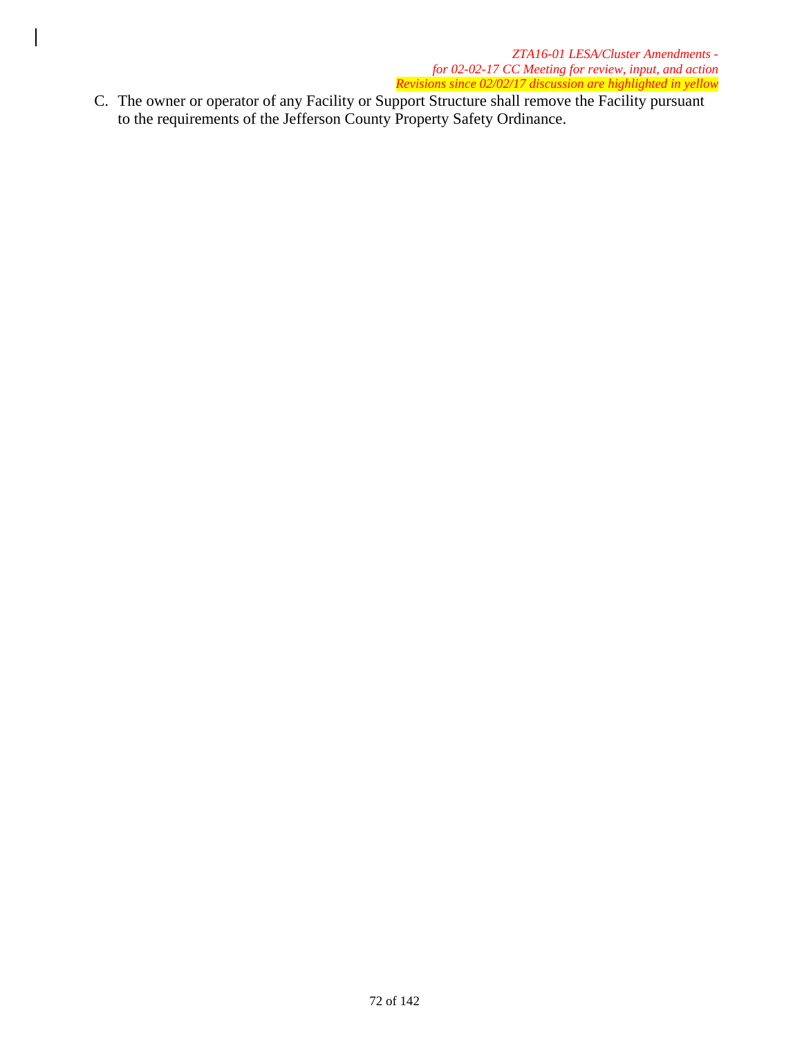C. The owner or operator of any Facility or Support Structure shall remove the Facility pursuant to the requirements of the Jefferson County Property Safety Ordinance.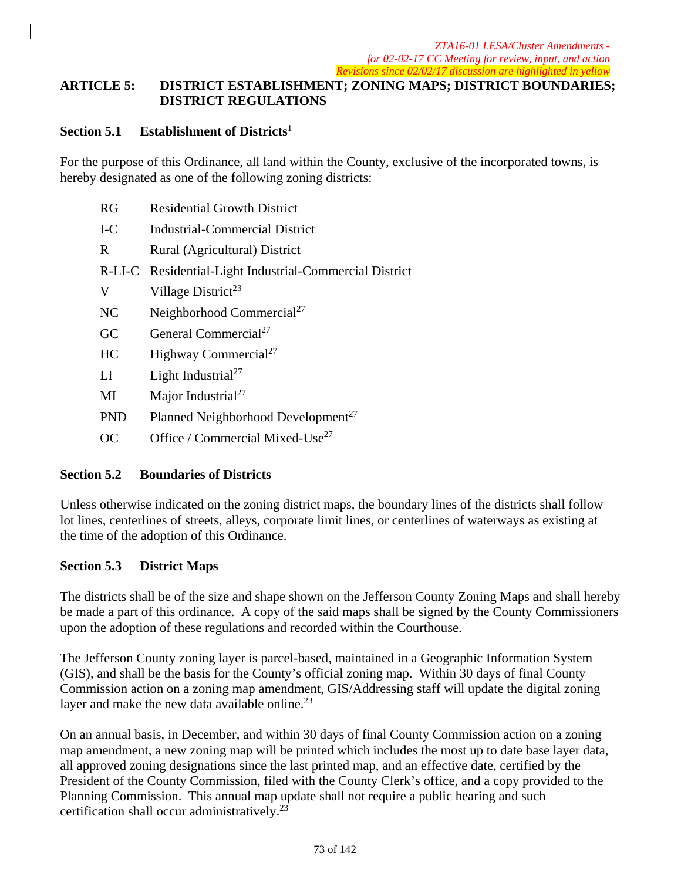*ZTA16-01 LESA/Cluster Amendments - for 02-02-17 CC Meeting for review, input, and action*
*Revisions since 02/02/17 discussion are highlighted in yellow*

## ARTICLE 5: DISTRICT ESTABLISHMENT; ZONING MAPS; DISTRICT BOUNDARIES; DISTRICT REGULATIONS

### Section 5.1 Establishment of Districts[1]

For the purpose of this Ordinance, all land within the County, exclusive of the incorporated towns, is hereby designated as one of the following zoning districts:

| | |
|---|---|
| RG | Residential Growth District |
| I-C | Industrial-Commercial District |
| R | Rural (Agricultural) District |
| R-LI-C | Residential-Light Industrial-Commercial District |
| V | Village District[23] |
| NC | Neighborhood Commercial[27] |
| GC | General Commercial[27] |
| HC | Highway Commercial[27] |
| LI | Light Industrial[27] |
| MI | Major Industrial[27] |
| PND | Planned Neighborhood Development[27] |
| OC | Office / Commercial Mixed-Use[27] |

### Section 5.2 Boundaries of Districts

Unless otherwise indicated on the zoning district maps, the boundary lines of the districts shall follow lot lines, centerlines of streets, alleys, corporate limit lines, or centerlines of waterways as existing at the time of the adoption of this Ordinance.

### Section 5.3 District Maps

The districts shall be of the size and shape shown on the Jefferson County Zoning Maps and shall hereby be made a part of this ordinance. A copy of the said maps shall be signed by the County Commissioners upon the adoption of these regulations and recorded within the Courthouse.

The Jefferson County zoning layer is parcel-based, maintained in a Geographic Information System (GIS), and shall be the basis for the County's official zoning map. Within 30 days of final County Commission action on a zoning map amendment, GIS/Addressing staff will update the digital zoning layer and make the new data available online.[23]

On an annual basis, in December, and within 30 days of final County Commission action on a zoning map amendment, a new zoning map will be printed which includes the most up to date base layer data, all approved zoning designations since the last printed map, and an effective date, certified by the President of the County Commission, filed with the County Clerk's office, and a copy provided to the Planning Commission. This annual map update shall not require a public hearing and such certification shall occur administratively.[23]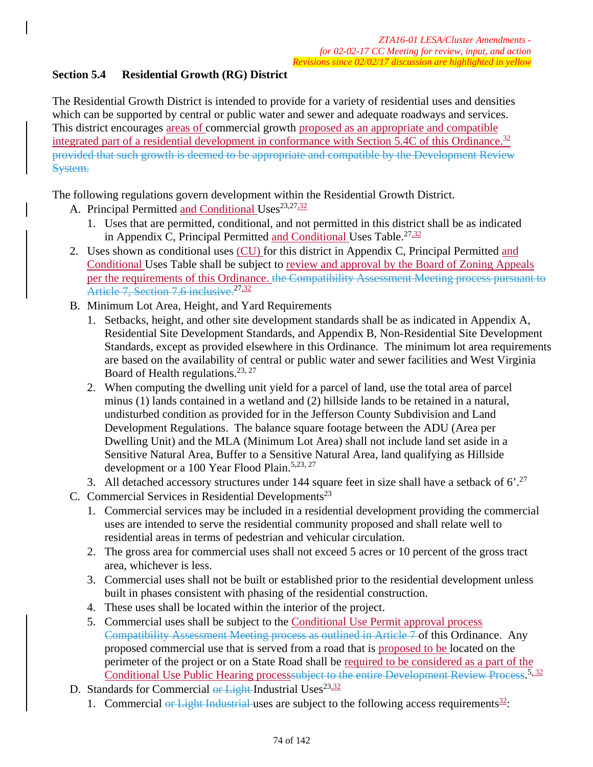*ZTA16-01 LESA/Cluster Amendments - for 02-02-17 CC Meeting for review, input, and action*
*Revisions since 02/02/17 discussion are highlighted in yellow*

### Section 5.4 Residential Growth (RG) District

The Residential Growth District is intended to provide for a variety of residential uses and densities which can be supported by central or public water and sewer and adequate roadways and services. This district encourages areas of commercial growth proposed as an appropriate and compatible integrated part of a residential development in conformance with Section 5.4C of this Ordinance.[32] ~~provided that such growth is deemed to be appropriate and compatible by the Development Review System.~~

The following regulations govern development within the Residential Growth District.

A. Principal Permitted and Conditional Uses[23,27,32]

1. Uses that are permitted, conditional, and not permitted in this district shall be as indicated in Appendix C, Principal Permitted and Conditional Uses Table.[27,32]
2. Uses shown as conditional uses (CU) for this district in Appendix C, Principal Permitted and Conditional Uses Table shall be subject to review and approval by the Board of Zoning Appeals per the requirements of this Ordinance. ~~the Compatibility Assessment Meeting process pursuant to Article 7, Section 7.6 inclusive.~~[27,32]

B. Minimum Lot Area, Height, and Yard Requirements

1. Setbacks, height, and other site development standards shall be as indicated in Appendix A, Residential Site Development Standards, and Appendix B, Non-Residential Site Development Standards, except as provided elsewhere in this Ordinance. The minimum lot area requirements are based on the availability of central or public water and sewer facilities and West Virginia Board of Health regulations.[23, 27]
2. When computing the dwelling unit yield for a parcel of land, use the total area of parcel minus (1) lands contained in a wetland and (2) hillside lands to be retained in a natural, undisturbed condition as provided for in the Jefferson County Subdivision and Land Development Regulations. The balance square footage between the ADU (Area per Dwelling Unit) and the MLA (Minimum Lot Area) shall not include land set aside in a Sensitive Natural Area, Buffer to a Sensitive Natural Area, land qualifying as Hillside development or a 100 Year Flood Plain.[5,23, 27]
3. All detached accessory structures under 144 square feet in size shall have a setback of 6'.[27]

C. Commercial Services in Residential Developments[23]

1. Commercial services may be included in a residential development providing the commercial uses are intended to serve the residential community proposed and shall relate well to residential areas in terms of pedestrian and vehicular circulation.
2. The gross area for commercial uses shall not exceed 5 acres or 10 percent of the gross tract area, whichever is less.
3. Commercial uses shall not be built or established prior to the residential development unless built in phases consistent with phasing of the residential construction.
4. These uses shall be located within the interior of the project.
5. Commercial uses shall be subject to the Conditional Use Permit approval process ~~Compatibility Assessment Meeting process as outlined in Article 7~~ of this Ordinance. Any proposed commercial use that is served from a road that is proposed to be located on the perimeter of the project or on a State Road shall be required to be considered as a part of the Conditional Use Public Hearing process~~subject to the entire Development Review Process~~.[5, 32]

D. Standards for Commercial ~~or Light~~ Industrial Uses[23,32]

1. Commercial ~~or Light Industrial~~ uses are subject to the following access requirements[32]: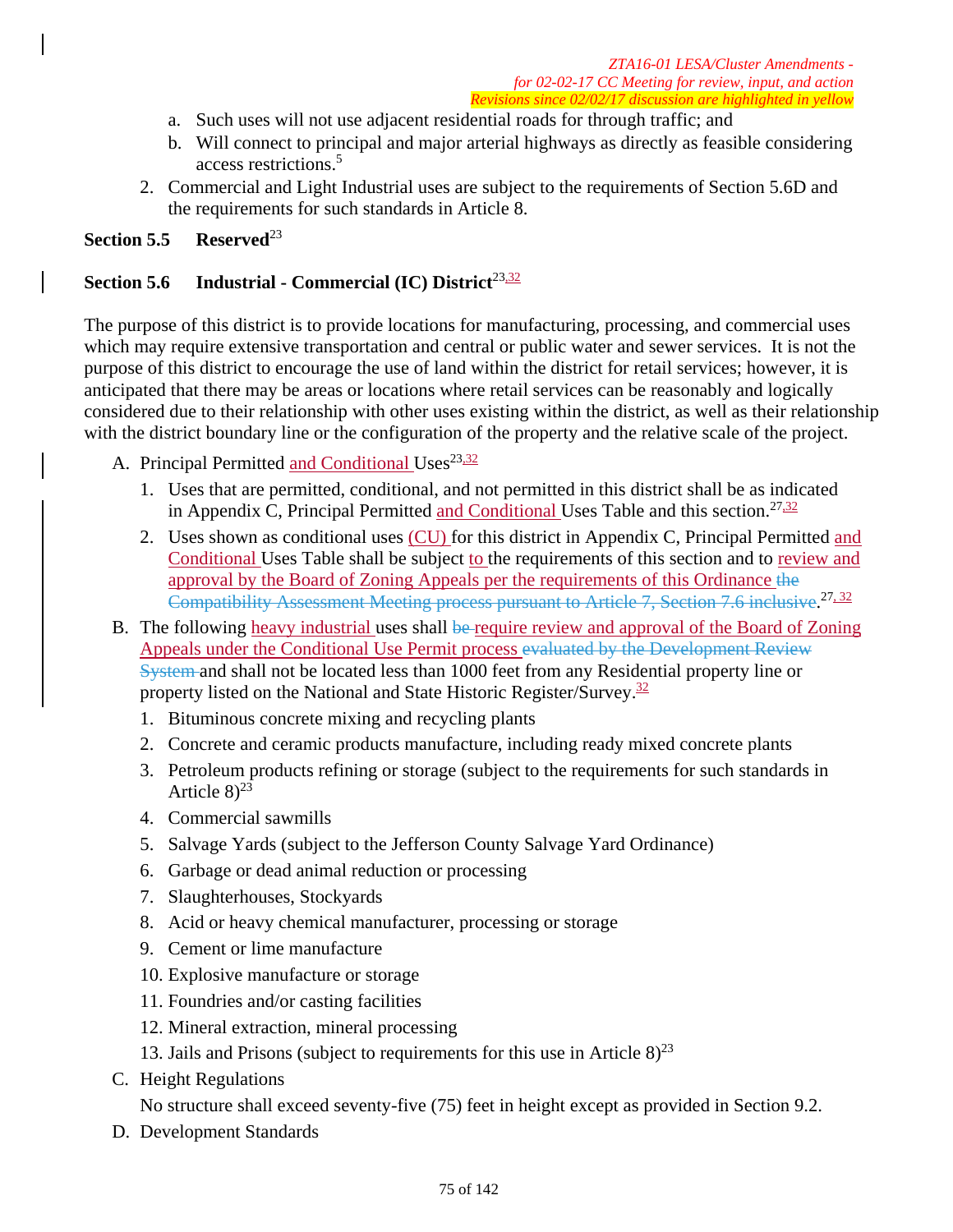a. Such uses will not use adjacent residential roads for through traffic; and
b. Will connect to principal and major arterial highways as directly as feasible considering access restrictions.[5]

2. Commercial and Light Industrial uses are subject to the requirements of Section 5.6D and the requirements for such standards in Article 8.

**Section 5.5 Reserved**[23]

**Section 5.6 Industrial - Commercial (IC) District**[23,32]

The purpose of this district is to provide locations for manufacturing, processing, and commercial uses which may require extensive transportation and central or public water and sewer services. It is not the purpose of this district to encourage the use of land within the district for retail services; however, it is anticipated that there may be areas or locations where retail services can be reasonably and logically considered due to their relationship with other uses existing within the district, as well as their relationship with the district boundary line or the configuration of the property and the relative scale of the project.

A. Principal Permitted and Conditional Uses[23,32]

1. Uses that are permitted, conditional, and not permitted in this district shall be as indicated in Appendix C, Principal Permitted and Conditional Uses Table and this section.[27,32]
2. Uses shown as conditional uses (CU) for this district in Appendix C, Principal Permitted and Conditional Uses Table shall be subject to the requirements of this section and to review and approval by the Board of Zoning Appeals per the requirements of this Ordinance ~~the Compatibility Assessment Meeting process pursuant to Article 7, Section 7.6 inclusive~~.[27, 32]

B. The following heavy industrial uses shall ~~be~~ require review and approval of the Board of Zoning Appeals under the Conditional Use Permit process ~~evaluated by the Development Review System~~ and shall not be located less than 1000 feet from any Residential property line or property listed on the National and State Historic Register/Survey.[32]

1. Bituminous concrete mixing and recycling plants
2. Concrete and ceramic products manufacture, including ready mixed concrete plants
3. Petroleum products refining or storage (subject to the requirements for such standards in Article 8)[23]
4. Commercial sawmills
5. Salvage Yards (subject to the Jefferson County Salvage Yard Ordinance)
6. Garbage or dead animal reduction or processing
7. Slaughterhouses, Stockyards
8. Acid or heavy chemical manufacturer, processing or storage
9. Cement or lime manufacture
10. Explosive manufacture or storage
11. Foundries and/or casting facilities
12. Mineral extraction, mineral processing
13. Jails and Prisons (subject to requirements for this use in Article 8)[23]

C. Height Regulations

No structure shall exceed seventy-five (75) feet in height except as provided in Section 9.2.

D. Development Standards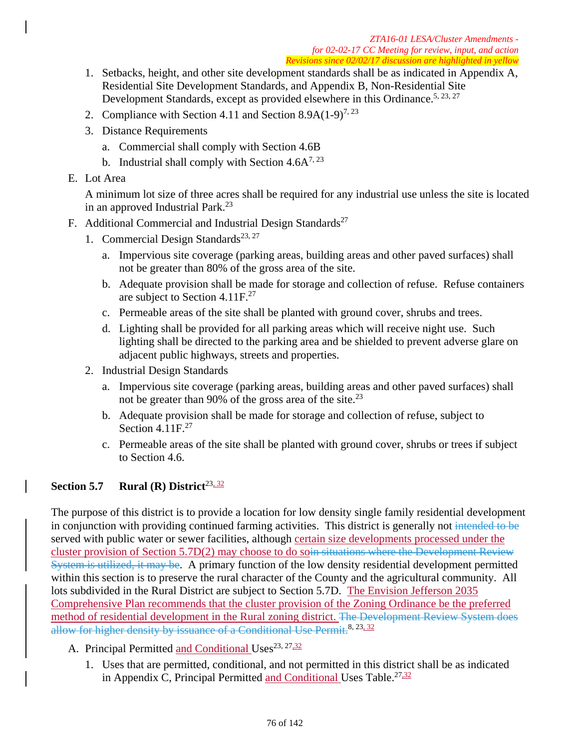1. Setbacks, height, and other site development standards shall be as indicated in Appendix A, Residential Site Development Standards, and Appendix B, Non-Residential Site Development Standards, except as provided elsewhere in this Ordinance.[5, 23, 27]
2. Compliance with Section 4.11 and Section 8.9A(1-9)[7, 23]
3. Distance Requirements
   a. Commercial shall comply with Section 4.6B
   b. Industrial shall comply with Section 4.6A[7, 23]

E. Lot Area

A minimum lot size of three acres shall be required for any industrial use unless the site is located in an approved Industrial Park.[23]

F. Additional Commercial and Industrial Design Standards[27]

1. Commercial Design Standards[23, 27]
   a. Impervious site coverage (parking areas, building areas and other paved surfaces) shall not be greater than 80% of the gross area of the site.
   b. Adequate provision shall be made for storage and collection of refuse. Refuse containers are subject to Section 4.11F.[27]
   c. Permeable areas of the site shall be planted with ground cover, shrubs and trees.
   d. Lighting shall be provided for all parking areas which will receive night use. Such lighting shall be directed to the parking area and be shielded to prevent adverse glare on adjacent public highways, streets and properties.
2. Industrial Design Standards
   a. Impervious site coverage (parking areas, building areas and other paved surfaces) shall not be greater than 90% of the gross area of the site.[23]
   b. Adequate provision shall be made for storage and collection of refuse, subject to Section 4.11F.[27]
   c. Permeable areas of the site shall be planted with ground cover, shrubs or trees if subject to Section 4.6.

## Section 5.7 Rural (R) District[23, 32]

The purpose of this district is to provide a location for low density single family residential development in conjunction with providing continued farming activities. This district is generally not ~~intended to be~~ served with public water or sewer facilities, although certain size developments processed under the cluster provision of Section 5.7D(2) may choose to do so~~in situations where the Development Review System is utilized, it may be~~. A primary function of the low density residential development permitted within this section is to preserve the rural character of the County and the agricultural community. All lots subdivided in the Rural District are subject to Section 5.7D. The Envision Jefferson 2035 Comprehensive Plan recommends that the cluster provision of the Zoning Ordinance be the preferred method of residential development in the Rural zoning district. ~~The Development Review System does allow for higher density by issuance of a Conditional Use Permit.~~[8, 23, 32]

A. Principal Permitted and Conditional Uses[23, 27, 32]

1. Uses that are permitted, conditional, and not permitted in this district shall be as indicated in Appendix C, Principal Permitted and Conditional Uses Table.[27, 32]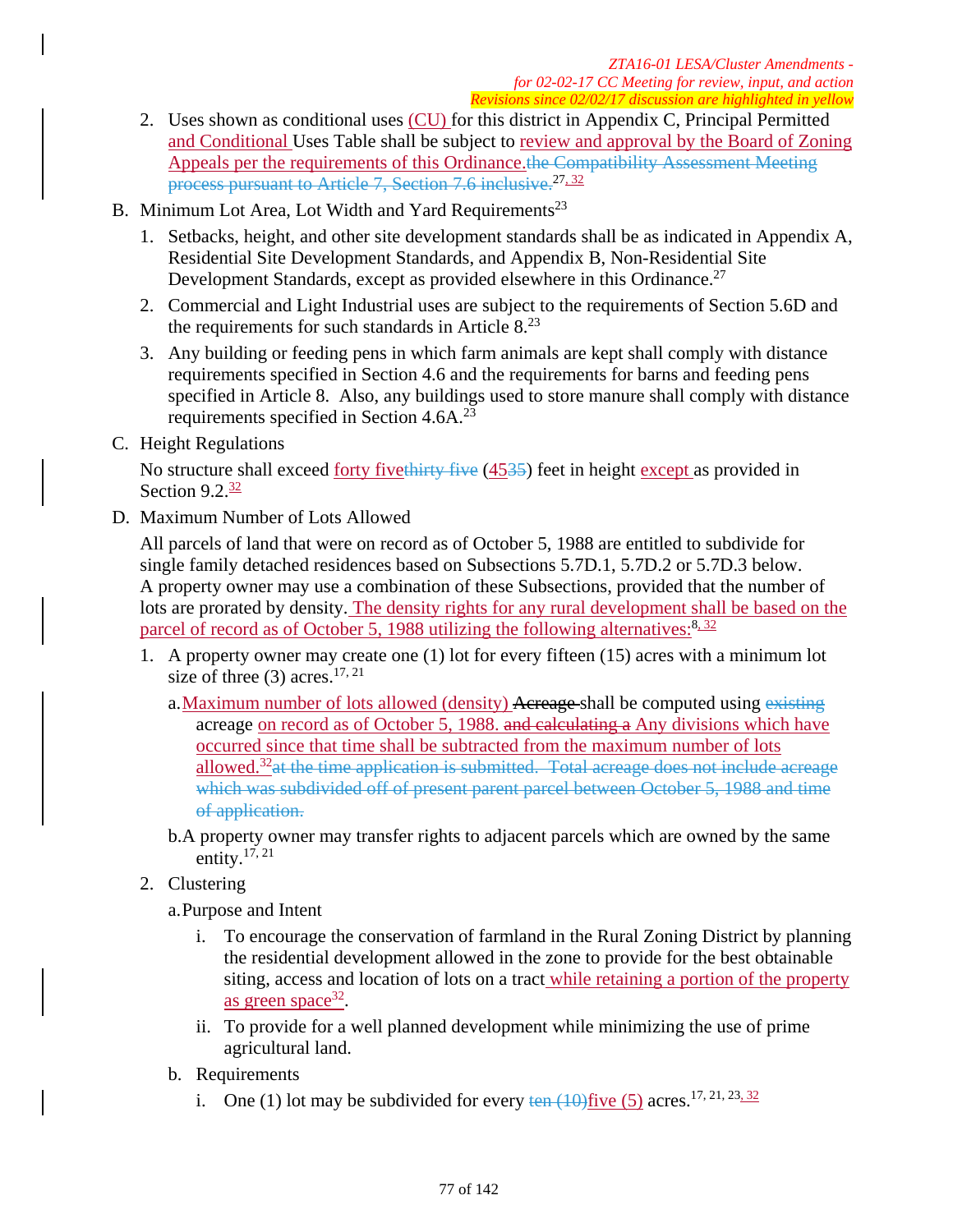2. Uses shown as conditional uses (CU) for this district in Appendix C, Principal Permitted and Conditional Uses Table shall be subject to review and approval by the Board of Zoning Appeals per the requirements of this Ordinance.~~the Compatibility Assessment Meeting process pursuant to Article 7, Section 7.6 inclusive.~~[27, 32]

B. Minimum Lot Area, Lot Width and Yard Requirements[23]

   1. Setbacks, height, and other site development standards shall be as indicated in Appendix A, Residential Site Development Standards, and Appendix B, Non-Residential Site Development Standards, except as provided elsewhere in this Ordinance.[27]

   2. Commercial and Light Industrial uses are subject to the requirements of Section 5.6D and the requirements for such standards in Article 8.[23]

   3. Any building or feeding pens in which farm animals are kept shall comply with distance requirements specified in Section 4.6 and the requirements for barns and feeding pens specified in Article 8. Also, any buildings used to store manure shall comply with distance requirements specified in Section 4.6A.[23]

C. Height Regulations

   No structure shall exceed forty five~~thirty five~~ (45~~35~~) feet in height except as provided in Section 9.2.[32]

D. Maximum Number of Lots Allowed

   All parcels of land that were on record as of October 5, 1988 are entitled to subdivide for single family detached residences based on Subsections 5.7D.1, 5.7D.2 or 5.7D.3 below. A property owner may use a combination of these Subsections, provided that the number of lots are prorated by density. The density rights for any rural development shall be based on the parcel of record as of October 5, 1988 utilizing the following alternatives:[8, 32]

   1. A property owner may create one (1) lot for every fifteen (15) acres with a minimum lot size of three (3) acres.[17, 21]

      a. Maximum number of lots allowed (density) ~~Acreage~~ shall be computed using ~~existing~~ acreage on record as of October 5, 1988. ~~and calculating a~~ Any divisions which have occurred since that time shall be subtracted from the maximum number of lots allowed.[32] ~~at the time application is submitted. Total acreage does not include acreage which was subdivided off of present parent parcel between October 5, 1988 and time of application.~~

      b. A property owner may transfer rights to adjacent parcels which are owned by the same entity.[17, 21]

   2. Clustering

      a. Purpose and Intent

         i. To encourage the conservation of farmland in the Rural Zoning District by planning the residential development allowed in the zone to provide for the best obtainable siting, access and location of lots on a tract while retaining a portion of the property as green space[32].

         ii. To provide for a well planned development while minimizing the use of prime agricultural land.

      b. Requirements

         i. One (1) lot may be subdivided for every ~~ten (10)~~five (5) acres.[17, 21, 23, 32]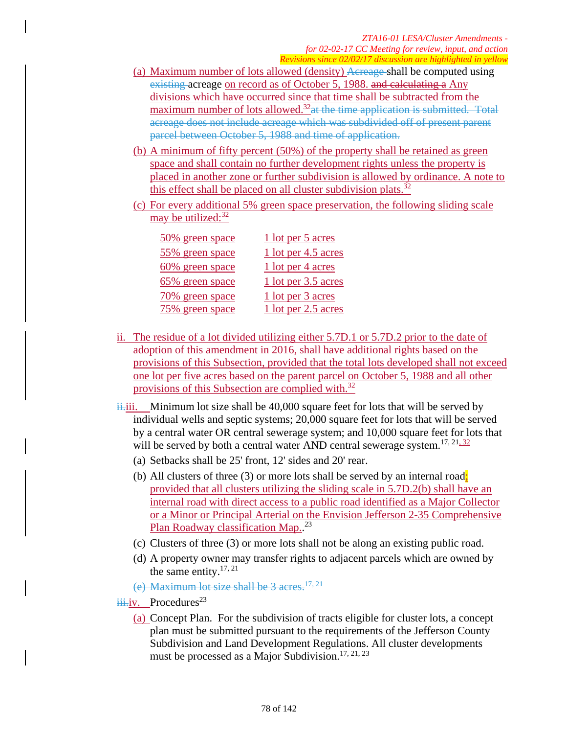(a) Maximum number of lots allowed (density) Acreage shall be computed using existing acreage on record as of October 5, 1988. and calculating a Any divisions which have occurred since that time shall be subtracted from the maximum number of lots allowed.[32] at the time application is submitted. Total acreage does not include acreage which was subdivided off of present parent parcel between October 5, 1988 and time of application.

(b) A minimum of fifty percent (50%) of the property shall be retained as green space and shall contain no further development rights unless the property is placed in another zone or further subdivision is allowed by ordinance. A note to this effect shall be placed on all cluster subdivision plats.[32]

(c) For every additional 5% green space preservation, the following sliding scale may be utilized:[32]

| | |
|---|---|
| 50% green space | 1 lot per 5 acres |
| 55% green space | 1 lot per 4.5 acres |
| 60% green space | 1 lot per 4 acres |
| 65% green space | 1 lot per 3.5 acres |
| 70% green space | 1 lot per 3 acres |
| 75% green space | 1 lot per 2.5 acres |

ii. The residue of a lot divided utilizing either 5.7D.1 or 5.7D.2 prior to the date of adoption of this amendment in 2016, shall have additional rights based on the provisions of this Subsection, provided that the total lots developed shall not exceed one lot per five acres based on the parent parcel on October 5, 1988 and all other provisions of this Subsection are complied with.[32]

~~ii.~~ iii. Minimum lot size shall be 40,000 square feet for lots that will be served by individual wells and septic systems; 20,000 square feet for lots that will be served by a central water OR central sewerage system; and 10,000 square feet for lots that will be served by both a central water AND central sewerage system.[17, 21, 32]

(a) Setbacks shall be 25' front, 12' sides and 20' rear.

(b) All clusters of three (3) or more lots shall be served by an internal road; provided that all clusters utilizing the sliding scale in 5.7D.2(b) shall have an internal road with direct access to a public road identified as a Major Collector or a Minor or Principal Arterial on the Envision Jefferson 2-35 Comprehensive Plan Roadway classification Map..[23]

(c) Clusters of three (3) or more lots shall not be along an existing public road.

(d) A property owner may transfer rights to adjacent parcels which are owned by the same entity.[17, 21]

~~(e) Maximum lot size shall be 3 acres.[17, 21]~~

~~iii.~~ iv. Procedures[23]

(a) Concept Plan. For the subdivision of tracts eligible for cluster lots, a concept plan must be submitted pursuant to the requirements of the Jefferson County Subdivision and Land Development Regulations. All cluster developments must be processed as a Major Subdivision.[17, 21, 23]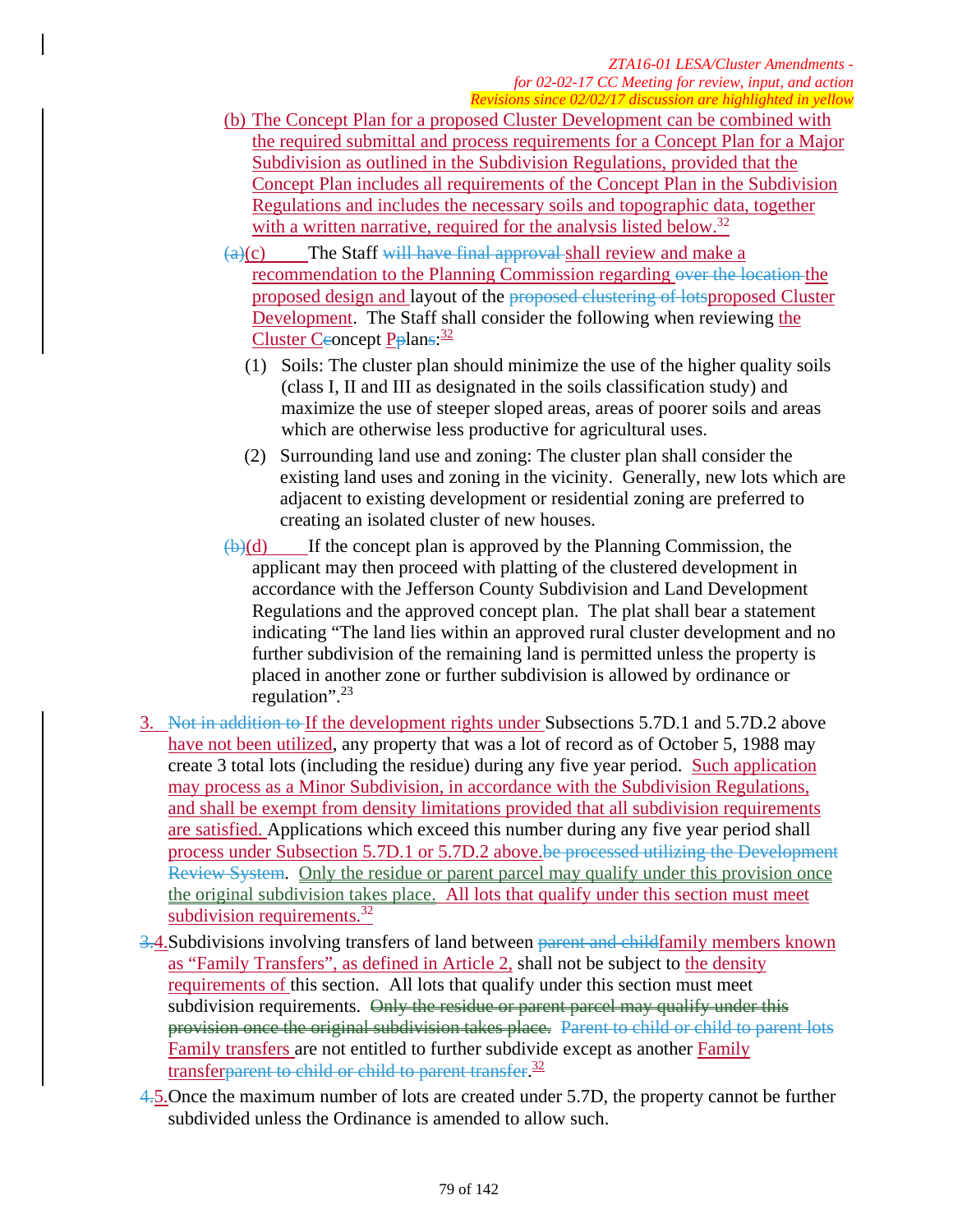(b) The Concept Plan for a proposed Cluster Development can be combined with the required submittal and process requirements for a Concept Plan for a Major Subdivision as outlined in the Subdivision Regulations, provided that the Concept Plan includes all requirements of the Concept Plan in the Subdivision Regulations and includes the necessary soils and topographic data, together with a written narrative, required for the analysis listed below.[32]

~~(a)~~(c) The Staff ~~will have final approval~~ shall review and make a recommendation to the Planning Commission regarding ~~over the location~~ the proposed design and layout of the ~~proposed clustering of lots~~proposed Cluster Development. The Staff shall consider the following when reviewing the Cluster C~~c~~oncept P~~p~~lan~~s~~:[32]

(1) Soils: The cluster plan should minimize the use of the higher quality soils (class I, II and III as designated in the soils classification study) and maximize the use of steeper sloped areas, areas of poorer soils and areas which are otherwise less productive for agricultural uses.

(2) Surrounding land use and zoning: The cluster plan shall consider the existing land uses and zoning in the vicinity. Generally, new lots which are adjacent to existing development or residential zoning are preferred to creating an isolated cluster of new houses.

~~(b)~~(d) If the concept plan is approved by the Planning Commission, the applicant may then proceed with platting of the clustered development in accordance with the Jefferson County Subdivision and Land Development Regulations and the approved concept plan. The plat shall bear a statement indicating "The land lies within an approved rural cluster development and no further subdivision of the remaining land is permitted unless the property is placed in another zone or further subdivision is allowed by ordinance or regulation".[23]

3. ~~Not in addition to~~ If the development rights under Subsections 5.7D.1 and 5.7D.2 above have not been utilized, any property that was a lot of record as of October 5, 1988 may create 3 total lots (including the residue) during any five year period. Such application may process as a Minor Subdivision, in accordance with the Subdivision Regulations, and shall be exempt from density limitations provided that all subdivision requirements are satisfied. Applications which exceed this number during any five year period shall process under Subsection 5.7D.1 or 5.7D.2 above.~~be processed utilizing the Development Review System~~. Only the residue or parent parcel may qualify under this provision once the original subdivision takes place. All lots that qualify under this section must meet subdivision requirements.[32]

~~3.~~4. Subdivisions involving transfers of land between ~~parent and child~~family members known as "Family Transfers", as defined in Article 2, shall not be subject to the density requirements of this section. All lots that qualify under this section must meet subdivision requirements. ~~Only the residue or parent parcel may qualify under this provision once the original subdivision takes place.~~ ~~Parent to child or child to parent lots~~ Family transfers are not entitled to further subdivide except as another Family transfer~~parent to child or child to parent transfer~~.[32]

~~4.~~5. Once the maximum number of lots are created under 5.7D, the property cannot be further subdivided unless the Ordinance is amended to allow such.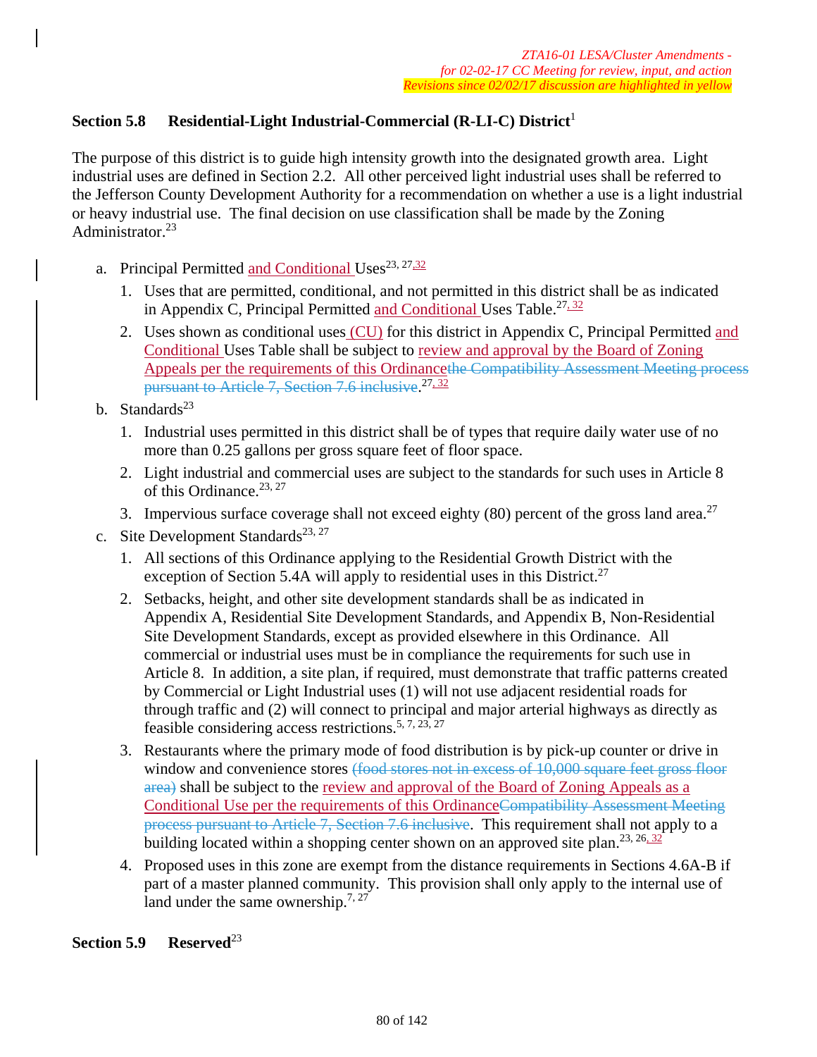*ZTA16-01 LESA/Cluster Amendments - for 02-02-17 CC Meeting for review, input, and action*
*Revisions since 02/02/17 discussion are highlighted in yellow*

**Section 5.8 Residential-Light Industrial-Commercial (R-LI-C) District**[1]

The purpose of this district is to guide high intensity growth into the designated growth area. Light industrial uses are defined in Section 2.2. All other perceived light industrial uses shall be referred to the Jefferson County Development Authority for a recommendation on whether a use is a light industrial or heavy industrial use. The final decision on use classification shall be made by the Zoning Administrator.[23]

a. Principal Permitted and Conditional Uses[23, 27, 32]

   1. Uses that are permitted, conditional, and not permitted in this district shall be as indicated in Appendix C, Principal Permitted and Conditional Uses Table.[27, 32]

   2. Uses shown as conditional uses (CU) for this district in Appendix C, Principal Permitted and Conditional Uses Table shall be subject to review and approval by the Board of Zoning Appeals per the requirements of this Ordinance~~the Compatibility Assessment Meeting process pursuant to Article 7, Section 7.6 inclusive~~.[27, 32]

b. Standards[23]

   1. Industrial uses permitted in this district shall be of types that require daily water use of no more than 0.25 gallons per gross square feet of floor space.

   2. Light industrial and commercial uses are subject to the standards for such uses in Article 8 of this Ordinance.[23, 27]

   3. Impervious surface coverage shall not exceed eighty (80) percent of the gross land area.[27]

c. Site Development Standards[23, 27]

   1. All sections of this Ordinance applying to the Residential Growth District with the exception of Section 5.4A will apply to residential uses in this District.[27]

   2. Setbacks, height, and other site development standards shall be as indicated in Appendix A, Residential Site Development Standards, and Appendix B, Non-Residential Site Development Standards, except as provided elsewhere in this Ordinance. All commercial or industrial uses must be in compliance the requirements for such use in Article 8. In addition, a site plan, if required, must demonstrate that traffic patterns created by Commercial or Light Industrial uses (1) will not use adjacent residential roads for through traffic and (2) will connect to principal and major arterial highways as directly as feasible considering access restrictions.[5, 7, 23, 27]

   3. Restaurants where the primary mode of food distribution is by pick-up counter or drive in window and convenience stores ~~(food stores not in excess of 10,000 square feet gross floor area)~~ shall be subject to the review and approval of the Board of Zoning Appeals as a Conditional Use per the requirements of this Ordinance~~Compatibility Assessment Meeting process pursuant to Article 7, Section 7.6 inclusive~~. This requirement shall not apply to a building located within a shopping center shown on an approved site plan.[23, 26, 32]

   4. Proposed uses in this zone are exempt from the distance requirements in Sections 4.6A-B if part of a master planned community. This provision shall only apply to the internal use of land under the same ownership.[7, 27]

**Section 5.9 Reserved**[23]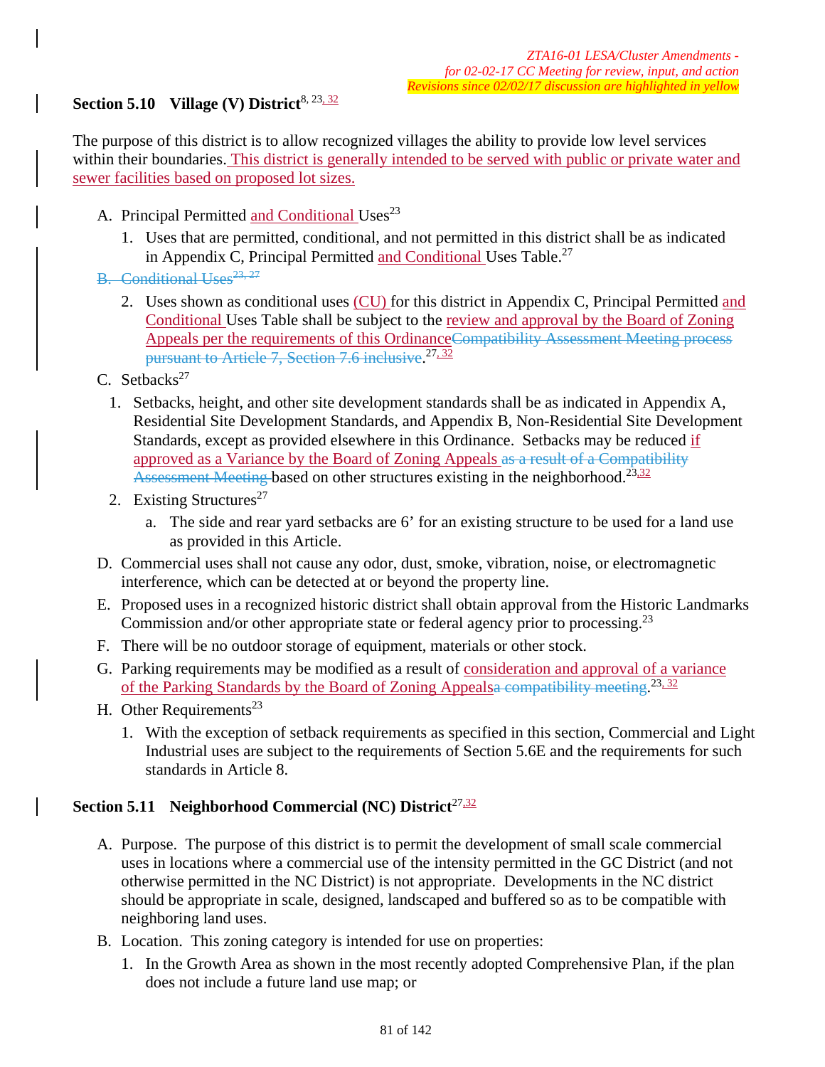## Section 5.10 Village (V) District[8, 23, 32]

The purpose of this district is to allow recognized villages the ability to provide low level services within their boundaries. This district is generally intended to be served with public or private water and sewer facilities based on proposed lot sizes.

A. Principal Permitted and Conditional Uses[23]

   1. Uses that are permitted, conditional, and not permitted in this district shall be as indicated in Appendix C, Principal Permitted and Conditional Uses Table.[27]

~~B. Conditional Uses[23, 27]~~

   2. Uses shown as conditional uses (CU) for this district in Appendix C, Principal Permitted and Conditional Uses Table shall be subject to the review and approval by the Board of Zoning Appeals per the requirements of this Ordinance~~Compatibility Assessment Meeting process pursuant to Article 7, Section 7.6 inclusive~~.[27, 32]

C. Setbacks[27]

   1. Setbacks, height, and other site development standards shall be as indicated in Appendix A, Residential Site Development Standards, and Appendix B, Non-Residential Site Development Standards, except as provided elsewhere in this Ordinance. Setbacks may be reduced if approved as a Variance by the Board of Zoning Appeals ~~as a result of a Compatibility Assessment Meeting~~ based on other structures existing in the neighborhood.[23, 32]

   2. Existing Structures[27]

      a. The side and rear yard setbacks are 6' for an existing structure to be used for a land use as provided in this Article.

D. Commercial uses shall not cause any odor, dust, smoke, vibration, noise, or electromagnetic interference, which can be detected at or beyond the property line.

E. Proposed uses in a recognized historic district shall obtain approval from the Historic Landmarks Commission and/or other appropriate state or federal agency prior to processing.[23]

F. There will be no outdoor storage of equipment, materials or other stock.

G. Parking requirements may be modified as a result of consideration and approval of a variance of the Parking Standards by the Board of Zoning Appeals~~a compatibility meeting~~.[23, 32]

H. Other Requirements[23]

   1. With the exception of setback requirements as specified in this section, Commercial and Light Industrial uses are subject to the requirements of Section 5.6E and the requirements for such standards in Article 8.

## Section 5.11 Neighborhood Commercial (NC) District[27, 32]

A. Purpose. The purpose of this district is to permit the development of small scale commercial uses in locations where a commercial use of the intensity permitted in the GC District (and not otherwise permitted in the NC District) is not appropriate. Developments in the NC district should be appropriate in scale, designed, landscaped and buffered so as to be compatible with neighboring land uses.

B. Location. This zoning category is intended for use on properties:

   1. In the Growth Area as shown in the most recently adopted Comprehensive Plan, if the plan does not include a future land use map; or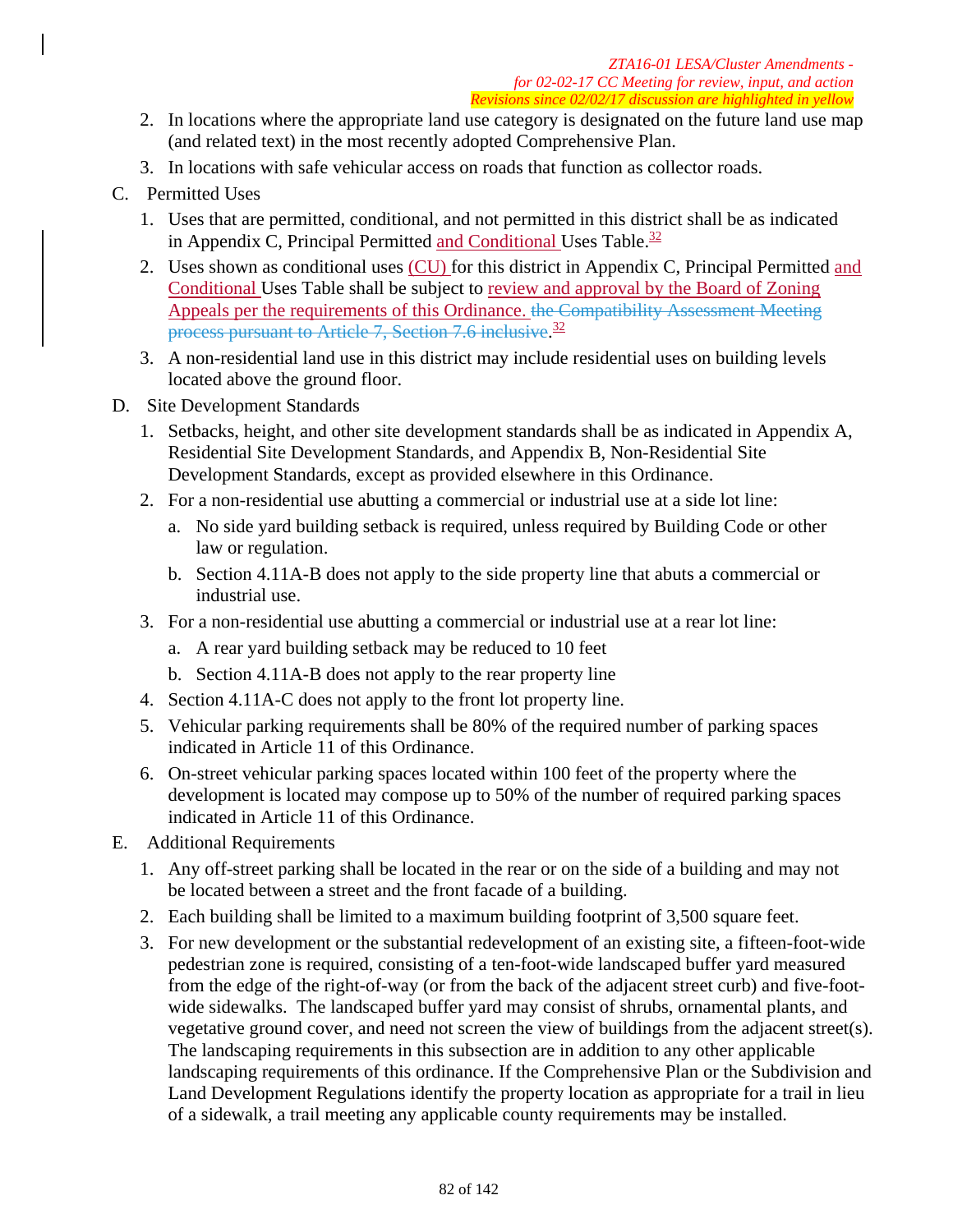2. In locations where the appropriate land use category is designated on the future land use map (and related text) in the most recently adopted Comprehensive Plan.
3. In locations with safe vehicular access on roads that function as collector roads.

C. Permitted Uses

1. Uses that are permitted, conditional, and not permitted in this district shall be as indicated in Appendix C, Principal Permitted and Conditional Uses Table.[32]
2. Uses shown as conditional uses (CU) for this district in Appendix C, Principal Permitted and Conditional Uses Table shall be subject to review and approval by the Board of Zoning Appeals per the requirements of this Ordinance. ~~the Compatibility Assessment Meeting process pursuant to Article 7, Section 7.6 inclusive~~.[32]
3. A non-residential land use in this district may include residential uses on building levels located above the ground floor.

D. Site Development Standards

1. Setbacks, height, and other site development standards shall be as indicated in Appendix A, Residential Site Development Standards, and Appendix B, Non-Residential Site Development Standards, except as provided elsewhere in this Ordinance.
2. For a non-residential use abutting a commercial or industrial use at a side lot line:
   a. No side yard building setback is required, unless required by Building Code or other law or regulation.
   b. Section 4.11A-B does not apply to the side property line that abuts a commercial or industrial use.
3. For a non-residential use abutting a commercial or industrial use at a rear lot line:
   a. A rear yard building setback may be reduced to 10 feet
   b. Section 4.11A-B does not apply to the rear property line
4. Section 4.11A-C does not apply to the front lot property line.
5. Vehicular parking requirements shall be 80% of the required number of parking spaces indicated in Article 11 of this Ordinance.
6. On-street vehicular parking spaces located within 100 feet of the property where the development is located may compose up to 50% of the number of required parking spaces indicated in Article 11 of this Ordinance.

E. Additional Requirements

1. Any off-street parking shall be located in the rear or on the side of a building and may not be located between a street and the front facade of a building.
2. Each building shall be limited to a maximum building footprint of 3,500 square feet.
3. For new development or the substantial redevelopment of an existing site, a fifteen-foot-wide pedestrian zone is required, consisting of a ten-foot-wide landscaped buffer yard measured from the edge of the right-of-way (or from the back of the adjacent street curb) and five-foot-wide sidewalks. The landscaped buffer yard may consist of shrubs, ornamental plants, and vegetative ground cover, and need not screen the view of buildings from the adjacent street(s). The landscaping requirements in this subsection are in addition to any other applicable landscaping requirements of this ordinance. If the Comprehensive Plan or the Subdivision and Land Development Regulations identify the property location as appropriate for a trail in lieu of a sidewalk, a trail meeting any applicable county requirements may be installed.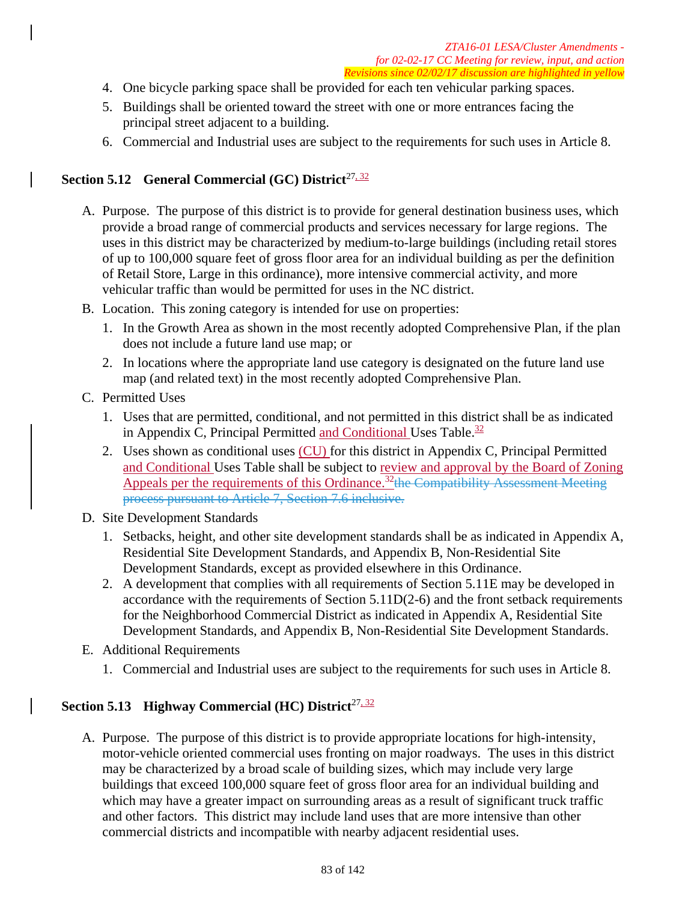4. One bicycle parking space shall be provided for each ten vehicular parking spaces.
5. Buildings shall be oriented toward the street with one or more entrances facing the principal street adjacent to a building.
6. Commercial and Industrial uses are subject to the requirements for such uses in Article 8.

## Section 5.12 General Commercial (GC) District[27, 32]

A. Purpose. The purpose of this district is to provide for general destination business uses, which provide a broad range of commercial products and services necessary for large regions. The uses in this district may be characterized by medium-to-large buildings (including retail stores of up to 100,000 square feet of gross floor area for an individual building as per the definition of Retail Store, Large in this ordinance), more intensive commercial activity, and more vehicular traffic than would be permitted for uses in the NC district.

B. Location. This zoning category is intended for use on properties:

   1. In the Growth Area as shown in the most recently adopted Comprehensive Plan, if the plan does not include a future land use map; or
   2. In locations where the appropriate land use category is designated on the future land use map (and related text) in the most recently adopted Comprehensive Plan.

C. Permitted Uses

   1. Uses that are permitted, conditional, and not permitted in this district shall be as indicated in Appendix C, Principal Permitted and Conditional Uses Table.[32]
   2. Uses shown as conditional uses (CU) for this district in Appendix C, Principal Permitted and Conditional Uses Table shall be subject to review and approval by the Board of Zoning Appeals per the requirements of this Ordinance.[32] ~~the Compatibility Assessment Meeting process pursuant to Article 7, Section 7.6 inclusive.~~

D. Site Development Standards

   1. Setbacks, height, and other site development standards shall be as indicated in Appendix A, Residential Site Development Standards, and Appendix B, Non-Residential Site Development Standards, except as provided elsewhere in this Ordinance.
   2. A development that complies with all requirements of Section 5.11E may be developed in accordance with the requirements of Section 5.11D(2-6) and the front setback requirements for the Neighborhood Commercial District as indicated in Appendix A, Residential Site Development Standards, and Appendix B, Non-Residential Site Development Standards.

E. Additional Requirements

   1. Commercial and Industrial uses are subject to the requirements for such uses in Article 8.

## Section 5.13 Highway Commercial (HC) District[27, 32]

A. Purpose. The purpose of this district is to provide appropriate locations for high-intensity, motor-vehicle oriented commercial uses fronting on major roadways. The uses in this district may be characterized by a broad scale of building sizes, which may include very large buildings that exceed 100,000 square feet of gross floor area for an individual building and which may have a greater impact on surrounding areas as a result of significant truck traffic and other factors. This district may include land uses that are more intensive than other commercial districts and incompatible with nearby adjacent residential uses.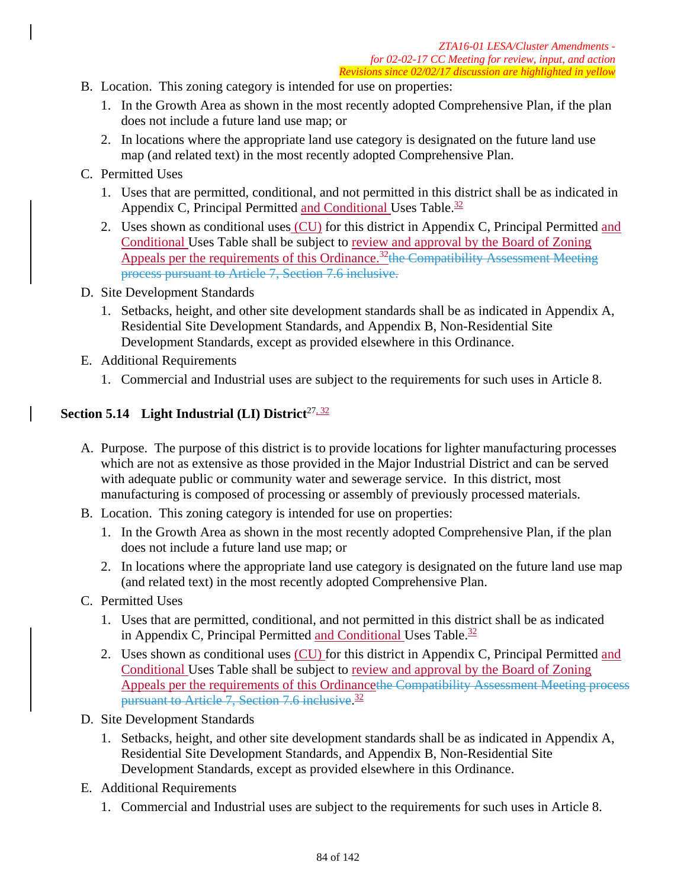B. Location. This zoning category is intended for use on properties:

   1. In the Growth Area as shown in the most recently adopted Comprehensive Plan, if the plan does not include a future land use map; or
   2. In locations where the appropriate land use category is designated on the future land use map (and related text) in the most recently adopted Comprehensive Plan.

C. Permitted Uses

   1. Uses that are permitted, conditional, and not permitted in this district shall be as indicated in Appendix C, Principal Permitted and Conditional Uses Table.[32]
   2. Uses shown as conditional uses (CU) for this district in Appendix C, Principal Permitted and Conditional Uses Table shall be subject to review and approval by the Board of Zoning Appeals per the requirements of this Ordinance.[32] ~~the Compatibility Assessment Meeting process pursuant to Article 7, Section 7.6 inclusive.~~

D. Site Development Standards

   1. Setbacks, height, and other site development standards shall be as indicated in Appendix A, Residential Site Development Standards, and Appendix B, Non-Residential Site Development Standards, except as provided elsewhere in this Ordinance.

E. Additional Requirements

   1. Commercial and Industrial uses are subject to the requirements for such uses in Article 8.

## Section 5.14 Light Industrial (LI) District[27, 32]

A. Purpose. The purpose of this district is to provide locations for lighter manufacturing processes which are not as extensive as those provided in the Major Industrial District and can be served with adequate public or community water and sewerage service. In this district, most manufacturing is composed of processing or assembly of previously processed materials.

B. Location. This zoning category is intended for use on properties:

   1. In the Growth Area as shown in the most recently adopted Comprehensive Plan, if the plan does not include a future land use map; or
   2. In locations where the appropriate land use category is designated on the future land use map (and related text) in the most recently adopted Comprehensive Plan.

C. Permitted Uses

   1. Uses that are permitted, conditional, and not permitted in this district shall be as indicated in Appendix C, Principal Permitted and Conditional Uses Table.[32]
   2. Uses shown as conditional uses (CU) for this district in Appendix C, Principal Permitted and Conditional Uses Table shall be subject to review and approval by the Board of Zoning Appeals per the requirements of this Ordinance~~the Compatibility Assessment Meeting process pursuant to Article 7, Section 7.6 inclusive~~.[32]

D. Site Development Standards

   1. Setbacks, height, and other site development standards shall be as indicated in Appendix A, Residential Site Development Standards, and Appendix B, Non-Residential Site Development Standards, except as provided elsewhere in this Ordinance.

E. Additional Requirements

   1. Commercial and Industrial uses are subject to the requirements for such uses in Article 8.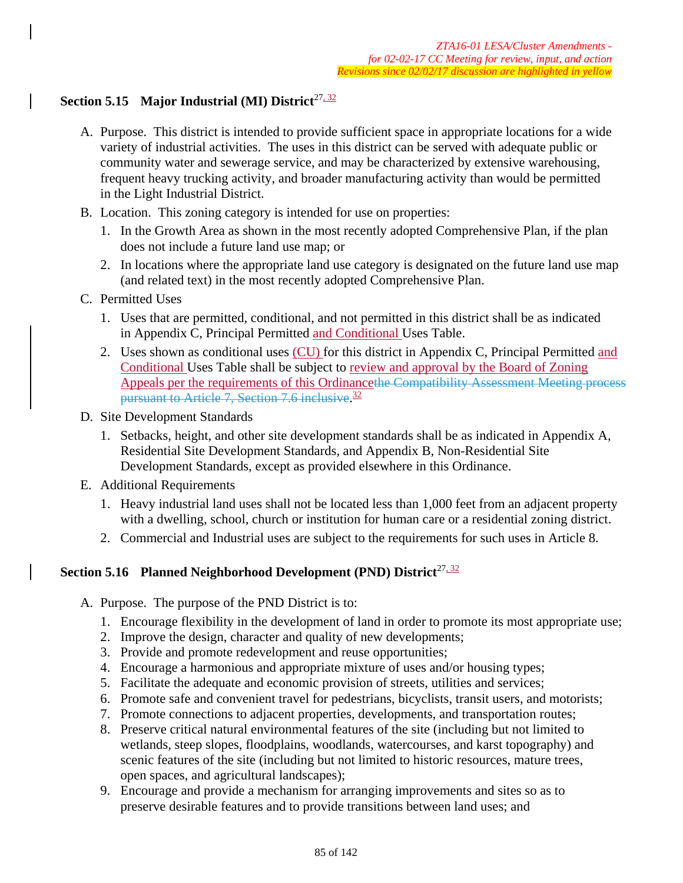*ZTA16-01 LESA/Cluster Amendments - for 02-02-17 CC Meeting for review, input, and action*
*Revisions since 02/02/17 discussion are highlighted in yellow*

## Section 5.15 Major Industrial (MI) District[27, 32]

A. Purpose. This district is intended to provide sufficient space in appropriate locations for a wide variety of industrial activities. The uses in this district can be served with adequate public or community water and sewerage service, and may be characterized by extensive warehousing, frequent heavy trucking activity, and broader manufacturing activity than would be permitted in the Light Industrial District.

B. Location. This zoning category is intended for use on properties:
   1. In the Growth Area as shown in the most recently adopted Comprehensive Plan, if the plan does not include a future land use map; or
   2. In locations where the appropriate land use category is designated on the future land use map (and related text) in the most recently adopted Comprehensive Plan.

C. Permitted Uses
   1. Uses that are permitted, conditional, and not permitted in this district shall be as indicated in Appendix C, Principal Permitted and Conditional Uses Table.
   2. Uses shown as conditional uses (CU) for this district in Appendix C, Principal Permitted and Conditional Uses Table shall be subject to review and approval by the Board of Zoning Appeals per the requirements of this Ordinance~~the Compatibility Assessment Meeting process pursuant to Article 7, Section 7.6 inclusive~~.[32]

D. Site Development Standards
   1. Setbacks, height, and other site development standards shall be as indicated in Appendix A, Residential Site Development Standards, and Appendix B, Non-Residential Site Development Standards, except as provided elsewhere in this Ordinance.

E. Additional Requirements
   1. Heavy industrial land uses shall not be located less than 1,000 feet from an adjacent property with a dwelling, school, church or institution for human care or a residential zoning district.
   2. Commercial and Industrial uses are subject to the requirements for such uses in Article 8.

## Section 5.16 Planned Neighborhood Development (PND) District[27, 32]

A. Purpose. The purpose of the PND District is to:
   1. Encourage flexibility in the development of land in order to promote its most appropriate use;
   2. Improve the design, character and quality of new developments;
   3. Provide and promote redevelopment and reuse opportunities;
   4. Encourage a harmonious and appropriate mixture of uses and/or housing types;
   5. Facilitate the adequate and economic provision of streets, utilities and services;
   6. Promote safe and convenient travel for pedestrians, bicyclists, transit users, and motorists;
   7. Promote connections to adjacent properties, developments, and transportation routes;
   8. Preserve critical natural environmental features of the site (including but not limited to wetlands, steep slopes, floodplains, woodlands, watercourses, and karst topography) and scenic features of the site (including but not limited to historic resources, mature trees, open spaces, and agricultural landscapes);
   9. Encourage and provide a mechanism for arranging improvements and sites so as to preserve desirable features and to provide transitions between land uses; and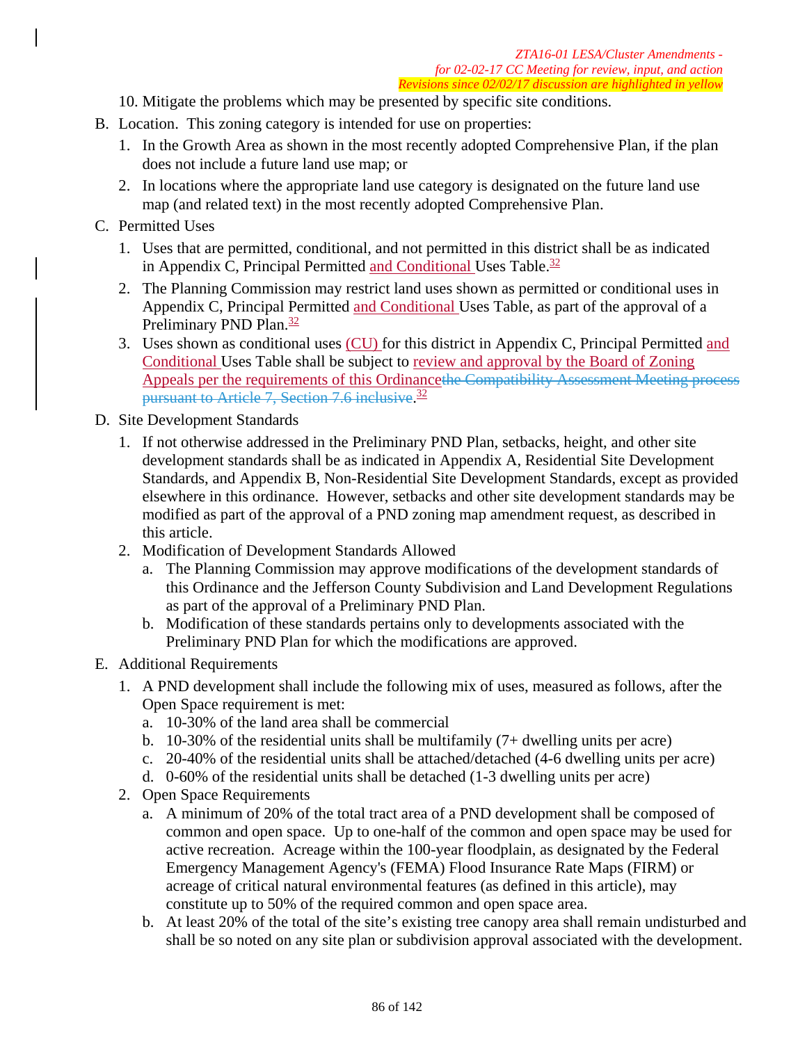10. Mitigate the problems which may be presented by specific site conditions.

B. Location. This zoning category is intended for use on properties:
   1. In the Growth Area as shown in the most recently adopted Comprehensive Plan, if the plan does not include a future land use map; or
   2. In locations where the appropriate land use category is designated on the future land use map (and related text) in the most recently adopted Comprehensive Plan.

C. Permitted Uses
   1. Uses that are permitted, conditional, and not permitted in this district shall be as indicated in Appendix C, Principal Permitted and Conditional Uses Table.[32]
   2. The Planning Commission may restrict land uses shown as permitted or conditional uses in Appendix C, Principal Permitted and Conditional Uses Table, as part of the approval of a Preliminary PND Plan.[32]
   3. Uses shown as conditional uses (CU) for this district in Appendix C, Principal Permitted and Conditional Uses Table shall be subject to review and approval by the Board of Zoning Appeals per the requirements of this Ordinance~~the Compatibility Assessment Meeting process pursuant to Article 7, Section 7.6 inclusive~~.[32]

D. Site Development Standards
   1. If not otherwise addressed in the Preliminary PND Plan, setbacks, height, and other site development standards shall be as indicated in Appendix A, Residential Site Development Standards, and Appendix B, Non-Residential Site Development Standards, except as provided elsewhere in this ordinance. However, setbacks and other site development standards may be modified as part of the approval of a PND zoning map amendment request, as described in this article.
   2. Modification of Development Standards Allowed
      a. The Planning Commission may approve modifications of the development standards of this Ordinance and the Jefferson County Subdivision and Land Development Regulations as part of the approval of a Preliminary PND Plan.
      b. Modification of these standards pertains only to developments associated with the Preliminary PND Plan for which the modifications are approved.

E. Additional Requirements
   1. A PND development shall include the following mix of uses, measured as follows, after the Open Space requirement is met:
      a. 10-30% of the land area shall be commercial
      b. 10-30% of the residential units shall be multifamily (7+ dwelling units per acre)
      c. 20-40% of the residential units shall be attached/detached (4-6 dwelling units per acre)
      d. 0-60% of the residential units shall be detached (1-3 dwelling units per acre)
   2. Open Space Requirements
      a. A minimum of 20% of the total tract area of a PND development shall be composed of common and open space. Up to one-half of the common and open space may be used for active recreation. Acreage within the 100-year floodplain, as designated by the Federal Emergency Management Agency's (FEMA) Flood Insurance Rate Maps (FIRM) or acreage of critical natural environmental features (as defined in this article), may constitute up to 50% of the required common and open space area.
      b. At least 20% of the total of the site's existing tree canopy area shall remain undisturbed and shall be so noted on any site plan or subdivision approval associated with the development.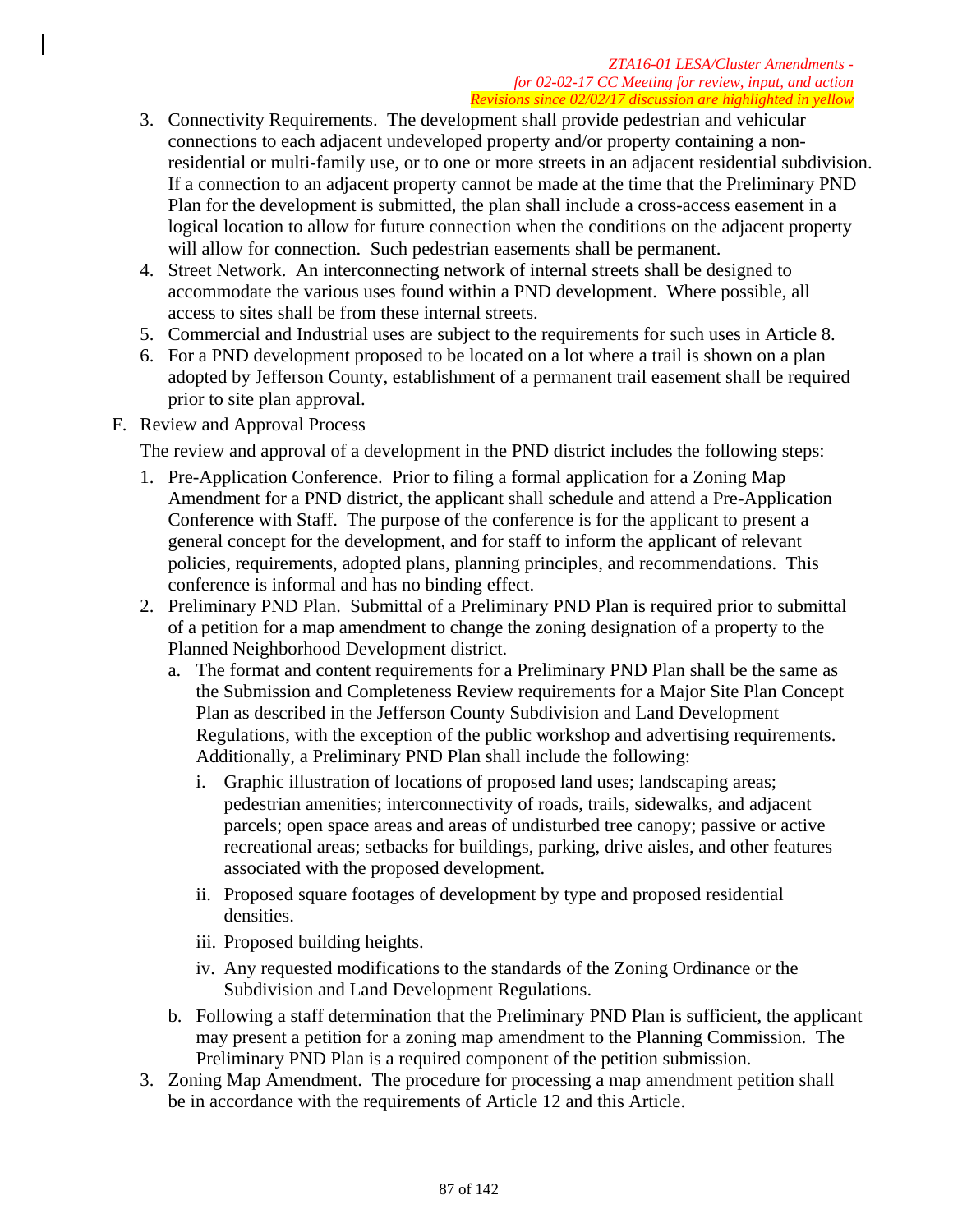3. Connectivity Requirements. The development shall provide pedestrian and vehicular connections to each adjacent undeveloped property and/or property containing a non-residential or multi-family use, or to one or more streets in an adjacent residential subdivision. If a connection to an adjacent property cannot be made at the time that the Preliminary PND Plan for the development is submitted, the plan shall include a cross-access easement in a logical location to allow for future connection when the conditions on the adjacent property will allow for connection. Such pedestrian easements shall be permanent.
4. Street Network. An interconnecting network of internal streets shall be designed to accommodate the various uses found within a PND development. Where possible, all access to sites shall be from these internal streets.
5. Commercial and Industrial uses are subject to the requirements for such uses in Article 8.
6. For a PND development proposed to be located on a lot where a trail is shown on a plan adopted by Jefferson County, establishment of a permanent trail easement shall be required prior to site plan approval.

F. Review and Approval Process

The review and approval of a development in the PND district includes the following steps:

1. Pre-Application Conference. Prior to filing a formal application for a Zoning Map Amendment for a PND district, the applicant shall schedule and attend a Pre-Application Conference with Staff. The purpose of the conference is for the applicant to present a general concept for the development, and for staff to inform the applicant of relevant policies, requirements, adopted plans, planning principles, and recommendations. This conference is informal and has no binding effect.
2. Preliminary PND Plan. Submittal of a Preliminary PND Plan is required prior to submittal of a petition for a map amendment to change the zoning designation of a property to the Planned Neighborhood Development district.
   a. The format and content requirements for a Preliminary PND Plan shall be the same as the Submission and Completeness Review requirements for a Major Site Plan Concept Plan as described in the Jefferson County Subdivision and Land Development Regulations, with the exception of the public workshop and advertising requirements. Additionally, a Preliminary PND Plan shall include the following:
      i. Graphic illustration of locations of proposed land uses; landscaping areas; pedestrian amenities; interconnectivity of roads, trails, sidewalks, and adjacent parcels; open space areas and areas of undisturbed tree canopy; passive or active recreational areas; setbacks for buildings, parking, drive aisles, and other features associated with the proposed development.
      ii. Proposed square footages of development by type and proposed residential densities.
      iii. Proposed building heights.
      iv. Any requested modifications to the standards of the Zoning Ordinance or the Subdivision and Land Development Regulations.
   b. Following a staff determination that the Preliminary PND Plan is sufficient, the applicant may present a petition for a zoning map amendment to the Planning Commission. The Preliminary PND Plan is a required component of the petition submission.
3. Zoning Map Amendment. The procedure for processing a map amendment petition shall be in accordance with the requirements of Article 12 and this Article.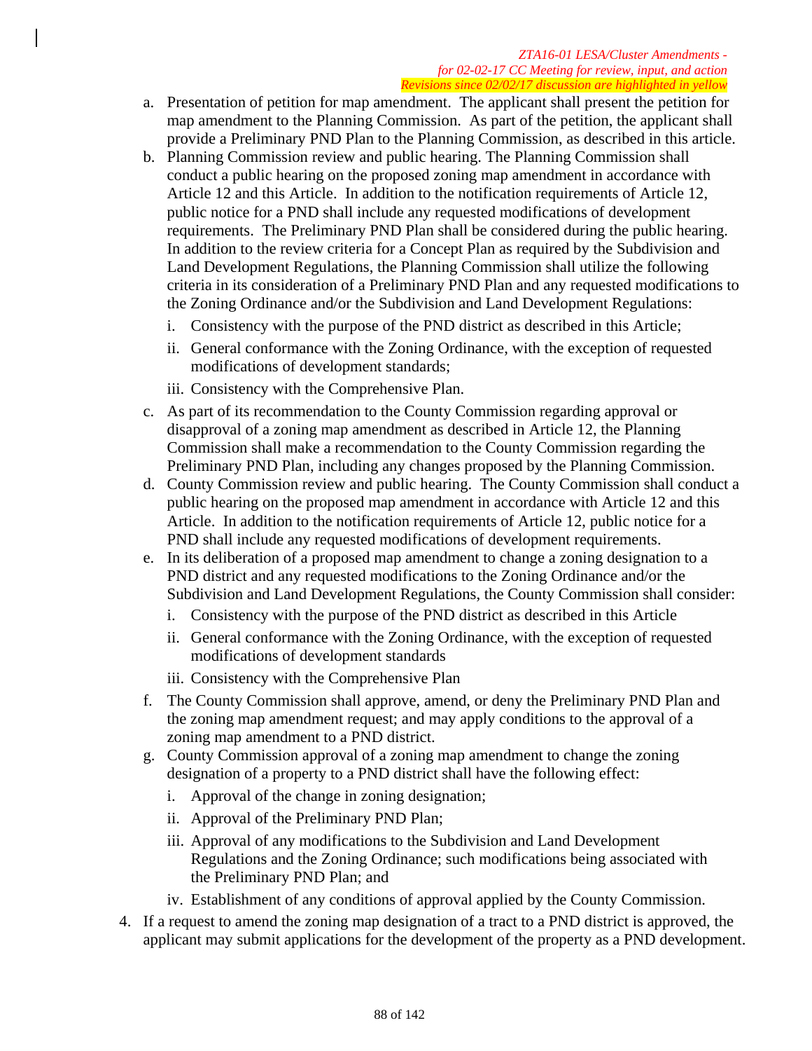a. Presentation of petition for map amendment. The applicant shall present the petition for map amendment to the Planning Commission. As part of the petition, the applicant shall provide a Preliminary PND Plan to the Planning Commission, as described in this article.
b. Planning Commission review and public hearing. The Planning Commission shall conduct a public hearing on the proposed zoning map amendment in accordance with Article 12 and this Article. In addition to the notification requirements of Article 12, public notice for a PND shall include any requested modifications of development requirements. The Preliminary PND Plan shall be considered during the public hearing. In addition to the review criteria for a Concept Plan as required by the Subdivision and Land Development Regulations, the Planning Commission shall utilize the following criteria in its consideration of a Preliminary PND Plan and any requested modifications to the Zoning Ordinance and/or the Subdivision and Land Development Regulations:
   i. Consistency with the purpose of the PND district as described in this Article;
   ii. General conformance with the Zoning Ordinance, with the exception of requested modifications of development standards;
   iii. Consistency with the Comprehensive Plan.
c. As part of its recommendation to the County Commission regarding approval or disapproval of a zoning map amendment as described in Article 12, the Planning Commission shall make a recommendation to the County Commission regarding the Preliminary PND Plan, including any changes proposed by the Planning Commission.
d. County Commission review and public hearing. The County Commission shall conduct a public hearing on the proposed map amendment in accordance with Article 12 and this Article. In addition to the notification requirements of Article 12, public notice for a PND shall include any requested modifications of development requirements.
e. In its deliberation of a proposed map amendment to change a zoning designation to a PND district and any requested modifications to the Zoning Ordinance and/or the Subdivision and Land Development Regulations, the County Commission shall consider:
   i. Consistency with the purpose of the PND district as described in this Article
   ii. General conformance with the Zoning Ordinance, with the exception of requested modifications of development standards
   iii. Consistency with the Comprehensive Plan
f. The County Commission shall approve, amend, or deny the Preliminary PND Plan and the zoning map amendment request; and may apply conditions to the approval of a zoning map amendment to a PND district.
g. County Commission approval of a zoning map amendment to change the zoning designation of a property to a PND district shall have the following effect:
   i. Approval of the change in zoning designation;
   ii. Approval of the Preliminary PND Plan;
   iii. Approval of any modifications to the Subdivision and Land Development Regulations and the Zoning Ordinance; such modifications being associated with the Preliminary PND Plan; and
   iv. Establishment of any conditions of approval applied by the County Commission.

4. If a request to amend the zoning map designation of a tract to a PND district is approved, the applicant may submit applications for the development of the property as a PND development.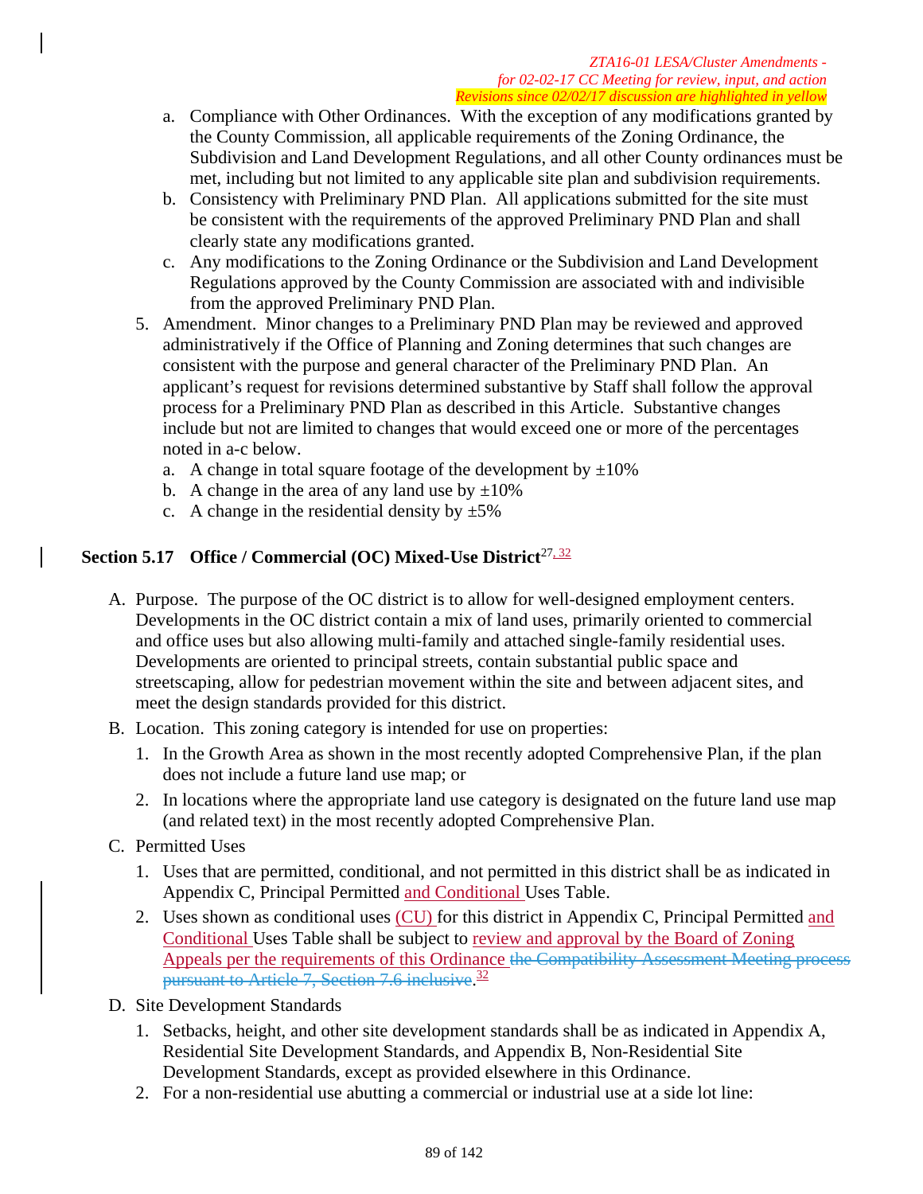a. Compliance with Other Ordinances. With the exception of any modifications granted by the County Commission, all applicable requirements of the Zoning Ordinance, the Subdivision and Land Development Regulations, and all other County ordinances must be met, including but not limited to any applicable site plan and subdivision requirements.
b. Consistency with Preliminary PND Plan. All applications submitted for the site must be consistent with the requirements of the approved Preliminary PND Plan and shall clearly state any modifications granted.
c. Any modifications to the Zoning Ordinance or the Subdivision and Land Development Regulations approved by the County Commission are associated with and indivisible from the approved Preliminary PND Plan.

5. Amendment. Minor changes to a Preliminary PND Plan may be reviewed and approved administratively if the Office of Planning and Zoning determines that such changes are consistent with the purpose and general character of the Preliminary PND Plan. An applicant's request for revisions determined substantive by Staff shall follow the approval process for a Preliminary PND Plan as described in this Article. Substantive changes include but not are limited to changes that would exceed one or more of the percentages noted in a-c below.
   a. A change in total square footage of the development by ±10%
   b. A change in the area of any land use by ±10%
   c. A change in the residential density by ±5%

## Section 5.17 Office / Commercial (OC) Mixed-Use District[27, 32]

A. Purpose. The purpose of the OC district is to allow for well-designed employment centers. Developments in the OC district contain a mix of land uses, primarily oriented to commercial and office uses but also allowing multi-family and attached single-family residential uses. Developments are oriented to principal streets, contain substantial public space and streetscaping, allow for pedestrian movement within the site and between adjacent sites, and meet the design standards provided for this district.

B. Location. This zoning category is intended for use on properties:
   1. In the Growth Area as shown in the most recently adopted Comprehensive Plan, if the plan does not include a future land use map; or
   2. In locations where the appropriate land use category is designated on the future land use map (and related text) in the most recently adopted Comprehensive Plan.

C. Permitted Uses
   1. Uses that are permitted, conditional, and not permitted in this district shall be as indicated in Appendix C, Principal Permitted and Conditional Uses Table.
   2. Uses shown as conditional uses (CU) for this district in Appendix C, Principal Permitted and Conditional Uses Table shall be subject to review and approval by the Board of Zoning Appeals per the requirements of this Ordinance ~~the Compatibility Assessment Meeting process pursuant to Article 7, Section 7.6 inclusive~~.[32]

D. Site Development Standards
   1. Setbacks, height, and other site development standards shall be as indicated in Appendix A, Residential Site Development Standards, and Appendix B, Non-Residential Site Development Standards, except as provided elsewhere in this Ordinance.
   2. For a non-residential use abutting a commercial or industrial use at a side lot line: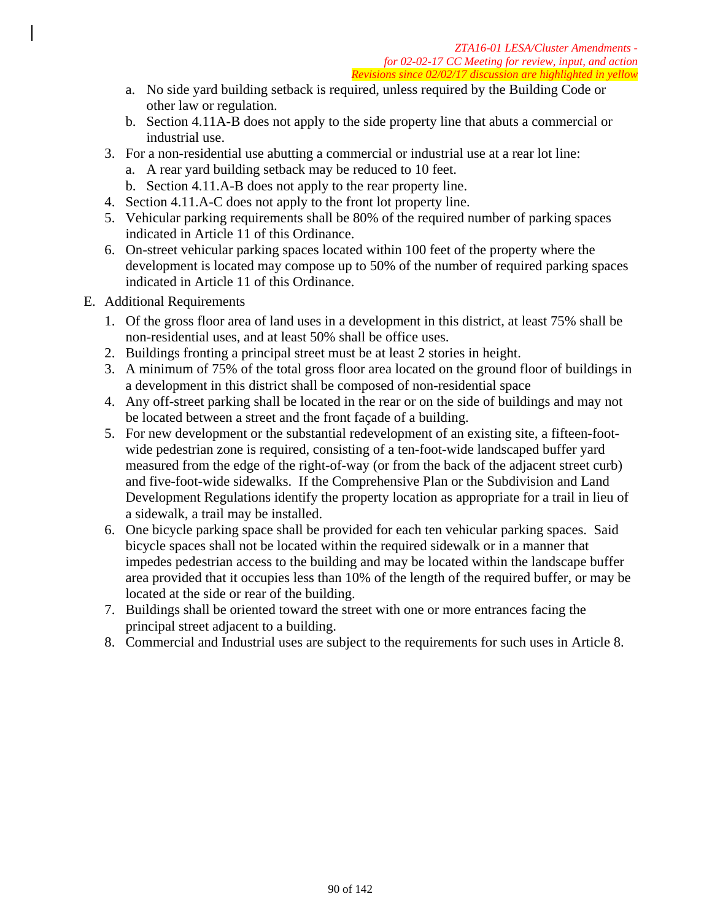a. No side yard building setback is required, unless required by the Building Code or other law or regulation.
b. Section 4.11A-B does not apply to the side property line that abuts a commercial or industrial use.

3. For a non-residential use abutting a commercial or industrial use at a rear lot line:
   a. A rear yard building setback may be reduced to 10 feet.
   b. Section 4.11.A-B does not apply to the rear property line.
4. Section 4.11.A-C does not apply to the front lot property line.
5. Vehicular parking requirements shall be 80% of the required number of parking spaces indicated in Article 11 of this Ordinance.
6. On-street vehicular parking spaces located within 100 feet of the property where the development is located may compose up to 50% of the number of required parking spaces indicated in Article 11 of this Ordinance.

E. Additional Requirements

1. Of the gross floor area of land uses in a development in this district, at least 75% shall be non-residential uses, and at least 50% shall be office uses.
2. Buildings fronting a principal street must be at least 2 stories in height.
3. A minimum of 75% of the total gross floor area located on the ground floor of buildings in a development in this district shall be composed of non-residential space
4. Any off-street parking shall be located in the rear or on the side of buildings and may not be located between a street and the front façade of a building.
5. For new development or the substantial redevelopment of an existing site, a fifteen-foot-wide pedestrian zone is required, consisting of a ten-foot-wide landscaped buffer yard measured from the edge of the right-of-way (or from the back of the adjacent street curb) and five-foot-wide sidewalks. If the Comprehensive Plan or the Subdivision and Land Development Regulations identify the property location as appropriate for a trail in lieu of a sidewalk, a trail may be installed.
6. One bicycle parking space shall be provided for each ten vehicular parking spaces. Said bicycle spaces shall not be located within the required sidewalk or in a manner that impedes pedestrian access to the building and may be located within the landscape buffer area provided that it occupies less than 10% of the length of the required buffer, or may be located at the side or rear of the building.
7. Buildings shall be oriented toward the street with one or more entrances facing the principal street adjacent to a building.
8. Commercial and Industrial uses are subject to the requirements for such uses in Article 8.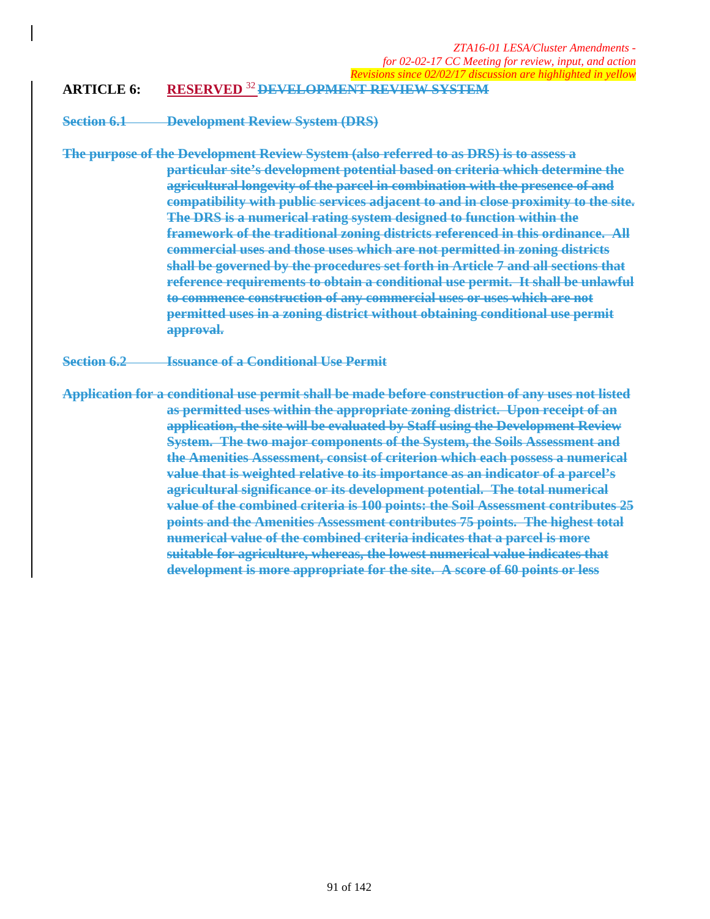*ZTA16-01 LESA/Cluster Amendments -*
*for 02-02-17 CC Meeting for review, input, and action*
*Revisions since 02/02/17 discussion are highlighted in yellow*

## ARTICLE 6: RESERVED [32] ~~DEVELOPMENT REVIEW SYSTEM~~

### ~~Section 6.1 Development Review System (DRS)~~

~~**The purpose of the Development Review System (also referred to as DRS) is to assess a particular site's development potential based on criteria which determine the agricultural longevity of the parcel in combination with the presence of and compatibility with public services adjacent to and in close proximity to the site. The DRS is a numerical rating system designed to function within the framework of the traditional zoning districts referenced in this ordinance. All commercial uses and those uses which are not permitted in zoning districts shall be governed by the procedures set forth in Article 7 and all sections that reference requirements to obtain a conditional use permit. It shall be unlawful to commence construction of any commercial uses or uses which are not permitted uses in a zoning district without obtaining conditional use permit approval.**~~

### ~~Section 6.2 Issuance of a Conditional Use Permit~~

~~**Application for a conditional use permit shall be made before construction of any uses not listed as permitted uses within the appropriate zoning district. Upon receipt of an application, the site will be evaluated by Staff using the Development Review System. The two major components of the System, the Soils Assessment and the Amenities Assessment, consist of criterion which each possess a numerical value that is weighted relative to its importance as an indicator of a parcel's agricultural significance or its development potential. The total numerical value of the combined criteria is 100 points: the Soil Assessment contributes 25 points and the Amenities Assessment contributes 75 points. The highest total numerical value of the combined criteria indicates that a parcel is more suitable for agriculture, whereas, the lowest numerical value indicates that development is more appropriate for the site. A score of 60 points or less**~~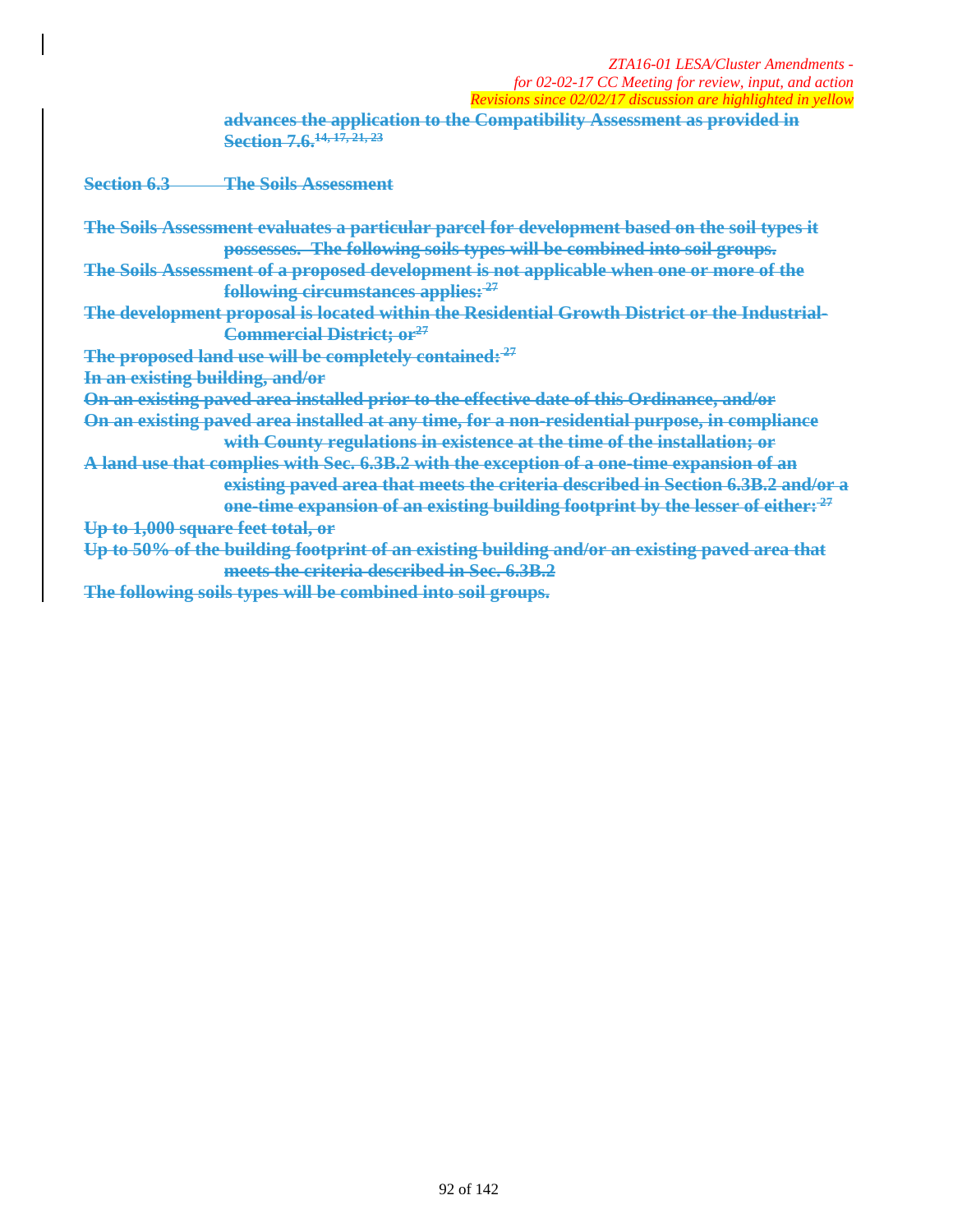~~advances the application to the Compatibility Assessment as provided in Section 7.6.~~[14, 17, 21, 23]

~~**Section 6.3 The Soils Assessment**~~

~~**The Soils Assessment evaluates a particular parcel for development based on the soil types it possesses. The following soils types will be combined into soil groups.**~~

~~**The Soils Assessment of a proposed development is not applicable when one or more of the following circumstances applies:**~~[27]

~~**The development proposal is located within the Residential Growth District or the Industrial-Commercial District; or**~~[27]

~~**The proposed land use will be completely contained:**~~[27]

~~**In an existing building, and/or**~~

~~**On an existing paved area installed prior to the effective date of this Ordinance, and/or**~~

~~**On an existing paved area installed at any time, for a non-residential purpose, in compliance with County regulations in existence at the time of the installation; or**~~

~~**A land use that complies with Sec. 6.3B.2 with the exception of a one-time expansion of an existing paved area that meets the criteria described in Section 6.3B.2 and/or a one-time expansion of an existing building footprint by the lesser of either:**~~[27]

~~**Up to 1,000 square feet total, or**~~

~~**Up to 50% of the building footprint of an existing building and/or an existing paved area that meets the criteria described in Sec. 6.3B.2**~~

~~**The following soils types will be combined into soil groups.**~~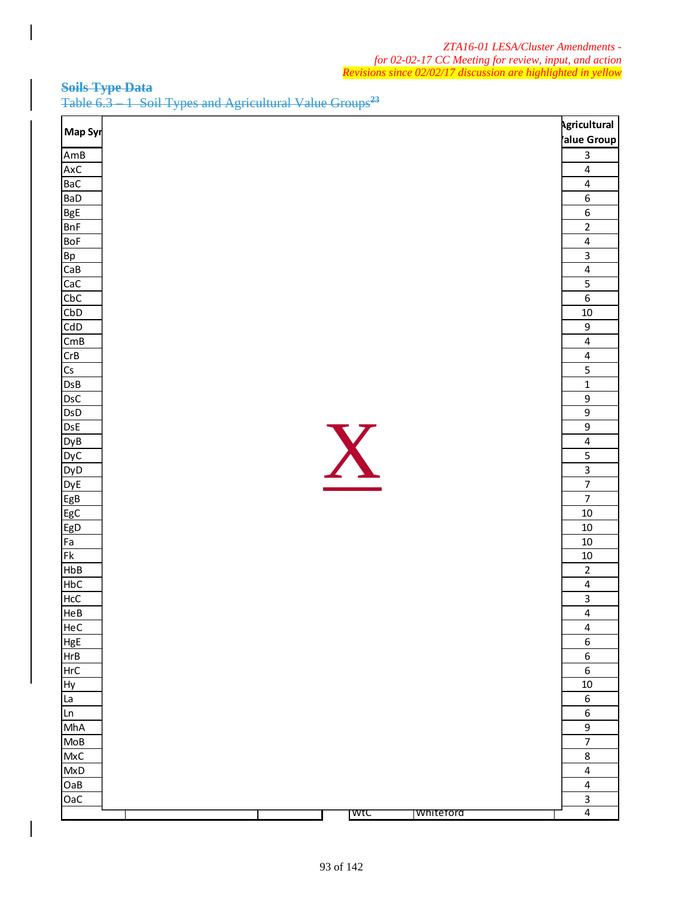*ZTA16-01 LESA/Cluster Amendments -*
*for 02-02-17 CC Meeting for review, input, and action*
*Revisions since 02/02/17 discussion are highlighted in yellow*

**Soils Type Data**

Table 6.3 – 1 Soil Types and Agricultural Value Groups[23]

| Map Sy | Agricultural Value Group |
|---|---|
| AmB | 3 |
| AxC | 4 |
| BaC | 4 |
| BaD | 6 |
| BgE | 6 |
| BnF | 2 |
| BoF | 4 |
| Bp | 3 |
| CaB | 4 |
| CaC | 5 |
| CbC | 6 |
| CbD | 10 |
| CdD | 9 |
| CmB | 4 |
| CrB | 4 |
| Cs | 5 |
| DsB | 1 |
| DsC | 9 |
| DsD | 9 |
| DsE | 9 |
| DyB | 4 |
| DyC | 5 |
| DyD | 3 |
| DyE | 7 |
| EgB | 7 |
| EgC | 10 |
| EgD | 10 |
| Fa | 10 |
| Fk | 10 |
| HbB | 2 |
| HbC | 4 |
| HcC | 3 |
| HeB | 4 |
| HeC | 4 |
| HgE | 6 |
| HrB | 6 |
| HrC | 6 |
| Hy | 10 |
| La | 6 |
| Ln | 6 |
| MhA | 9 |
| MoB | 7 |
| MxC | 8 |
| MxD | 4 |
| OaB | 4 |
| OaC | 3 |
| WtC Whiteford | 4 |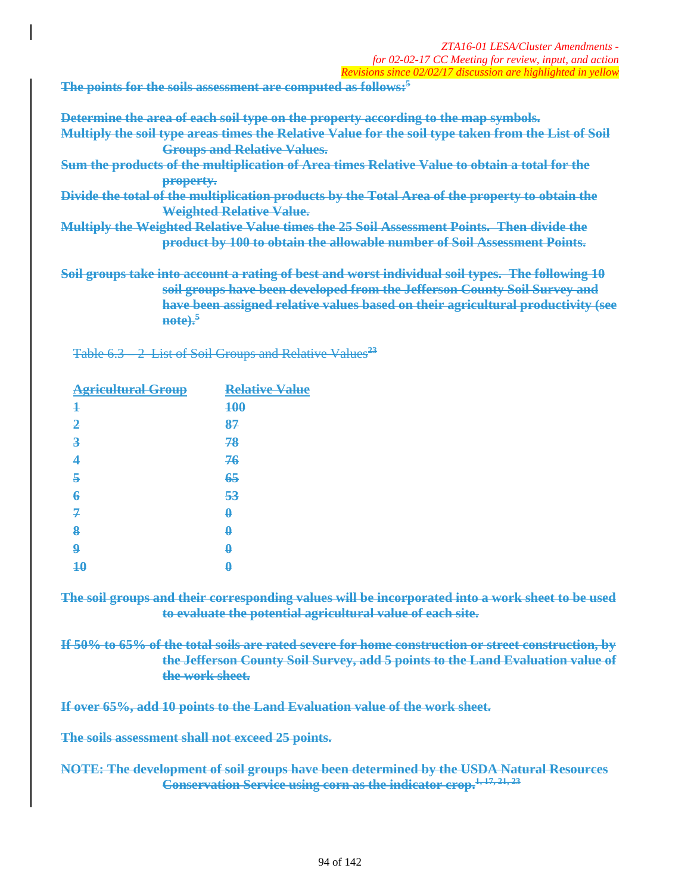**The points for the soils assessment are computed as follows:[5]**

**Determine the area of each soil type on the property according to the map symbols.**

**Multiply the soil type areas times the Relative Value for the soil type taken from the List of Soil Groups and Relative Values.**

**Sum the products of the multiplication of Area times Relative Value to obtain a total for the property.**

**Divide the total of the multiplication products by the Total Area of the property to obtain the Weighted Relative Value.**

**Multiply the Weighted Relative Value times the 25 Soil Assessment Points. Then divide the product by 100 to obtain the allowable number of Soil Assessment Points.**

**Soil groups take into account a rating of best and worst individual soil types. The following 10 soil groups have been developed from the Jefferson County Soil Survey and have been assigned relative values based on their agricultural productivity (see note).[5]**

Table 6.3 – 2 List of Soil Groups and Relative Values[23]

| Agricultural Group | Relative Value |
|---|---|
| 1 | 100 |
| 2 | 87 |
| 3 | 78 |
| 4 | 76 |
| 5 | 65 |
| 6 | 53 |
| 7 | 0 |
| 8 | 0 |
| 9 | 0 |
| 10 | 0 |

**The soil groups and their corresponding values will be incorporated into a work sheet to be used to evaluate the potential agricultural value of each site.**

**If 50% to 65% of the total soils are rated severe for home construction or street construction, by the Jefferson County Soil Survey, add 5 points to the Land Evaluation value of the work sheet.**

**If over 65%, add 10 points to the Land Evaluation value of the work sheet.**

**The soils assessment shall not exceed 25 points.**

**NOTE: The development of soil groups have been determined by the USDA Natural Resources Conservation Service using corn as the indicator crop.[1, 17, 21, 23]**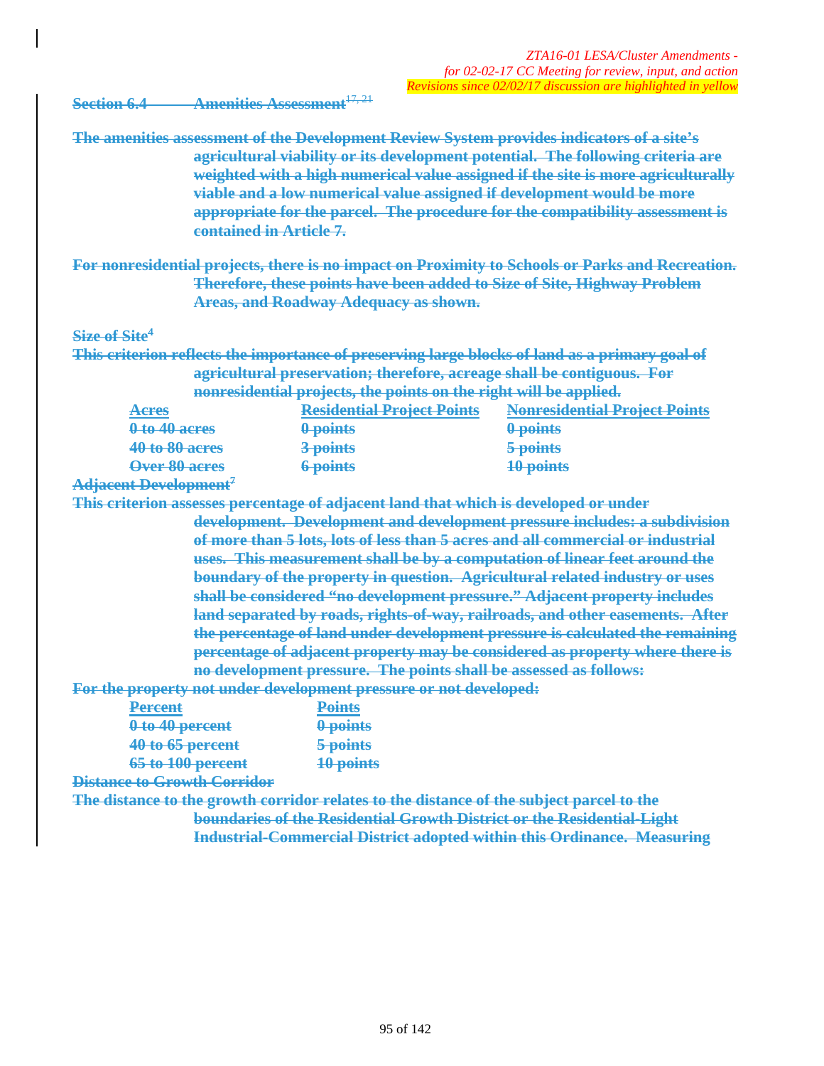*ZTA16-01 LESA/Cluster Amendments - for 02-02-17 CC Meeting for review, input, and action*
*Revisions since 02/02/17 discussion are highlighted in yellow*

~~**Section 6.4 Amenities Assessment**[17, 21]~~

~~**The amenities assessment of the Development Review System provides indicators of a site's agricultural viability or its development potential. The following criteria are weighted with a high numerical value assigned if the site is more agriculturally viable and a low numerical value assigned if development would be more appropriate for the parcel. The procedure for the compatibility assessment is contained in Article 7.**~~

~~**For nonresidential projects, there is no impact on Proximity to Schools or Parks and Recreation. Therefore, these points have been added to Size of Site, Highway Problem Areas, and Roadway Adequacy as shown.**~~

~~**Size of Site**[4]~~

~~**This criterion reflects the importance of preserving large blocks of land as a primary goal of agricultural preservation; therefore, acreage shall be contiguous. For nonresidential projects, the points on the right will be applied.**~~

| ~~Acres~~ | ~~Residential Project Points~~ | ~~Nonresidential Project Points~~ |
|---|---|---|
| ~~0 to 40 acres~~ | ~~0 points~~ | ~~0 points~~ |
| ~~40 to 80 acres~~ | ~~3 points~~ | ~~5 points~~ |
| ~~Over 80 acres~~ | ~~6 points~~ | ~~10 points~~ |

~~**Adjacent Development**[7]~~

~~**This criterion assesses percentage of adjacent land that which is developed or under development. Development and development pressure includes: a subdivision of more than 5 lots, lots of less than 5 acres and all commercial or industrial uses. This measurement shall be by a computation of linear feet around the boundary of the property in question. Agricultural related industry or uses shall be considered "no development pressure." Adjacent property includes land separated by roads, rights-of-way, railroads, and other easements. After the percentage of land under development pressure is calculated the remaining percentage of adjacent property may be considered as property where there is no development pressure. The points shall be assessed as follows:**~~

~~**For the property not under development pressure or not developed:**~~

| ~~Percent~~ | ~~Points~~ |
|---|---|
| ~~0 to 40 percent~~ | ~~0 points~~ |
| ~~40 to 65 percent~~ | ~~5 points~~ |
| ~~65 to 100 percent~~ | ~~10 points~~ |

~~**Distance to Growth Corridor**~~

~~**The distance to the growth corridor relates to the distance of the subject parcel to the boundaries of the Residential Growth District or the Residential-Light Industrial-Commercial District adopted within this Ordinance. Measuring**~~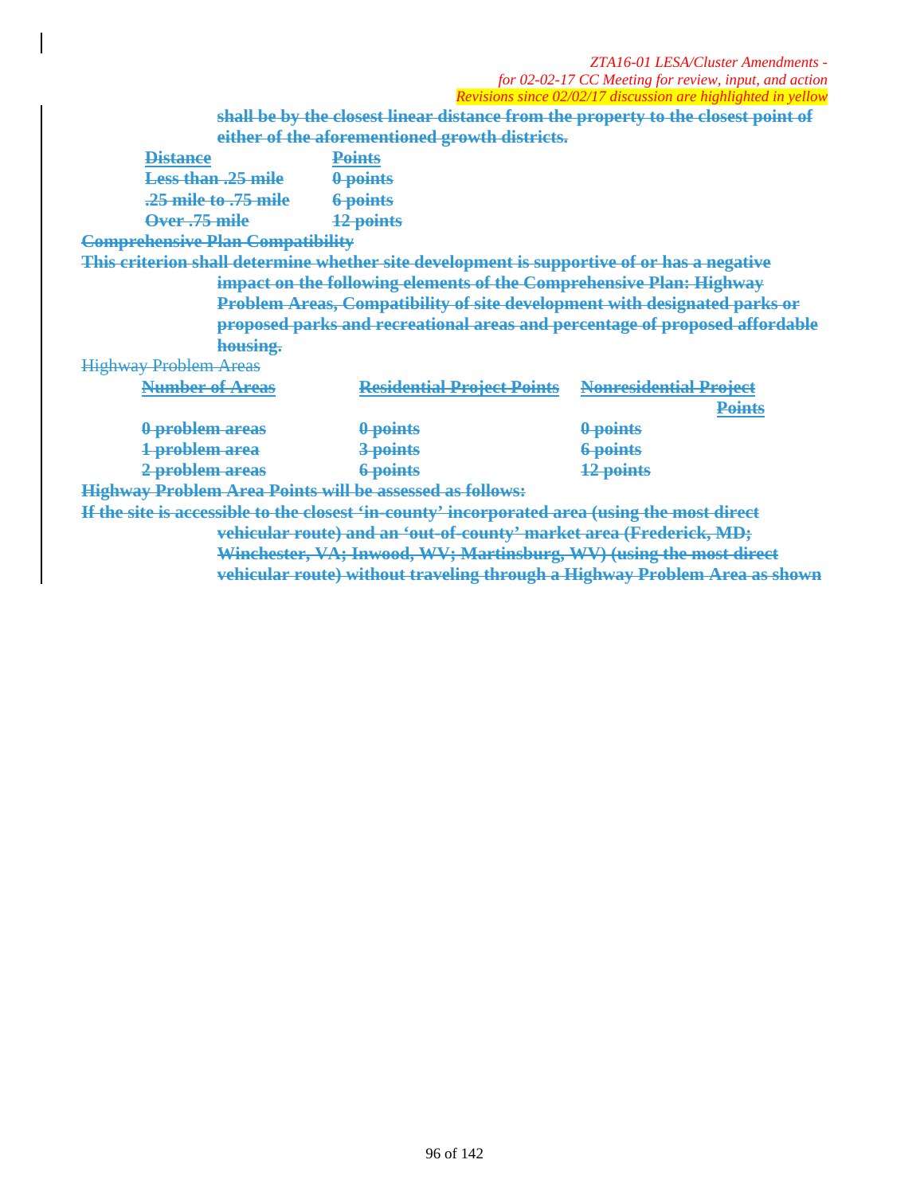~~**shall be by the closest linear distance from the property to the closest point of either of the aforementioned growth districts.**~~

| ~~**Distance**~~ | ~~**Points**~~ |
|---|---|
| ~~**Less than .25 mile**~~ | ~~**0 points**~~ |
| ~~**.25 mile to .75 mile**~~ | ~~**6 points**~~ |
| ~~**Over .75 mile**~~ | ~~**12 points**~~ |

~~**Comprehensive Plan Compatibility**~~

~~**This criterion shall determine whether site development is supportive of or has a negative impact on the following elements of the Comprehensive Plan: Highway Problem Areas, Compatibility of site development with designated parks or proposed parks and recreational areas and percentage of proposed affordable housing.**~~

~~Highway Problem Areas~~

| ~~**Number of Areas**~~ | ~~**Residential Project Points**~~ | ~~**Nonresidential Project Points**~~ |
|---|---|---|
| ~~**0 problem areas**~~ | ~~**0 points**~~ | ~~**0 points**~~ |
| ~~**1 problem area**~~ | ~~**3 points**~~ | ~~**6 points**~~ |
| ~~**2 problem areas**~~ | ~~**6 points**~~ | ~~**12 points**~~ |

~~**Highway Problem Area Points will be assessed as follows:**~~

~~**If the site is accessible to the closest 'in-county' incorporated area (using the most direct vehicular route) and an 'out-of-county' market area (Frederick, MD; Winchester, VA; Inwood, WV; Martinsburg, WV) (using the most direct vehicular route) without traveling through a Highway Problem Area as shown**~~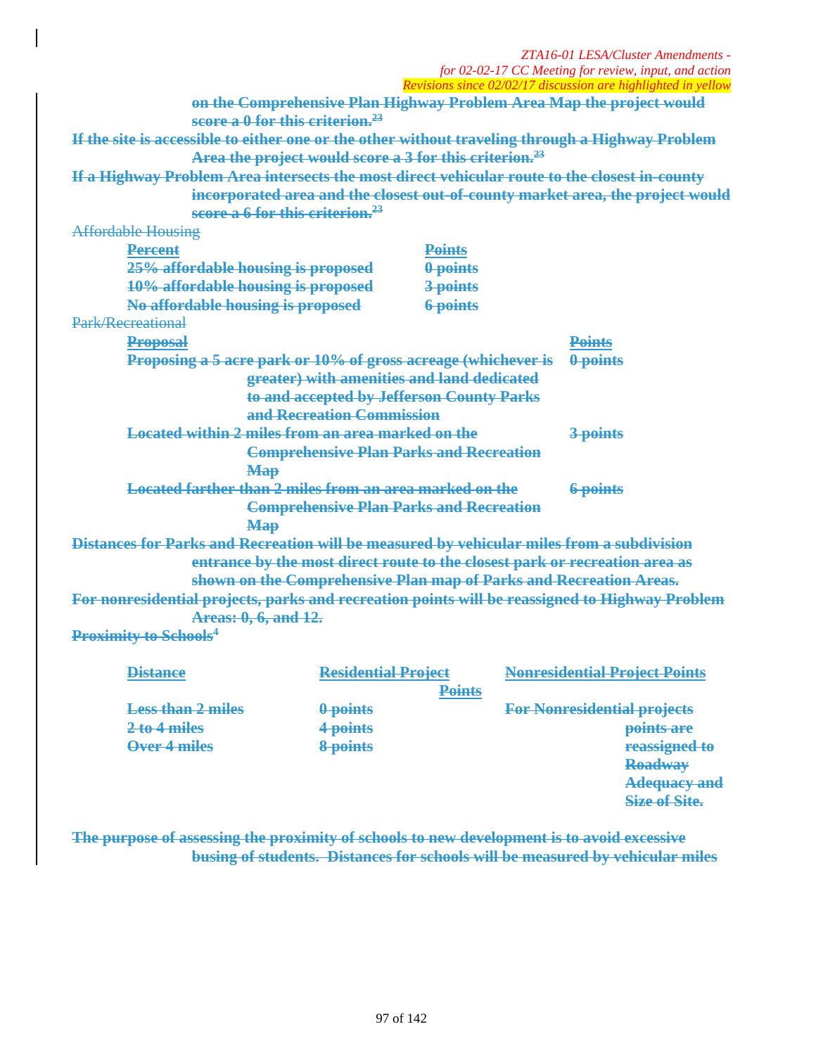ZTA16-01 LESA/Cluster Amendments - for 02-02-17 CC Meeting for review, input, and action
Revisions since 02/02/17 discussion are highlighted in yellow

~~**on the Comprehensive Plan Highway Problem Area Map the project would score a 0 for this criterion.**~~[23]

~~**If the site is accessible to either one or the other without traveling through a Highway Problem Area the project would score a 3 for this criterion.**~~[23]

~~**If a Highway Problem Area intersects the most direct vehicular route to the closest in-county incorporated area and the closest out-of-county market area, the project would score a 6 for this criterion.**~~[23]

~~Affordable Housing~~

| ~~**Percent**~~ | ~~**Points**~~ |
| --- | --- |
| ~~**25% affordable housing is proposed**~~ | ~~**0 points**~~ |
| ~~**10% affordable housing is proposed**~~ | ~~**3 points**~~ |
| ~~**No affordable housing is proposed**~~ | ~~**6 points**~~ |

~~Park/Recreational~~

| ~~**Proposal**~~ | ~~**Points**~~ |
| --- | --- |
| ~~**Proposing a 5 acre park or 10% of gross acreage (whichever is greater) with amenities and land dedicated to and accepted by Jefferson County Parks and Recreation Commission**~~ | ~~**0 points**~~ |
| ~~**Located within 2 miles from an area marked on the Comprehensive Plan Parks and Recreation Map**~~ | ~~**3 points**~~ |
| ~~**Located farther than 2 miles from an area marked on the Comprehensive Plan Parks and Recreation Map**~~ | ~~**6 points**~~ |

~~**Distances for Parks and Recreation will be measured by vehicular miles from a subdivision entrance by the most direct route to the closest park or recreation area as shown on the Comprehensive Plan map of Parks and Recreation Areas.**~~

~~**For nonresidential projects, parks and recreation points will be reassigned to Highway Problem Areas: 0, 6, and 12.**~~

~~**Proximity to Schools**~~[4]

| ~~**Distance**~~ | ~~**Residential Project Points**~~ | ~~**Nonresidential Project Points**~~ |
| --- | --- | --- |
| ~~**Less than 2 miles**~~ | ~~**0 points**~~ | ~~**For Nonresidential projects points are reassigned to Roadway Adequacy and Size of Site.**~~ |
| ~~**2 to 4 miles**~~ | ~~**4 points**~~ | |
| ~~**Over 4 miles**~~ | ~~**8 points**~~ | |

~~**The purpose of assessing the proximity of schools to new development is to avoid excessive busing of students. Distances for schools will be measured by vehicular miles**~~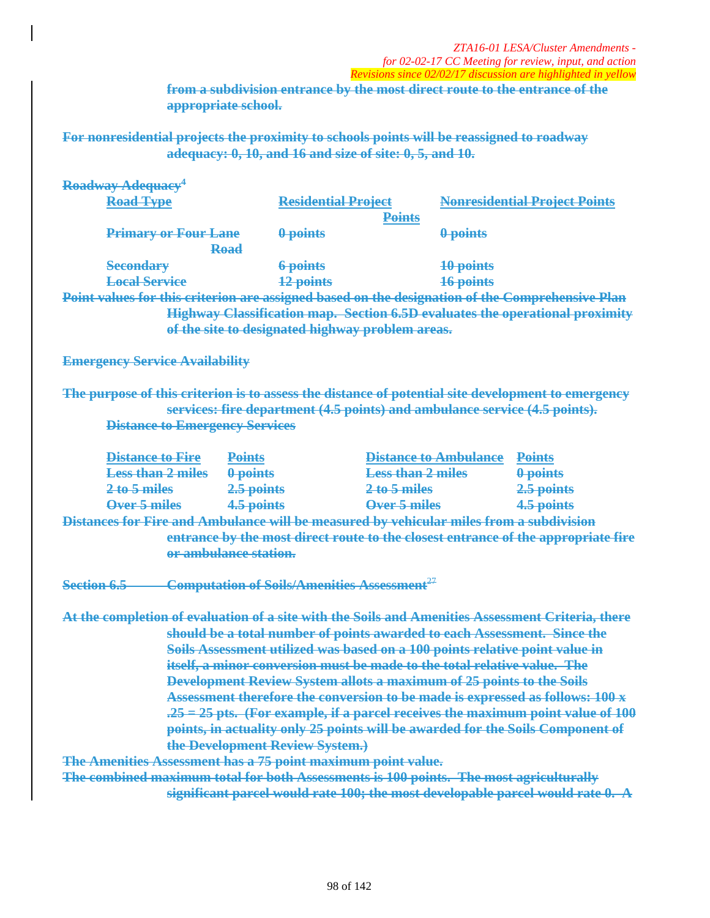from a subdivision entrance by the most direct route to the entrance of the appropriate school.

For nonresidential projects the proximity to schools points will be reassigned to roadway adequacy: 0, 10, and 16 and size of site: 0, 5, and 10.

**Roadway Adequacy[4]**

| Road Type | Residential Project Points | Nonresidential Project Points |
|---|---|---|
| Primary or Four Lane Road | 0 points | 0 points |
| Secondary | 6 points | 10 points |
| Local Service | 12 points | 16 points |

Point values for this criterion are assigned based on the designation of the Comprehensive Plan Highway Classification map. Section 6.5D evaluates the operational proximity of the site to designated highway problem areas.

**Emergency Service Availability**

The purpose of this criterion is to assess the distance of potential site development to emergency services: fire department (4.5 points) and ambulance service (4.5 points).

**Distance to Emergency Services**

| Distance to Fire | Points | Distance to Ambulance | Points |
|---|---|---|---|
| Less than 2 miles | 0 points | Less than 2 miles | 0 points |
| 2 to 5 miles | 2.5 points | 2 to 5 miles | 2.5 points |
| Over 5 miles | 4.5 points | Over 5 miles | 4.5 points |

Distances for Fire and Ambulance will be measured by vehicular miles from a subdivision entrance by the most direct route to the closest entrance of the appropriate fire or ambulance station.

**Section 6.5 Computation of Soils/Amenities Assessment[27]**

At the completion of evaluation of a site with the Soils and Amenities Assessment Criteria, there should be a total number of points awarded to each Assessment. Since the Soils Assessment utilized was based on a 100 points relative point value in itself, a minor conversion must be made to the total relative value. The Development Review System allots a maximum of 25 points to the Soils Assessment therefore the conversion to be made is expressed as follows: 100 x .25 = 25 pts. (For example, if a parcel receives the maximum point value of 100 points, in actuality only 25 points will be awarded for the Soils Component of the Development Review System.)

The Amenities Assessment has a 75 point maximum point value.

The combined maximum total for both Assessments is 100 points. The most agriculturally significant parcel would rate 100; the most developable parcel would rate 0. A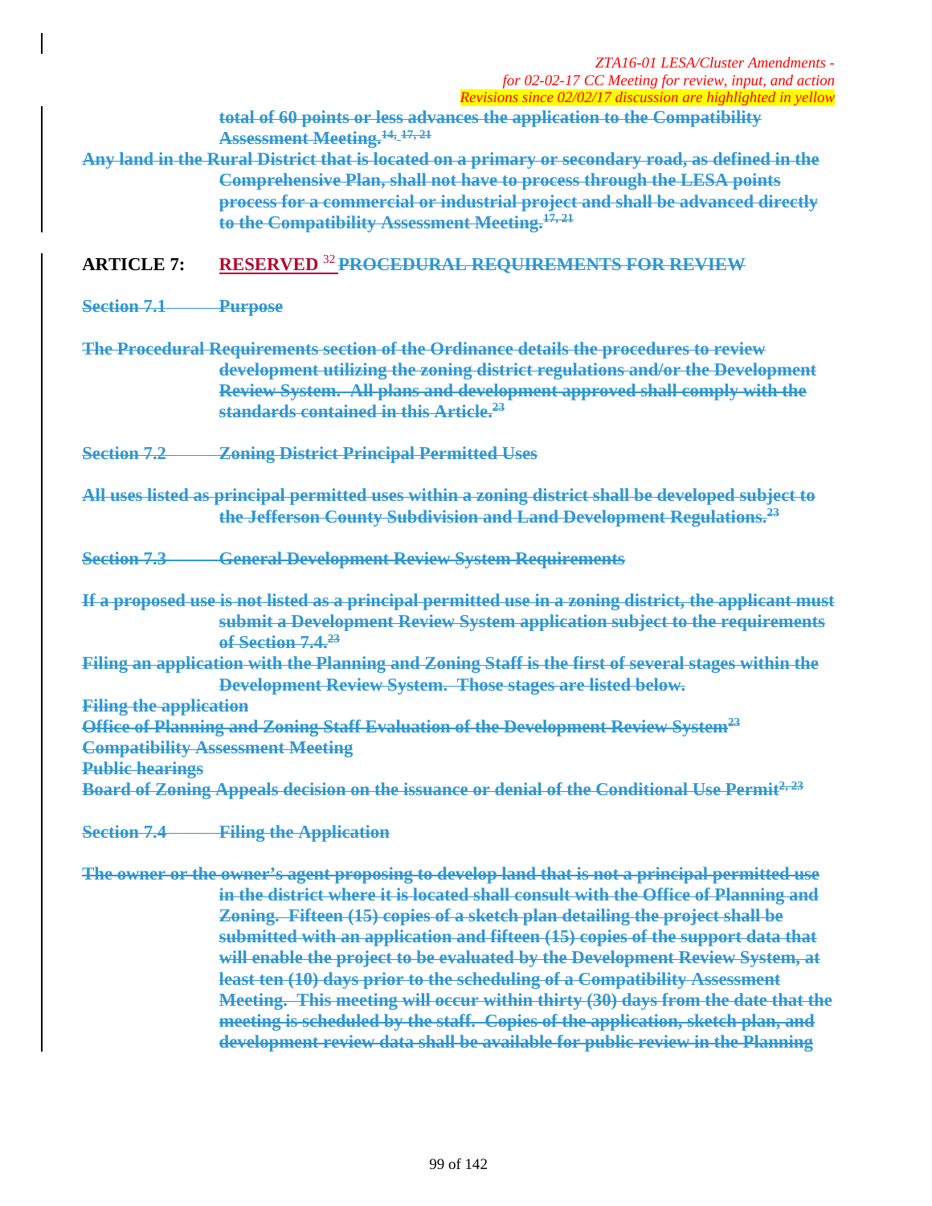~~total of 60 points or less advances the application to the Compatibility Assessment Meeting.[14, 17, 21]~~

~~Any land in the Rural District that is located on a primary or secondary road, as defined in the Comprehensive Plan, shall not have to process through the LESA points process for a commercial or industrial project and shall be advanced directly to the Compatibility Assessment Meeting.[17, 21]~~

## ARTICLE 7: RESERVED [32] ~~PROCEDURAL REQUIREMENTS FOR REVIEW~~

~~**Section 7.1 Purpose**~~

~~The Procedural Requirements section of the Ordinance details the procedures to review development utilizing the zoning district regulations and/or the Development Review System. All plans and development approved shall comply with the standards contained in this Article.[23]~~

~~**Section 7.2 Zoning District Principal Permitted Uses**~~

~~All uses listed as principal permitted uses within a zoning district shall be developed subject to the Jefferson County Subdivision and Land Development Regulations.[23]~~

~~**Section 7.3 General Development Review System Requirements**~~

~~If a proposed use is not listed as a principal permitted use in a zoning district, the applicant must submit a Development Review System application subject to the requirements of Section 7.4.[23]~~

~~Filing an application with the Planning and Zoning Staff is the first of several stages within the Development Review System. Those stages are listed below.~~

~~Filing the application~~

~~Office of Planning and Zoning Staff Evaluation of the Development Review System[23]~~

~~Compatibility Assessment Meeting~~

~~Public hearings~~

~~Board of Zoning Appeals decision on the issuance or denial of the Conditional Use Permit[2, 23]~~

~~**Section 7.4 Filing the Application**~~

~~The owner or the owner's agent proposing to develop land that is not a principal permitted use in the district where it is located shall consult with the Office of Planning and Zoning. Fifteen (15) copies of a sketch plan detailing the project shall be submitted with an application and fifteen (15) copies of the support data that will enable the project to be evaluated by the Development Review System, at least ten (10) days prior to the scheduling of a Compatibility Assessment Meeting. This meeting will occur within thirty (30) days from the date that the meeting is scheduled by the staff. Copies of the application, sketch plan, and development review data shall be available for public review in the Planning~~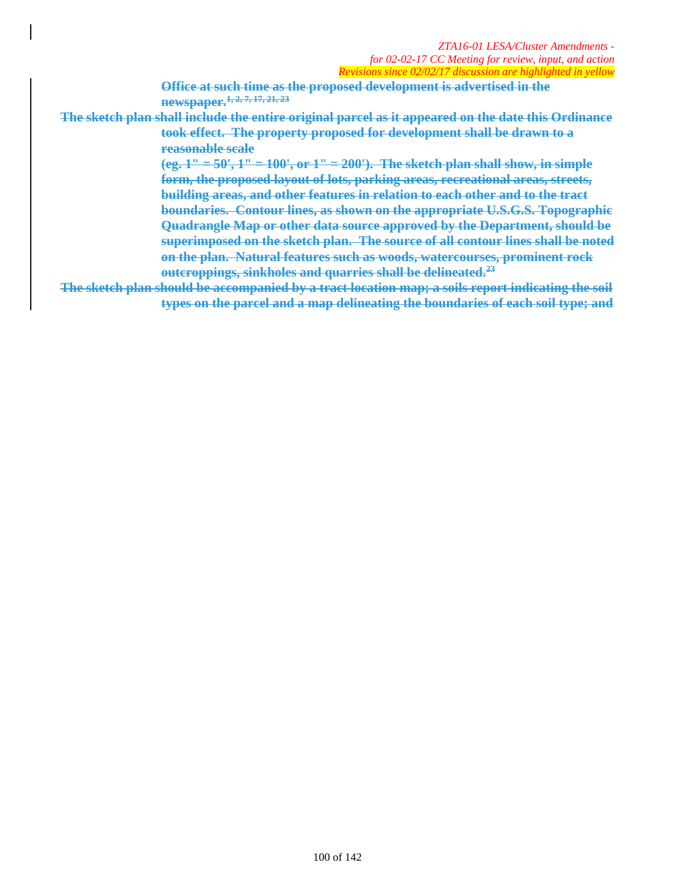~~**Office at such time as the proposed development is advertised in the newspaper.**~~[1, 2, 7, 17, 21, 23]

~~**The sketch plan shall include the entire original parcel as it appeared on the date this Ordinance took effect. The property proposed for development shall be drawn to a reasonable scale (eg. 1" = 50', 1" = 100', or 1" = 200'). The sketch plan shall show, in simple form, the proposed layout of lots, parking areas, recreational areas, streets, building areas, and other features in relation to each other and to the tract boundaries. Contour lines, as shown on the appropriate U.S.G.S. Topographic Quadrangle Map or other data source approved by the Department, should be superimposed on the sketch plan. The source of all contour lines shall be noted on the plan. Natural features such as woods, watercourses, prominent rock outcroppings, sinkholes and quarries shall be delineated.**~~[23]

~~**The sketch plan should be accompanied by a tract location map; a soils report indicating the soil types on the parcel and a map delineating the boundaries of each soil type; and**~~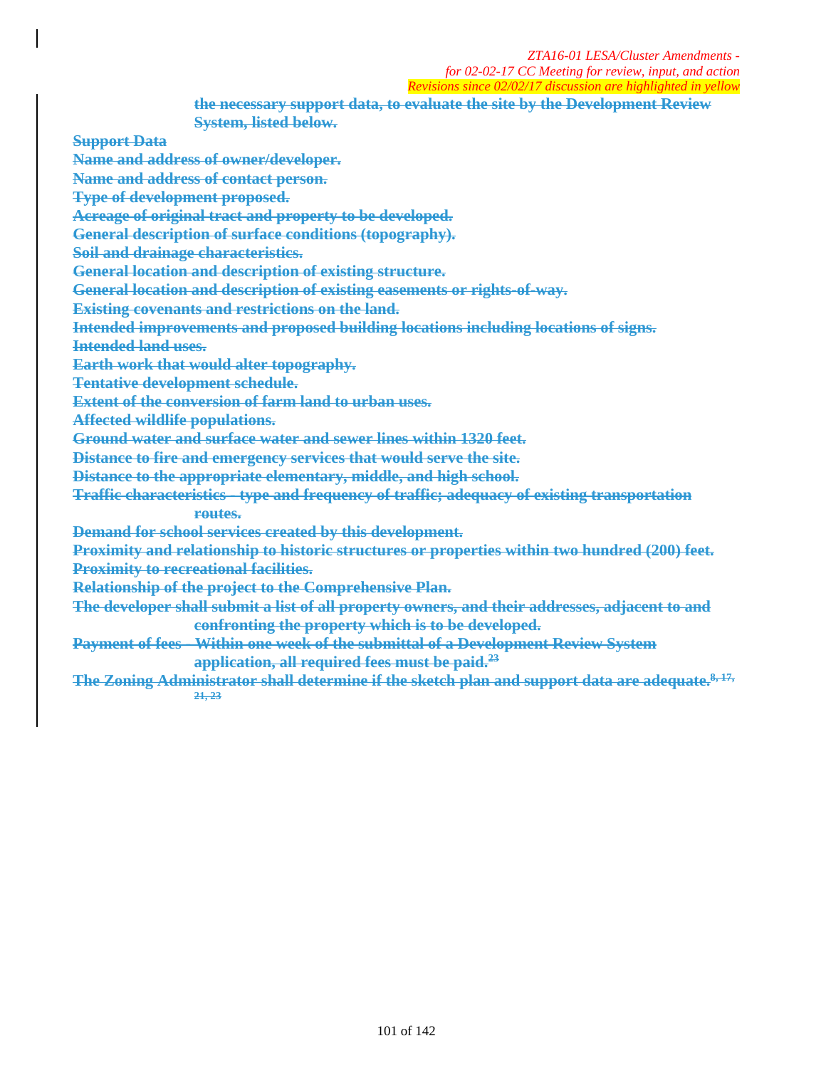*ZTA16-01 LESA/Cluster Amendments -*
*for 02-02-17 CC Meeting for review, input, and action*
*Revisions since 02/02/17 discussion are highlighted in yellow*

~~**the necessary support data, to evaluate the site by the Development Review System, listed below.**~~

~~**Support Data**~~

~~**Name and address of owner/developer.**~~

~~**Name and address of contact person.**~~

~~**Type of development proposed.**~~

~~**Acreage of original tract and property to be developed.**~~

~~**General description of surface conditions (topography).**~~

~~**Soil and drainage characteristics.**~~

~~**General location and description of existing structure.**~~

~~**General location and description of existing easements or rights-of-way.**~~

~~**Existing covenants and restrictions on the land.**~~

~~**Intended improvements and proposed building locations including locations of signs.**~~

~~**Intended land uses.**~~

~~**Earth work that would alter topography.**~~

~~**Tentative development schedule.**~~

~~**Extent of the conversion of farm land to urban uses.**~~

~~**Affected wildlife populations.**~~

~~**Ground water and surface water and sewer lines within 1320 feet.**~~

~~**Distance to fire and emergency services that would serve the site.**~~

~~**Distance to the appropriate elementary, middle, and high school.**~~

~~**Traffic characteristics - type and frequency of traffic; adequacy of existing transportation routes.**~~

~~**Demand for school services created by this development.**~~

~~**Proximity and relationship to historic structures or properties within two hundred (200) feet.**~~

~~**Proximity to recreational facilities.**~~

~~**Relationship of the project to the Comprehensive Plan.**~~

~~**The developer shall submit a list of all property owners, and their addresses, adjacent to and confronting the property which is to be developed.**~~

~~**Payment of fees - Within one week of the submittal of a Development Review System application, all required fees must be paid.[23]**~~

~~**The Zoning Administrator shall determine if the sketch plan and support data are adequate.[8, 17, 21, 23]**~~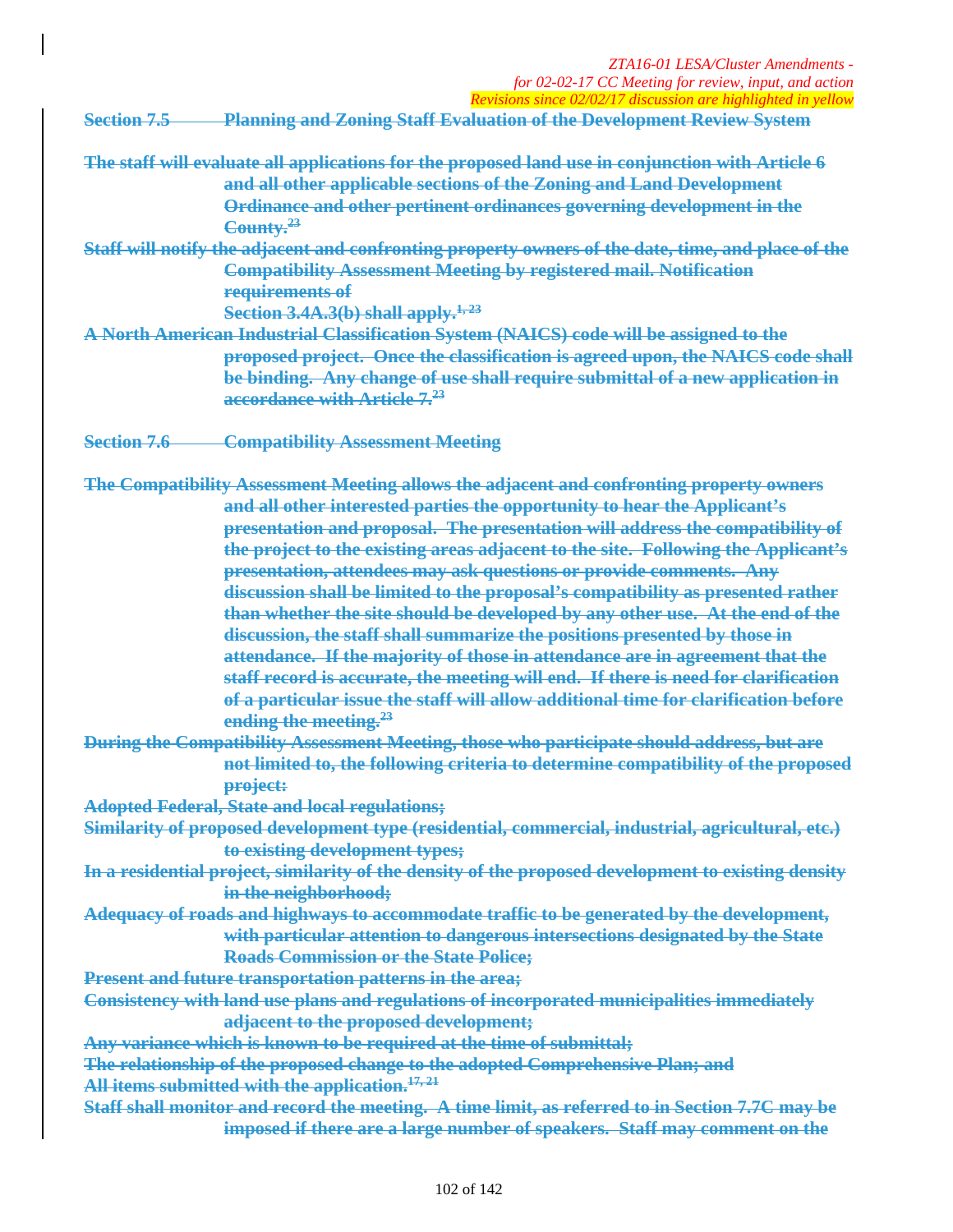~~**Section 7.5 Planning and Zoning Staff Evaluation of the Development Review System**~~

~~**The staff will evaluate all applications for the proposed land use in conjunction with Article 6 and all other applicable sections of the Zoning and Land Development Ordinance and other pertinent ordinances governing development in the County.**~~[23]

~~**Staff will notify the adjacent and confronting property owners of the date, time, and place of the Compatibility Assessment Meeting by registered mail. Notification requirements of Section 3.4A.3(b) shall apply.**~~[1, 23]

~~**A North American Industrial Classification System (NAICS) code will be assigned to the proposed project. Once the classification is agreed upon, the NAICS code shall be binding. Any change of use shall require submittal of a new application in accordance with Article 7.**~~[23]

~~**Section 7.6 Compatibility Assessment Meeting**~~

~~**The Compatibility Assessment Meeting allows the adjacent and confronting property owners and all other interested parties the opportunity to hear the Applicant's presentation and proposal. The presentation will address the compatibility of the project to the existing areas adjacent to the site. Following the Applicant's presentation, attendees may ask questions or provide comments. Any discussion shall be limited to the proposal's compatibility as presented rather than whether the site should be developed by any other use. At the end of the discussion, the staff shall summarize the positions presented by those in attendance. If the majority of those in attendance are in agreement that the staff record is accurate, the meeting will end. If there is need for clarification of a particular issue the staff will allow additional time for clarification before ending the meeting.**~~[23]

~~**During the Compatibility Assessment Meeting, those who participate should address, but are not limited to, the following criteria to determine compatibility of the proposed project:**~~

~~**Adopted Federal, State and local regulations;**~~

~~**Similarity of proposed development type (residential, commercial, industrial, agricultural, etc.) to existing development types;**~~

~~**In a residential project, similarity of the density of the proposed development to existing density in the neighborhood;**~~

~~**Adequacy of roads and highways to accommodate traffic to be generated by the development, with particular attention to dangerous intersections designated by the State Roads Commission or the State Police;**~~

~~**Present and future transportation patterns in the area;**~~

~~**Consistency with land use plans and regulations of incorporated municipalities immediately adjacent to the proposed development;**~~

~~**Any variance which is known to be required at the time of submittal;**~~

~~**The relationship of the proposed change to the adopted Comprehensive Plan; and**~~

~~**All items submitted with the application.**~~[17, 21]

~~**Staff shall monitor and record the meeting. A time limit, as referred to in Section 7.7C may be imposed if there are a large number of speakers. Staff may comment on the**~~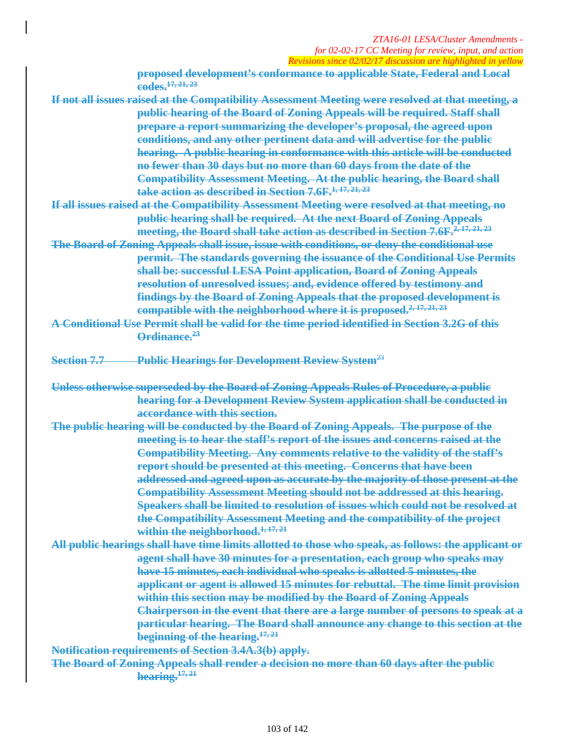~~proposed development's conformance to applicable State, Federal and Local codes.~~[17, 21, 23]

~~If not all issues raised at the Compatibility Assessment Meeting were resolved at that meeting, a public hearing of the Board of Zoning Appeals will be required. Staff shall prepare a report summarizing the developer's proposal, the agreed upon conditions, and any other pertinent data and will advertise for the public hearing. A public hearing in conformance with this article will be conducted no fewer than 30 days but no more than 60 days from the date of the Compatibility Assessment Meeting. At the public hearing, the Board shall take action as described in Section 7.6F.~~[1, 17, 21, 23]

~~If all issues raised at the Compatibility Assessment Meeting were resolved at that meeting, no public hearing shall be required. At the next Board of Zoning Appeals meeting, the Board shall take action as described in Section 7.6F.~~[2, 17, 21, 23]

~~The Board of Zoning Appeals shall issue, issue with conditions, or deny the conditional use permit. The standards governing the issuance of the Conditional Use Permits shall be: successful LESA Point application, Board of Zoning Appeals resolution of unresolved issues; and, evidence offered by testimony and findings by the Board of Zoning Appeals that the proposed development is compatible with the neighborhood where it is proposed.~~[2, 17, 21, 23]

~~A Conditional Use Permit shall be valid for the time period identified in Section 3.2G of this Ordinance.~~[23]

## ~~Section 7.7 Public Hearings for Development Review System~~[23]

~~Unless otherwise superseded by the Board of Zoning Appeals Rules of Procedure, a public hearing for a Development Review System application shall be conducted in accordance with this section.~~

~~The public hearing will be conducted by the Board of Zoning Appeals. The purpose of the meeting is to hear the staff's report of the issues and concerns raised at the Compatibility Meeting. Any comments relative to the validity of the staff's report should be presented at this meeting. Concerns that have been addressed and agreed upon as accurate by the majority of those present at the Compatibility Assessment Meeting should not be addressed at this hearing. Speakers shall be limited to resolution of issues which could not be resolved at the Compatibility Assessment Meeting and the compatibility of the project within the neighborhood.~~[1, 17, 21]

~~All public hearings shall have time limits allotted to those who speak, as follows: the applicant or agent shall have 30 minutes for a presentation, each group who speaks may have 15 minutes, each individual who speaks is allotted 5 minutes, the applicant or agent is allowed 15 minutes for rebuttal. The time limit provision within this section may be modified by the Board of Zoning Appeals Chairperson in the event that there are a large number of persons to speak at a particular hearing. The Board shall announce any change to this section at the beginning of the hearing.~~[17, 21]

~~Notification requirements of Section 3.4A.3(b) apply.~~

~~The Board of Zoning Appeals shall render a decision no more than 60 days after the public hearing.~~[17, 21]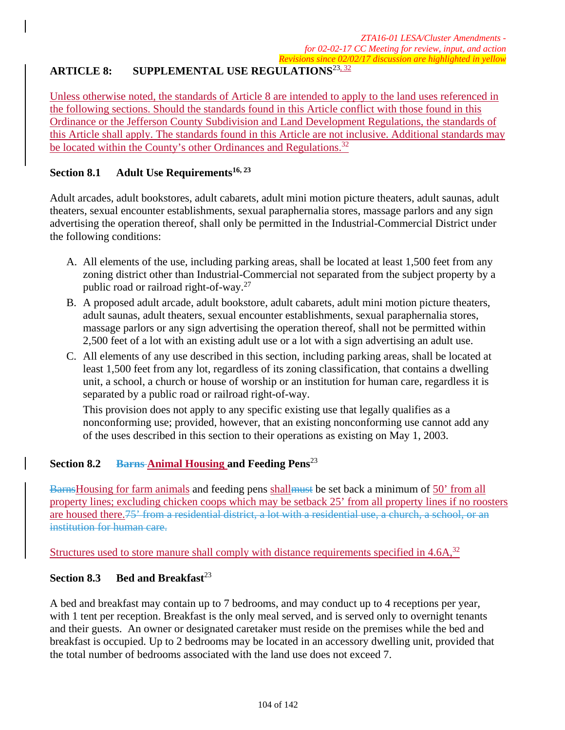*ZTA16-01 LESA/Cluster Amendments - for 02-02-17 CC Meeting for review, input, and action*
*Revisions since 02/02/17 discussion are highlighted in yellow*

## ARTICLE 8: SUPPLEMENTAL USE REGULATIONS[23, 32]

Unless otherwise noted, the standards of Article 8 are intended to apply to the land uses referenced in the following sections. Should the standards found in this Article conflict with those found in this Ordinance or the Jefferson County Subdivision and Land Development Regulations, the standards of this Article shall apply. The standards found in this Article are not inclusive. Additional standards may be located within the County's other Ordinances and Regulations.[32]

### Section 8.1 Adult Use Requirements[16, 23]

Adult arcades, adult bookstores, adult cabarets, adult mini motion picture theaters, adult saunas, adult theaters, sexual encounter establishments, sexual paraphernalia stores, massage parlors and any sign advertising the operation thereof, shall only be permitted in the Industrial-Commercial District under the following conditions:

A. All elements of the use, including parking areas, shall be located at least 1,500 feet from any zoning district other than Industrial-Commercial not separated from the subject property by a public road or railroad right-of-way.[27]

B. A proposed adult arcade, adult bookstore, adult cabarets, adult mini motion picture theaters, adult saunas, adult theaters, sexual encounter establishments, sexual paraphernalia stores, massage parlors or any sign advertising the operation thereof, shall not be permitted within 2,500 feet of a lot with an existing adult use or a lot with a sign advertising an adult use.

C. All elements of any use described in this section, including parking areas, shall be located at least 1,500 feet from any lot, regardless of its zoning classification, that contains a dwelling unit, a school, a church or house of worship or an institution for human care, regardless it is separated by a public road or railroad right-of-way.

   This provision does not apply to any specific existing use that legally qualifies as a nonconforming use; provided, however, that an existing nonconforming use cannot add any of the uses described in this section to their operations as existing on May 1, 2003.

### Section 8.2 ~~Barns~~ Animal Housing and Feeding Pens[23]

~~Barns~~Housing for farm animals and feeding pens shall~~must~~ be set back a minimum of 50' from all property lines; excluding chicken coops which may be setback 25' from all property lines if no roosters are housed there.~~75' from a residential district, a lot with a residential use, a church, a school, or an institution for human care.~~

Structures used to store manure shall comply with distance requirements specified in 4.6A,[32]

### Section 8.3 Bed and Breakfast[23]

A bed and breakfast may contain up to 7 bedrooms, and may conduct up to 4 receptions per year, with 1 tent per reception. Breakfast is the only meal served, and is served only to overnight tenants and their guests. An owner or designated caretaker must reside on the premises while the bed and breakfast is occupied. Up to 2 bedrooms may be located in an accessory dwelling unit, provided that the total number of bedrooms associated with the land use does not exceed 7.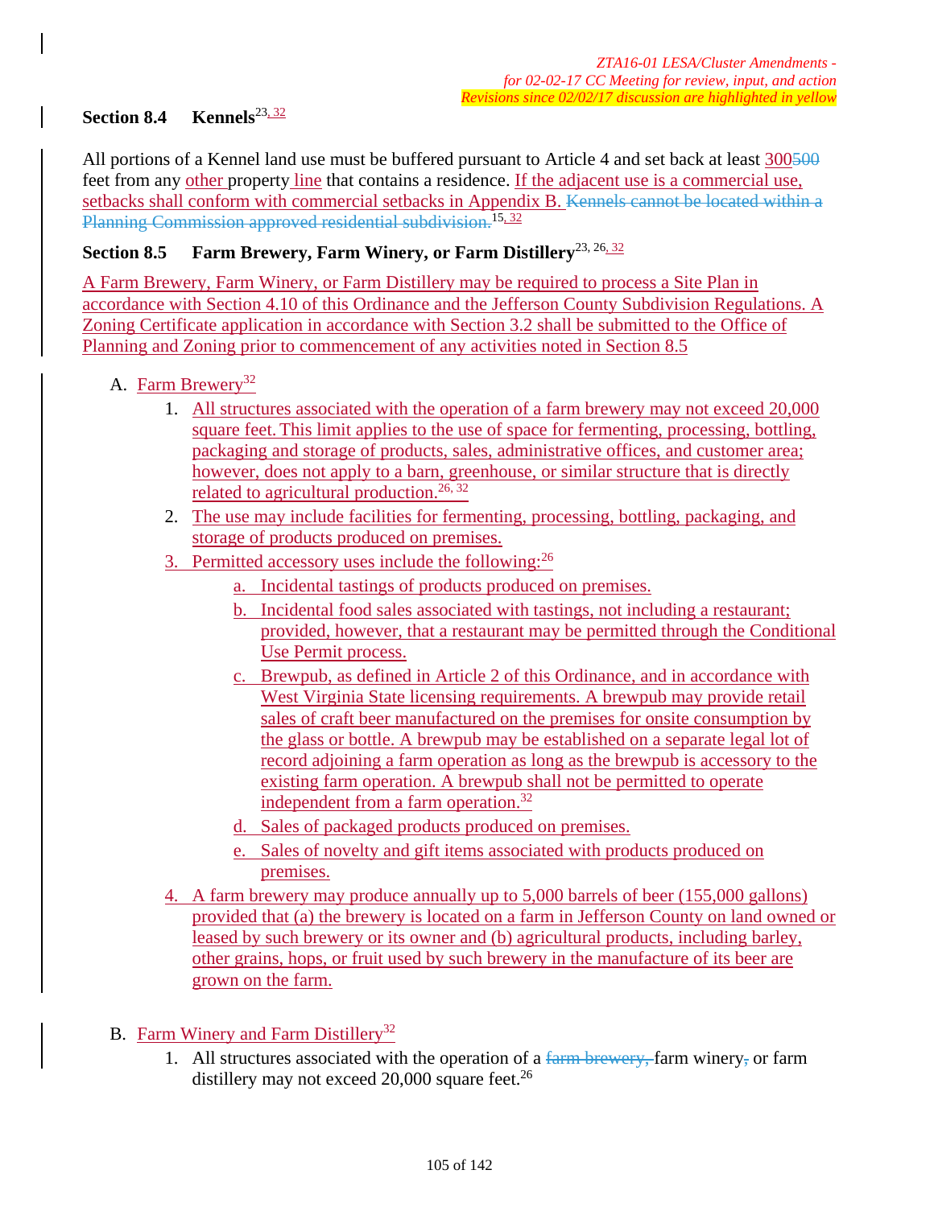*ZTA16-01 LESA/Cluster Amendments - for 02-02-17 CC Meeting for review, input, and action*
*Revisions since 02/02/17 discussion are highlighted in yellow*

### Section 8.4 Kennels[23, 32]

All portions of a Kennel land use must be buffered pursuant to Article 4 and set back at least 300~~500~~ feet from any other property line that contains a residence. If the adjacent use is a commercial use, setbacks shall conform with commercial setbacks in Appendix B. ~~Kennels cannot be located within a Planning Commission approved residential subdivision.~~[15, 32]

### Section 8.5 Farm Brewery, Farm Winery, or Farm Distillery[23, 26, 32]

A Farm Brewery, Farm Winery, or Farm Distillery may be required to process a Site Plan in accordance with Section 4.10 of this Ordinance and the Jefferson County Subdivision Regulations. A Zoning Certificate application in accordance with Section 3.2 shall be submitted to the Office of Planning and Zoning prior to commencement of any activities noted in Section 8.5

A. Farm Brewery[32]
   1. All structures associated with the operation of a farm brewery may not exceed 20,000 square feet. This limit applies to the use of space for fermenting, processing, bottling, packaging and storage of products, sales, administrative offices, and customer area; however, does not apply to a barn, greenhouse, or similar structure that is directly related to agricultural production.[26, 32]
   2. The use may include facilities for fermenting, processing, bottling, packaging, and storage of products produced on premises.
   3. Permitted accessory uses include the following:[26]
      a. Incidental tastings of products produced on premises.
      b. Incidental food sales associated with tastings, not including a restaurant; provided, however, that a restaurant may be permitted through the Conditional Use Permit process.
      c. Brewpub, as defined in Article 2 of this Ordinance, and in accordance with West Virginia State licensing requirements. A brewpub may provide retail sales of craft beer manufactured on the premises for onsite consumption by the glass or bottle. A brewpub may be established on a separate legal lot of record adjoining a farm operation as long as the brewpub is accessory to the existing farm operation. A brewpub shall not be permitted to operate independent from a farm operation.[32]
      d. Sales of packaged products produced on premises.
      e. Sales of novelty and gift items associated with products produced on premises.
   4. A farm brewery may produce annually up to 5,000 barrels of beer (155,000 gallons) provided that (a) the brewery is located on a farm in Jefferson County on land owned or leased by such brewery or its owner and (b) agricultural products, including barley, other grains, hops, or fruit used by such brewery in the manufacture of its beer are grown on the farm.

B. Farm Winery and Farm Distillery[32]
   1. All structures associated with the operation of a ~~farm brewery,~~ farm winery~~,~~ or farm distillery may not exceed 20,000 square feet.[26]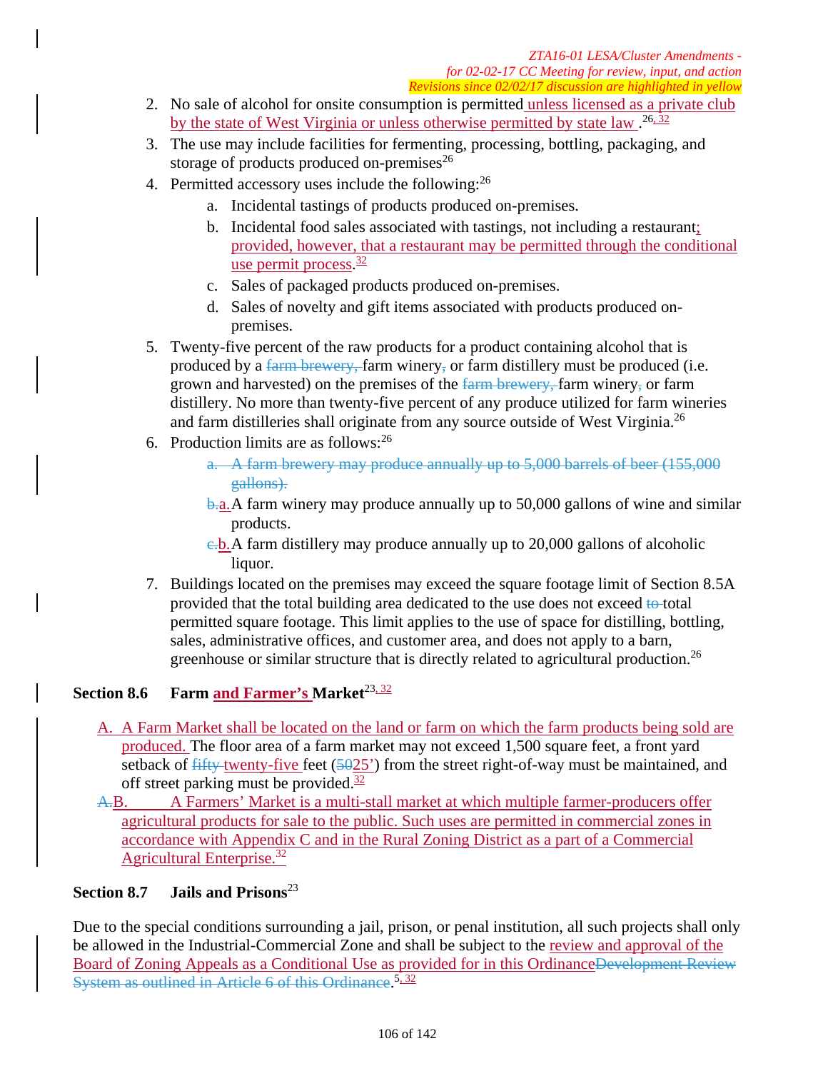2. No sale of alcohol for onsite consumption is permitted unless licensed as a private club by the state of West Virginia or unless otherwise permitted by state law .[26, 32]
3. The use may include facilities for fermenting, processing, bottling, packaging, and storage of products produced on-premises[26]
4. Permitted accessory uses include the following:[26]
   a. Incidental tastings of products produced on-premises.
   b. Incidental food sales associated with tastings, not including a restaurant; provided, however, that a restaurant may be permitted through the conditional use permit process.[32]
   c. Sales of packaged products produced on-premises.
   d. Sales of novelty and gift items associated with products produced on-premises.
5. Twenty-five percent of the raw products for a product containing alcohol that is produced by a ~~farm brewery,~~ farm winery~~,~~ or farm distillery must be produced (i.e. grown and harvested) on the premises of the ~~farm brewery,~~ farm winery~~,~~ or farm distillery. No more than twenty-five percent of any produce utilized for farm wineries and farm distilleries shall originate from any source outside of West Virginia.[26]
6. Production limits are as follows:[26]
   ~~a. A farm brewery may produce annually up to 5,000 barrels of beer (155,000 gallons).~~
   ~~b.~~a. A farm winery may produce annually up to 50,000 gallons of wine and similar products.
   ~~c.~~b. A farm distillery may produce annually up to 20,000 gallons of alcoholic liquor.
7. Buildings located on the premises may exceed the square footage limit of Section 8.5A provided that the total building area dedicated to the use does not exceed ~~to~~ total permitted square footage. This limit applies to the use of space for distilling, bottling, sales, administrative offices, and customer area, and does not apply to a barn, greenhouse or similar structure that is directly related to agricultural production.[26]

## Section 8.6 Farm and Farmer's Market[23, 32]

A. A Farm Market shall be located on the land or farm on which the farm products being sold are produced. The floor area of a farm market may not exceed 1,500 square feet, a front yard setback of ~~fifty~~ twenty-five feet (~~50~~25') from the street right-of-way must be maintained, and off street parking must be provided.[32]

~~A.~~B. A Farmers' Market is a multi-stall market at which multiple farmer-producers offer agricultural products for sale to the public. Such uses are permitted in commercial zones in accordance with Appendix C and in the Rural Zoning District as a part of a Commercial Agricultural Enterprise.[32]

## Section 8.7 Jails and Prisons[23]

Due to the special conditions surrounding a jail, prison, or penal institution, all such projects shall only be allowed in the Industrial-Commercial Zone and shall be subject to the review and approval of the Board of Zoning Appeals as a Conditional Use as provided for in this Ordinance~~Development Review System as outlined in Article 6 of this Ordinance~~.[5, 32]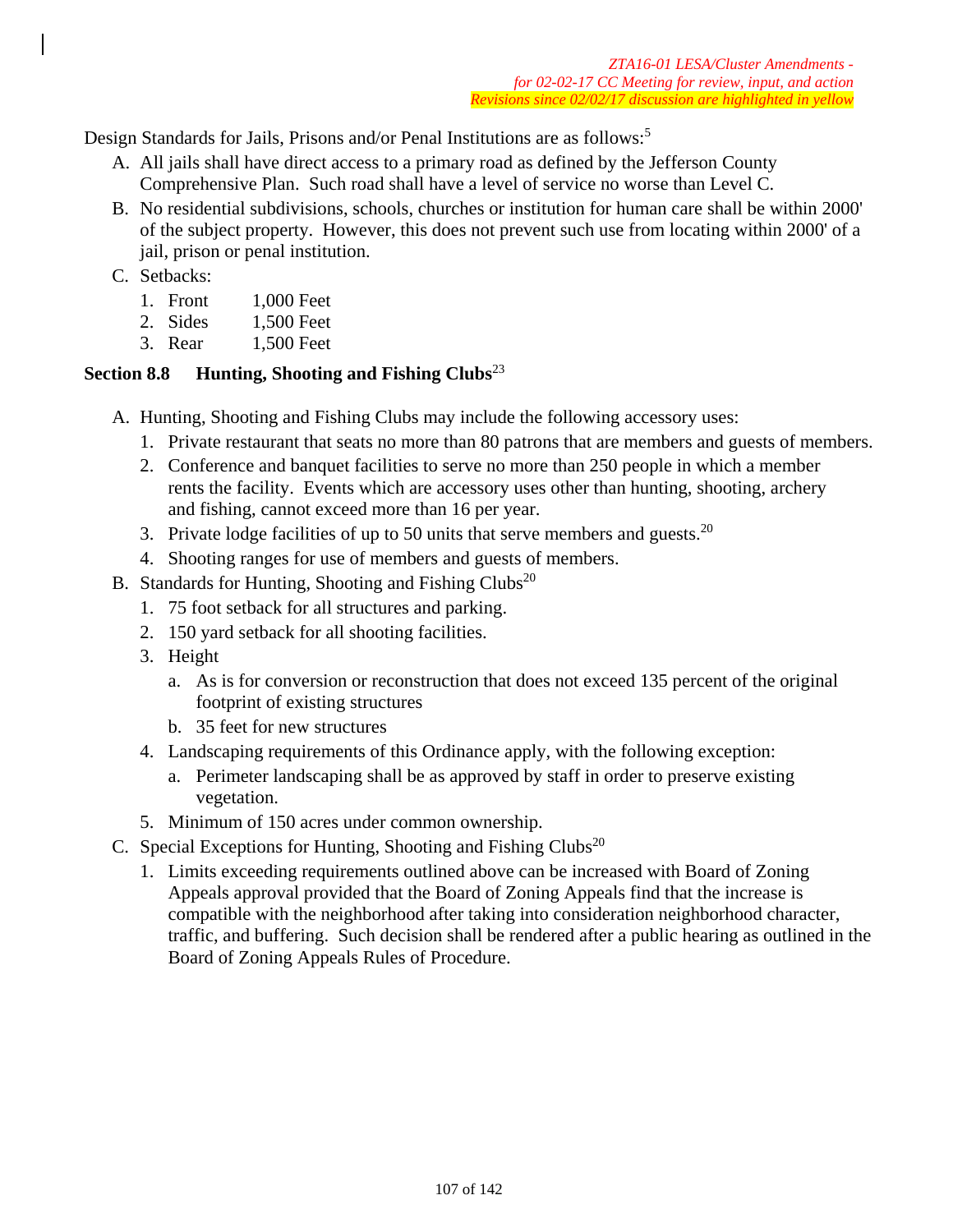Design Standards for Jails, Prisons and/or Penal Institutions are as follows:[5]

A. All jails shall have direct access to a primary road as defined by the Jefferson County Comprehensive Plan. Such road shall have a level of service no worse than Level C.
B. No residential subdivisions, schools, churches or institution for human care shall be within 2000' of the subject property. However, this does not prevent such use from locating within 2000' of a jail, prison or penal institution.
C. Setbacks:
   1. Front 1,000 Feet
   2. Sides 1,500 Feet
   3. Rear 1,500 Feet

### Section 8.8 Hunting, Shooting and Fishing Clubs[23]

A. Hunting, Shooting and Fishing Clubs may include the following accessory uses:
   1. Private restaurant that seats no more than 80 patrons that are members and guests of members.
   2. Conference and banquet facilities to serve no more than 250 people in which a member rents the facility. Events which are accessory uses other than hunting, shooting, archery and fishing, cannot exceed more than 16 per year.
   3. Private lodge facilities of up to 50 units that serve members and guests.[20]
   4. Shooting ranges for use of members and guests of members.
B. Standards for Hunting, Shooting and Fishing Clubs[20]
   1. 75 foot setback for all structures and parking.
   2. 150 yard setback for all shooting facilities.
   3. Height
      a. As is for conversion or reconstruction that does not exceed 135 percent of the original footprint of existing structures
      b. 35 feet for new structures
   4. Landscaping requirements of this Ordinance apply, with the following exception:
      a. Perimeter landscaping shall be as approved by staff in order to preserve existing vegetation.
   5. Minimum of 150 acres under common ownership.
C. Special Exceptions for Hunting, Shooting and Fishing Clubs[20]
   1. Limits exceeding requirements outlined above can be increased with Board of Zoning Appeals approval provided that the Board of Zoning Appeals find that the increase is compatible with the neighborhood after taking into consideration neighborhood character, traffic, and buffering. Such decision shall be rendered after a public hearing as outlined in the Board of Zoning Appeals Rules of Procedure.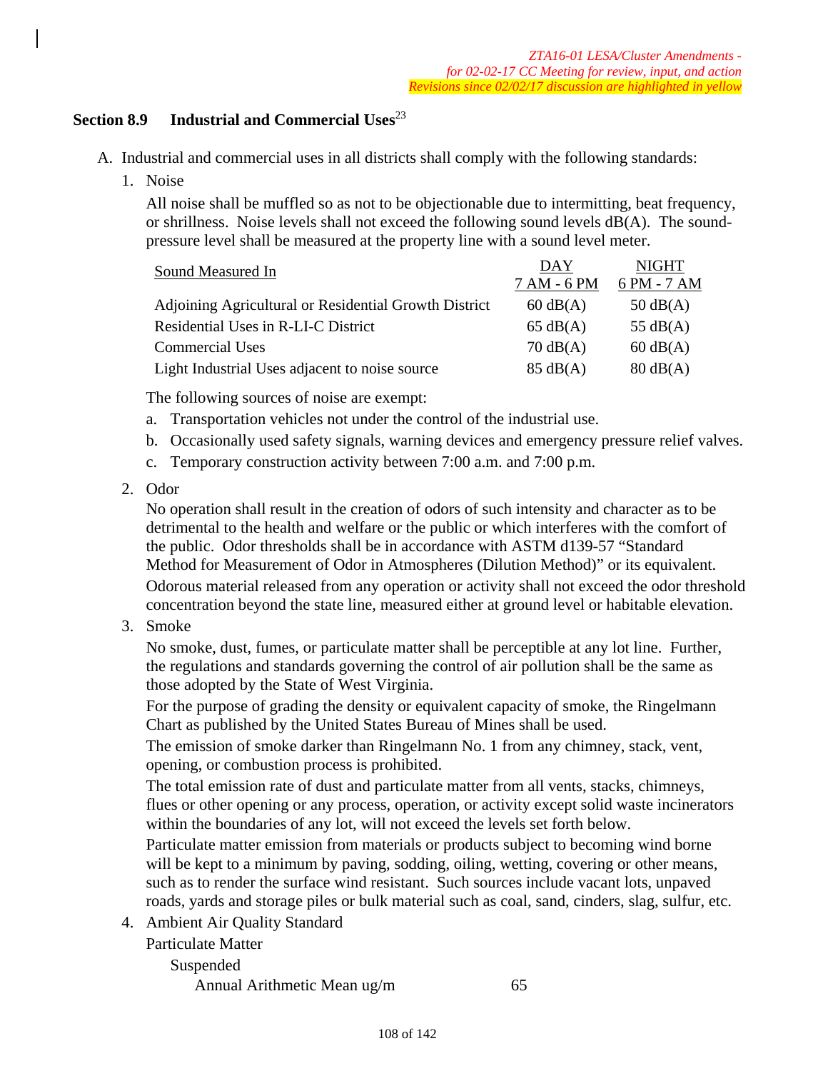*ZTA16-01 LESA/Cluster Amendments -*
*for 02-02-17 CC Meeting for review, input, and action*
*Revisions since 02/02/17 discussion are highlighted in yellow*

## Section 8.9 Industrial and Commercial Uses[23]

A. Industrial and commercial uses in all districts shall comply with the following standards:

1. Noise

   All noise shall be muffled so as not to be objectionable due to intermitting, beat frequency, or shrillness. Noise levels shall not exceed the following sound levels dB(A). The sound-pressure level shall be measured at the property line with a sound level meter.

   | Sound Measured In | DAY 7 AM - 6 PM | NIGHT 6 PM - 7 AM |
   |---|---|---|
   | Adjoining Agricultural or Residential Growth District | 60 dB(A) | 50 dB(A) |
   | Residential Uses in R-LI-C District | 65 dB(A) | 55 dB(A) |
   | Commercial Uses | 70 dB(A) | 60 dB(A) |
   | Light Industrial Uses adjacent to noise source | 85 dB(A) | 80 dB(A) |

   The following sources of noise are exempt:

   a. Transportation vehicles not under the control of the industrial use.
   b. Occasionally used safety signals, warning devices and emergency pressure relief valves.
   c. Temporary construction activity between 7:00 a.m. and 7:00 p.m.

2. Odor

   No operation shall result in the creation of odors of such intensity and character as to be detrimental to the health and welfare or the public or which interferes with the comfort of the public. Odor thresholds shall be in accordance with ASTM d139-57 "Standard Method for Measurement of Odor in Atmospheres (Dilution Method)" or its equivalent.

   Odorous material released from any operation or activity shall not exceed the odor threshold concentration beyond the state line, measured either at ground level or habitable elevation.

3. Smoke

   No smoke, dust, fumes, or particulate matter shall be perceptible at any lot line. Further, the regulations and standards governing the control of air pollution shall be the same as those adopted by the State of West Virginia.

   For the purpose of grading the density or equivalent capacity of smoke, the Ringelmann Chart as published by the United States Bureau of Mines shall be used.

   The emission of smoke darker than Ringelmann No. 1 from any chimney, stack, vent, opening, or combustion process is prohibited.

   The total emission rate of dust and particulate matter from all vents, stacks, chimneys, flues or other opening or any process, operation, or activity except solid waste incinerators within the boundaries of any lot, will not exceed the levels set forth below.

   Particulate matter emission from materials or products subject to becoming wind borne will be kept to a minimum by paving, sodding, oiling, wetting, covering or other means, such as to render the surface wind resistant. Such sources include vacant lots, unpaved roads, yards and storage piles or bulk material such as coal, sand, cinders, slag, sulfur, etc.

4. Ambient Air Quality Standard

   Particulate Matter

   Suspended

   Annual Arithmetic Mean ug/m 65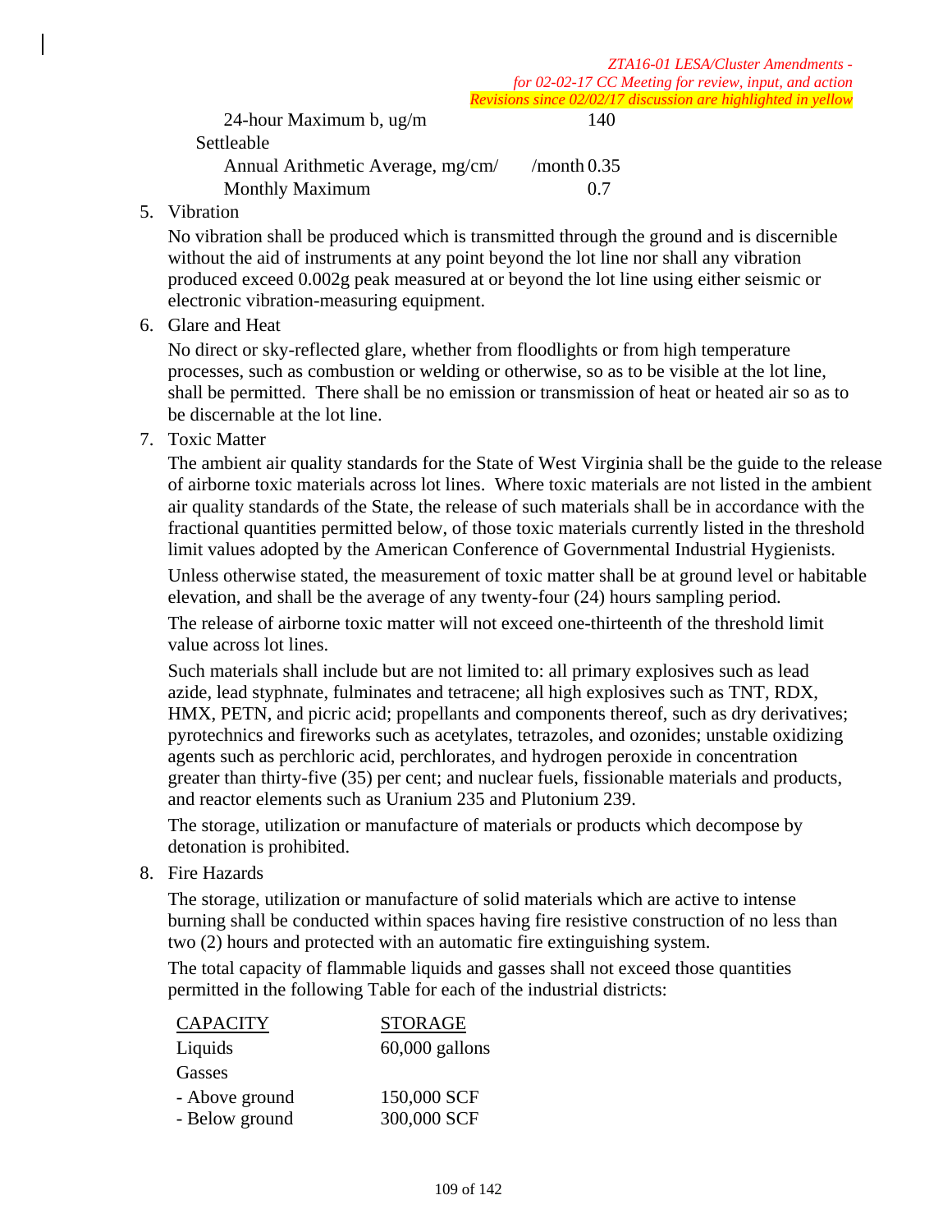24-hour Maximum b, ug/m 140

Settleable

Annual Arithmetic Average, mg/cm/ /month 0.35

Monthly Maximum 0.7

5. Vibration

   No vibration shall be produced which is transmitted through the ground and is discernible without the aid of instruments at any point beyond the lot line nor shall any vibration produced exceed 0.002g peak measured at or beyond the lot line using either seismic or electronic vibration-measuring equipment.

6. Glare and Heat

   No direct or sky-reflected glare, whether from floodlights or from high temperature processes, such as combustion or welding or otherwise, so as to be visible at the lot line, shall be permitted. There shall be no emission or transmission of heat or heated air so as to be discernable at the lot line.

7. Toxic Matter

   The ambient air quality standards for the State of West Virginia shall be the guide to the release of airborne toxic materials across lot lines. Where toxic materials are not listed in the ambient air quality standards of the State, the release of such materials shall be in accordance with the fractional quantities permitted below, of those toxic materials currently listed in the threshold limit values adopted by the American Conference of Governmental Industrial Hygienists.

   Unless otherwise stated, the measurement of toxic matter shall be at ground level or habitable elevation, and shall be the average of any twenty-four (24) hours sampling period.

   The release of airborne toxic matter will not exceed one-thirteenth of the threshold limit value across lot lines.

   Such materials shall include but are not limited to: all primary explosives such as lead azide, lead styphnate, fulminates and tetracene; all high explosives such as TNT, RDX, HMX, PETN, and picric acid; propellants and components thereof, such as dry derivatives; pyrotechnics and fireworks such as acetylates, tetrazoles, and ozonides; unstable oxidizing agents such as perchloric acid, perchlorates, and hydrogen peroxide in concentration greater than thirty-five (35) per cent; and nuclear fuels, fissionable materials and products, and reactor elements such as Uranium 235 and Plutonium 239.

   The storage, utilization or manufacture of materials or products which decompose by detonation is prohibited.

8. Fire Hazards

   The storage, utilization or manufacture of solid materials which are active to intense burning shall be conducted within spaces having fire resistive construction of no less than two (2) hours and protected with an automatic fire extinguishing system.

   The total capacity of flammable liquids and gasses shall not exceed those quantities permitted in the following Table for each of the industrial districts:

| CAPACITY | STORAGE |
|---|---|
| Liquids | 60,000 gallons |
| Gasses | |
| - Above ground | 150,000 SCF |
| - Below ground | 300,000 SCF |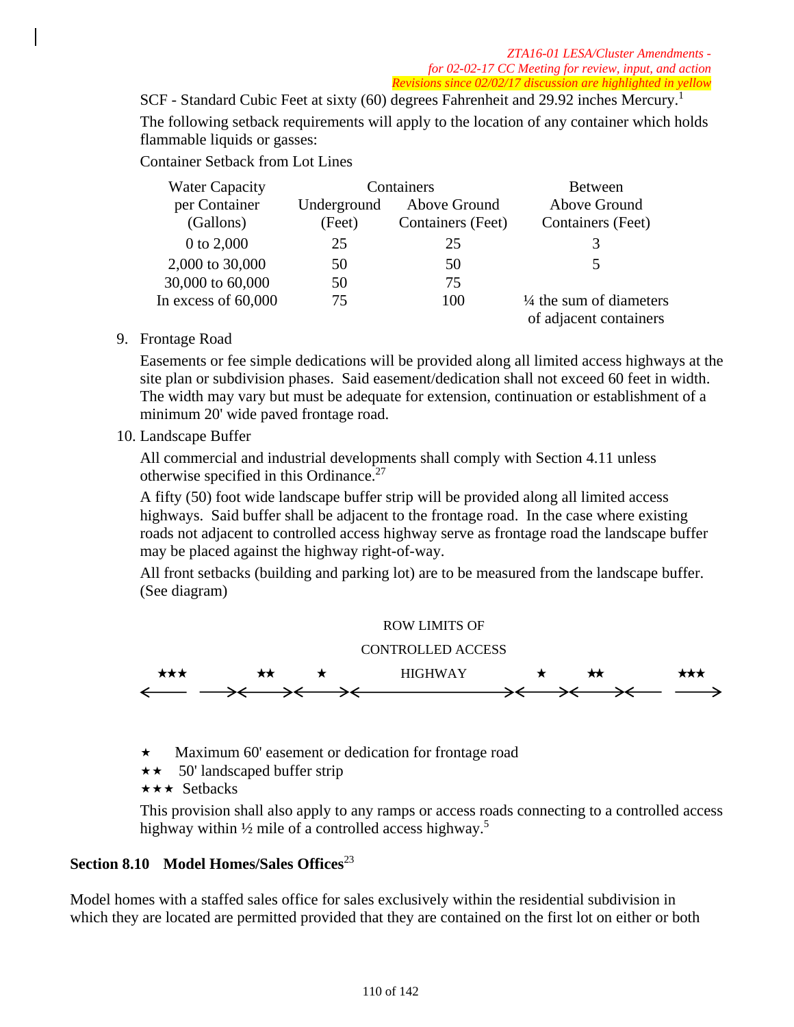SCF - Standard Cubic Feet at sixty (60) degrees Fahrenheit and 29.92 inches Mercury.[1]

The following setback requirements will apply to the location of any container which holds flammable liquids or gasses:

Container Setback from Lot Lines

| Water Capacity per Container (Gallons) | Containers Underground (Feet) | Above Ground Containers (Feet) | Between Above Ground Containers (Feet) |
|---|---|---|---|
| 0 to 2,000 | 25 | 25 | 3 |
| 2,000 to 30,000 | 50 | 50 | 5 |
| 30,000 to 60,000 | 50 | 75 | |
| In excess of 60,000 | 75 | 100 | ¼ the sum of diameters of adjacent containers |

9. Frontage Road

   Easements or fee simple dedications will be provided along all limited access highways at the site plan or subdivision phases. Said easement/dedication shall not exceed 60 feet in width. The width may vary but must be adequate for extension, continuation or establishment of a minimum 20' wide paved frontage road.

10. Landscape Buffer

    All commercial and industrial developments shall comply with Section 4.11 unless otherwise specified in this Ordinance.[27]

    A fifty (50) foot wide landscape buffer strip will be provided along all limited access highways. Said buffer shall be adjacent to the frontage road. In the case where existing roads not adjacent to controlled access highway serve as frontage road the landscape buffer may be placed against the highway right-of-way.

    All front setbacks (building and parking lot) are to be measured from the landscape buffer. (See diagram)

    ROW LIMITS OF CONTROLLED ACCESS

    ★★★ ⟵ ⟶ ★★ ⟵⟶ ★ ⟵⟶ HIGHWAY ⟵⟶ ★ ⟵⟶ ★★ ⟵⟶ ★★★ ⟵ ⟶

    ★ Maximum 60' easement or dedication for frontage road

    ★★ 50' landscaped buffer strip

    ★★★ Setbacks

    This provision shall also apply to any ramps or access roads connecting to a controlled access highway within ½ mile of a controlled access highway.[5]

## Section 8.10 Model Homes/Sales Offices[23]

Model homes with a staffed sales office for sales exclusively within the residential subdivision in which they are located are permitted provided that they are contained on the first lot on either or both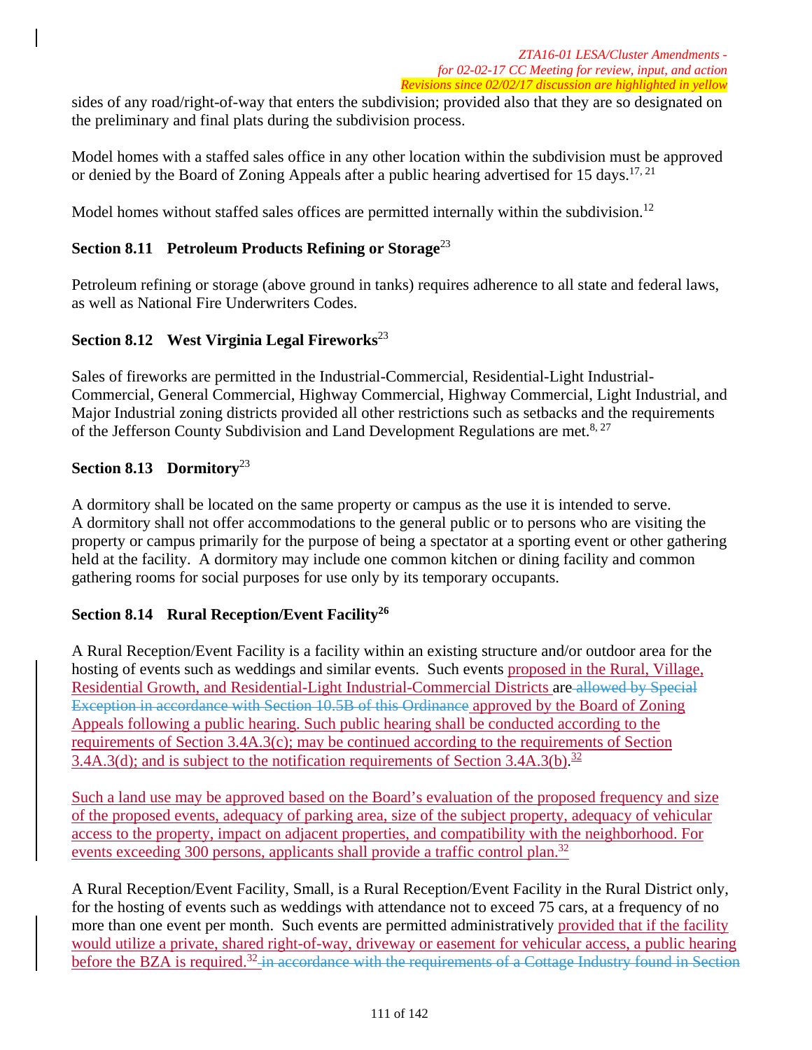sides of any road/right-of-way that enters the subdivision; provided also that they are so designated on the preliminary and final plats during the subdivision process.

Model homes with a staffed sales office in any other location within the subdivision must be approved or denied by the Board of Zoning Appeals after a public hearing advertised for 15 days.[17, 21]

Model homes without staffed sales offices are permitted internally within the subdivision.[12]

### Section 8.11 Petroleum Products Refining or Storage[23]

Petroleum refining or storage (above ground in tanks) requires adherence to all state and federal laws, as well as National Fire Underwriters Codes.

### Section 8.12 West Virginia Legal Fireworks[23]

Sales of fireworks are permitted in the Industrial-Commercial, Residential-Light Industrial-Commercial, General Commercial, Highway Commercial, Highway Commercial, Light Industrial, and Major Industrial zoning districts provided all other restrictions such as setbacks and the requirements of the Jefferson County Subdivision and Land Development Regulations are met.[8, 27]

### Section 8.13 Dormitory[23]

A dormitory shall be located on the same property or campus as the use it is intended to serve. A dormitory shall not offer accommodations to the general public or to persons who are visiting the property or campus primarily for the purpose of being a spectator at a sporting event or other gathering held at the facility. A dormitory may include one common kitchen or dining facility and common gathering rooms for social purposes for use only by its temporary occupants.

### Section 8.14 Rural Reception/Event Facility[26]

A Rural Reception/Event Facility is a facility within an existing structure and/or outdoor area for the hosting of events such as weddings and similar events. Such events proposed in the Rural, Village, Residential Growth, and Residential-Light Industrial-Commercial Districts are ~~allowed by Special Exception in accordance with Section 10.5B of this Ordinance~~ approved by the Board of Zoning Appeals following a public hearing. Such public hearing shall be conducted according to the requirements of Section 3.4A.3(c); may be continued according to the requirements of Section 3.4A.3(d); and is subject to the notification requirements of Section 3.4A.3(b).[32]

Such a land use may be approved based on the Board's evaluation of the proposed frequency and size of the proposed events, adequacy of parking area, size of the subject property, adequacy of vehicular access to the property, impact on adjacent properties, and compatibility with the neighborhood. For events exceeding 300 persons, applicants shall provide a traffic control plan.[32]

A Rural Reception/Event Facility, Small, is a Rural Reception/Event Facility in the Rural District only, for the hosting of events such as weddings with attendance not to exceed 75 cars, at a frequency of no more than one event per month. Such events are permitted administratively provided that if the facility would utilize a private, shared right-of-way, driveway or easement for vehicular access, a public hearing before the BZA is required.[32] ~~in accordance with the requirements of a Cottage Industry found in Section~~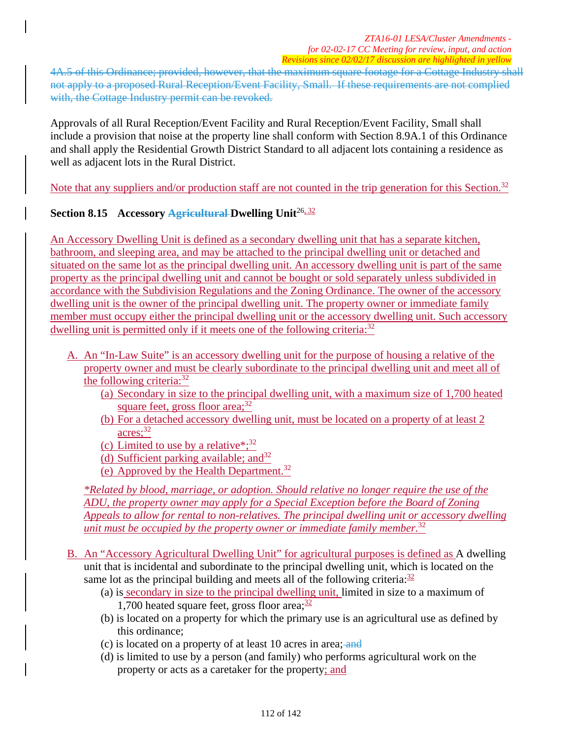4A.5 of this Ordinance; provided, however, that the maximum square footage for a Cottage Industry shall not apply to a proposed Rural Reception/Event Facility, Small. If these requirements are not complied with, the Cottage Industry permit can be revoked.

Approvals of all Rural Reception/Event Facility and Rural Reception/Event Facility, Small shall include a provision that noise at the property line shall conform with Section 8.9A.1 of this Ordinance and shall apply the Residential Growth District Standard to all adjacent lots containing a residence as well as adjacent lots in the Rural District.

Note that any suppliers and/or production staff are not counted in the trip generation for this Section.[32]

## Section 8.15 Accessory Agricultural Dwelling Unit[26, 32]

An Accessory Dwelling Unit is defined as a secondary dwelling unit that has a separate kitchen, bathroom, and sleeping area, and may be attached to the principal dwelling unit or detached and situated on the same lot as the principal dwelling unit. An accessory dwelling unit is part of the same property as the principal dwelling unit and cannot be bought or sold separately unless subdivided in accordance with the Subdivision Regulations and the Zoning Ordinance. The owner of the accessory dwelling unit is the owner of the principal dwelling unit. The property owner or immediate family member must occupy either the principal dwelling unit or the accessory dwelling unit. Such accessory dwelling unit is permitted only if it meets one of the following criteria:[32]

A. An "In-Law Suite" is an accessory dwelling unit for the purpose of housing a relative of the property owner and must be clearly subordinate to the principal dwelling unit and meet all of the following criteria:[32]
   - (a) Secondary in size to the principal dwelling unit, with a maximum size of 1,700 heated square feet, gross floor area;[32]
   - (b) For a detached accessory dwelling unit, must be located on a property of at least 2 acres;[32]
   - (c) Limited to use by a relative*;[32]
   - (d) Sufficient parking available; and[32]
   - (e) Approved by the Health Department.[32]

   *Related by blood, marriage, or adoption. Should relative no longer require the use of the ADU, the property owner may apply for a Special Exception before the Board of Zoning Appeals to allow for rental to non-relatives. The principal dwelling unit or accessory dwelling unit must be occupied by the property owner or immediate family member.[32]*

B. An "Accessory Agricultural Dwelling Unit" for agricultural purposes is defined as A dwelling unit that is incidental and subordinate to the principal dwelling unit, which is located on the same lot as the principal building and meets all of the following criteria:[32]
   - (a) is secondary in size to the principal dwelling unit, limited in size to a maximum of 1,700 heated square feet, gross floor area;[32]
   - (b) is located on a property for which the primary use is an agricultural use as defined by this ordinance;
   - (c) is located on a property of at least 10 acres in area; and
   - (d) is limited to use by a person (and family) who performs agricultural work on the property or acts as a caretaker for the property; and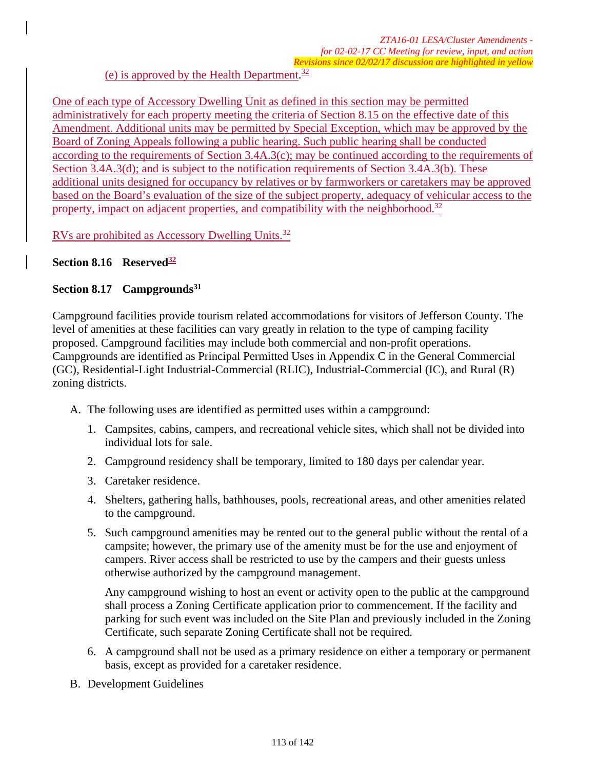(e) is approved by the Health Department.[32]

One of each type of Accessory Dwelling Unit as defined in this section may be permitted administratively for each property meeting the criteria of Section 8.15 on the effective date of this Amendment. Additional units may be permitted by Special Exception, which may be approved by the Board of Zoning Appeals following a public hearing. Such public hearing shall be conducted according to the requirements of Section 3.4A.3(c); may be continued according to the requirements of Section 3.4A.3(d); and is subject to the notification requirements of Section 3.4A.3(b). These additional units designed for occupancy by relatives or by farmworkers or caretakers may be approved based on the Board's evaluation of the size of the subject property, adequacy of vehicular access to the property, impact on adjacent properties, and compatibility with the neighborhood.[32]

RVs are prohibited as Accessory Dwelling Units.[32]

## Section 8.16 Reserved[32]

## Section 8.17 Campgrounds[31]

Campground facilities provide tourism related accommodations for visitors of Jefferson County. The level of amenities at these facilities can vary greatly in relation to the type of camping facility proposed. Campground facilities may include both commercial and non-profit operations. Campgrounds are identified as Principal Permitted Uses in Appendix C in the General Commercial (GC), Residential-Light Industrial-Commercial (RLIC), Industrial-Commercial (IC), and Rural (R) zoning districts.

A. The following uses are identified as permitted uses within a campground:

1. Campsites, cabins, campers, and recreational vehicle sites, which shall not be divided into individual lots for sale.
2. Campground residency shall be temporary, limited to 180 days per calendar year.
3. Caretaker residence.
4. Shelters, gathering halls, bathhouses, pools, recreational areas, and other amenities related to the campground.
5. Such campground amenities may be rented out to the general public without the rental of a campsite; however, the primary use of the amenity must be for the use and enjoyment of campers. River access shall be restricted to use by the campers and their guests unless otherwise authorized by the campground management.

   Any campground wishing to host an event or activity open to the public at the campground shall process a Zoning Certificate application prior to commencement. If the facility and parking for such event was included on the Site Plan and previously included in the Zoning Certificate, such separate Zoning Certificate shall not be required.
6. A campground shall not be used as a primary residence on either a temporary or permanent basis, except as provided for a caretaker residence.

B. Development Guidelines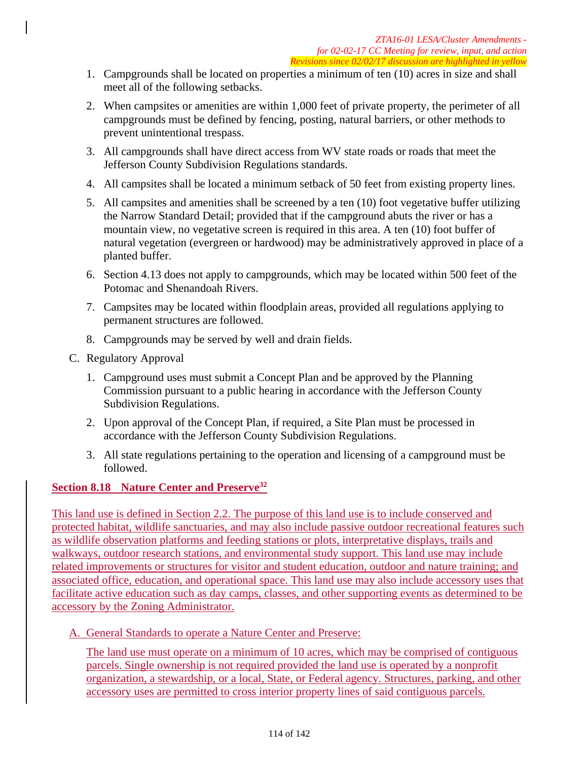1. Campgrounds shall be located on properties a minimum of ten (10) acres in size and shall meet all of the following setbacks.
2. When campsites or amenities are within 1,000 feet of private property, the perimeter of all campgrounds must be defined by fencing, posting, natural barriers, or other methods to prevent unintentional trespass.
3. All campgrounds shall have direct access from WV state roads or roads that meet the Jefferson County Subdivision Regulations standards.
4. All campsites shall be located a minimum setback of 50 feet from existing property lines.
5. All campsites and amenities shall be screened by a ten (10) foot vegetative buffer utilizing the Narrow Standard Detail; provided that if the campground abuts the river or has a mountain view, no vegetative screen is required in this area. A ten (10) foot buffer of natural vegetation (evergreen or hardwood) may be administratively approved in place of a planted buffer.
6. Section 4.13 does not apply to campgrounds, which may be located within 500 feet of the Potomac and Shenandoah Rivers.
7. Campsites may be located within floodplain areas, provided all regulations applying to permanent structures are followed.
8. Campgrounds may be served by well and drain fields.

C. Regulatory Approval

1. Campground uses must submit a Concept Plan and be approved by the Planning Commission pursuant to a public hearing in accordance with the Jefferson County Subdivision Regulations.
2. Upon approval of the Concept Plan, if required, a Site Plan must be processed in accordance with the Jefferson County Subdivision Regulations.
3. All state regulations pertaining to the operation and licensing of a campground must be followed.

## Section 8.18 Nature Center and Preserve[32]

This land use is defined in Section 2.2. The purpose of this land use is to include conserved and protected habitat, wildlife sanctuaries, and may also include passive outdoor recreational features such as wildlife observation platforms and feeding stations or plots, interpretative displays, trails and walkways, outdoor research stations, and environmental study support. This land use may include related improvements or structures for visitor and student education, outdoor and nature training; and associated office, education, and operational space. This land use may also include accessory uses that facilitate active education such as day camps, classes, and other supporting events as determined to be accessory by the Zoning Administrator.

A. General Standards to operate a Nature Center and Preserve:

The land use must operate on a minimum of 10 acres, which may be comprised of contiguous parcels. Single ownership is not required provided the land use is operated by a nonprofit organization, a stewardship, or a local, State, or Federal agency. Structures, parking, and other accessory uses are permitted to cross interior property lines of said contiguous parcels.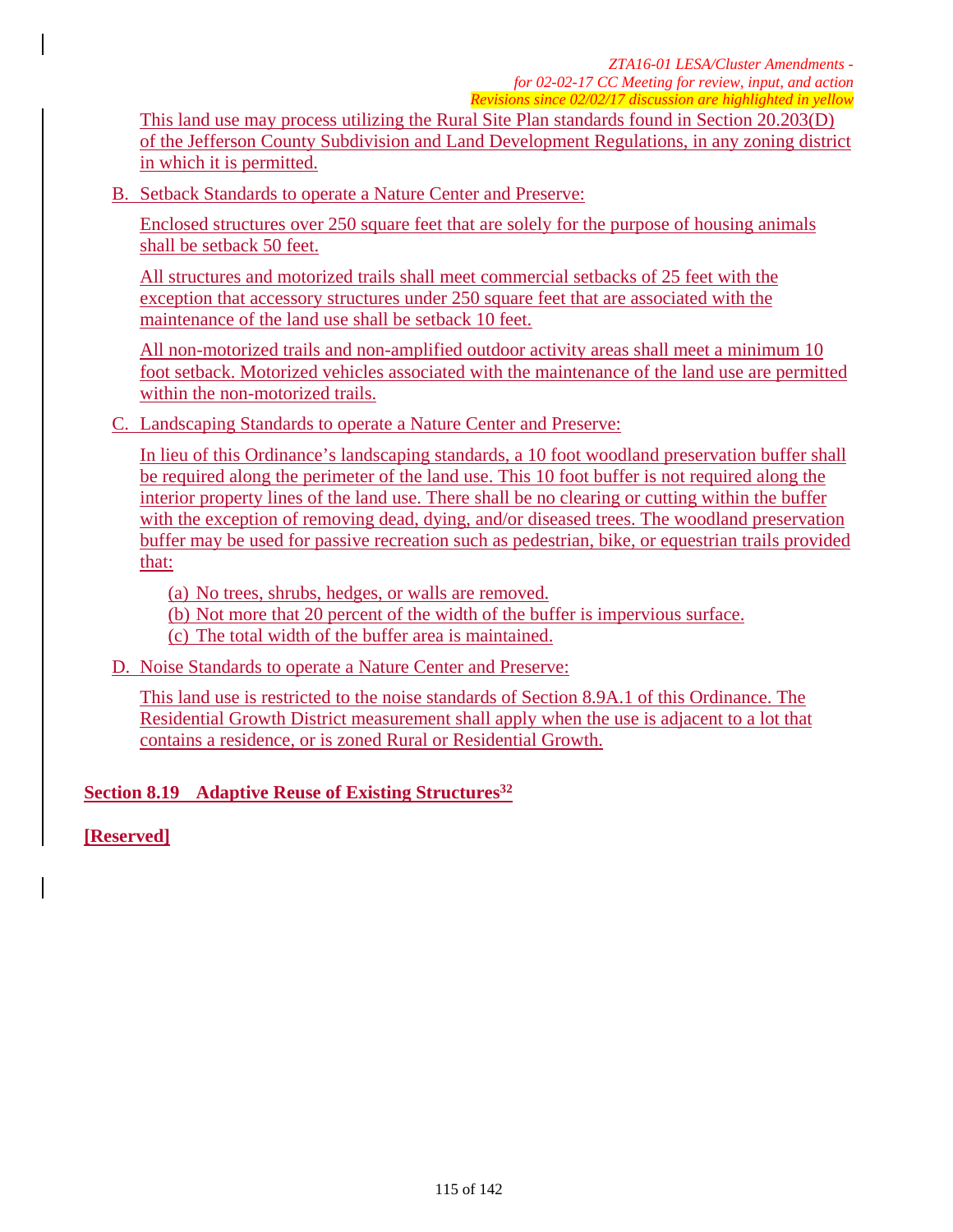This land use may process utilizing the Rural Site Plan standards found in Section 20.203(D) of the Jefferson County Subdivision and Land Development Regulations, in any zoning district in which it is permitted.

B. Setback Standards to operate a Nature Center and Preserve:

Enclosed structures over 250 square feet that are solely for the purpose of housing animals shall be setback 50 feet.

All structures and motorized trails shall meet commercial setbacks of 25 feet with the exception that accessory structures under 250 square feet that are associated with the maintenance of the land use shall be setback 10 feet.

All non-motorized trails and non-amplified outdoor activity areas shall meet a minimum 10 foot setback. Motorized vehicles associated with the maintenance of the land use are permitted within the non-motorized trails.

C. Landscaping Standards to operate a Nature Center and Preserve:

In lieu of this Ordinance's landscaping standards, a 10 foot woodland preservation buffer shall be required along the perimeter of the land use. This 10 foot buffer is not required along the interior property lines of the land use. There shall be no clearing or cutting within the buffer with the exception of removing dead, dying, and/or diseased trees. The woodland preservation buffer may be used for passive recreation such as pedestrian, bike, or equestrian trails provided that:

(a) No trees, shrubs, hedges, or walls are removed.
(b) Not more that 20 percent of the width of the buffer is impervious surface.
(c) The total width of the buffer area is maintained.

D. Noise Standards to operate a Nature Center and Preserve:

This land use is restricted to the noise standards of Section 8.9A.1 of this Ordinance. The Residential Growth District measurement shall apply when the use is adjacent to a lot that contains a residence, or is zoned Rural or Residential Growth.

## Section 8.19 Adaptive Reuse of Existing Structures[32]

**[Reserved]**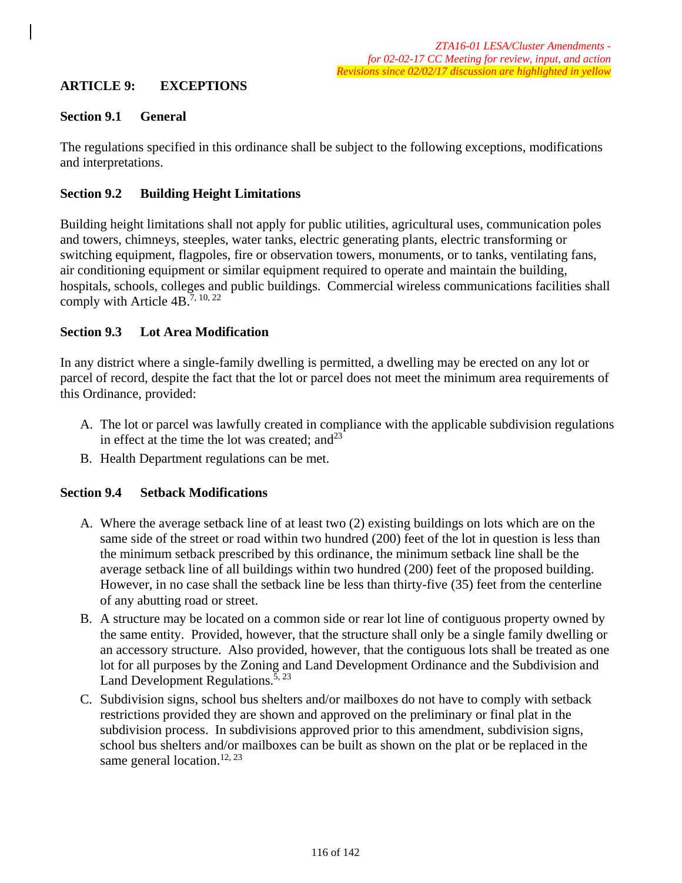*ZTA16-01 LESA/Cluster Amendments - for 02-02-17 CC Meeting for review, input, and action*
*Revisions since 02/02/17 discussion are highlighted in yellow*

## ARTICLE 9: EXCEPTIONS

### Section 9.1 General

The regulations specified in this ordinance shall be subject to the following exceptions, modifications and interpretations.

### Section 9.2 Building Height Limitations

Building height limitations shall not apply for public utilities, agricultural uses, communication poles and towers, chimneys, steeples, water tanks, electric generating plants, electric transforming or switching equipment, flagpoles, fire or observation towers, monuments, or to tanks, ventilating fans, air conditioning equipment or similar equipment required to operate and maintain the building, hospitals, schools, colleges and public buildings. Commercial wireless communications facilities shall comply with Article 4B.[7, 10, 22]

### Section 9.3 Lot Area Modification

In any district where a single-family dwelling is permitted, a dwelling may be erected on any lot or parcel of record, despite the fact that the lot or parcel does not meet the minimum area requirements of this Ordinance, provided:

A. The lot or parcel was lawfully created in compliance with the applicable subdivision regulations in effect at the time the lot was created; and[23]

B. Health Department regulations can be met.

### Section 9.4 Setback Modifications

A. Where the average setback line of at least two (2) existing buildings on lots which are on the same side of the street or road within two hundred (200) feet of the lot in question is less than the minimum setback prescribed by this ordinance, the minimum setback line shall be the average setback line of all buildings within two hundred (200) feet of the proposed building. However, in no case shall the setback line be less than thirty-five (35) feet from the centerline of any abutting road or street.

B. A structure may be located on a common side or rear lot line of contiguous property owned by the same entity. Provided, however, that the structure shall only be a single family dwelling or an accessory structure. Also provided, however, that the contiguous lots shall be treated as one lot for all purposes by the Zoning and Land Development Ordinance and the Subdivision and Land Development Regulations.[5, 23]

C. Subdivision signs, school bus shelters and/or mailboxes do not have to comply with setback restrictions provided they are shown and approved on the preliminary or final plat in the subdivision process. In subdivisions approved prior to this amendment, subdivision signs, school bus shelters and/or mailboxes can be built as shown on the plat or be replaced in the same general location.[12, 23]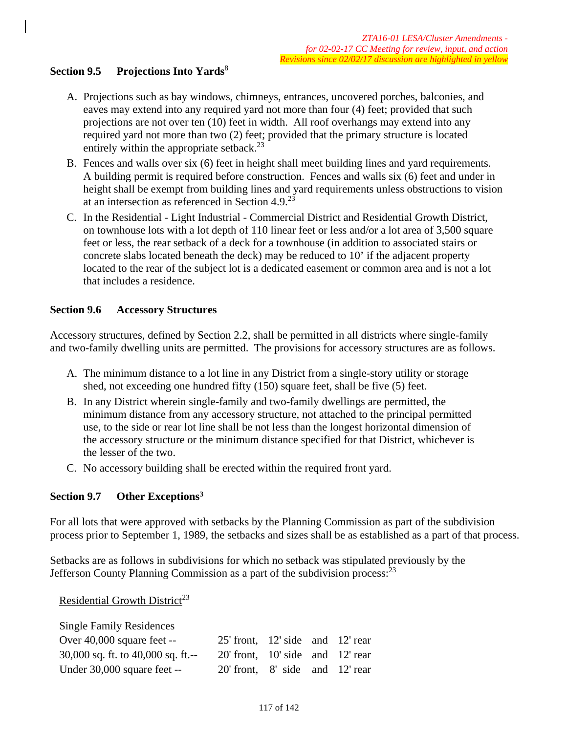*ZTA16-01 LESA/Cluster Amendments - for 02-02-17 CC Meeting for review, input, and action*
*Revisions since 02/02/17 discussion are highlighted in yellow*

### Section 9.5 Projections Into Yards[8]

A. Projections such as bay windows, chimneys, entrances, uncovered porches, balconies, and eaves may extend into any required yard not more than four (4) feet; provided that such projections are not over ten (10) feet in width. All roof overhangs may extend into any required yard not more than two (2) feet; provided that the primary structure is located entirely within the appropriate setback.[23]

B. Fences and walls over six (6) feet in height shall meet building lines and yard requirements. A building permit is required before construction. Fences and walls six (6) feet and under in height shall be exempt from building lines and yard requirements unless obstructions to vision at an intersection as referenced in Section 4.9.[23]

C. In the Residential - Light Industrial - Commercial District and Residential Growth District, on townhouse lots with a lot depth of 110 linear feet or less and/or a lot area of 3,500 square feet or less, the rear setback of a deck for a townhouse (in addition to associated stairs or concrete slabs located beneath the deck) may be reduced to 10' if the adjacent property located to the rear of the subject lot is a dedicated easement or common area and is not a lot that includes a residence.

### Section 9.6 Accessory Structures

Accessory structures, defined by Section 2.2, shall be permitted in all districts where single-family and two-family dwelling units are permitted. The provisions for accessory structures are as follows.

A. The minimum distance to a lot line in any District from a single-story utility or storage shed, not exceeding one hundred fifty (150) square feet, shall be five (5) feet.

B. In any District wherein single-family and two-family dwellings are permitted, the minimum distance from any accessory structure, not attached to the principal permitted use, to the side or rear lot line shall be not less than the longest horizontal dimension of the accessory structure or the minimum distance specified for that District, whichever is the lesser of the two.

C. No accessory building shall be erected within the required front yard.

### Section 9.7 Other Exceptions[3]

For all lots that were approved with setbacks by the Planning Commission as part of the subdivision process prior to September 1, 1989, the setbacks and sizes shall be as established as a part of that process.

Setbacks are as follows in subdivisions for which no setback was stipulated previously by the Jefferson County Planning Commission as a part of the subdivision process:[23]

<u>Residential Growth District</u>[23]

Single Family Residences

| | | | | |
|---|---|---|---|---|
| Over 40,000 square feet -- | 25' front, | 12' side | and | 12' rear |
| 30,000 sq. ft. to 40,000 sq. ft.-- | 20' front, | 10' side | and | 12' rear |
| Under 30,000 square feet -- | 20' front, | 8' side | and | 12' rear |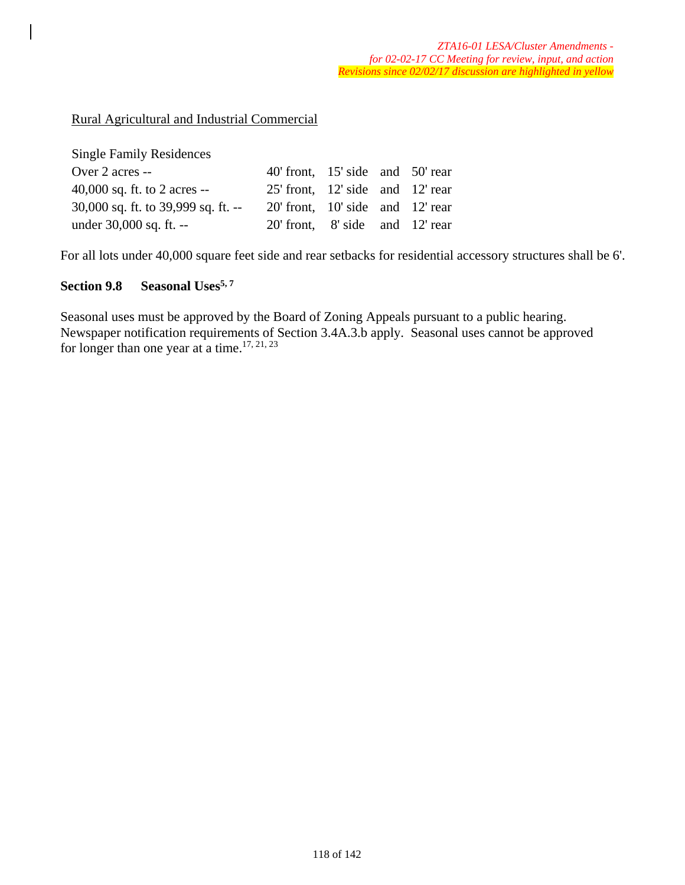Rural Agricultural and Industrial Commercial

| Single Family Residences | | | | |
|---|---|---|---|---|
| Over 2 acres -- | 40' front, | 15' side | and | 50' rear |
| 40,000 sq. ft. to 2 acres -- | 25' front, | 12' side | and | 12' rear |
| 30,000 sq. ft. to 39,999 sq. ft. -- | 20' front, | 10' side | and | 12' rear |
| under 30,000 sq. ft. -- | 20' front, | 8' side | and | 12' rear |

For all lots under 40,000 square feet side and rear setbacks for residential accessory structures shall be 6'.

### Section 9.8 Seasonal Uses[5, 7]

Seasonal uses must be approved by the Board of Zoning Appeals pursuant to a public hearing. Newspaper notification requirements of Section 3.4A.3.b apply. Seasonal uses cannot be approved for longer than one year at a time.[17, 21, 23]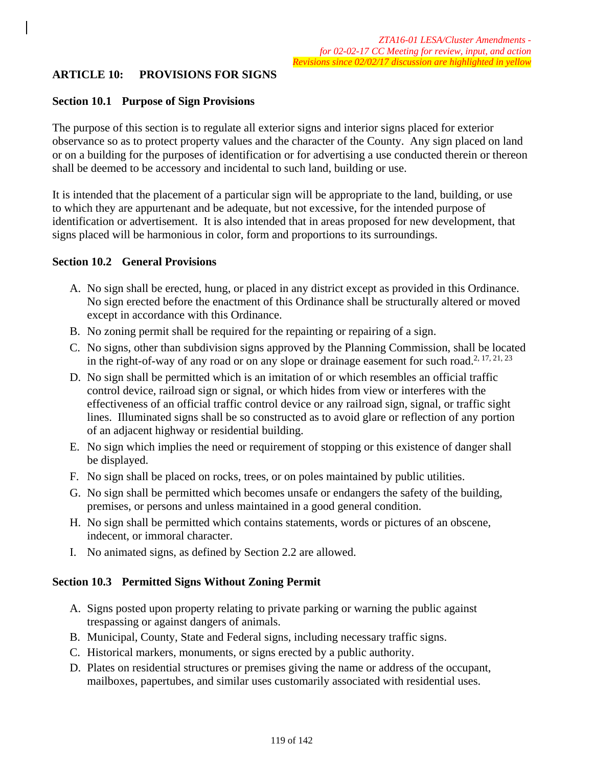*ZTA16-01 LESA/Cluster Amendments - for 02-02-17 CC Meeting for review, input, and action*
*Revisions since 02/02/17 discussion are highlighted in yellow*

## ARTICLE 10: PROVISIONS FOR SIGNS

### Section 10.1 Purpose of Sign Provisions

The purpose of this section is to regulate all exterior signs and interior signs placed for exterior observance so as to protect property values and the character of the County. Any sign placed on land or on a building for the purposes of identification or for advertising a use conducted therein or thereon shall be deemed to be accessory and incidental to such land, building or use.

It is intended that the placement of a particular sign will be appropriate to the land, building, or use to which they are appurtenant and be adequate, but not excessive, for the intended purpose of identification or advertisement. It is also intended that in areas proposed for new development, that signs placed will be harmonious in color, form and proportions to its surroundings.

### Section 10.2 General Provisions

A. No sign shall be erected, hung, or placed in any district except as provided in this Ordinance. No sign erected before the enactment of this Ordinance shall be structurally altered or moved except in accordance with this Ordinance.
B. No zoning permit shall be required for the repainting or repairing of a sign.
C. No signs, other than subdivision signs approved by the Planning Commission, shall be located in the right-of-way of any road or on any slope or drainage easement for such road.[2, 17, 21, 23]
D. No sign shall be permitted which is an imitation of or which resembles an official traffic control device, railroad sign or signal, or which hides from view or interferes with the effectiveness of an official traffic control device or any railroad sign, signal, or traffic sight lines. Illuminated signs shall be so constructed as to avoid glare or reflection of any portion of an adjacent highway or residential building.
E. No sign which implies the need or requirement of stopping or this existence of danger shall be displayed.
F. No sign shall be placed on rocks, trees, or on poles maintained by public utilities.
G. No sign shall be permitted which becomes unsafe or endangers the safety of the building, premises, or persons and unless maintained in a good general condition.
H. No sign shall be permitted which contains statements, words or pictures of an obscene, indecent, or immoral character.
I. No animated signs, as defined by Section 2.2 are allowed.

### Section 10.3 Permitted Signs Without Zoning Permit

A. Signs posted upon property relating to private parking or warning the public against trespassing or against dangers of animals.
B. Municipal, County, State and Federal signs, including necessary traffic signs.
C. Historical markers, monuments, or signs erected by a public authority.
D. Plates on residential structures or premises giving the name or address of the occupant, mailboxes, papertubes, and similar uses customarily associated with residential uses.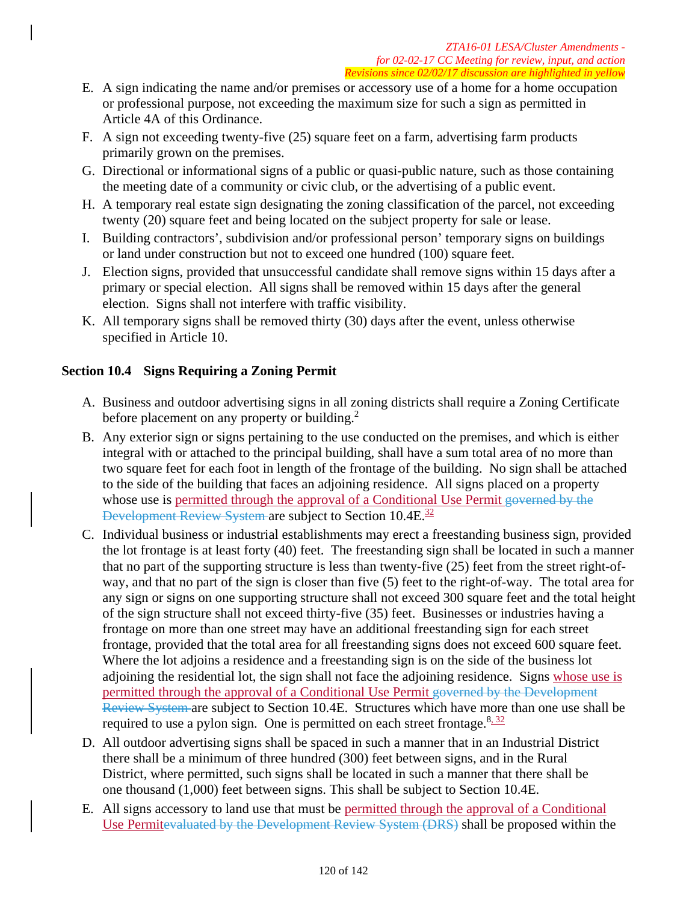E. A sign indicating the name and/or premises or accessory use of a home for a home occupation or professional purpose, not exceeding the maximum size for such a sign as permitted in Article 4A of this Ordinance.
F. A sign not exceeding twenty-five (25) square feet on a farm, advertising farm products primarily grown on the premises.
G. Directional or informational signs of a public or quasi-public nature, such as those containing the meeting date of a community or civic club, or the advertising of a public event.
H. A temporary real estate sign designating the zoning classification of the parcel, not exceeding twenty (20) square feet and being located on the subject property for sale or lease.
I. Building contractors', subdivision and/or professional person' temporary signs on buildings or land under construction but not to exceed one hundred (100) square feet.
J. Election signs, provided that unsuccessful candidate shall remove signs within 15 days after a primary or special election. All signs shall be removed within 15 days after the general election. Signs shall not interfere with traffic visibility.
K. All temporary signs shall be removed thirty (30) days after the event, unless otherwise specified in Article 10.

### Section 10.4 Signs Requiring a Zoning Permit

A. Business and outdoor advertising signs in all zoning districts shall require a Zoning Certificate before placement on any property or building.[2]
B. Any exterior sign or signs pertaining to the use conducted on the premises, and which is either integral with or attached to the principal building, shall have a sum total area of no more than two square feet for each foot in length of the frontage of the building. No sign shall be attached to the side of the building that faces an adjoining residence. All signs placed on a property whose use is permitted through the approval of a Conditional Use Permit ~~governed by the Development Review System~~ are subject to Section 10.4E.[32]
C. Individual business or industrial establishments may erect a freestanding business sign, provided the lot frontage is at least forty (40) feet. The freestanding sign shall be located in such a manner that no part of the supporting structure is less than twenty-five (25) feet from the street right-of-way, and that no part of the sign is closer than five (5) feet to the right-of-way. The total area for any sign or signs on one supporting structure shall not exceed 300 square feet and the total height of the sign structure shall not exceed thirty-five (35) feet. Businesses or industries having a frontage on more than one street may have an additional freestanding sign for each street frontage, provided that the total area for all freestanding signs does not exceed 600 square feet. Where the lot adjoins a residence and a freestanding sign is on the side of the business lot adjoining the residential lot, the sign shall not face the adjoining residence. Signs whose use is permitted through the approval of a Conditional Use Permit ~~governed by the Development Review System~~ are subject to Section 10.4E. Structures which have more than one use shall be required to use a pylon sign. One is permitted on each street frontage.[8, 32]
D. All outdoor advertising signs shall be spaced in such a manner that in an Industrial District there shall be a minimum of three hundred (300) feet between signs, and in the Rural District, where permitted, such signs shall be located in such a manner that there shall be one thousand (1,000) feet between signs. This shall be subject to Section 10.4E.
E. All signs accessory to land use that must be permitted through the approval of a Conditional Use Permit~~evaluated by the Development Review System (DRS)~~ shall be proposed within the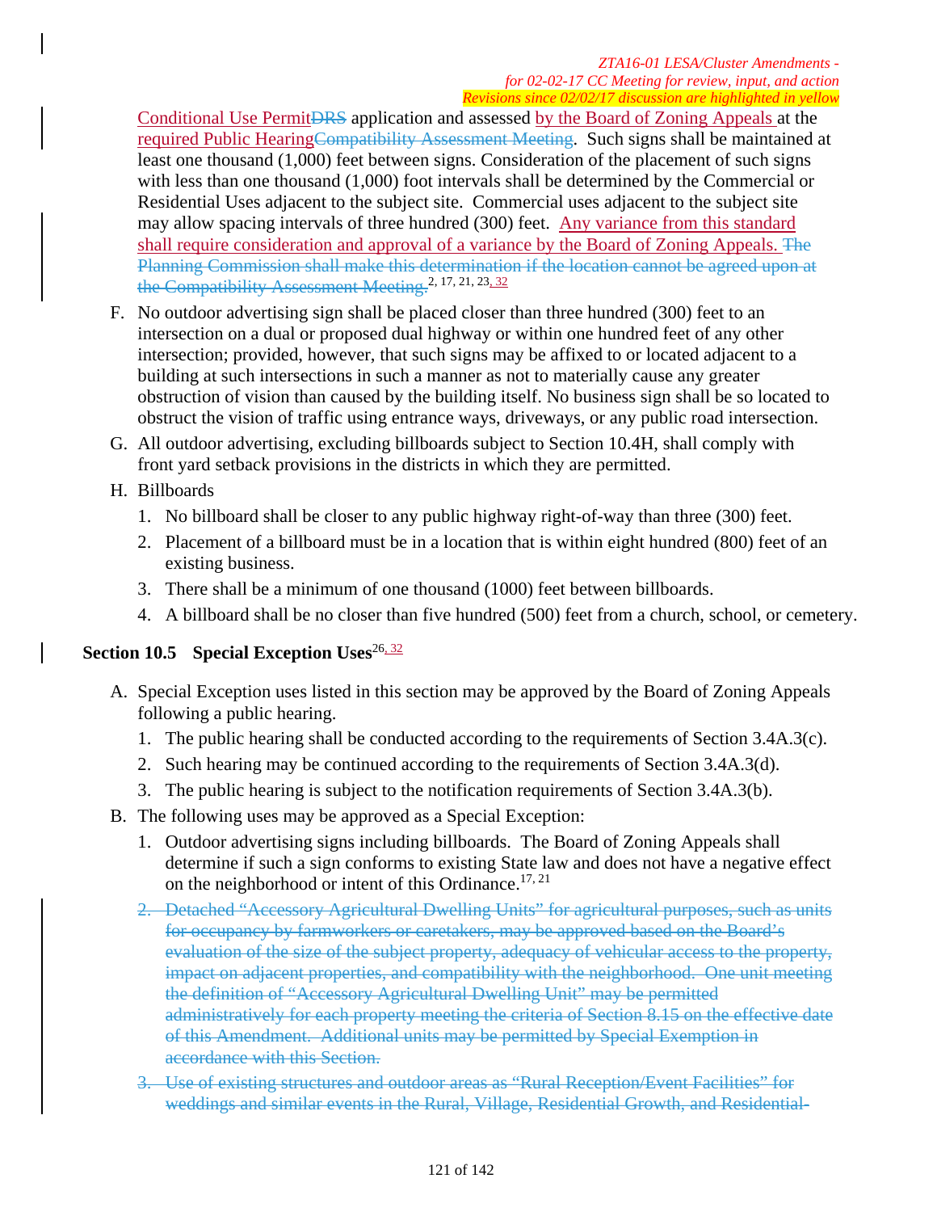Conditional Use PermitDRS application and assessed by the Board of Zoning Appeals at the required Public HearingCompatibility Assessment Meeting. Such signs shall be maintained at least one thousand (1,000) feet between signs. Consideration of the placement of such signs with less than one thousand (1,000) foot intervals shall be determined by the Commercial or Residential Uses adjacent to the subject site. Commercial uses adjacent to the subject site may allow spacing intervals of three hundred (300) feet. Any variance from this standard shall require consideration and approval of a variance by the Board of Zoning Appeals. The Planning Commission shall make this determination if the location cannot be agreed upon at the Compatibility Assessment Meeting.[2, 17, 21, 23, 32]

F. No outdoor advertising sign shall be placed closer than three hundred (300) feet to an intersection on a dual or proposed dual highway or within one hundred feet of any other intersection; provided, however, that such signs may be affixed to or located adjacent to a building at such intersections in such a manner as not to materially cause any greater obstruction of vision than caused by the building itself. No business sign shall be so located to obstruct the vision of traffic using entrance ways, driveways, or any public road intersection.

G. All outdoor advertising, excluding billboards subject to Section 10.4H, shall comply with front yard setback provisions in the districts in which they are permitted.

H. Billboards

1. No billboard shall be closer to any public highway right-of-way than three (300) feet.
2. Placement of a billboard must be in a location that is within eight hundred (800) feet of an existing business.
3. There shall be a minimum of one thousand (1000) feet between billboards.
4. A billboard shall be no closer than five hundred (500) feet from a church, school, or cemetery.

## Section 10.5 Special Exception Uses[26, 32]

A. Special Exception uses listed in this section may be approved by the Board of Zoning Appeals following a public hearing.

1. The public hearing shall be conducted according to the requirements of Section 3.4A.3(c).
2. Such hearing may be continued according to the requirements of Section 3.4A.3(d).
3. The public hearing is subject to the notification requirements of Section 3.4A.3(b).

B. The following uses may be approved as a Special Exception:

1. Outdoor advertising signs including billboards. The Board of Zoning Appeals shall determine if such a sign conforms to existing State law and does not have a negative effect on the neighborhood or intent of this Ordinance.[17, 21]
2. ~~Detached "Accessory Agricultural Dwelling Units" for agricultural purposes, such as units for occupancy by farmworkers or caretakers, may be approved based on the Board's evaluation of the size of the subject property, adequacy of vehicular access to the property, impact on adjacent properties, and compatibility with the neighborhood. One unit meeting the definition of "Accessory Agricultural Dwelling Unit" may be permitted administratively for each property meeting the criteria of Section 8.15 on the effective date of this Amendment. Additional units may be permitted by Special Exemption in accordance with this Section.~~
3. ~~Use of existing structures and outdoor areas as "Rural Reception/Event Facilities" for weddings and similar events in the Rural, Village, Residential Growth, and Residential-~~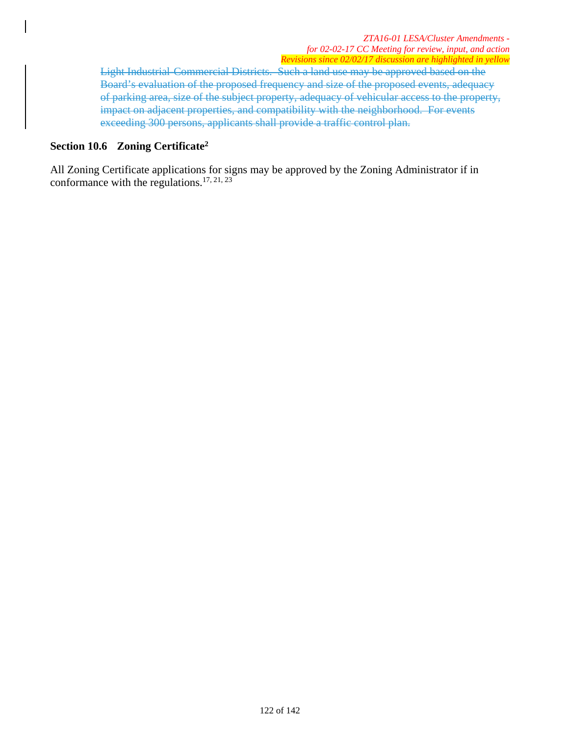~~Light Industrial-Commercial Districts. Such a land use may be approved based on the Board's evaluation of the proposed frequency and size of the proposed events, adequacy of parking area, size of the subject property, adequacy of vehicular access to the property, impact on adjacent properties, and compatibility with the neighborhood. For events exceeding 300 persons, applicants shall provide a traffic control plan.~~

### Section 10.6 Zoning Certificate[2]

All Zoning Certificate applications for signs may be approved by the Zoning Administrator if in conformance with the regulations.[17, 21, 23]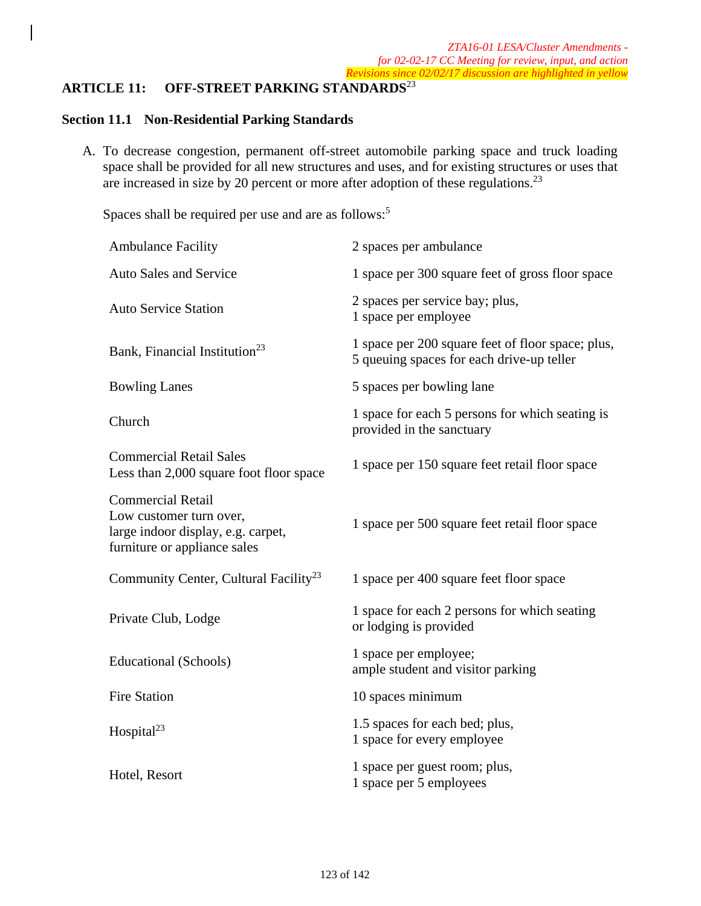*ZTA16-01 LESA/Cluster Amendments -*
*for 02-02-17 CC Meeting for review, input, and action*
*Revisions since 02/02/17 discussion are highlighted in yellow*

# ARTICLE 11: OFF-STREET PARKING STANDARDS[23]

## Section 11.1 Non-Residential Parking Standards

A. To decrease congestion, permanent off-street automobile parking space and truck loading space shall be provided for all new structures and uses, and for existing structures or uses that are increased in size by 20 percent or more after adoption of these regulations.[23]

Spaces shall be required per use and are as follows:[5]

| Use | Spaces |
|---|---|
| Ambulance Facility | 2 spaces per ambulance |
| Auto Sales and Service | 1 space per 300 square feet of gross floor space |
| Auto Service Station | 2 spaces per service bay; plus, 1 space per employee |
| Bank, Financial Institution[23] | 1 space per 200 square feet of floor space; plus, 5 queuing spaces for each drive-up teller |
| Bowling Lanes | 5 spaces per bowling lane |
| Church | 1 space for each 5 persons for which seating is provided in the sanctuary |
| Commercial Retail Sales Less than 2,000 square foot floor space | 1 space per 150 square feet retail floor space |
| Commercial Retail Low customer turn over, large indoor display, e.g. carpet, furniture or appliance sales | 1 space per 500 square feet retail floor space |
| Community Center, Cultural Facility[23] | 1 space per 400 square feet floor space |
| Private Club, Lodge | 1 space for each 2 persons for which seating or lodging is provided |
| Educational (Schools) | 1 space per employee; ample student and visitor parking |
| Fire Station | 10 spaces minimum |
| Hospital[23] | 1.5 spaces for each bed; plus, 1 space for every employee |
| Hotel, Resort | 1 space per guest room; plus, 1 space per 5 employees |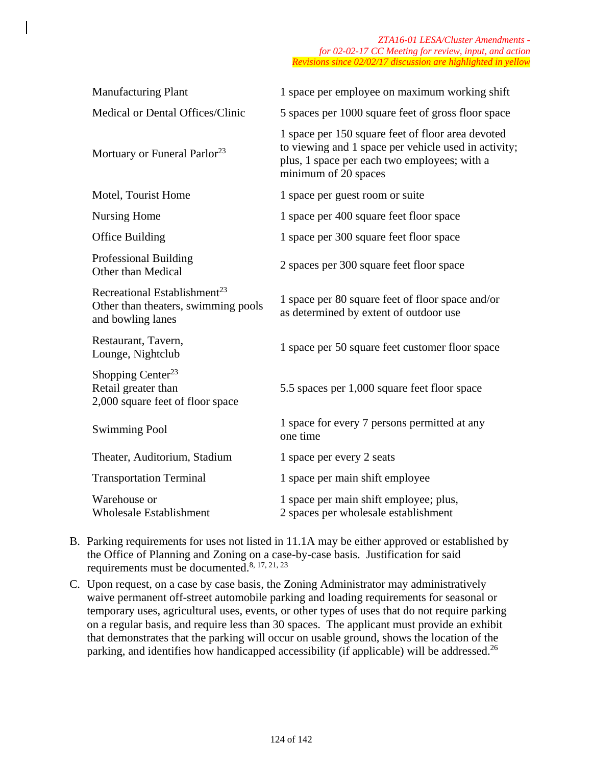| | |
|---|---|
| Manufacturing Plant | 1 space per employee on maximum working shift |
| Medical or Dental Offices/Clinic | 5 spaces per 1000 square feet of gross floor space |
| Mortuary or Funeral Parlor[23] | 1 space per 150 square feet of floor area devoted to viewing and 1 space per vehicle used in activity; plus, 1 space per each two employees; with a minimum of 20 spaces |
| Motel, Tourist Home | 1 space per guest room or suite |
| Nursing Home | 1 space per 400 square feet floor space |
| Office Building | 1 space per 300 square feet floor space |
| Professional Building Other than Medical | 2 spaces per 300 square feet floor space |
| Recreational Establishment[23] Other than theaters, swimming pools and bowling lanes | 1 space per 80 square feet of floor space and/or as determined by extent of outdoor use |
| Restaurant, Tavern, Lounge, Nightclub | 1 space per 50 square feet customer floor space |
| Shopping Center[23] Retail greater than 2,000 square feet of floor space | 5.5 spaces per 1,000 square feet floor space |
| Swimming Pool | 1 space for every 7 persons permitted at any one time |
| Theater, Auditorium, Stadium | 1 space per every 2 seats |
| Transportation Terminal | 1 space per main shift employee |
| Warehouse or Wholesale Establishment | 1 space per main shift employee; plus, 2 spaces per wholesale establishment |

B. Parking requirements for uses not listed in 11.1A may be either approved or established by the Office of Planning and Zoning on a case-by-case basis. Justification for said requirements must be documented.[8, 17, 21, 23]

C. Upon request, on a case by case basis, the Zoning Administrator may administratively waive permanent off-street automobile parking and loading requirements for seasonal or temporary uses, agricultural uses, events, or other types of uses that do not require parking on a regular basis, and require less than 30 spaces. The applicant must provide an exhibit that demonstrates that the parking will occur on usable ground, shows the location of the parking, and identifies how handicapped accessibility (if applicable) will be addressed.[26]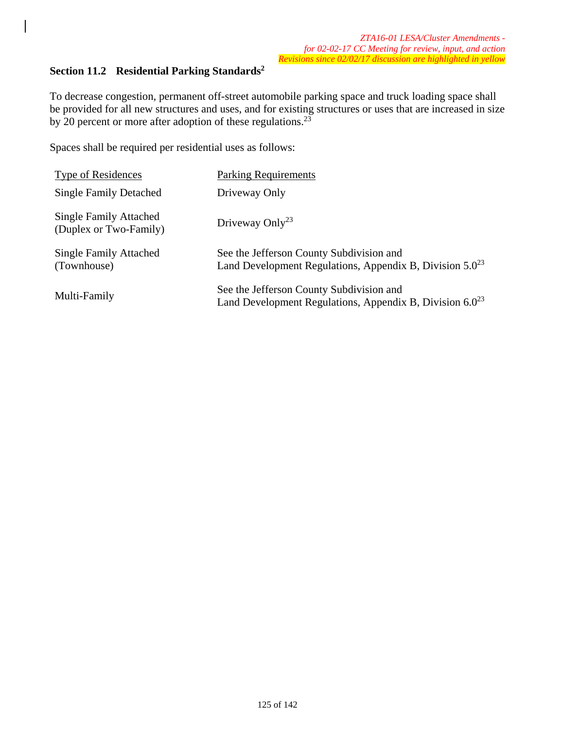*ZTA16-01 LESA/Cluster Amendments - for 02-02-17 CC Meeting for review, input, and action*
*Revisions since 02/02/17 discussion are highlighted in yellow*

## Section 11.2 Residential Parking Standards[2]

To decrease congestion, permanent off-street automobile parking space and truck loading space shall be provided for all new structures and uses, and for existing structures or uses that are increased in size by 20 percent or more after adoption of these regulations.[23]

Spaces shall be required per residential uses as follows:

| Type of Residences | Parking Requirements |
|---|---|
| Single Family Detached | Driveway Only |
| Single Family Attached (Duplex or Two-Family) | Driveway Only[23] |
| Single Family Attached (Townhouse) | See the Jefferson County Subdivision and Land Development Regulations, Appendix B, Division 5.0[23] |
| Multi-Family | See the Jefferson County Subdivision and Land Development Regulations, Appendix B, Division 6.0[23] |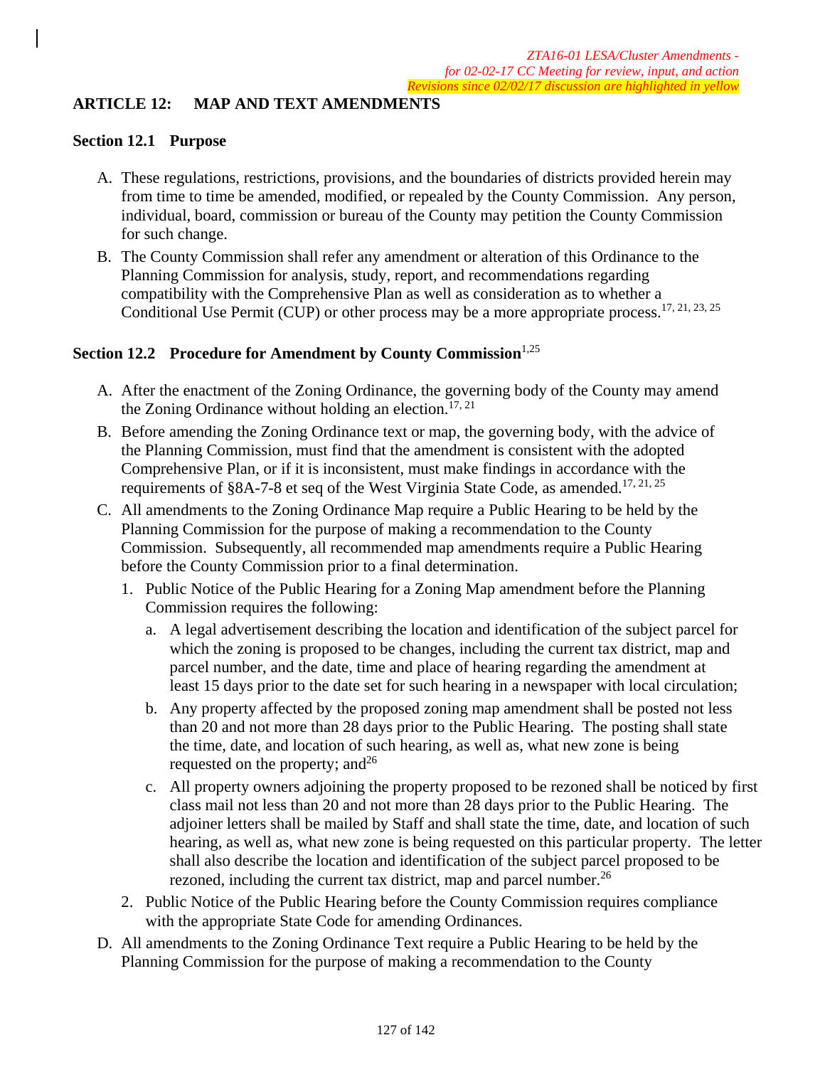*ZTA16-01 LESA/Cluster Amendments - for 02-02-17 CC Meeting for review, input, and action*
*Revisions since 02/02/17 discussion are highlighted in yellow*

## ARTICLE 12: MAP AND TEXT AMENDMENTS

### Section 12.1 Purpose

A. These regulations, restrictions, provisions, and the boundaries of districts provided herein may from time to time be amended, modified, or repealed by the County Commission. Any person, individual, board, commission or bureau of the County may petition the County Commission for such change.

B. The County Commission shall refer any amendment or alteration of this Ordinance to the Planning Commission for analysis, study, report, and recommendations regarding compatibility with the Comprehensive Plan as well as consideration as to whether a Conditional Use Permit (CUP) or other process may be a more appropriate process.[17, 21, 23, 25]

### Section 12.2 Procedure for Amendment by County Commission[1,25]

A. After the enactment of the Zoning Ordinance, the governing body of the County may amend the Zoning Ordinance without holding an election.[17, 21]

B. Before amending the Zoning Ordinance text or map, the governing body, with the advice of the Planning Commission, must find that the amendment is consistent with the adopted Comprehensive Plan, or if it is inconsistent, must make findings in accordance with the requirements of §8A-7-8 et seq of the West Virginia State Code, as amended.[17, 21, 25]

C. All amendments to the Zoning Ordinance Map require a Public Hearing to be held by the Planning Commission for the purpose of making a recommendation to the County Commission. Subsequently, all recommended map amendments require a Public Hearing before the County Commission prior to a final determination.

   1. Public Notice of the Public Hearing for a Zoning Map amendment before the Planning Commission requires the following:

      a. A legal advertisement describing the location and identification of the subject parcel for which the zoning is proposed to be changes, including the current tax district, map and parcel number, and the date, time and place of hearing regarding the amendment at least 15 days prior to the date set for such hearing in a newspaper with local circulation;

      b. Any property affected by the proposed zoning map amendment shall be posted not less than 20 and not more than 28 days prior to the Public Hearing. The posting shall state the time, date, and location of such hearing, as well as, what new zone is being requested on the property; and[26]

      c. All property owners adjoining the property proposed to be rezoned shall be noticed by first class mail not less than 20 and not more than 28 days prior to the Public Hearing. The adjoiner letters shall be mailed by Staff and shall state the time, date, and location of such hearing, as well as, what new zone is being requested on this particular property. The letter shall also describe the location and identification of the subject parcel proposed to be rezoned, including the current tax district, map and parcel number.[26]

   2. Public Notice of the Public Hearing before the County Commission requires compliance with the appropriate State Code for amending Ordinances.

D. All amendments to the Zoning Ordinance Text require a Public Hearing to be held by the Planning Commission for the purpose of making a recommendation to the County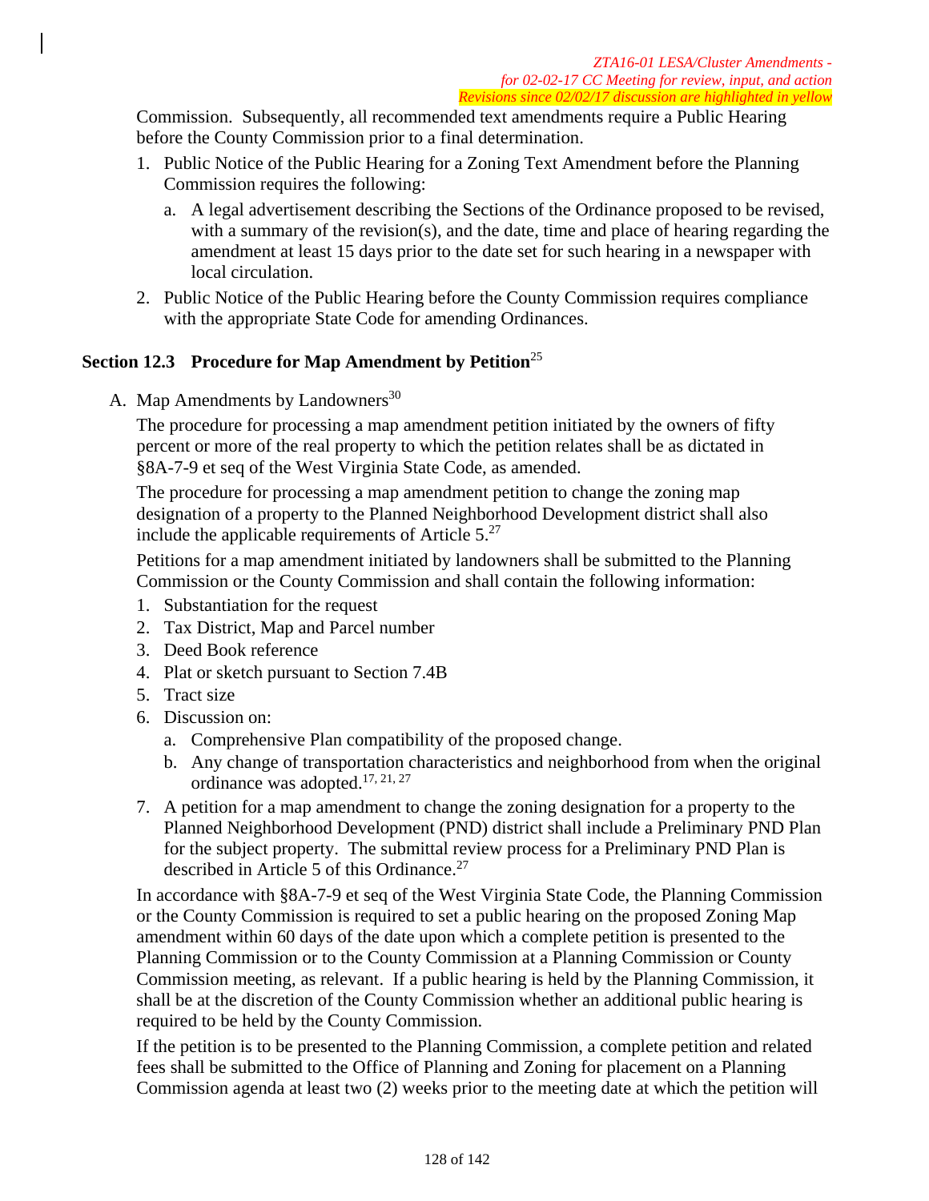Commission. Subsequently, all recommended text amendments require a Public Hearing before the County Commission prior to a final determination.

1. Public Notice of the Public Hearing for a Zoning Text Amendment before the Planning Commission requires the following:
   a. A legal advertisement describing the Sections of the Ordinance proposed to be revised, with a summary of the revision(s), and the date, time and place of hearing regarding the amendment at least 15 days prior to the date set for such hearing in a newspaper with local circulation.
2. Public Notice of the Public Hearing before the County Commission requires compliance with the appropriate State Code for amending Ordinances.

### Section 12.3 Procedure for Map Amendment by Petition[25]

A. Map Amendments by Landowners[30]

The procedure for processing a map amendment petition initiated by the owners of fifty percent or more of the real property to which the petition relates shall be as dictated in §8A-7-9 et seq of the West Virginia State Code, as amended.

The procedure for processing a map amendment petition to change the zoning map designation of a property to the Planned Neighborhood Development district shall also include the applicable requirements of Article 5.[27]

Petitions for a map amendment initiated by landowners shall be submitted to the Planning Commission or the County Commission and shall contain the following information:

1. Substantiation for the request
2. Tax District, Map and Parcel number
3. Deed Book reference
4. Plat or sketch pursuant to Section 7.4B
5. Tract size
6. Discussion on:
   a. Comprehensive Plan compatibility of the proposed change.
   b. Any change of transportation characteristics and neighborhood from when the original ordinance was adopted.[17, 21, 27]
7. A petition for a map amendment to change the zoning designation for a property to the Planned Neighborhood Development (PND) district shall include a Preliminary PND Plan for the subject property. The submittal review process for a Preliminary PND Plan is described in Article 5 of this Ordinance.[27]

In accordance with §8A-7-9 et seq of the West Virginia State Code, the Planning Commission or the County Commission is required to set a public hearing on the proposed Zoning Map amendment within 60 days of the date upon which a complete petition is presented to the Planning Commission or to the County Commission at a Planning Commission or County Commission meeting, as relevant. If a public hearing is held by the Planning Commission, it shall be at the discretion of the County Commission whether an additional public hearing is required to be held by the County Commission.

If the petition is to be presented to the Planning Commission, a complete petition and related fees shall be submitted to the Office of Planning and Zoning for placement on a Planning Commission agenda at least two (2) weeks prior to the meeting date at which the petition will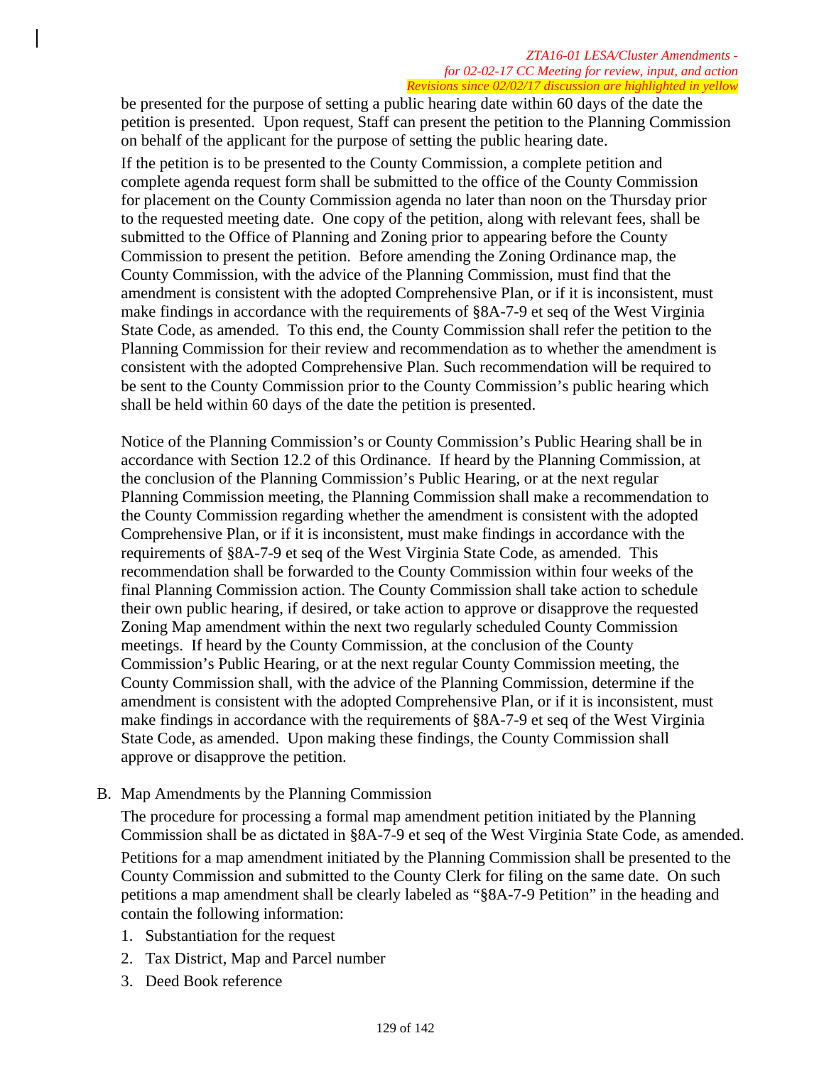be presented for the purpose of setting a public hearing date within 60 days of the date the petition is presented. Upon request, Staff can present the petition to the Planning Commission on behalf of the applicant for the purpose of setting the public hearing date.

If the petition is to be presented to the County Commission, a complete petition and complete agenda request form shall be submitted to the office of the County Commission for placement on the County Commission agenda no later than noon on the Thursday prior to the requested meeting date. One copy of the petition, along with relevant fees, shall be submitted to the Office of Planning and Zoning prior to appearing before the County Commission to present the petition. Before amending the Zoning Ordinance map, the County Commission, with the advice of the Planning Commission, must find that the amendment is consistent with the adopted Comprehensive Plan, or if it is inconsistent, must make findings in accordance with the requirements of §8A-7-9 et seq of the West Virginia State Code, as amended. To this end, the County Commission shall refer the petition to the Planning Commission for their review and recommendation as to whether the amendment is consistent with the adopted Comprehensive Plan. Such recommendation will be required to be sent to the County Commission prior to the County Commission's public hearing which shall be held within 60 days of the date the petition is presented.

Notice of the Planning Commission's or County Commission's Public Hearing shall be in accordance with Section 12.2 of this Ordinance. If heard by the Planning Commission, at the conclusion of the Planning Commission's Public Hearing, or at the next regular Planning Commission meeting, the Planning Commission shall make a recommendation to the County Commission regarding whether the amendment is consistent with the adopted Comprehensive Plan, or if it is inconsistent, must make findings in accordance with the requirements of §8A-7-9 et seq of the West Virginia State Code, as amended. This recommendation shall be forwarded to the County Commission within four weeks of the final Planning Commission action. The County Commission shall take action to schedule their own public hearing, if desired, or take action to approve or disapprove the requested Zoning Map amendment within the next two regularly scheduled County Commission meetings. If heard by the County Commission, at the conclusion of the County Commission's Public Hearing, or at the next regular County Commission meeting, the County Commission shall, with the advice of the Planning Commission, determine if the amendment is consistent with the adopted Comprehensive Plan, or if it is inconsistent, must make findings in accordance with the requirements of §8A-7-9 et seq of the West Virginia State Code, as amended. Upon making these findings, the County Commission shall approve or disapprove the petition.

B. Map Amendments by the Planning Commission

The procedure for processing a formal map amendment petition initiated by the Planning Commission shall be as dictated in §8A-7-9 et seq of the West Virginia State Code, as amended.

Petitions for a map amendment initiated by the Planning Commission shall be presented to the County Commission and submitted to the County Clerk for filing on the same date. On such petitions a map amendment shall be clearly labeled as "§8A-7-9 Petition" in the heading and contain the following information:

1. Substantiation for the request
2. Tax District, Map and Parcel number
3. Deed Book reference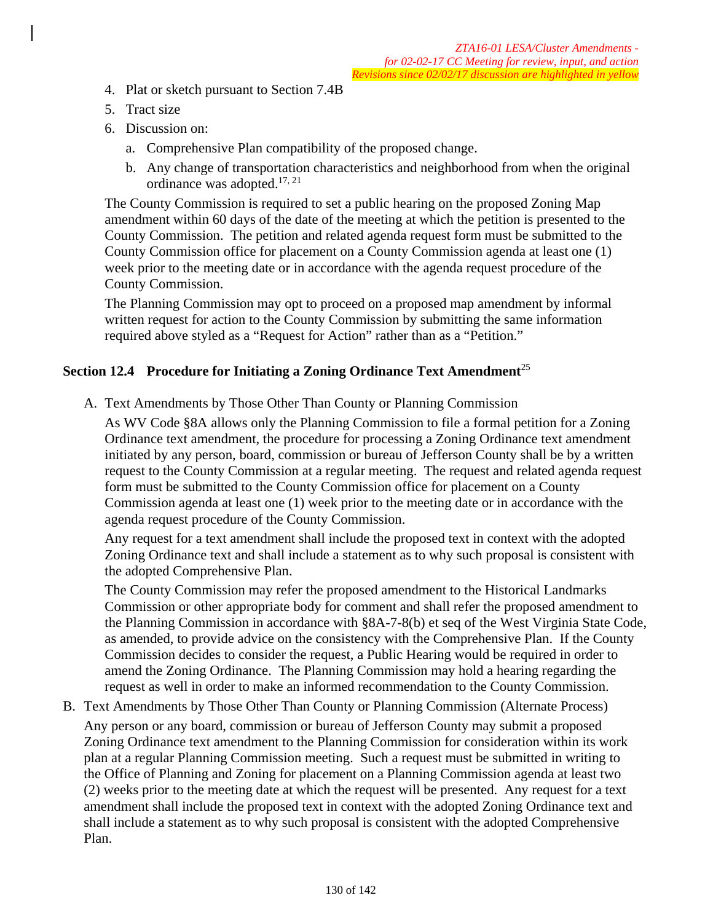4. Plat or sketch pursuant to Section 7.4B
5. Tract size
6. Discussion on:
   a. Comprehensive Plan compatibility of the proposed change.
   b. Any change of transportation characteristics and neighborhood from when the original ordinance was adopted.[17, 21]

The County Commission is required to set a public hearing on the proposed Zoning Map amendment within 60 days of the date of the meeting at which the petition is presented to the County Commission. The petition and related agenda request form must be submitted to the County Commission office for placement on a County Commission agenda at least one (1) week prior to the meeting date or in accordance with the agenda request procedure of the County Commission.

The Planning Commission may opt to proceed on a proposed map amendment by informal written request for action to the County Commission by submitting the same information required above styled as a "Request for Action" rather than as a "Petition."

## Section 12.4 Procedure for Initiating a Zoning Ordinance Text Amendment[25]

A. Text Amendments by Those Other Than County or Planning Commission

As WV Code §8A allows only the Planning Commission to file a formal petition for a Zoning Ordinance text amendment, the procedure for processing a Zoning Ordinance text amendment initiated by any person, board, commission or bureau of Jefferson County shall be by a written request to the County Commission at a regular meeting. The request and related agenda request form must be submitted to the County Commission office for placement on a County Commission agenda at least one (1) week prior to the meeting date or in accordance with the agenda request procedure of the County Commission.

Any request for a text amendment shall include the proposed text in context with the adopted Zoning Ordinance text and shall include a statement as to why such proposal is consistent with the adopted Comprehensive Plan.

The County Commission may refer the proposed amendment to the Historical Landmarks Commission or other appropriate body for comment and shall refer the proposed amendment to the Planning Commission in accordance with §8A-7-8(b) et seq of the West Virginia State Code, as amended, to provide advice on the consistency with the Comprehensive Plan. If the County Commission decides to consider the request, a Public Hearing would be required in order to amend the Zoning Ordinance. The Planning Commission may hold a hearing regarding the request as well in order to make an informed recommendation to the County Commission.

B. Text Amendments by Those Other Than County or Planning Commission (Alternate Process)

Any person or any board, commission or bureau of Jefferson County may submit a proposed Zoning Ordinance text amendment to the Planning Commission for consideration within its work plan at a regular Planning Commission meeting. Such a request must be submitted in writing to the Office of Planning and Zoning for placement on a Planning Commission agenda at least two (2) weeks prior to the meeting date at which the request will be presented. Any request for a text amendment shall include the proposed text in context with the adopted Zoning Ordinance text and shall include a statement as to why such proposal is consistent with the adopted Comprehensive Plan.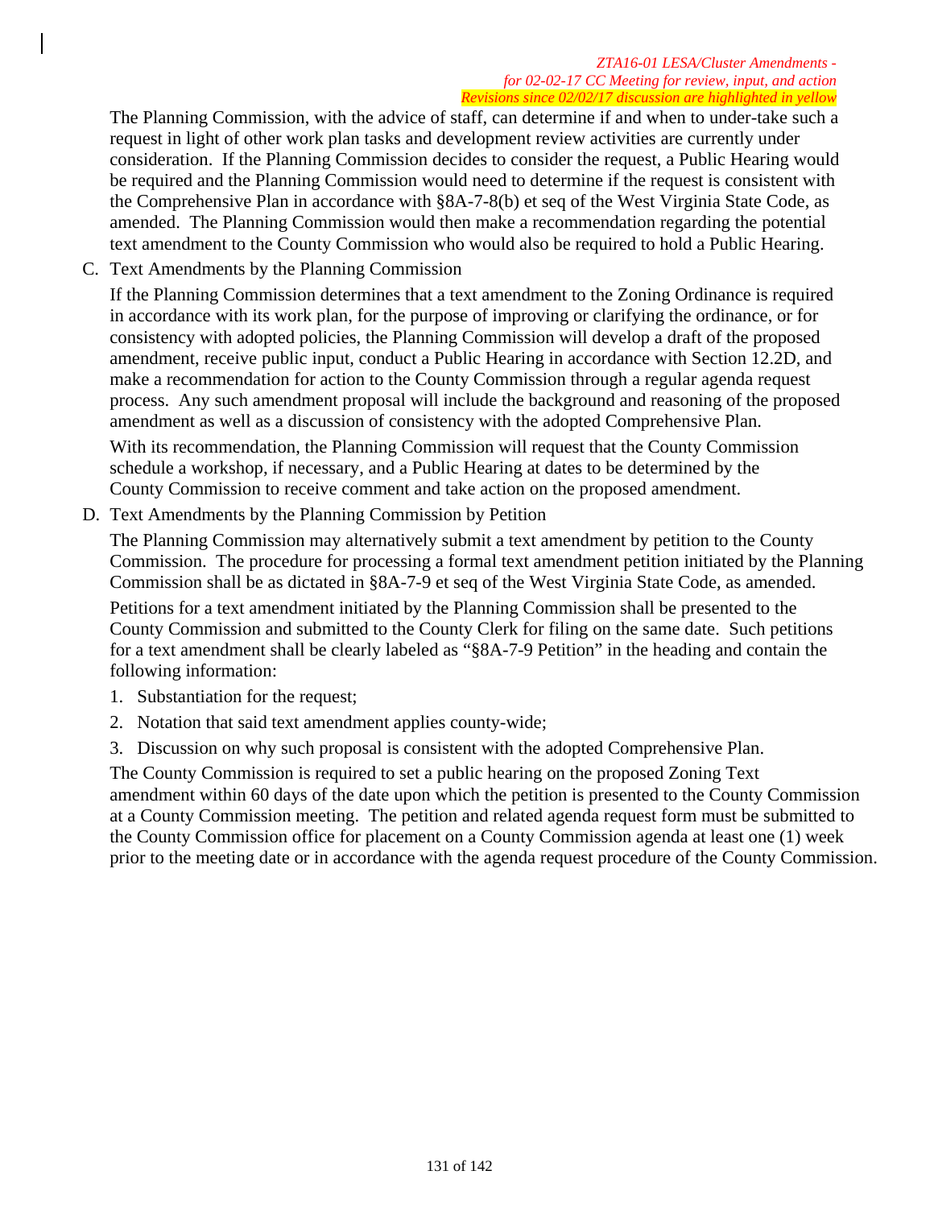The Planning Commission, with the advice of staff, can determine if and when to under-take such a request in light of other work plan tasks and development review activities are currently under consideration. If the Planning Commission decides to consider the request, a Public Hearing would be required and the Planning Commission would need to determine if the request is consistent with the Comprehensive Plan in accordance with §8A-7-8(b) et seq of the West Virginia State Code, as amended. The Planning Commission would then make a recommendation regarding the potential text amendment to the County Commission who would also be required to hold a Public Hearing.

C. Text Amendments by the Planning Commission

If the Planning Commission determines that a text amendment to the Zoning Ordinance is required in accordance with its work plan, for the purpose of improving or clarifying the ordinance, or for consistency with adopted policies, the Planning Commission will develop a draft of the proposed amendment, receive public input, conduct a Public Hearing in accordance with Section 12.2D, and make a recommendation for action to the County Commission through a regular agenda request process. Any such amendment proposal will include the background and reasoning of the proposed amendment as well as a discussion of consistency with the adopted Comprehensive Plan.

With its recommendation, the Planning Commission will request that the County Commission schedule a workshop, if necessary, and a Public Hearing at dates to be determined by the County Commission to receive comment and take action on the proposed amendment.

D. Text Amendments by the Planning Commission by Petition

The Planning Commission may alternatively submit a text amendment by petition to the County Commission. The procedure for processing a formal text amendment petition initiated by the Planning Commission shall be as dictated in §8A-7-9 et seq of the West Virginia State Code, as amended.

Petitions for a text amendment initiated by the Planning Commission shall be presented to the County Commission and submitted to the County Clerk for filing on the same date. Such petitions for a text amendment shall be clearly labeled as "§8A-7-9 Petition" in the heading and contain the following information:

1. Substantiation for the request;
2. Notation that said text amendment applies county-wide;
3. Discussion on why such proposal is consistent with the adopted Comprehensive Plan.

The County Commission is required to set a public hearing on the proposed Zoning Text amendment within 60 days of the date upon which the petition is presented to the County Commission at a County Commission meeting. The petition and related agenda request form must be submitted to the County Commission office for placement on a County Commission agenda at least one (1) week prior to the meeting date or in accordance with the agenda request procedure of the County Commission.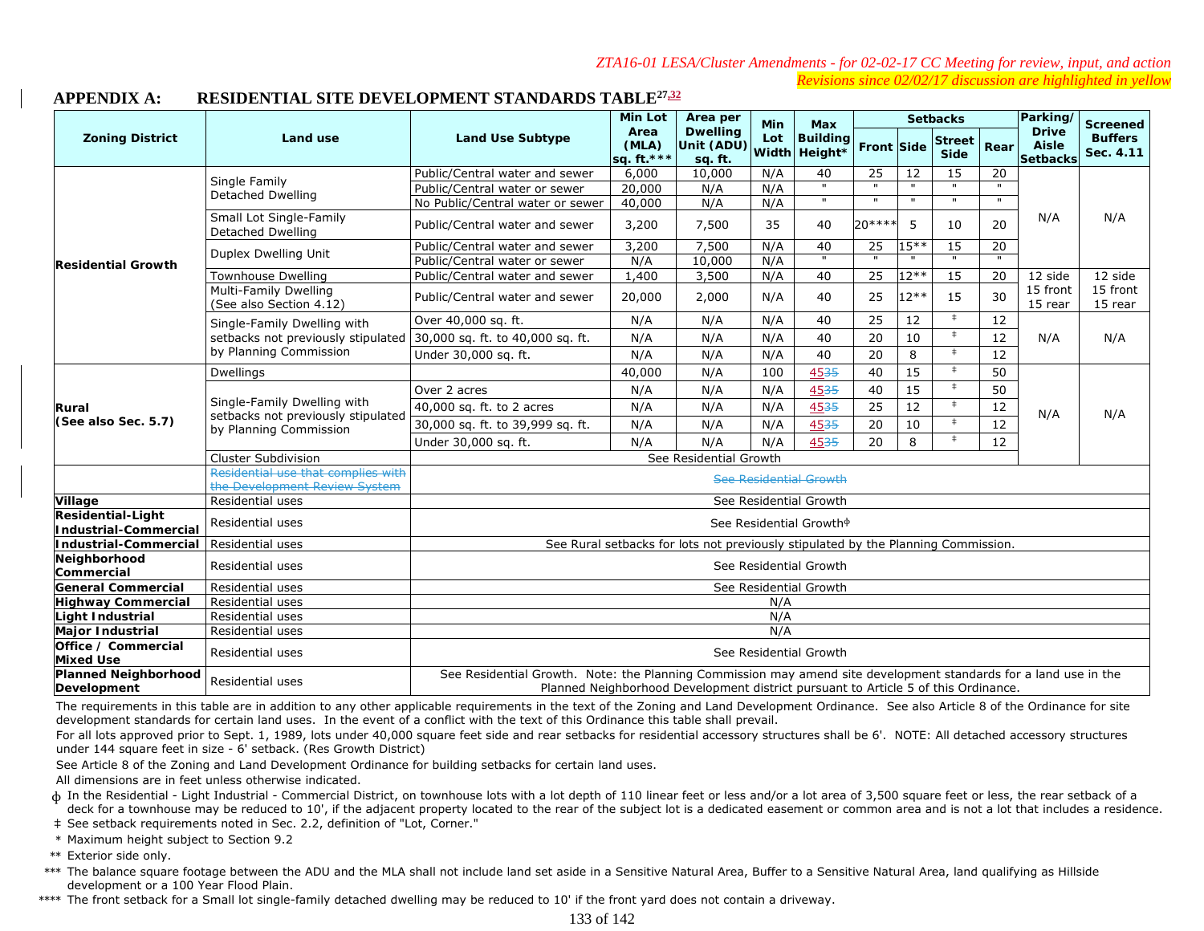*ZTA16-01 LESA/Cluster Amendments - for 02-02-17 CC Meeting for review, input, and action*
*Revisions since 02/02/17 discussion are highlighted in yellow*

## APPENDIX A: RESIDENTIAL SITE DEVELOPMENT STANDARDS TABLE[27,32]

| Zoning District | Land use | Land Use Subtype | Min Lot Area (MLA) sq. ft.*** | Area per Dwelling Unit (ADU) sq. ft. | Min Lot Width | Max Building Height* | Setbacks | | | | Parking/ Drive Aisle Setbacks | Screened Buffers Sec. 4.11 |
|---|---|---|---|---|---|---|---|---|---|---|---|---|
| | | | | | | | Front | Side | Street Side | Rear | | |
| Residential Growth | Single Family Detached Dwelling | Public/Central water and sewer | 6,000 | 10,000 | N/A | 40 | 25 | 12 | 15 | 20 | N/A | N/A |
| | | Public/Central water or sewer | 20,000 | N/A | N/A | " | " | " | " | " | | |
| | | No Public/Central water or sewer | 40,000 | N/A | N/A | " | " | " | " | " | | |
| | Small Lot Single-Family Detached Dwelling | Public/Central water and sewer | 3,200 | 7,500 | 35 | 40 | 20**** | 5 | 10 | 20 | | |
| | Duplex Dwelling Unit | Public/Central water and sewer | 3,200 | 7,500 | N/A | 40 | 25 | 15** | 15 | 20 | | |
| | | Public/Central water or sewer | N/A | 10,000 | N/A | " | " | " | " | " | | |
| | Townhouse Dwelling | Public/Central water and sewer | 1,400 | 3,500 | N/A | 40 | 25 | 12** | 15 | 20 | 12 side 15 front 15 rear | 12 side 15 front 15 rear |
| | Multi-Family Dwelling (See also Section 4.12) | Public/Central water and sewer | 20,000 | 2,000 | N/A | 40 | 25 | 12** | 15 | 30 | | |
| | Single-Family Dwelling with setbacks not previously stipulated by Planning Commission | Over 40,000 sq. ft. | N/A | N/A | N/A | 40 | 25 | 12 | ‡ | 12 | N/A | N/A |
| | | 30,000 sq. ft. to 40,000 sq. ft. | N/A | N/A | N/A | 40 | 20 | 10 | ‡ | 12 | | |
| | | Under 30,000 sq. ft. | N/A | N/A | N/A | 40 | 20 | 8 | ‡ | 12 | | |
| Rural (See also Sec. 5.7) | Dwellings | | 40,000 | N/A | 100 | 45 ~~35~~ | 40 | 15 | ‡ | 50 | N/A | N/A |
| | Single-Family Dwelling with setbacks not previously stipulated by Planning Commission | Over 2 acres | N/A | N/A | N/A | 45 ~~35~~ | 40 | 15 | ‡ | 50 | | |
| | | 40,000 sq. ft. to 2 acres | N/A | N/A | N/A | 45 ~~35~~ | 25 | 12 | ‡ | 12 | | |
| | | 30,000 sq. ft. to 39,999 sq. ft. | N/A | N/A | N/A | 45 ~~35~~ | 20 | 10 | ‡ | 12 | | |
| | | Under 30,000 sq. ft. | N/A | N/A | N/A | 45 ~~35~~ | 20 | 8 | ‡ | 12 | | |
| | Cluster Subdivision | See Residential Growth | | | | | | | | | | |
| | ~~Residential use that complies with the Development Review System~~ | ~~See Residential Growth~~ | | | | | | | | | | |
| Village | Residential uses | See Residential Growth | | | | | | | | | | |
| Residential-Light Industrial-Commercial | Residential uses | See Residential Growthϕ | | | | | | | | | | |
| Industrial-Commercial | Residential uses | See Rural setbacks for lots not previously stipulated by the Planning Commission. | | | | | | | | | | |
| Neighborhood Commercial | Residential uses | See Residential Growth | | | | | | | | | | |
| General Commercial | Residential uses | See Residential Growth | | | | | | | | | | |
| Highway Commercial | Residential uses | N/A | | | | | | | | | | |
| Light Industrial | Residential uses | N/A | | | | | | | | | | |
| Major Industrial | Residential uses | N/A | | | | | | | | | | |
| Office / Commercial Mixed Use | Residential uses | See Residential Growth | | | | | | | | | | |
| Planned Neighborhood Development | Residential uses | See Residential Growth. Note: the Planning Commission may amend site development standards for a land use in the Planned Neighborhood Development district pursuant to Article 5 of this Ordinance. | | | | | | | | | | |

The requirements in this table are in addition to any other applicable requirements in the text of the Zoning and Land Development Ordinance. See also Article 8 of the Ordinance for site development standards for certain land uses. In the event of a conflict with the text of this Ordinance this table shall prevail.

For all lots approved prior to Sept. 1, 1989, lots under 40,000 square feet side and rear setbacks for residential accessory structures shall be 6'. NOTE: All detached accessory structures under 144 square feet in size - 6' setback. (Res Growth District)

See Article 8 of the Zoning and Land Development Ordinance for building setbacks for certain land uses.

All dimensions are in feet unless otherwise indicated.

ϕ In the Residential - Light Industrial - Commercial District, on townhouse lots with a lot depth of 110 linear feet or less and/or a lot area of 3,500 square feet or less, the rear setback of a deck for a townhouse may be reduced to 10', if the adjacent property located to the rear of the subject lot is a dedicated easement or common area and is not a lot that includes a residence.

‡ See setback requirements noted in Sec. 2.2, definition of "Lot, Corner."

\* Maximum height subject to Section 9.2

** Exterior side only.

*** The balance square footage between the ADU and the MLA shall not include land set aside in a Sensitive Natural Area, Buffer to a Sensitive Natural Area, land qualifying as Hillside development or a 100 Year Flood Plain.

**** The front setback for a Small lot single-family detached dwelling may be reduced to 10' if the front yard does not contain a driveway.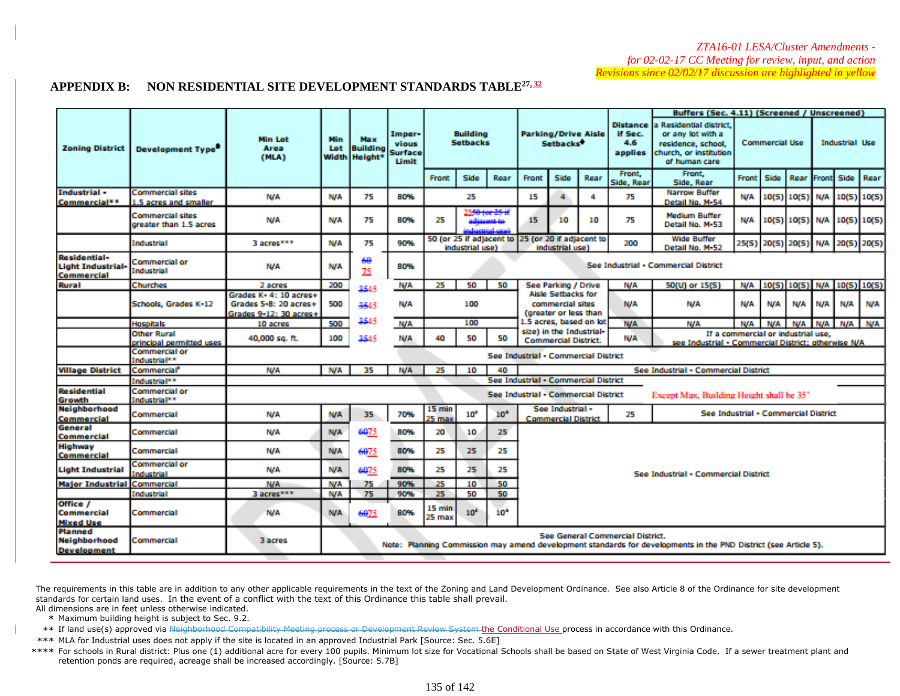*ZTA16-01 LESA/Cluster Amendments -*
*for 02-02-17 CC Meeting for review, input, and action*
*Revisions since 02/02/17 discussion are highlighted in yellow*

## APPENDIX B: NON RESIDENTIAL SITE DEVELOPMENT STANDARDS TABLE[27, 32]

| Zoning District | Development Type◆ | Min Lot Area (MLA) | Min Lot Width | Max Building Height* | Imper-vious Surface Limit | Building Setbacks | | | Parking/Drive Aisle Setbacks◆ | | | Distance if Sec. 4.6 applies | Buffers (Sec. 4.11) (Screened / Unscreened): a Residential district, or any lot with a residence, school, church, or institution of human care | Buffers: Commercial Use | | | Buffers: Industrial Use | | |
|---|---|---|---|---|---|---|---|---|---|---|---|---|---|---|---|---|---|---|---|
| | | | | | | Front | Side | Rear | Front | Side | Rear | Front, Side, Rear | Front, Side, Rear | Front | Side | Rear | Front | Side | Rear |
| Industrial - Commercial** | Commercial sites 1.5 acres and smaller | N/A | N/A | 75 | 80% | 25 | | | 15 | 4 | 4 | 75 | Narrow Buffer Detail No. M-54 | N/A | 10(S) | 10(S) | N/A | 10(S) | 10(S) |
| | Commercial sites greater than 1.5 acres | N/A | N/A | 75 | 80% | 25 | ~~25~~50 ~~(or 25 if adjacent to industrial use)~~ | | 15 | 10 | 10 | 75 | Medium Buffer Detail No. M-53 | N/A | 10(S) | 10(S) | N/A | 10(S) | 10(S) |
| | Industrial | 3 acres*** | N/A | 75 | 90% | 50 (or 25 if adjacent to industrial use) | | | 25 (or 20 if adjacent to industrial use) | | | 200 | Wide Buffer Detail No. M-52 | 25(S) | 20(S) | 20(S) | N/A | 20(S) | 20(S) |
| Residential-Light Industrial-Commercial | Commercial or Industrial | N/A | N/A | ~~60~~ 75 | 80% | See Industrial - Commercial District | | | | | | | | | | | | | |
| Rural | Churches | 2 acres | 200 | ~~35~~45 | N/A | 25 | 50 | 50 | See Parking / Drive Aisle Setbacks for commercial sites (greater or less than 1.5 acres, based on lot size) in the Industrial-Commercial District. | | | N/A | 50(U) or 15(S) | N/A | 10(S) | 10(S) | N/A | 10(S) | 10(S) |
| | Schools, Grades K-12 | Grades K- 4: 10 acres+ Grades 5-8: 20 acres+ Grades 9-12: 30 acres+ | 500 | ~~35~~45 | N/A | 100 | | | | | | N/A | N/A | N/A | N/A | N/A | N/A | N/A | N/A |
| | Hospitals | 10 acres | 500 | ~~35~~45 | N/A | 100 | | | | | | N/A | N/A | N/A | N/A | N/A | N/A | N/A | N/A |
| | Other Rural principal permitted uses | 40,000 sq. ft. | 100 | ~~35~~45 | N/A | 40 | 50 | 50 | | | | N/A | If a commercial or industrial use, see Industrial - Commercial District; otherwise N/A | | | | | | |
| | Commercial or Industrial** | See Industrial - Commercial District | | | | | | | | | | | | | | | | | |
| Village District | Commercial# | N/A | N/A | 35 | N/A | 25 | 10 | 40 | See Industrial - Commercial District | | | | | | | | | | |
| | Industrial** | See Industrial - Commercial District | | | | | | | | | | | | | | | | | |
| Residential Growth | Commercial or Industrial** | See Industrial - Commercial District Except Max. Building Height shall be 35' | | | | | | | | | | | | | | | | | |
| Neighborhood Commercial | Commercial | N/A | N/A | 35 | 70% | 15 min 25 max | 10# | 10# | See Industrial - Commercial District | | | 25 | See Industrial - Commercial District | | | | | | |
| General Commercial | Commercial | N/A | N/A | ~~60~~75 | 80% | 20 | 10 | 25 | See Industrial - Commercial District | | | | | | | | | | |
| Highway Commercial | Commercial | N/A | N/A | ~~60~~75 | 80% | 25 | 25 | 25 | See Industrial - Commercial District | | | | | | | | | | |
| Light Industrial | Commercial or Industrial | N/A | N/A | ~~60~~75 | 80% | 25 | 25 | 25 | See Industrial - Commercial District | | | | | | | | | | |
| Major Industrial | Commercial | N/A | N/A | 75 | 90% | 25 | 10 | 50 | See Industrial - Commercial District | | | | | | | | | | |
| | Industrial | 3 acres*** | N/A | 75 | 90% | 25 | 50 | 50 | See Industrial - Commercial District | | | | | | | | | | |
| Office / Commercial Mixed Use | Commercial | N/A | N/A | ~~60~~75 | 80% | 15 min 25 max | 10# | 10# | See Industrial - Commercial District | | | | | | | | | | |
| Planned Neighborhood Development | Commercial | 3 acres | See General Commercial District. Note: Planning Commission may amend development standards for developments in the PND District (see Article 5). | | | | | | | | | | | | | | | | |

The requirements in this table are in addition to any other applicable requirements in the text of the Zoning and Land Development Ordinance. See also Article 8 of the Ordinance for site development standards for certain land uses. In the event of a conflict with the text of this Ordinance this table shall prevail.

All dimensions are in feet unless otherwise indicated.

\* Maximum building height is subject to Sec. 9.2.

\*\* If land use(s) approved via ~~Neighborhood Compatibility Meeting process or Development Review System~~ the Conditional Use process in accordance with this Ordinance.

\*\*\* MLA for Industrial uses does not apply if the site is located in an approved Industrial Park [Source: Sec. 5.6E]

\*\*\*\* For schools in Rural district: Plus one (1) additional acre for every 100 pupils. Minimum lot size for Vocational Schools shall be based on State of West Virginia Code. If a sewer treatment plant and retention ponds are required, acreage shall be increased accordingly. [Source: 5.7B]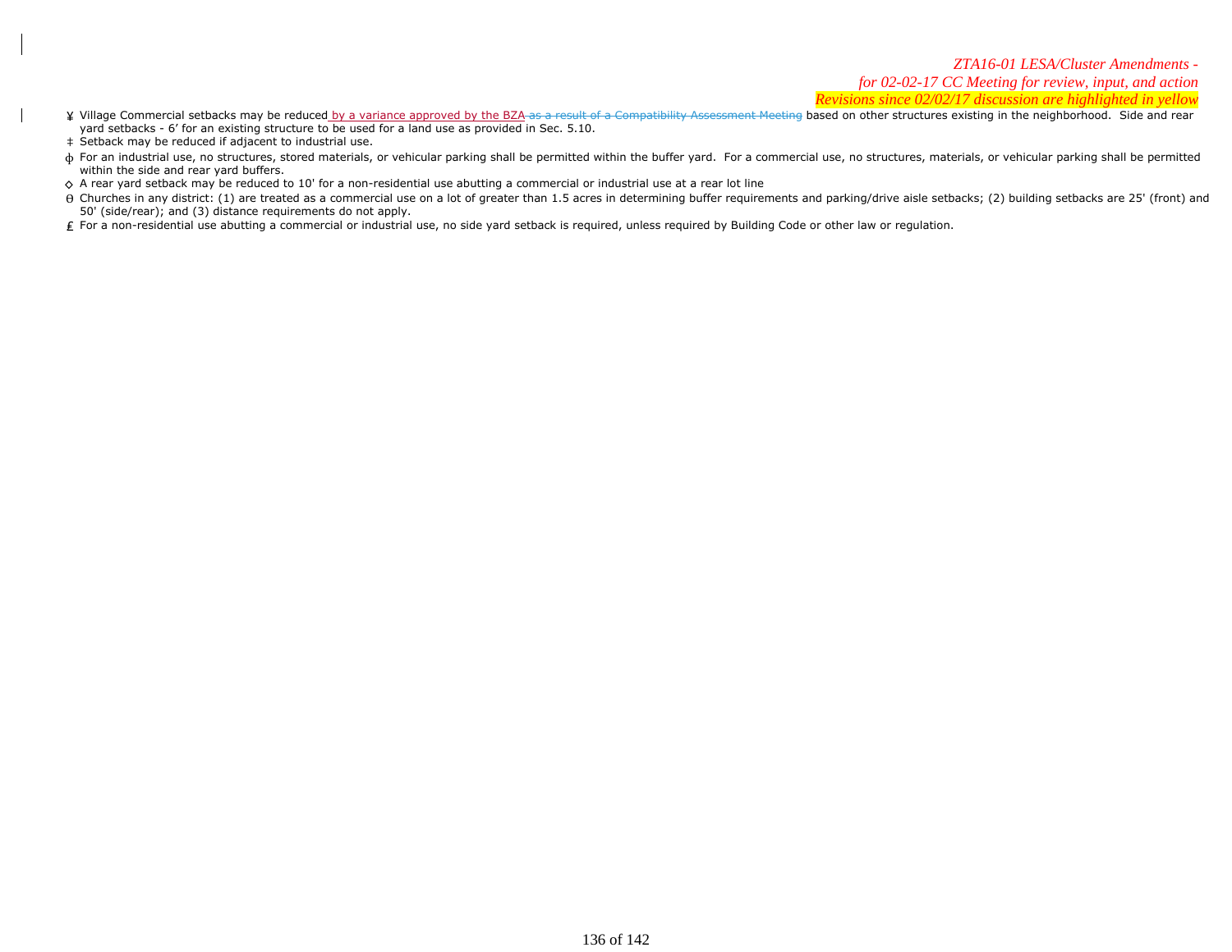*ZTA16-01 LESA/Cluster Amendments -*
*for 02-02-17 CC Meeting for review, input, and action*
*Revisions since 02/02/17 discussion are highlighted in yellow*

- ¥ Village Commercial setbacks may be reduced by a variance approved by the BZA ~~as a result of a Compatibility Assessment Meeting~~ based on other structures existing in the neighborhood. Side and rear yard setbacks - 6' for an existing structure to be used for a land use as provided in Sec. 5.10.
- ‡ Setback may be reduced if adjacent to industrial use.
- ɸ For an industrial use, no structures, stored materials, or vehicular parking shall be permitted within the buffer yard. For a commercial use, no structures, materials, or vehicular parking shall be permitted within the side and rear yard buffers.
- ◇ A rear yard setback may be reduced to 10' for a non-residential use abutting a commercial or industrial use at a rear lot line
- Θ Churches in any district: (1) are treated as a commercial use on a lot of greater than 1.5 acres in determining buffer requirements and parking/drive aisle setbacks; (2) building setbacks are 25' (front) and 50' (side/rear); and (3) distance requirements do not apply.
- ₤ For a non-residential use abutting a commercial or industrial use, no side yard setback is required, unless required by Building Code or other law or regulation.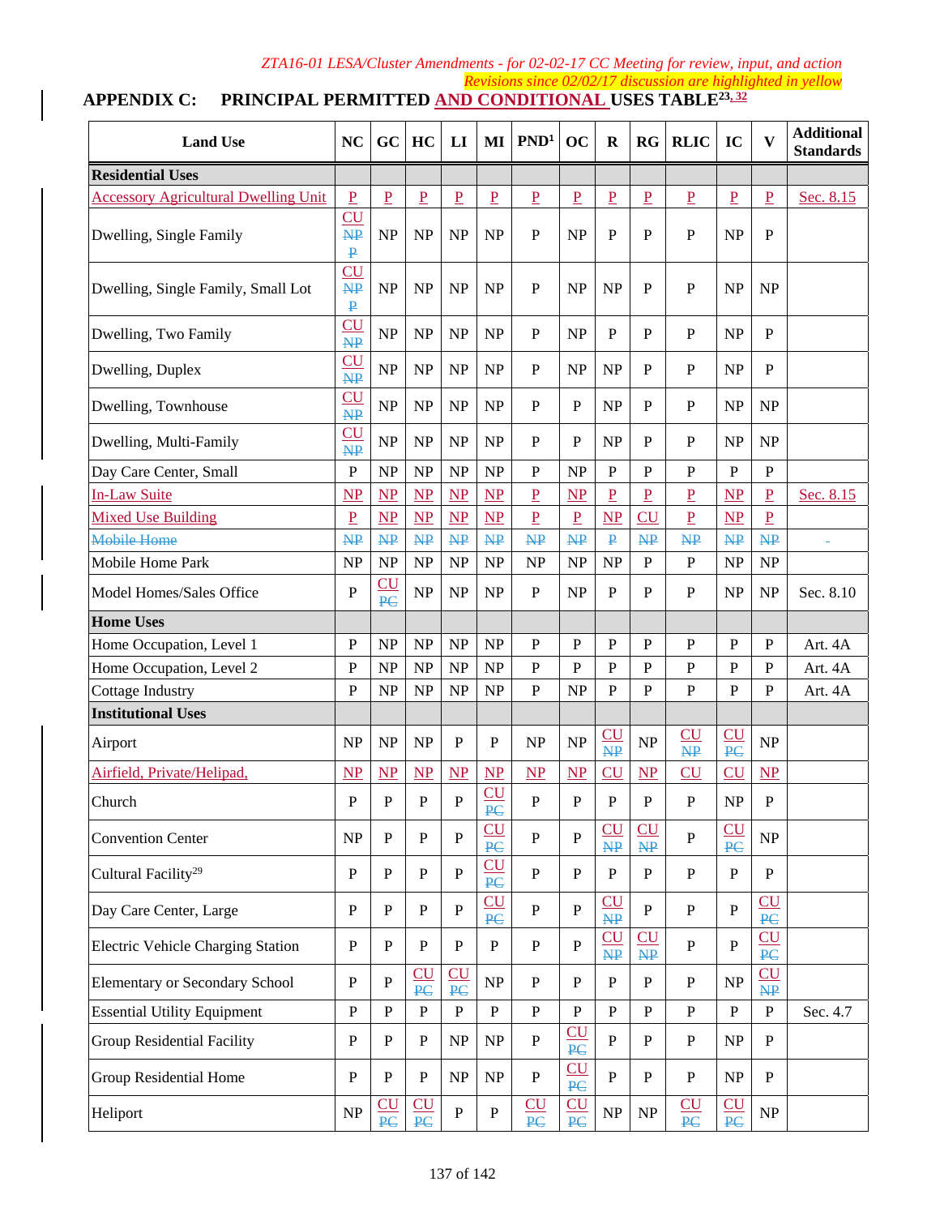*ZTA16-01 LESA/Cluster Amendments - for 02-02-17 CC Meeting for review, input, and action*
*Revisions since 02/02/17 discussion are highlighted in yellow*

## APPENDIX C: PRINCIPAL PERMITTED AND CONDITIONAL USES TABLE[23, 32]

| Land Use | NC | GC | HC | LI | MI | PND[1] | OC | R | RG | RLIC | IC | V | Additional Standards |
|---|---|---|---|---|---|---|---|---|---|---|---|---|---|
| **Residential Uses** | | | | | | | | | | | | | |
| Accessory Agricultural Dwelling Unit | P | P | P | P | P | P | P | P | P | P | P | P | Sec. 8.15 |
| Dwelling, Single Family | CU ~~NP~~ ~~P~~ | NP | NP | NP | NP | P | NP | P | P | P | NP | P | |
| Dwelling, Single Family, Small Lot | CU ~~NP~~ ~~P~~ | NP | NP | NP | NP | P | NP | NP | P | P | NP | NP | |
| Dwelling, Two Family | CU ~~NP~~ | NP | NP | NP | NP | P | NP | P | P | P | NP | P | |
| Dwelling, Duplex | CU ~~NP~~ | NP | NP | NP | NP | P | NP | NP | P | P | NP | P | |
| Dwelling, Townhouse | CU ~~NP~~ | NP | NP | NP | NP | P | P | NP | P | P | NP | NP | |
| Dwelling, Multi-Family | CU ~~NP~~ | NP | NP | NP | NP | P | P | NP | P | P | NP | NP | |
| Day Care Center, Small | P | NP | NP | NP | NP | P | NP | P | P | P | P | P | |
| In-Law Suite | NP | NP | NP | NP | NP | P | NP | P | P | P | NP | P | Sec. 8.15 |
| Mixed Use Building | P | NP | NP | NP | NP | P | P | NP | CU | P | NP | P | |
| ~~Mobile Home~~ | ~~NP~~ | ~~NP~~ | ~~NP~~ | ~~NP~~ | ~~NP~~ | ~~NP~~ | ~~NP~~ | ~~P~~ | ~~NP~~ | ~~NP~~ | ~~NP~~ | ~~NP~~ | |
| Mobile Home Park | NP | NP | NP | NP | NP | NP | NP | NP | P | P | NP | NP | |
| Model Homes/Sales Office | P | CU ~~PC~~ | NP | NP | NP | P | NP | P | P | P | NP | NP | Sec. 8.10 |
| **Home Uses** | | | | | | | | | | | | | |
| Home Occupation, Level 1 | P | NP | NP | NP | NP | P | P | P | P | P | P | P | Art. 4A |
| Home Occupation, Level 2 | P | NP | NP | NP | NP | P | P | P | P | P | P | P | Art. 4A |
| Cottage Industry | P | NP | NP | NP | NP | P | NP | P | P | P | P | P | Art. 4A |
| **Institutional Uses** | | | | | | | | | | | | | |
| Airport | NP | NP | NP | P | P | NP | NP | CU ~~NP~~ | NP | CU ~~NP~~ | CU ~~PC~~ | NP | |
| Airfield, Private/Helipad, | NP | NP | NP | NP | NP | NP | NP | CU | NP | CU | CU | NP | |
| Church | P | P | P | P | CU ~~PC~~ | P | P | P | P | P | NP | P | |
| Convention Center | NP | P | P | P | CU ~~PC~~ | P | P | CU ~~NP~~ | CU ~~NP~~ | P | CU ~~PC~~ | NP | |
| Cultural Facility[29] | P | P | P | P | CU ~~PC~~ | P | P | P | P | P | P | P | |
| Day Care Center, Large | P | P | P | P | CU ~~PC~~ | P | P | CU ~~NP~~ | P | P | P | CU ~~PC~~ | |
| Electric Vehicle Charging Station | P | P | P | P | P | P | P | CU ~~NP~~ | CU ~~NP~~ | P | P | CU ~~PC~~ | |
| Elementary or Secondary School | P | P | CU ~~PC~~ | CU ~~PC~~ | NP | P | P | P | P | P | NP | CU ~~NP~~ | |
| Essential Utility Equipment | P | P | P | P | P | P | P | P | P | P | P | P | Sec. 4.7 |
| Group Residential Facility | P | P | P | NP | NP | P | CU ~~PC~~ | P | P | P | NP | P | |
| Group Residential Home | P | P | P | NP | NP | P | CU ~~PC~~ | P | P | P | NP | P | |
| Heliport | NP | CU ~~PC~~ | CU ~~PC~~ | P | P | CU ~~PC~~ | CU ~~PC~~ | NP | NP | CU ~~PC~~ | CU ~~PC~~ | NP | |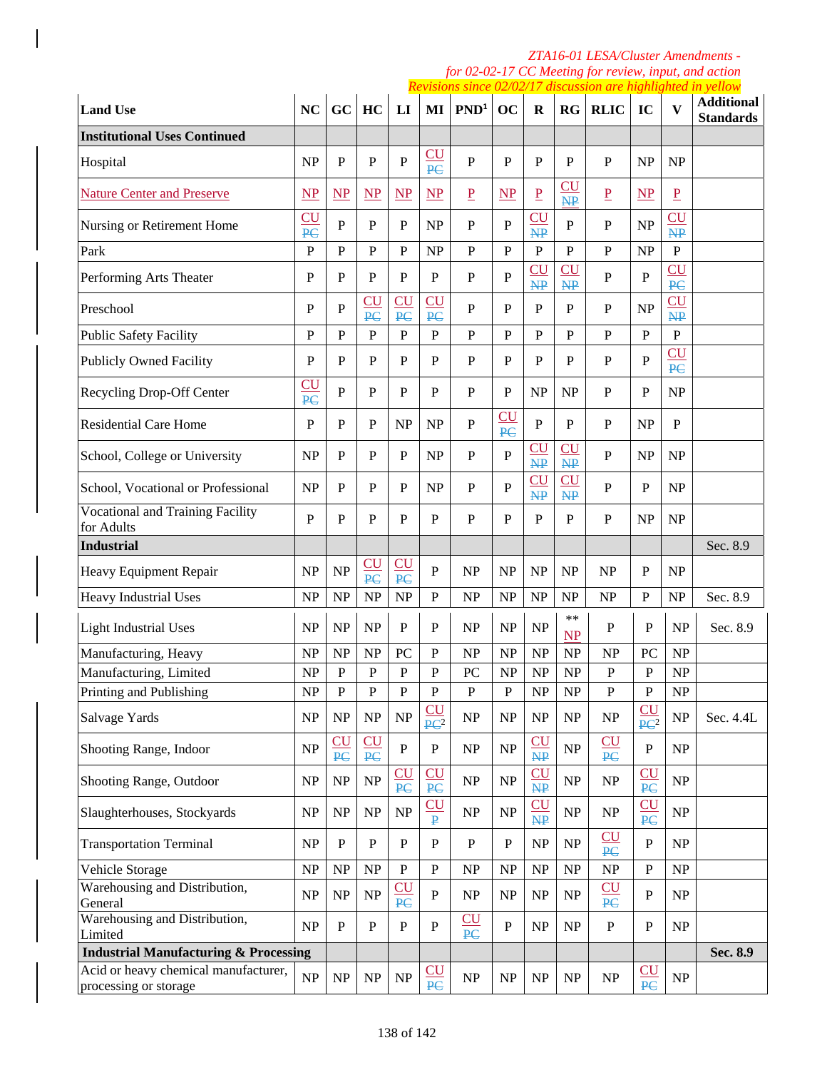| Land Use | NC | GC | HC | LI | MI | PND[1] | OC | R | RG | RLIC | IC | V | Additional Standards |
|---|---|---|---|---|---|---|---|---|---|---|---|---|---|
| **Institutional Uses Continued** | | | | | | | | | | | | | |
| Hospital | NP | P | P | P | CU ~~PC~~ | P | P | P | P | P | NP | NP | |
| Nature Center and Preserve | NP | NP | NP | NP | NP | P | NP | P | CU ~~NP~~ | P | NP | P | |
| Nursing or Retirement Home | CU ~~PC~~ | P | P | P | NP | P | P | CU ~~NP~~ | P | P | NP | CU ~~NP~~ | |
| Park | P | P | P | P | NP | P | P | P | P | P | NP | P | |
| Performing Arts Theater | P | P | P | P | P | P | P | CU ~~NP~~ | CU ~~NP~~ | P | P | CU ~~PC~~ | |
| Preschool | P | P | CU ~~PC~~ | CU ~~PC~~ | CU ~~PC~~ | P | P | P | P | P | NP | CU ~~NP~~ | |
| Public Safety Facility | P | P | P | P | P | P | P | P | P | P | P | P | |
| Publicly Owned Facility | P | P | P | P | P | P | P | P | P | P | P | CU ~~PC~~ | |
| Recycling Drop-Off Center | CU ~~PC~~ | P | P | P | P | P | P | NP | NP | P | P | NP | |
| Residential Care Home | P | P | P | NP | NP | P | CU ~~PC~~ | P | P | P | NP | P | |
| School, College or University | NP | P | P | P | NP | P | P | CU ~~NP~~ | CU ~~NP~~ | P | NP | NP | |
| School, Vocational or Professional | NP | P | P | P | NP | P | P | CU ~~NP~~ | CU ~~NP~~ | P | P | NP | |
| Vocational and Training Facility for Adults | P | P | P | P | P | P | P | P | P | P | NP | NP | |
| **Industrial** | | | | | | | | | | | | | Sec. 8.9 |
| Heavy Equipment Repair | NP | NP | CU ~~PC~~ | CU ~~PC~~ | P | NP | NP | NP | NP | NP | P | NP | |
| Heavy Industrial Uses | NP | NP | NP | NP | P | NP | NP | NP | NP | NP | P | NP | Sec. 8.9 |
| Light Industrial Uses | NP | NP | NP | P | P | NP | NP | NP | ** NP | P | P | NP | Sec. 8.9 |
| Manufacturing, Heavy | NP | NP | NP | PC | P | NP | NP | NP | NP | NP | PC | NP | |
| Manufacturing, Limited | NP | P | P | P | P | PC | NP | NP | NP | P | P | NP | |
| Printing and Publishing | NP | P | P | P | P | P | P | NP | NP | P | P | NP | |
| Salvage Yards | NP | NP | NP | NP | CU ~~PC~~[2] | NP | NP | NP | NP | NP | CU ~~PC~~[2] | NP | Sec. 4.4L |
| Shooting Range, Indoor | NP | CU ~~PC~~ | CU ~~PC~~ | P | P | NP | NP | CU ~~NP~~ | NP | CU ~~PC~~ | P | NP | |
| Shooting Range, Outdoor | NP | NP | NP | CU ~~PC~~ | CU ~~PC~~ | NP | NP | CU ~~NP~~ | NP | NP | CU ~~PC~~ | NP | |
| Slaughterhouses, Stockyards | NP | NP | NP | NP | CU ~~P~~ | NP | NP | CU ~~NP~~ | NP | NP | CU ~~PC~~ | NP | |
| Transportation Terminal | NP | P | P | P | P | P | P | NP | NP | CU ~~PC~~ | P | NP | |
| Vehicle Storage | NP | NP | NP | P | P | NP | NP | NP | NP | NP | P | NP | |
| Warehousing and Distribution, General | NP | NP | NP | CU ~~PC~~ | P | NP | NP | NP | NP | CU ~~PC~~ | P | NP | |
| Warehousing and Distribution, Limited | NP | P | P | P | P | CU ~~PC~~ | P | NP | NP | P | P | NP | |
| **Industrial Manufacturing & Processing** | | | | | | | | | | | | | **Sec. 8.9** |
| Acid or heavy chemical manufacturer, processing or storage | NP | NP | NP | NP | CU ~~PC~~ | NP | NP | NP | NP | NP | CU ~~PC~~ | NP | |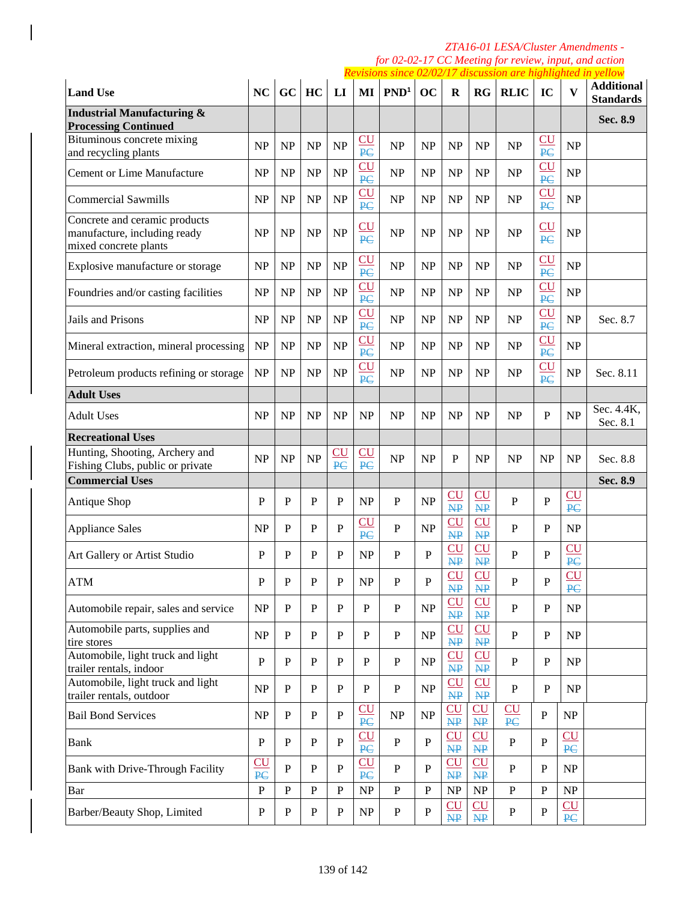*ZTA16-01 LESA/Cluster Amendments -*
*for 02-02-17 CC Meeting for review, input, and action*
*Revisions since 02/02/17 discussion are highlighted in yellow*

| Land Use | NC | GC | HC | LI | MI | PND[1] | OC | R | RG | RLIC | IC | V | Additional Standards |
|---|---|---|---|---|---|---|---|---|---|---|---|---|---|
| **Industrial Manufacturing & Processing Continued** | | | | | | | | | | | | | **Sec. 8.9** |
| Bituminous concrete mixing and recycling plants | NP | NP | NP | NP | CU ~~PC~~ | NP | NP | NP | NP | NP | CU ~~PC~~ | NP | |
| Cement or Lime Manufacture | NP | NP | NP | NP | CU ~~PC~~ | NP | NP | NP | NP | NP | CU ~~PC~~ | NP | |
| Commercial Sawmills | NP | NP | NP | NP | CU ~~PC~~ | NP | NP | NP | NP | NP | CU ~~PC~~ | NP | |
| Concrete and ceramic products manufacture, including ready mixed concrete plants | NP | NP | NP | NP | CU ~~PC~~ | NP | NP | NP | NP | NP | CU ~~PC~~ | NP | |
| Explosive manufacture or storage | NP | NP | NP | NP | CU ~~PC~~ | NP | NP | NP | NP | NP | CU ~~PC~~ | NP | |
| Foundries and/or casting facilities | NP | NP | NP | NP | CU ~~PC~~ | NP | NP | NP | NP | NP | CU ~~PC~~ | NP | |
| Jails and Prisons | NP | NP | NP | NP | CU ~~PC~~ | NP | NP | NP | NP | NP | CU ~~PC~~ | NP | Sec. 8.7 |
| Mineral extraction, mineral processing | NP | NP | NP | NP | CU ~~PC~~ | NP | NP | NP | NP | NP | CU ~~PC~~ | NP | |
| Petroleum products refining or storage | NP | NP | NP | NP | CU ~~PC~~ | NP | NP | NP | NP | NP | CU ~~PC~~ | NP | Sec. 8.11 |
| **Adult Uses** | | | | | | | | | | | | | |
| Adult Uses | NP | NP | NP | NP | NP | NP | NP | NP | NP | NP | P | NP | Sec. 4.4K, Sec. 8.1 |
| **Recreational Uses** | | | | | | | | | | | | | |
| Hunting, Shooting, Archery and Fishing Clubs, public or private | NP | NP | NP | CU ~~PC~~ | CU ~~PC~~ | NP | NP | P | NP | NP | NP | NP | Sec. 8.8 |
| **Commercial Uses** | | | | | | | | | | | | | **Sec. 8.9** |
| Antique Shop | P | P | P | P | NP | P | NP | CU ~~NP~~ | CU ~~NP~~ | P | P | CU ~~PC~~ | |
| Appliance Sales | NP | P | P | P | CU ~~PC~~ | P | NP | CU ~~NP~~ | CU ~~NP~~ | P | P | NP | |
| Art Gallery or Artist Studio | P | P | P | P | NP | P | P | CU ~~NP~~ | CU ~~NP~~ | P | P | CU ~~PC~~ | |
| ATM | P | P | P | P | NP | P | P | CU ~~NP~~ | CU ~~NP~~ | P | P | CU ~~PC~~ | |
| Automobile repair, sales and service | NP | P | P | P | P | P | NP | CU ~~NP~~ | CU ~~NP~~ | P | P | NP | |
| Automobile parts, supplies and tire stores | NP | P | P | P | P | P | NP | CU ~~NP~~ | CU ~~NP~~ | P | P | NP | |
| Automobile, light truck and light trailer rentals, indoor | P | P | P | P | P | P | NP | CU ~~NP~~ | CU ~~NP~~ | P | P | NP | |
| Automobile, light truck and light trailer rentals, outdoor | NP | P | P | P | P | P | NP | CU ~~NP~~ | CU ~~NP~~ | P | P | NP | |
| Bail Bond Services | NP | P | P | P | CU ~~PC~~ | NP | NP | CU ~~NP~~ | CU ~~NP~~ | CU ~~PC~~ | P | NP | |
| Bank | P | P | P | P | CU ~~PC~~ | P | P | CU ~~NP~~ | CU ~~NP~~ | P | P | CU ~~PC~~ | |
| Bank with Drive-Through Facility | CU ~~PC~~ | P | P | P | CU ~~PC~~ | P | P | CU ~~NP~~ | CU ~~NP~~ | P | P | NP | |
| Bar | P | P | P | P | NP | P | P | NP | NP | P | P | NP | |
| Barber/Beauty Shop, Limited | P | P | P | P | NP | P | P | CU ~~NP~~ | CU ~~NP~~ | P | P | CU ~~PC~~ | |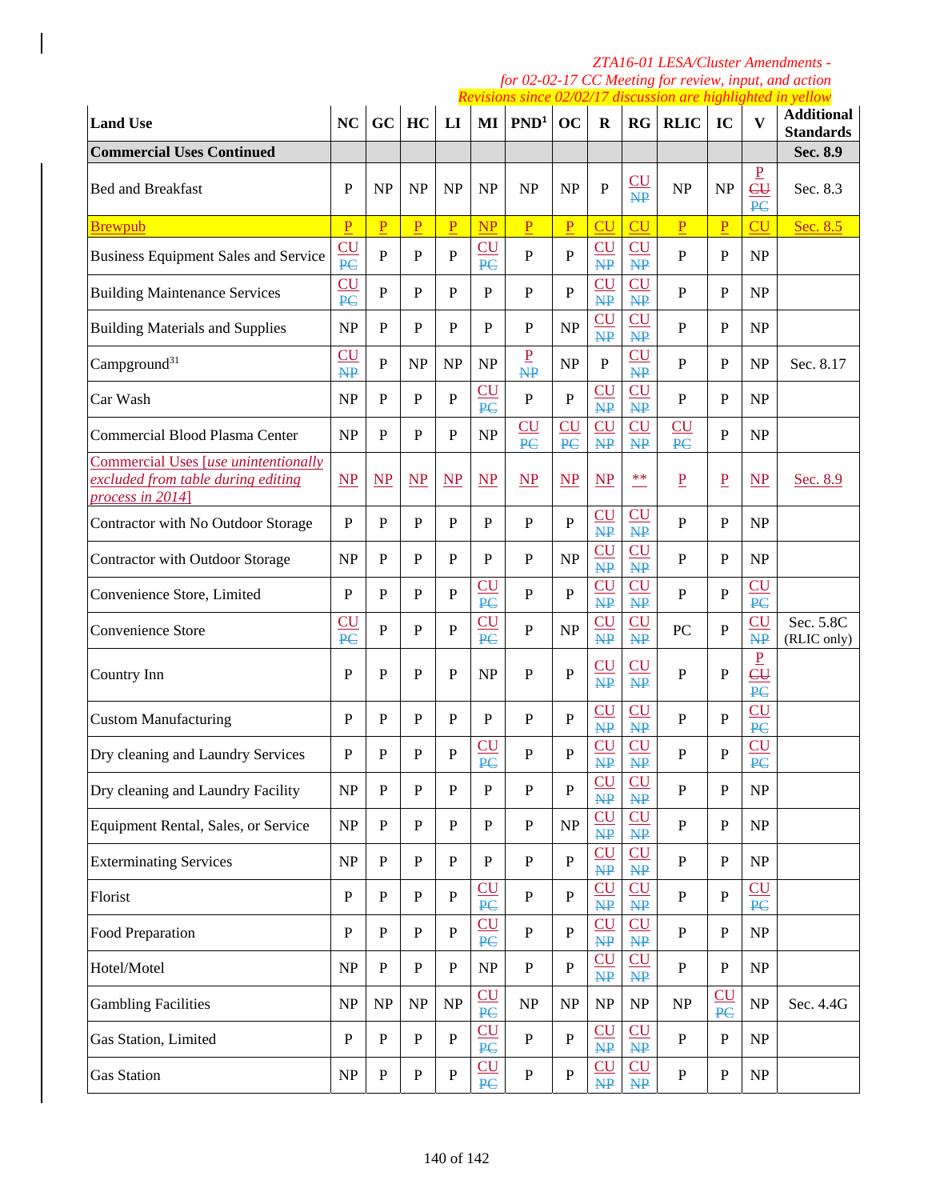*ZTA16-01 LESA/Cluster Amendments - for 02-02-17 CC Meeting for review, input, and action*
*Revisions since 02/02/17 discussion are highlighted in yellow*

| Land Use | NC | GC | HC | LI | MI | PND[1] | OC | R | RG | RLIC | IC | V | Additional Standards |
|---|---|---|---|---|---|---|---|---|---|---|---|---|---|
| **Commercial Uses Continued** | | | | | | | | | | | | | **Sec. 8.9** |
| Bed and Breakfast | P | NP | NP | NP | NP | NP | NP | P | CU ~~NP~~ | NP | NP | P ~~CU~~ ~~PC~~ | Sec. 8.3 |
| Brewpub | P | P | P | P | NP | P | P | CU | CU | P | P | CU | Sec. 8.5 |
| Business Equipment Sales and Service | CU ~~PC~~ | P | P | P | CU ~~PC~~ | P | P | CU ~~NP~~ | CU ~~NP~~ | P | P | NP | |
| Building Maintenance Services | CU ~~PC~~ | P | P | P | P | P | P | CU ~~NP~~ | CU ~~NP~~ | P | P | NP | |
| Building Materials and Supplies | NP | P | P | P | P | P | NP | CU ~~NP~~ | CU ~~NP~~ | P | P | NP | |
| Campground[31] | CU ~~NP~~ | P | NP | NP | NP | P ~~NP~~ | NP | P | CU ~~NP~~ | P | P | NP | Sec. 8.17 |
| Car Wash | NP | P | P | P | CU ~~PC~~ | P | P | CU ~~NP~~ | CU ~~NP~~ | P | P | NP | |
| Commercial Blood Plasma Center | NP | P | P | P | NP | CU ~~PC~~ | CU ~~PC~~ | CU ~~NP~~ | CU ~~NP~~ | CU ~~PC~~ | P | NP | |
| *Commercial Uses [use unintentionally excluded from table during editing process in 2014]* | NP | NP | NP | NP | NP | NP | NP | NP | ** | P | P | NP | Sec. 8.9 |
| Contractor with No Outdoor Storage | P | P | P | P | P | P | P | CU ~~NP~~ | CU ~~NP~~ | P | P | NP | |
| Contractor with Outdoor Storage | NP | P | P | P | P | P | NP | CU ~~NP~~ | CU ~~NP~~ | P | P | NP | |
| Convenience Store, Limited | P | P | P | P | CU ~~PC~~ | P | P | CU ~~NP~~ | CU ~~NP~~ | P | P | CU ~~PC~~ | |
| Convenience Store | CU ~~PC~~ | P | P | P | CU ~~PC~~ | P | NP | CU ~~NP~~ | CU ~~NP~~ | PC | P | CU ~~NP~~ | Sec. 5.8C (RLIC only) |
| Country Inn | P | P | P | P | NP | P | P | CU ~~NP~~ | CU ~~NP~~ | P | P | P ~~CU~~ ~~PC~~ | |
| Custom Manufacturing | P | P | P | P | P | P | P | CU ~~NP~~ | CU ~~NP~~ | P | P | CU ~~PC~~ | |
| Dry cleaning and Laundry Services | P | P | P | P | CU ~~PC~~ | P | P | CU ~~NP~~ | CU ~~NP~~ | P | P | CU ~~PC~~ | |
| Dry cleaning and Laundry Facility | NP | P | P | P | P | P | P | CU ~~NP~~ | CU ~~NP~~ | P | P | NP | |
| Equipment Rental, Sales, or Service | NP | P | P | P | P | P | NP | CU ~~NP~~ | CU ~~NP~~ | P | P | NP | |
| Exterminating Services | NP | P | P | P | P | P | P | CU ~~NP~~ | CU ~~NP~~ | P | P | NP | |
| Florist | P | P | P | P | CU ~~PC~~ | P | P | CU ~~NP~~ | CU ~~NP~~ | P | P | CU ~~PC~~ | |
| Food Preparation | P | P | P | P | CU ~~PC~~ | P | P | CU ~~NP~~ | CU ~~NP~~ | P | P | NP | |
| Hotel/Motel | NP | P | P | P | NP | P | P | CU ~~NP~~ | CU ~~NP~~ | P | P | NP | |
| Gambling Facilities | NP | NP | NP | NP | CU ~~PC~~ | NP | NP | NP | NP | NP | CU ~~PC~~ | NP | Sec. 4.4G |
| Gas Station, Limited | P | P | P | P | CU ~~PC~~ | P | P | CU ~~NP~~ | CU ~~NP~~ | P | P | NP | |
| Gas Station | NP | P | P | P | CU ~~PC~~ | P | P | CU ~~NP~~ | CU ~~NP~~ | P | P | NP | |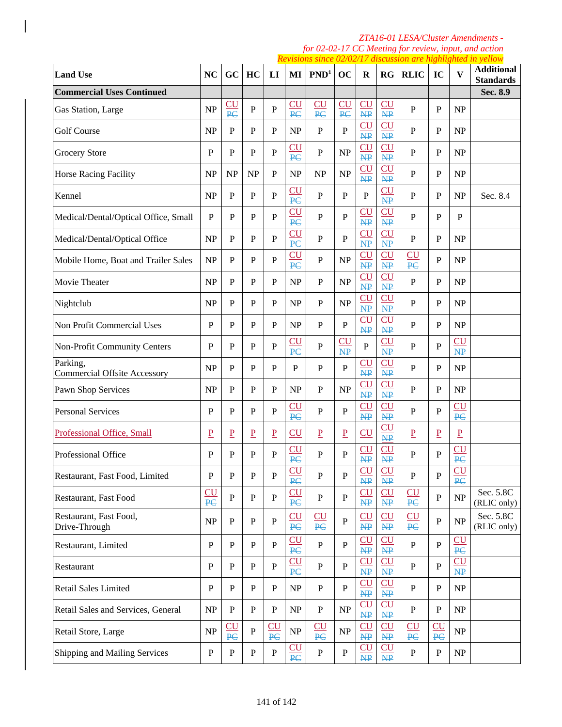*ZTA16-01 LESA/Cluster Amendments - for 02-02-17 CC Meeting for review, input, and action*
*Revisions since 02/02/17 discussion are highlighted in yellow*

| Land Use | NC | GC | HC | LI | MI | PND[1] | OC | R | RG | RLIC | IC | V | Additional Standards |
|---|---|---|---|---|---|---|---|---|---|---|---|---|---|
| **Commercial Uses Continued** | | | | | | | | | | | | | **Sec. 8.9** |
| Gas Station, Large | NP | CU ~~PC~~ | P | P | CU ~~PC~~ | CU ~~PC~~ | CU ~~PC~~ | CU ~~NP~~ | CU ~~NP~~ | P | P | NP | |
| Golf Course | NP | P | P | P | NP | P | P | CU ~~NP~~ | CU ~~NP~~ | P | P | NP | |
| Grocery Store | P | P | P | P | CU ~~PC~~ | P | NP | CU ~~NP~~ | CU ~~NP~~ | P | P | NP | |
| Horse Racing Facility | NP | NP | NP | P | NP | NP | NP | CU ~~NP~~ | CU ~~NP~~ | P | P | NP | |
| Kennel | NP | P | P | P | CU ~~PC~~ | P | P | P | CU ~~NP~~ | P | P | NP | Sec. 8.4 |
| Medical/Dental/Optical Office, Small | P | P | P | P | CU ~~PC~~ | P | P | CU ~~NP~~ | CU ~~NP~~ | P | P | P | |
| Medical/Dental/Optical Office | NP | P | P | P | CU ~~PC~~ | P | P | CU ~~NP~~ | CU ~~NP~~ | P | P | NP | |
| Mobile Home, Boat and Trailer Sales | NP | P | P | P | CU ~~PC~~ | P | NP | CU ~~NP~~ | CU ~~NP~~ | CU ~~PC~~ | P | NP | |
| Movie Theater | NP | P | P | P | NP | P | NP | CU ~~NP~~ | CU ~~NP~~ | P | P | NP | |
| Nightclub | NP | P | P | P | NP | P | NP | CU ~~NP~~ | CU ~~NP~~ | P | P | NP | |
| Non Profit Commercial Uses | P | P | P | P | NP | P | P | CU ~~NP~~ | CU ~~NP~~ | P | P | NP | |
| Non-Profit Community Centers | P | P | P | P | CU ~~PC~~ | P | CU ~~NP~~ | P | CU ~~NP~~ | P | P | CU ~~NP~~ | |
| Parking, Commercial Offsite Accessory | NP | P | P | P | P | P | P | CU ~~NP~~ | CU ~~NP~~ | P | P | NP | |
| Pawn Shop Services | NP | P | P | P | NP | P | NP | CU ~~NP~~ | CU ~~NP~~ | P | P | NP | |
| Personal Services | P | P | P | P | CU ~~PC~~ | P | P | CU ~~NP~~ | CU ~~NP~~ | P | P | CU ~~PC~~ | |
| Professional Office, Small | P | P | P | P | CU | P | P | CU | CU ~~NP~~ | P | P | P | |
| Professional Office | P | P | P | P | CU ~~PC~~ | P | P | CU ~~NP~~ | CU ~~NP~~ | P | P | CU ~~PC~~ | |
| Restaurant, Fast Food, Limited | P | P | P | P | CU ~~PC~~ | P | P | CU ~~NP~~ | CU ~~NP~~ | P | P | CU ~~PC~~ | |
| Restaurant, Fast Food | CU ~~PC~~ | P | P | P | CU ~~PC~~ | P | P | CU ~~NP~~ | CU ~~NP~~ | CU ~~PC~~ | P | NP | Sec. 5.8C (RLIC only) |
| Restaurant, Fast Food, Drive-Through | NP | P | P | P | CU ~~PC~~ | CU ~~PC~~ | P | CU ~~NP~~ | CU ~~NP~~ | CU ~~PC~~ | P | NP | Sec. 5.8C (RLIC only) |
| Restaurant, Limited | P | P | P | P | CU ~~PC~~ | P | P | CU ~~NP~~ | CU ~~NP~~ | P | P | CU ~~PC~~ | |
| Restaurant | P | P | P | P | CU ~~PC~~ | P | P | CU ~~NP~~ | CU ~~NP~~ | P | P | CU ~~NP~~ | |
| Retail Sales Limited | P | P | P | P | NP | P | P | CU ~~NP~~ | CU ~~NP~~ | P | P | NP | |
| Retail Sales and Services, General | NP | P | P | P | NP | P | NP | CU ~~NP~~ | CU ~~NP~~ | P | P | NP | |
| Retail Store, Large | NP | CU ~~PC~~ | P | CU ~~PC~~ | NP | CU ~~PC~~ | NP | CU ~~NP~~ | CU ~~NP~~ | CU ~~PC~~ | CU ~~PC~~ | NP | |
| Shipping and Mailing Services | P | P | P | P | CU ~~PC~~ | P | P | CU ~~NP~~ | CU ~~NP~~ | P | P | NP | |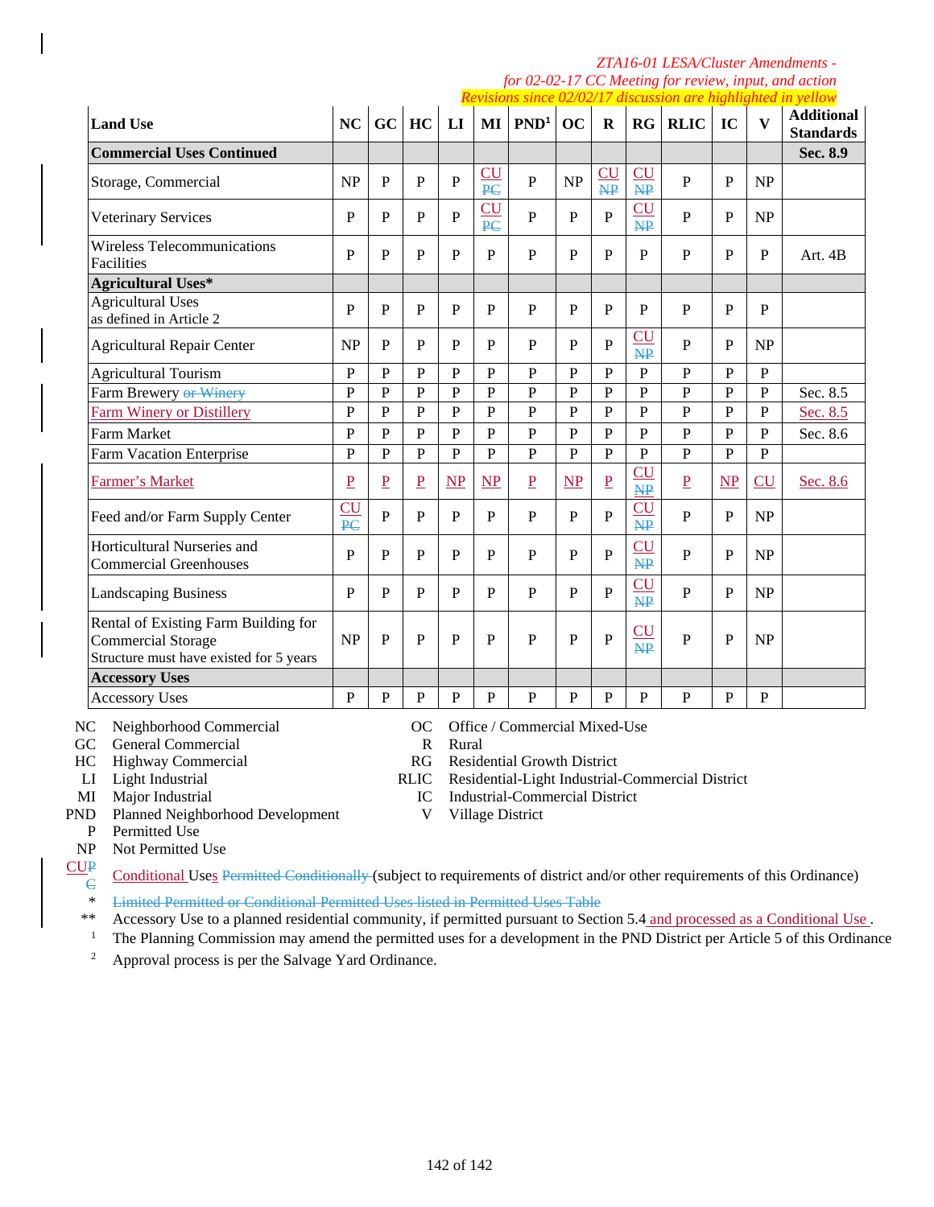*ZTA16-01 LESA/Cluster Amendments - for 02-02-17 CC Meeting for review, input, and action*
*Revisions since 02/02/17 discussion are highlighted in yellow*

| Land Use | NC | GC | HC | LI | MI | PND[1] | OC | R | RG | RLIC | IC | V | Additional Standards |
|---|---|---|---|---|---|---|---|---|---|---|---|---|---|
| **Commercial Uses Continued** | | | | | | | | | | | | | **Sec. 8.9** |
| Storage, Commercial | NP | P | P | P | CU ~~PC~~ | P | NP | CU ~~NP~~ | CU ~~NP~~ | P | P | NP | |
| Veterinary Services | P | P | P | P | CU ~~PC~~ | P | P | P | CU ~~NP~~ | P | P | NP | |
| Wireless Telecommunications Facilities | P | P | P | P | P | P | P | P | P | P | P | P | Art. 4B |
| **Agricultural Uses*** | | | | | | | | | | | | | |
| Agricultural Uses as defined in Article 2 | P | P | P | P | P | P | P | P | P | P | P | P | |
| Agricultural Repair Center | NP | P | P | P | P | P | P | P | CU ~~NP~~ | P | P | NP | |
| Agricultural Tourism | P | P | P | P | P | P | P | P | P | P | P | P | |
| Farm Brewery ~~or Winery~~ | P | P | P | P | P | P | P | P | P | P | P | P | Sec. 8.5 |
| Farm Winery or Distillery | P | P | P | P | P | P | P | P | P | P | P | P | Sec. 8.5 |
| Farm Market | P | P | P | P | P | P | P | P | P | P | P | P | Sec. 8.6 |
| Farm Vacation Enterprise | P | P | P | P | P | P | P | P | P | P | P | P | |
| Farmer's Market | P | P | P | NP | NP | P | NP | P | CU ~~NP~~ | P | NP | CU | Sec. 8.6 |
| Feed and/or Farm Supply Center | CU ~~PC~~ | P | P | P | P | P | P | P | CU ~~NP~~ | P | P | NP | |
| Horticultural Nurseries and Commercial Greenhouses | P | P | P | P | P | P | P | P | CU ~~NP~~ | P | P | NP | |
| Landscaping Business | P | P | P | P | P | P | P | P | CU ~~NP~~ | P | P | NP | |
| Rental of Existing Farm Building for Commercial Storage Structure must have existed for 5 years | NP | P | P | P | P | P | P | P | CU ~~NP~~ | P | P | NP | |
| **Accessory Uses** | | | | | | | | | | | | | |
| Accessory Uses | P | P | P | P | P | P | P | P | P | P | P | P | |

NC Neighborhood Commercial
GC General Commercial
HC Highway Commercial
LI Light Industrial
MI Major Industrial
PND Planned Neighborhood Development
OC Office / Commercial Mixed-Use
R Rural
RG Residential Growth District
RLIC Residential-Light Industrial-Commercial District
IC Industrial-Commercial District
V Village District
P Permitted Use
NP Not Permitted Use
CU ~~PC~~ Conditional Uses ~~Permitted Conditionally~~ (subject to requirements of district and/or other requirements of this Ordinance)
\* ~~Limited Permitted or Conditional Permitted Uses listed in Permitted Uses Table~~
\*\* Accessory Use to a planned residential community, if permitted pursuant to Section 5.4 and processed as a Conditional Use.
[1] The Planning Commission may amend the permitted uses for a development in the PND District per Article 5 of this Ordinance
[2] Approval process is per the Salvage Yard Ordinance.